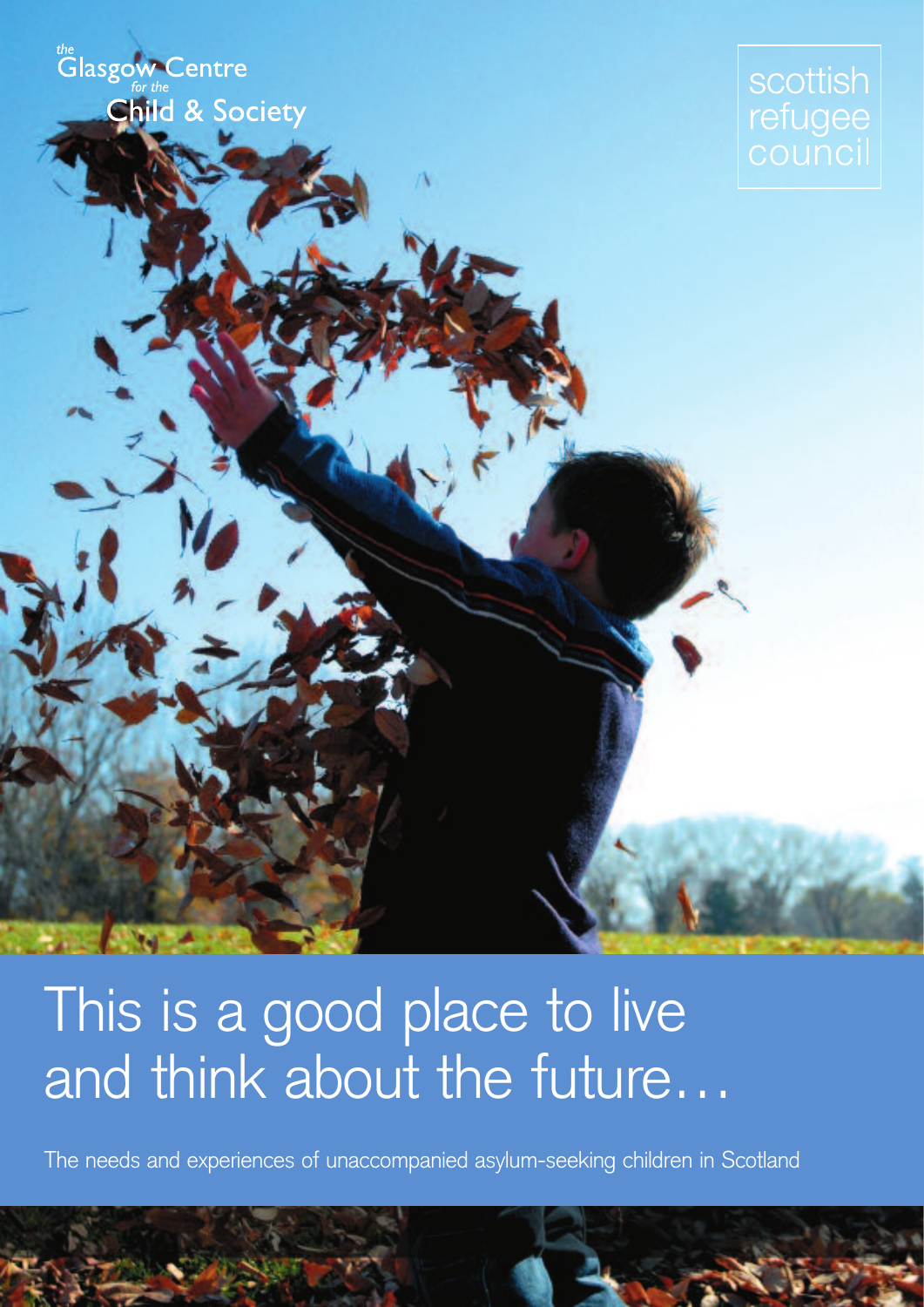the Glasgow Centre for the Child & Society

scottish refugee council

# This is a good place to live and think about the future…

The needs and experiences of unaccompanied asylum-seeking children in Scotland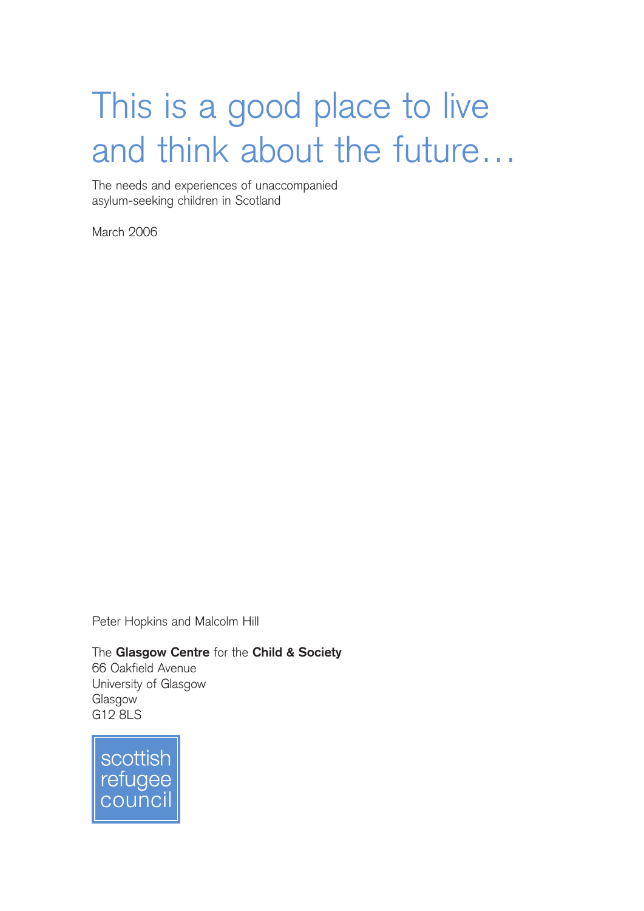# This is a good place to live and think about the future…

The needs and experiences of unaccompanied asylum-seeking children in Scotland

March 2006

Peter Hopkins and Malcolm Hill

The **Glasgow Centre** for the **Child & Society**
66 Oakfield Avenue
University of Glasgow
Glasgow
G12 8LS

scottish
refugee
council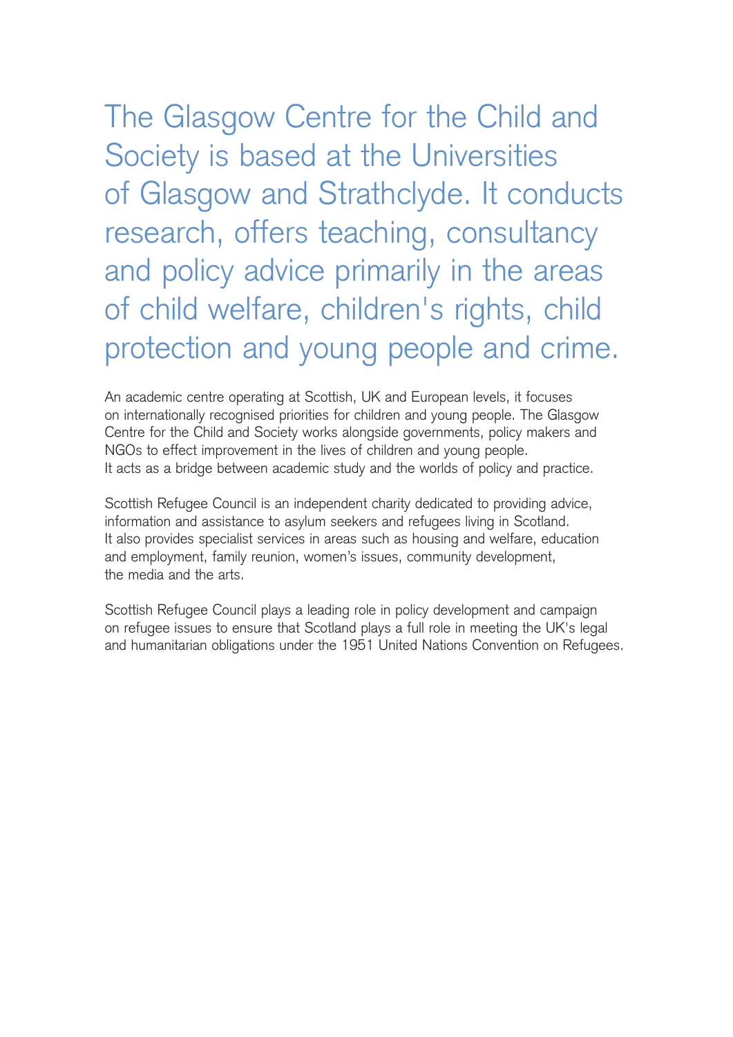The Glasgow Centre for the Child and Society is based at the Universities of Glasgow and Strathclyde. It conducts research, offers teaching, consultancy and policy advice primarily in the areas of child welfare, children's rights, child protection and young people and crime.

An academic centre operating at Scottish, UK and European levels, it focuses on internationally recognised priorities for children and young people. The Glasgow Centre for the Child and Society works alongside governments, policy makers and NGOs to effect improvement in the lives of children and young people. It acts as a bridge between academic study and the worlds of policy and practice.

Scottish Refugee Council is an independent charity dedicated to providing advice, information and assistance to asylum seekers and refugees living in Scotland. It also provides specialist services in areas such as housing and welfare, education and employment, family reunion, women's issues, community development, the media and the arts.

Scottish Refugee Council plays a leading role in policy development and campaign on refugee issues to ensure that Scotland plays a full role in meeting the UK's legal and humanitarian obligations under the 1951 United Nations Convention on Refugees.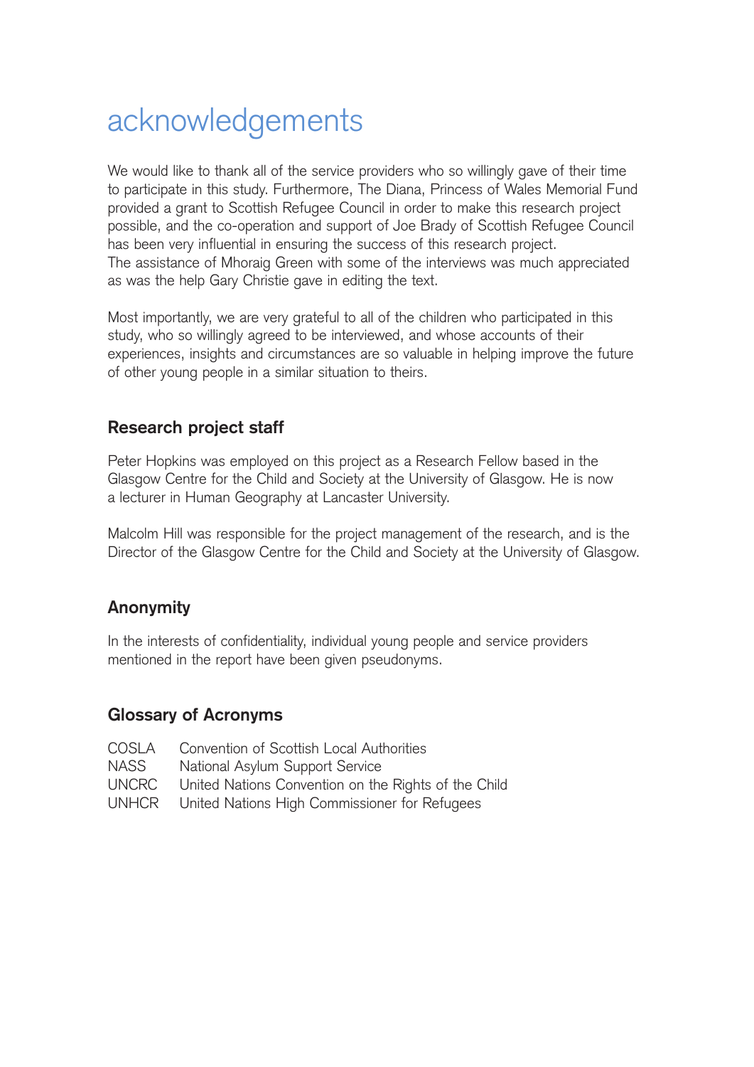# acknowledgements

We would like to thank all of the service providers who so willingly gave of their time to participate in this study. Furthermore, The Diana, Princess of Wales Memorial Fund provided a grant to Scottish Refugee Council in order to make this research project possible, and the co-operation and support of Joe Brady of Scottish Refugee Council has been very influential in ensuring the success of this research project. The assistance of Mhoraig Green with some of the interviews was much appreciated as was the help Gary Christie gave in editing the text.

Most importantly, we are very grateful to all of the children who participated in this study, who so willingly agreed to be interviewed, and whose accounts of their experiences, insights and circumstances are so valuable in helping improve the future of other young people in a similar situation to theirs.

## Research project staff

Peter Hopkins was employed on this project as a Research Fellow based in the Glasgow Centre for the Child and Society at the University of Glasgow. He is now a lecturer in Human Geography at Lancaster University.

Malcolm Hill was responsible for the project management of the research, and is the Director of the Glasgow Centre for the Child and Society at the University of Glasgow.

## Anonymity

In the interests of confidentiality, individual young people and service providers mentioned in the report have been given pseudonyms.

## Glossary of Acronyms

| | |
|---|---|
| COSLA | Convention of Scottish Local Authorities |
| NASS | National Asylum Support Service |
| UNCRC | United Nations Convention on the Rights of the Child |
| UNHCR | United Nations High Commissioner for Refugees |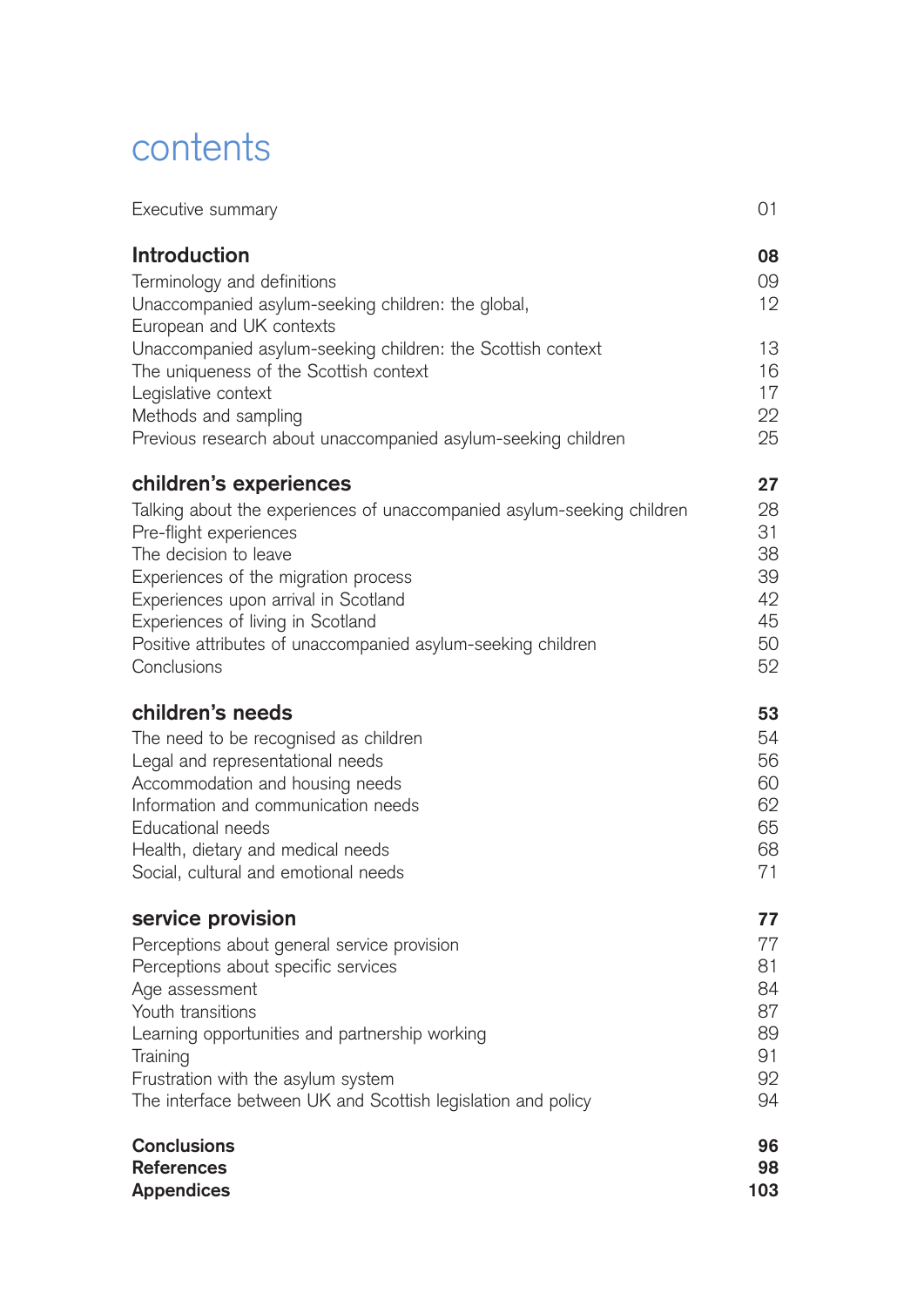# contents

| | |
|---|---|
| Executive summary | 01 |
| **Introduction** | **08** |
| Terminology and definitions | 09 |
| Unaccompanied asylum-seeking children: the global, European and UK contexts | 12 |
| Unaccompanied asylum-seeking children: the Scottish context | 13 |
| The uniqueness of the Scottish context | 16 |
| Legislative context | 17 |
| Methods and sampling | 22 |
| Previous research about unaccompanied asylum-seeking children | 25 |
| **children's experiences** | **27** |
| Talking about the experiences of unaccompanied asylum-seeking children | 28 |
| Pre-flight experiences | 31 |
| The decision to leave | 38 |
| Experiences of the migration process | 39 |
| Experiences upon arrival in Scotland | 42 |
| Experiences of living in Scotland | 45 |
| Positive attributes of unaccompanied asylum-seeking children | 50 |
| Conclusions | 52 |
| **children's needs** | **53** |
| The need to be recognised as children | 54 |
| Legal and representational needs | 56 |
| Accommodation and housing needs | 60 |
| Information and communication needs | 62 |
| Educational needs | 65 |
| Health, dietary and medical needs | 68 |
| Social, cultural and emotional needs | 71 |
| **service provision** | **77** |
| Perceptions about general service provision | 77 |
| Perceptions about specific services | 81 |
| Age assessment | 84 |
| Youth transitions | 87 |
| Learning opportunities and partnership working | 89 |
| Training | 91 |
| Frustration with the asylum system | 92 |
| The interface between UK and Scottish legislation and policy | 94 |
| **Conclusions** | **96** |
| **References** | **98** |
| **Appendices** | **103** |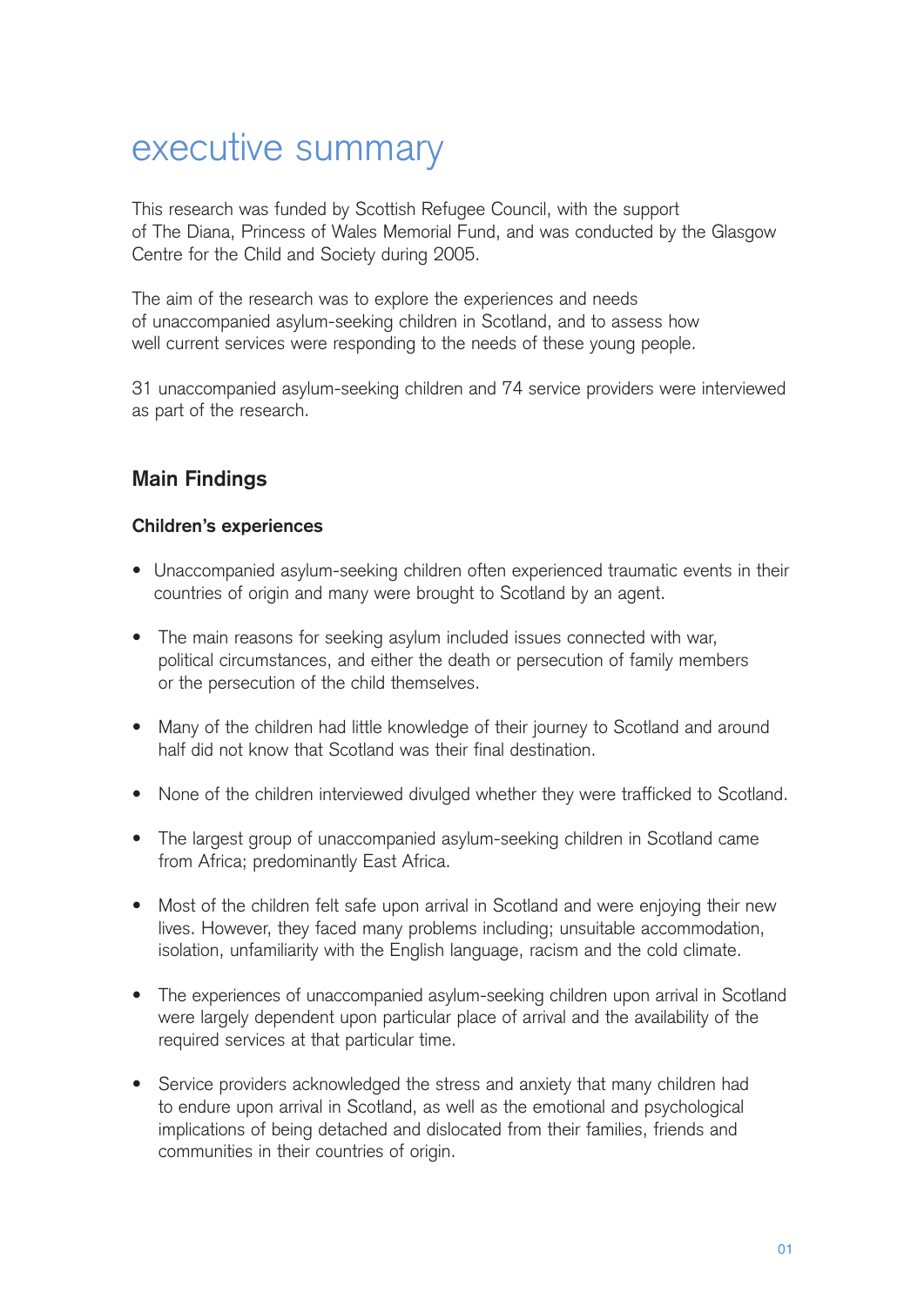# executive summary

This research was funded by Scottish Refugee Council, with the support of The Diana, Princess of Wales Memorial Fund, and was conducted by the Glasgow Centre for the Child and Society during 2005.

The aim of the research was to explore the experiences and needs of unaccompanied asylum-seeking children in Scotland, and to assess how well current services were responding to the needs of these young people.

31 unaccompanied asylum-seeking children and 74 service providers were interviewed as part of the research.

## Main Findings

### Children's experiences

- Unaccompanied asylum-seeking children often experienced traumatic events in their countries of origin and many were brought to Scotland by an agent.
- The main reasons for seeking asylum included issues connected with war, political circumstances, and either the death or persecution of family members or the persecution of the child themselves.
- Many of the children had little knowledge of their journey to Scotland and around half did not know that Scotland was their final destination.
- None of the children interviewed divulged whether they were trafficked to Scotland.
- The largest group of unaccompanied asylum-seeking children in Scotland came from Africa; predominantly East Africa.
- Most of the children felt safe upon arrival in Scotland and were enjoying their new lives. However, they faced many problems including; unsuitable accommodation, isolation, unfamiliarity with the English language, racism and the cold climate.
- The experiences of unaccompanied asylum-seeking children upon arrival in Scotland were largely dependent upon particular place of arrival and the availability of the required services at that particular time.
- Service providers acknowledged the stress and anxiety that many children had to endure upon arrival in Scotland, as well as the emotional and psychological implications of being detached and dislocated from their families, friends and communities in their countries of origin.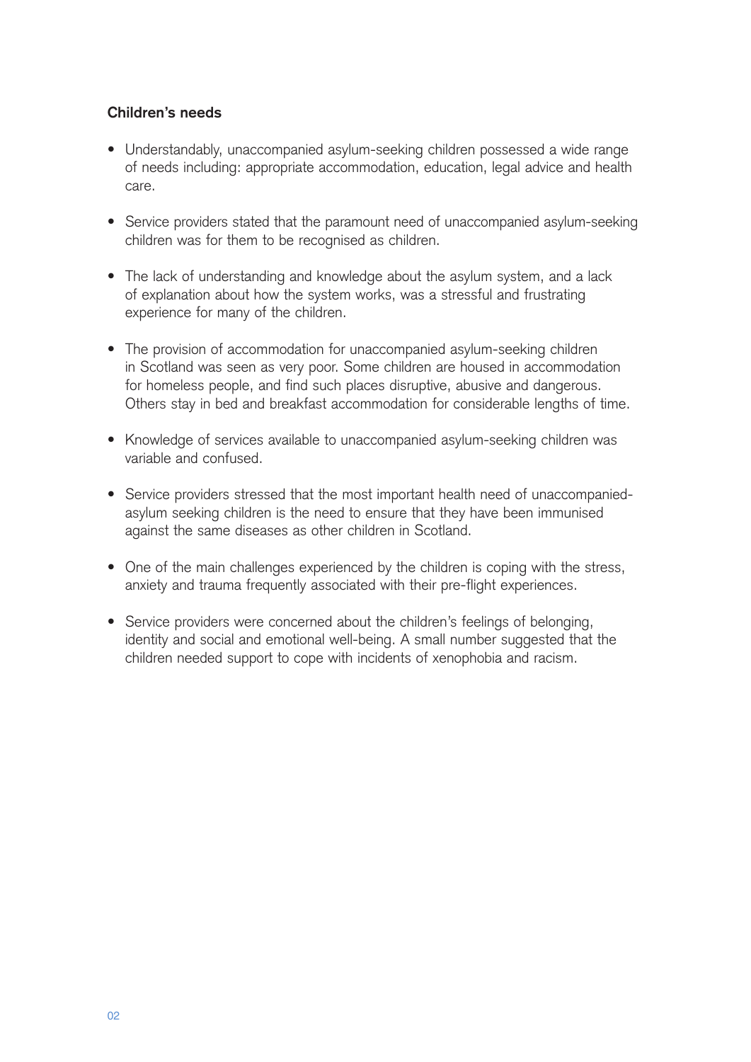### Children's needs

- Understandably, unaccompanied asylum-seeking children possessed a wide range of needs including: appropriate accommodation, education, legal advice and health care.
- Service providers stated that the paramount need of unaccompanied asylum-seeking children was for them to be recognised as children.
- The lack of understanding and knowledge about the asylum system, and a lack of explanation about how the system works, was a stressful and frustrating experience for many of the children.
- The provision of accommodation for unaccompanied asylum-seeking children in Scotland was seen as very poor. Some children are housed in accommodation for homeless people, and find such places disruptive, abusive and dangerous. Others stay in bed and breakfast accommodation for considerable lengths of time.
- Knowledge of services available to unaccompanied asylum-seeking children was variable and confused.
- Service providers stressed that the most important health need of unaccompanied-asylum seeking children is the need to ensure that they have been immunised against the same diseases as other children in Scotland.
- One of the main challenges experienced by the children is coping with the stress, anxiety and trauma frequently associated with their pre-flight experiences.
- Service providers were concerned about the children's feelings of belonging, identity and social and emotional well-being. A small number suggested that the children needed support to cope with incidents of xenophobia and racism.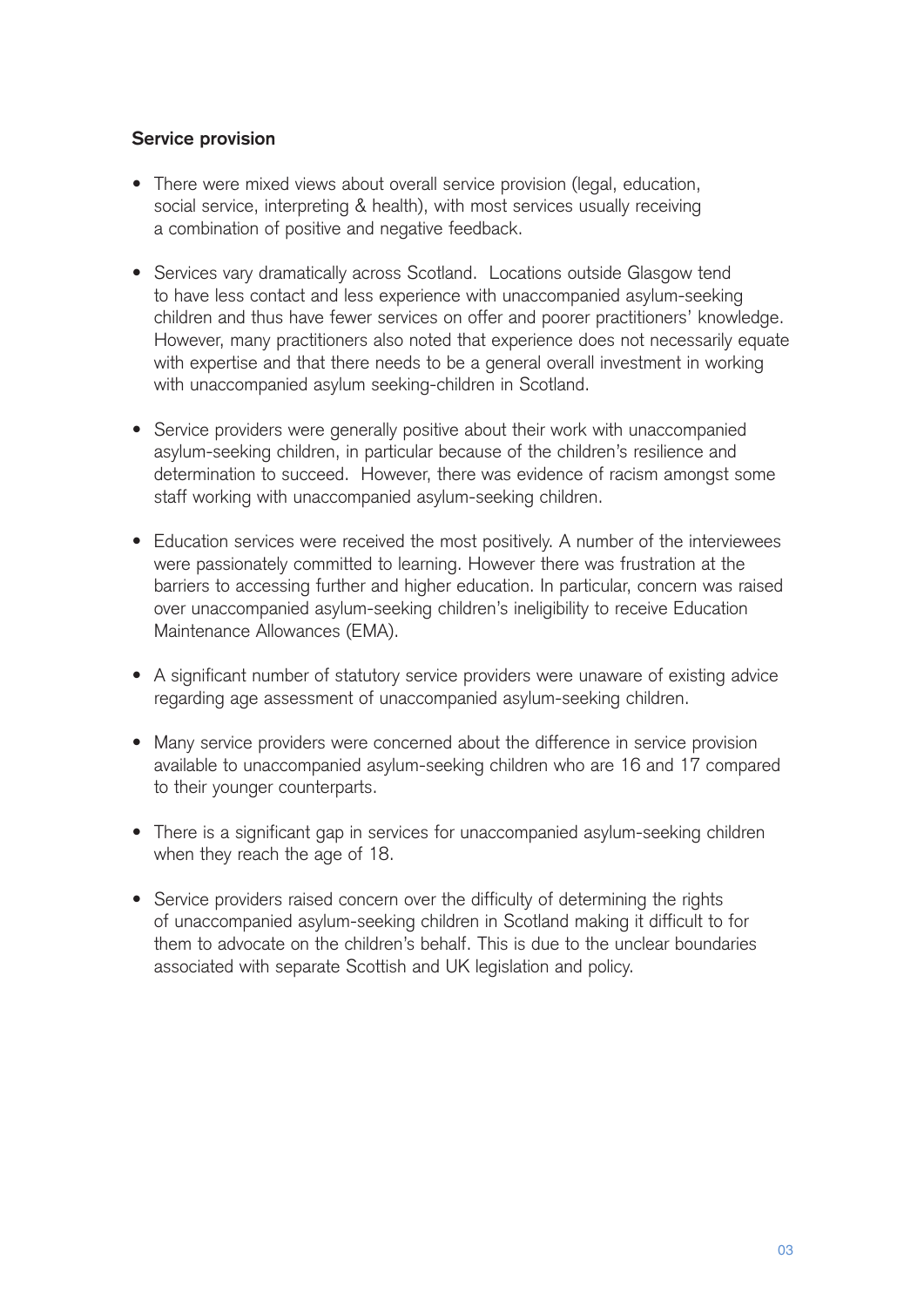**Service provision**

- There were mixed views about overall service provision (legal, education, social service, interpreting & health), with most services usually receiving a combination of positive and negative feedback.
- Services vary dramatically across Scotland. Locations outside Glasgow tend to have less contact and less experience with unaccompanied asylum-seeking children and thus have fewer services on offer and poorer practitioners' knowledge. However, many practitioners also noted that experience does not necessarily equate with expertise and that there needs to be a general overall investment in working with unaccompanied asylum seeking-children in Scotland.
- Service providers were generally positive about their work with unaccompanied asylum-seeking children, in particular because of the children's resilience and determination to succeed. However, there was evidence of racism amongst some staff working with unaccompanied asylum-seeking children.
- Education services were received the most positively. A number of the interviewees were passionately committed to learning. However there was frustration at the barriers to accessing further and higher education. In particular, concern was raised over unaccompanied asylum-seeking children's ineligibility to receive Education Maintenance Allowances (EMA).
- A significant number of statutory service providers were unaware of existing advice regarding age assessment of unaccompanied asylum-seeking children.
- Many service providers were concerned about the difference in service provision available to unaccompanied asylum-seeking children who are 16 and 17 compared to their younger counterparts.
- There is a significant gap in services for unaccompanied asylum-seeking children when they reach the age of 18.
- Service providers raised concern over the difficulty of determining the rights of unaccompanied asylum-seeking children in Scotland making it difficult to for them to advocate on the children's behalf. This is due to the unclear boundaries associated with separate Scottish and UK legislation and policy.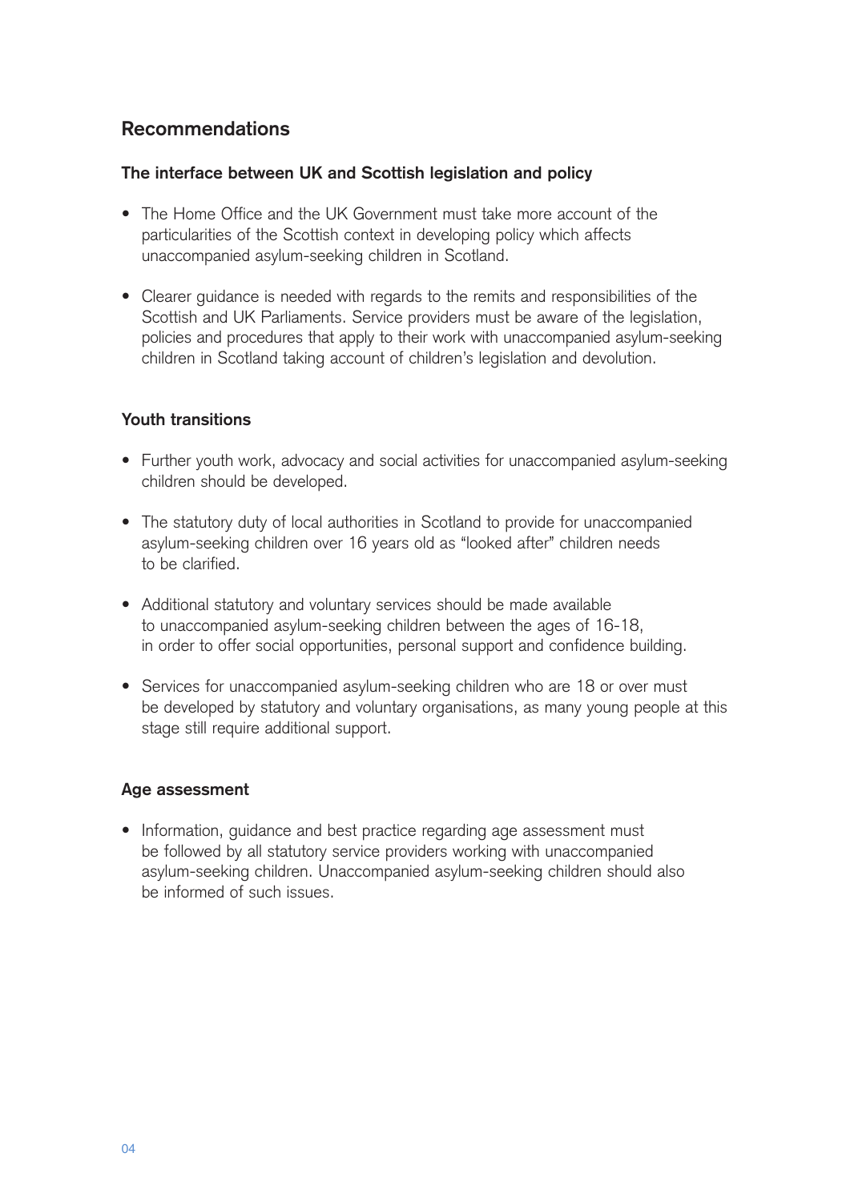## Recommendations

### The interface between UK and Scottish legislation and policy

- The Home Office and the UK Government must take more account of the particularities of the Scottish context in developing policy which affects unaccompanied asylum-seeking children in Scotland.

- Clearer guidance is needed with regards to the remits and responsibilities of the Scottish and UK Parliaments. Service providers must be aware of the legislation, policies and procedures that apply to their work with unaccompanied asylum-seeking children in Scotland taking account of children's legislation and devolution.

### Youth transitions

- Further youth work, advocacy and social activities for unaccompanied asylum-seeking children should be developed.

- The statutory duty of local authorities in Scotland to provide for unaccompanied asylum-seeking children over 16 years old as "looked after" children needs to be clarified.

- Additional statutory and voluntary services should be made available to unaccompanied asylum-seeking children between the ages of 16-18, in order to offer social opportunities, personal support and confidence building.

- Services for unaccompanied asylum-seeking children who are 18 or over must be developed by statutory and voluntary organisations, as many young people at this stage still require additional support.

### Age assessment

- Information, guidance and best practice regarding age assessment must be followed by all statutory service providers working with unaccompanied asylum-seeking children. Unaccompanied asylum-seeking children should also be informed of such issues.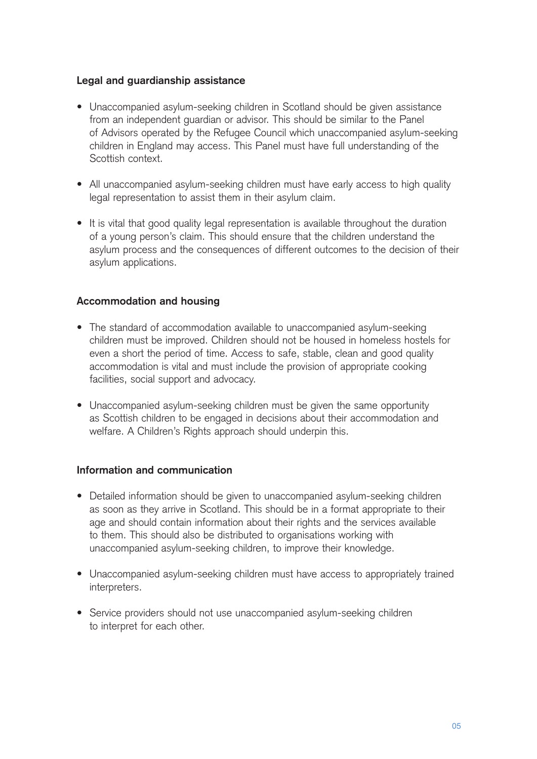### Legal and guardianship assistance

- Unaccompanied asylum-seeking children in Scotland should be given assistance from an independent guardian or advisor. This should be similar to the Panel of Advisors operated by the Refugee Council which unaccompanied asylum-seeking children in England may access. This Panel must have full understanding of the Scottish context.
- All unaccompanied asylum-seeking children must have early access to high quality legal representation to assist them in their asylum claim.
- It is vital that good quality legal representation is available throughout the duration of a young person's claim. This should ensure that the children understand the asylum process and the consequences of different outcomes to the decision of their asylum applications.

### Accommodation and housing

- The standard of accommodation available to unaccompanied asylum-seeking children must be improved. Children should not be housed in homeless hostels for even a short the period of time. Access to safe, stable, clean and good quality accommodation is vital and must include the provision of appropriate cooking facilities, social support and advocacy.
- Unaccompanied asylum-seeking children must be given the same opportunity as Scottish children to be engaged in decisions about their accommodation and welfare. A Children's Rights approach should underpin this.

### Information and communication

- Detailed information should be given to unaccompanied asylum-seeking children as soon as they arrive in Scotland. This should be in a format appropriate to their age and should contain information about their rights and the services available to them. This should also be distributed to organisations working with unaccompanied asylum-seeking children, to improve their knowledge.
- Unaccompanied asylum-seeking children must have access to appropriately trained interpreters.
- Service providers should not use unaccompanied asylum-seeking children to interpret for each other.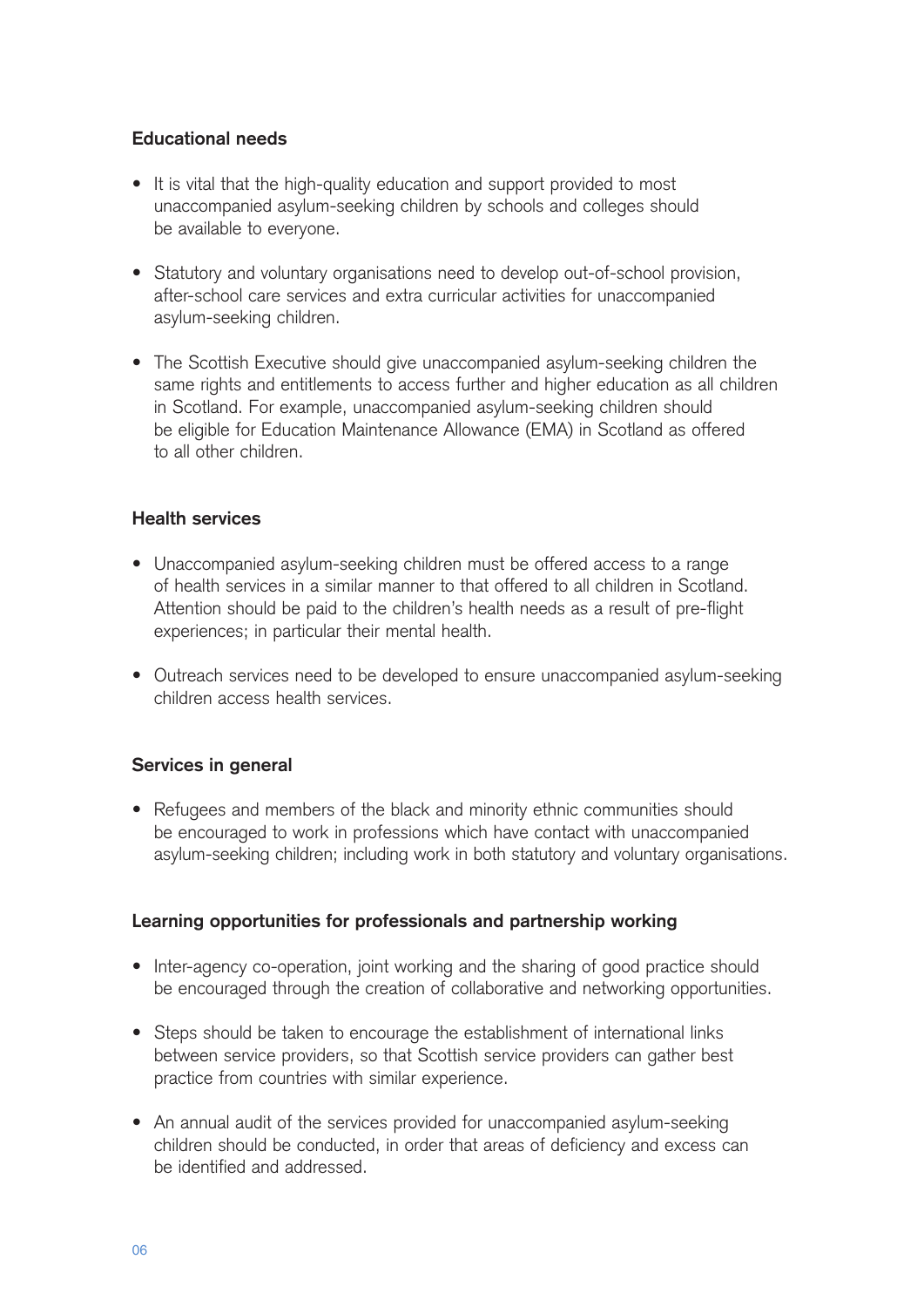### Educational needs

- It is vital that the high-quality education and support provided to most unaccompanied asylum-seeking children by schools and colleges should be available to everyone.
- Statutory and voluntary organisations need to develop out-of-school provision, after-school care services and extra curricular activities for unaccompanied asylum-seeking children.
- The Scottish Executive should give unaccompanied asylum-seeking children the same rights and entitlements to access further and higher education as all children in Scotland. For example, unaccompanied asylum-seeking children should be eligible for Education Maintenance Allowance (EMA) in Scotland as offered to all other children.

### Health services

- Unaccompanied asylum-seeking children must be offered access to a range of health services in a similar manner to that offered to all children in Scotland. Attention should be paid to the children's health needs as a result of pre-flight experiences; in particular their mental health.
- Outreach services need to be developed to ensure unaccompanied asylum-seeking children access health services.

### Services in general

- Refugees and members of the black and minority ethnic communities should be encouraged to work in professions which have contact with unaccompanied asylum-seeking children; including work in both statutory and voluntary organisations.

### Learning opportunities for professionals and partnership working

- Inter-agency co-operation, joint working and the sharing of good practice should be encouraged through the creation of collaborative and networking opportunities.
- Steps should be taken to encourage the establishment of international links between service providers, so that Scottish service providers can gather best practice from countries with similar experience.
- An annual audit of the services provided for unaccompanied asylum-seeking children should be conducted, in order that areas of deficiency and excess can be identified and addressed.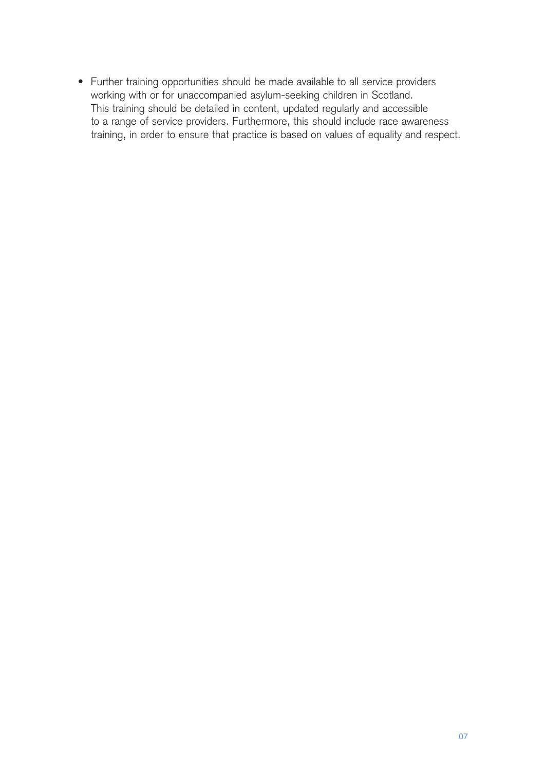- Further training opportunities should be made available to all service providers working with or for unaccompanied asylum-seeking children in Scotland. This training should be detailed in content, updated regularly and accessible to a range of service providers. Furthermore, this should include race awareness training, in order to ensure that practice is based on values of equality and respect.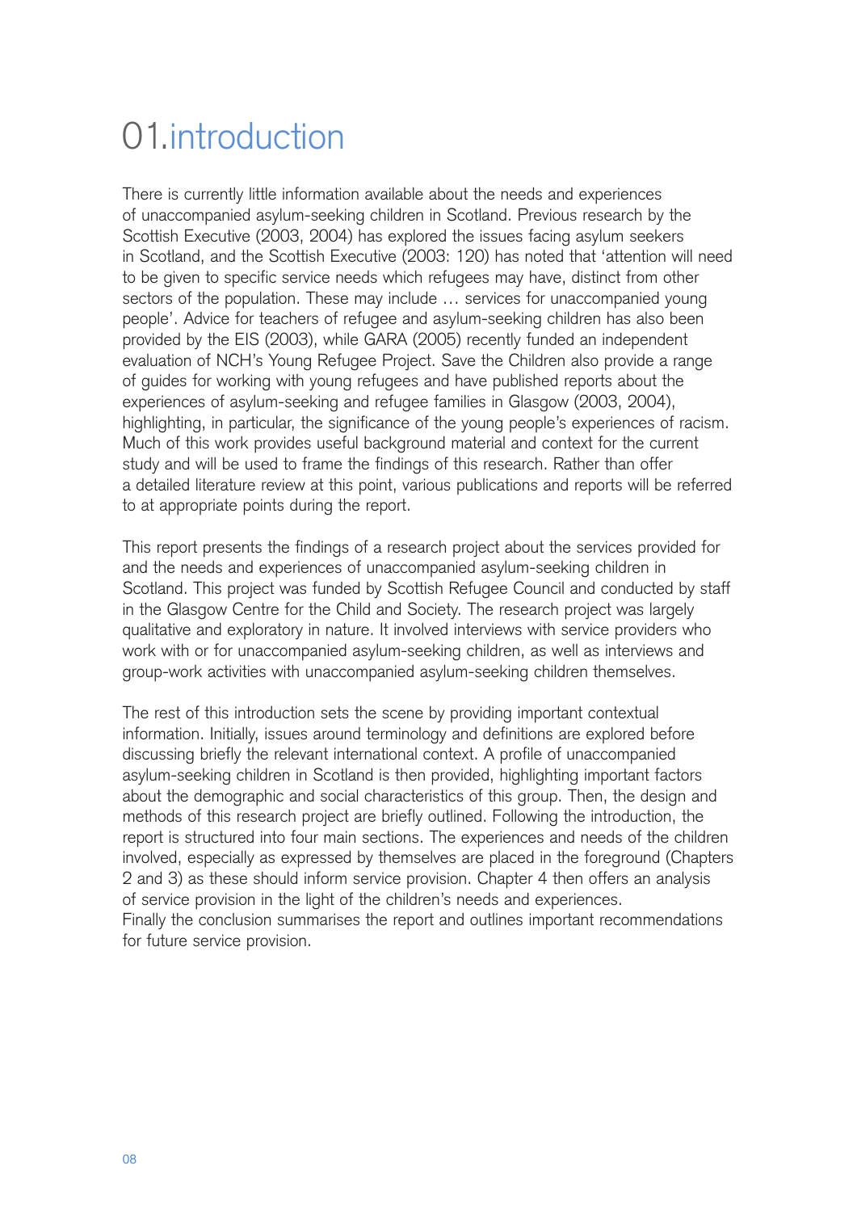# 01.introduction

There is currently little information available about the needs and experiences of unaccompanied asylum-seeking children in Scotland. Previous research by the Scottish Executive (2003, 2004) has explored the issues facing asylum seekers in Scotland, and the Scottish Executive (2003: 120) has noted that 'attention will need to be given to specific service needs which refugees may have, distinct from other sectors of the population. These may include … services for unaccompanied young people'. Advice for teachers of refugee and asylum-seeking children has also been provided by the EIS (2003), while GARA (2005) recently funded an independent evaluation of NCH's Young Refugee Project. Save the Children also provide a range of guides for working with young refugees and have published reports about the experiences of asylum-seeking and refugee families in Glasgow (2003, 2004), highlighting, in particular, the significance of the young people's experiences of racism. Much of this work provides useful background material and context for the current study and will be used to frame the findings of this research. Rather than offer a detailed literature review at this point, various publications and reports will be referred to at appropriate points during the report.

This report presents the findings of a research project about the services provided for and the needs and experiences of unaccompanied asylum-seeking children in Scotland. This project was funded by Scottish Refugee Council and conducted by staff in the Glasgow Centre for the Child and Society. The research project was largely qualitative and exploratory in nature. It involved interviews with service providers who work with or for unaccompanied asylum-seeking children, as well as interviews and group-work activities with unaccompanied asylum-seeking children themselves.

The rest of this introduction sets the scene by providing important contextual information. Initially, issues around terminology and definitions are explored before discussing briefly the relevant international context. A profile of unaccompanied asylum-seeking children in Scotland is then provided, highlighting important factors about the demographic and social characteristics of this group. Then, the design and methods of this research project are briefly outlined. Following the introduction, the report is structured into four main sections. The experiences and needs of the children involved, especially as expressed by themselves are placed in the foreground (Chapters 2 and 3) as these should inform service provision. Chapter 4 then offers an analysis of service provision in the light of the children's needs and experiences. Finally the conclusion summarises the report and outlines important recommendations for future service provision.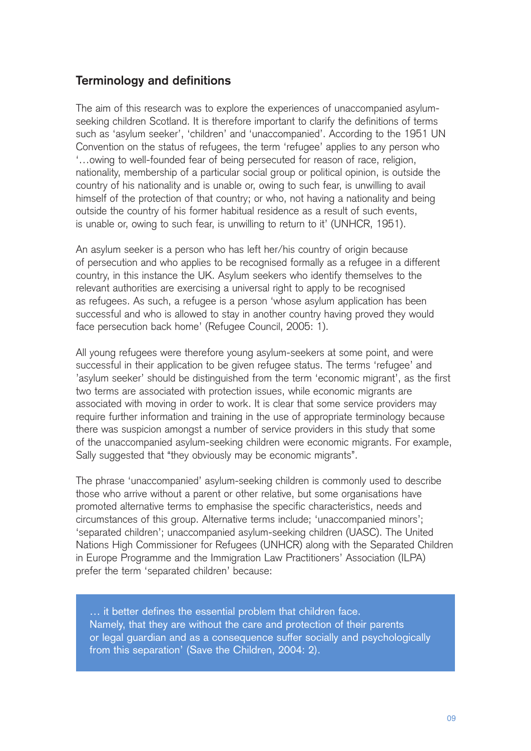## Terminology and definitions

The aim of this research was to explore the experiences of unaccompanied asylum-seeking children Scotland. It is therefore important to clarify the definitions of terms such as 'asylum seeker', 'children' and 'unaccompanied'. According to the 1951 UN Convention on the status of refugees, the term 'refugee' applies to any person who '…owing to well-founded fear of being persecuted for reason of race, religion, nationality, membership of a particular social group or political opinion, is outside the country of his nationality and is unable or, owing to such fear, is unwilling to avail himself of the protection of that country; or who, not having a nationality and being outside the country of his former habitual residence as a result of such events, is unable or, owing to such fear, is unwilling to return to it' (UNHCR, 1951).

An asylum seeker is a person who has left her/his country of origin because of persecution and who applies to be recognised formally as a refugee in a different country, in this instance the UK. Asylum seekers who identify themselves to the relevant authorities are exercising a universal right to apply to be recognised as refugees. As such, a refugee is a person 'whose asylum application has been successful and who is allowed to stay in another country having proved they would face persecution back home' (Refugee Council, 2005: 1).

All young refugees were therefore young asylum-seekers at some point, and were successful in their application to be given refugee status. The terms 'refugee' and 'asylum seeker' should be distinguished from the term 'economic migrant', as the first two terms are associated with protection issues, while economic migrants are associated with moving in order to work. It is clear that some service providers may require further information and training in the use of appropriate terminology because there was suspicion amongst a number of service providers in this study that some of the unaccompanied asylum-seeking children were economic migrants. For example, Sally suggested that "they obviously may be economic migrants".

The phrase 'unaccompanied' asylum-seeking children is commonly used to describe those who arrive without a parent or other relative, but some organisations have promoted alternative terms to emphasise the specific characteristics, needs and circumstances of this group. Alternative terms include; 'unaccompanied minors'; 'separated children'; unaccompanied asylum-seeking children (UASC). The United Nations High Commissioner for Refugees (UNHCR) along with the Separated Children in Europe Programme and the Immigration Law Practitioners' Association (ILPA) prefer the term 'separated children' because:

> … it better defines the essential problem that children face. Namely, that they are without the care and protection of their parents or legal guardian and as a consequence suffer socially and psychologically from this separation' (Save the Children, 2004: 2).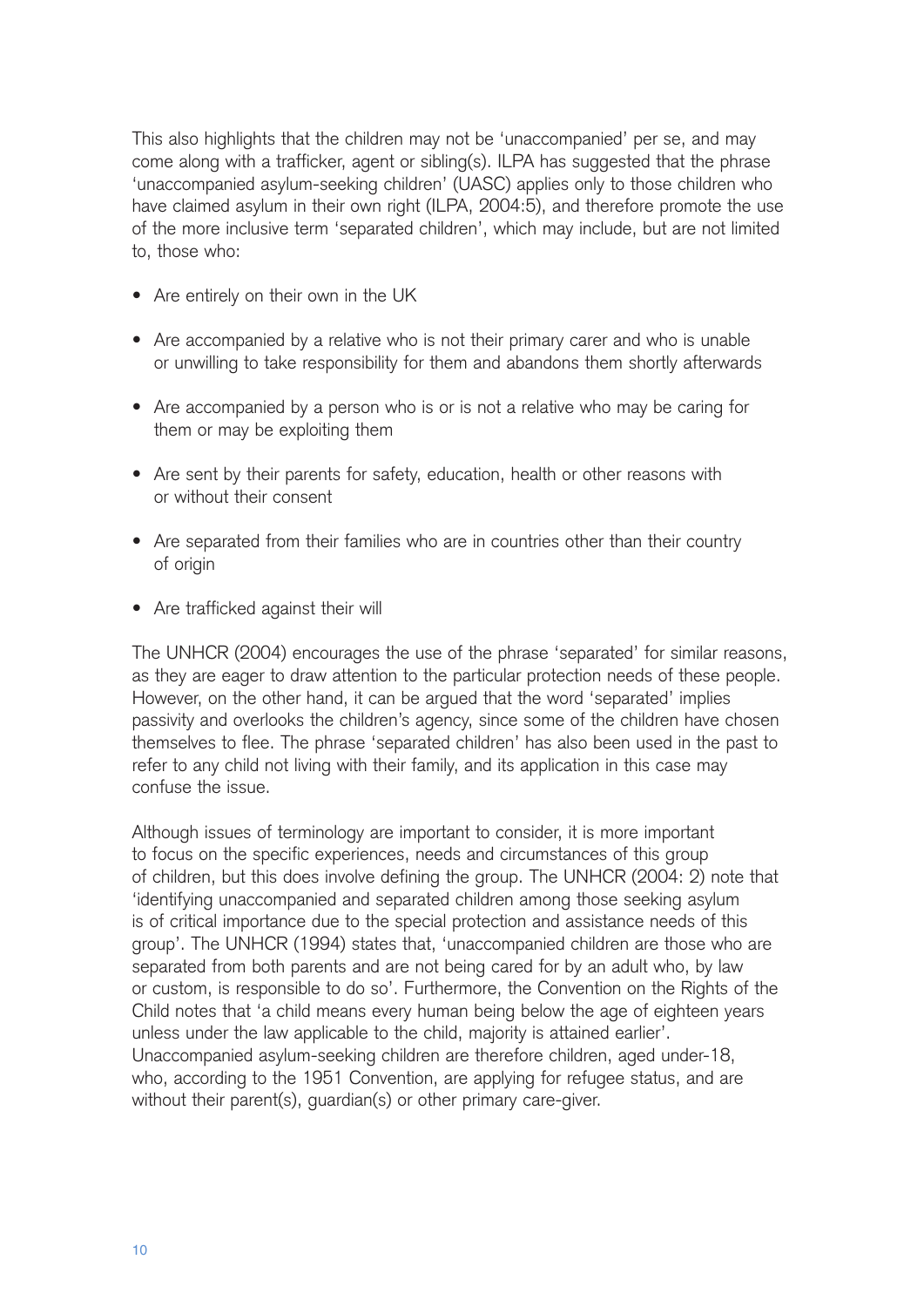This also highlights that the children may not be 'unaccompanied' per se, and may come along with a trafficker, agent or sibling(s). ILPA has suggested that the phrase 'unaccompanied asylum-seeking children' (UASC) applies only to those children who have claimed asylum in their own right (ILPA, 2004:5), and therefore promote the use of the more inclusive term 'separated children', which may include, but are not limited to, those who:

- Are entirely on their own in the UK
- Are accompanied by a relative who is not their primary carer and who is unable or unwilling to take responsibility for them and abandons them shortly afterwards
- Are accompanied by a person who is or is not a relative who may be caring for them or may be exploiting them
- Are sent by their parents for safety, education, health or other reasons with or without their consent
- Are separated from their families who are in countries other than their country of origin
- Are trafficked against their will

The UNHCR (2004) encourages the use of the phrase 'separated' for similar reasons, as they are eager to draw attention to the particular protection needs of these people. However, on the other hand, it can be argued that the word 'separated' implies passivity and overlooks the children's agency, since some of the children have chosen themselves to flee. The phrase 'separated children' has also been used in the past to refer to any child not living with their family, and its application in this case may confuse the issue.

Although issues of terminology are important to consider, it is more important to focus on the specific experiences, needs and circumstances of this group of children, but this does involve defining the group. The UNHCR (2004: 2) note that 'identifying unaccompanied and separated children among those seeking asylum is of critical importance due to the special protection and assistance needs of this group'. The UNHCR (1994) states that, 'unaccompanied children are those who are separated from both parents and are not being cared for by an adult who, by law or custom, is responsible to do so'. Furthermore, the Convention on the Rights of the Child notes that 'a child means every human being below the age of eighteen years unless under the law applicable to the child, majority is attained earlier'. Unaccompanied asylum-seeking children are therefore children, aged under-18, who, according to the 1951 Convention, are applying for refugee status, and are without their parent(s), guardian(s) or other primary care-giver.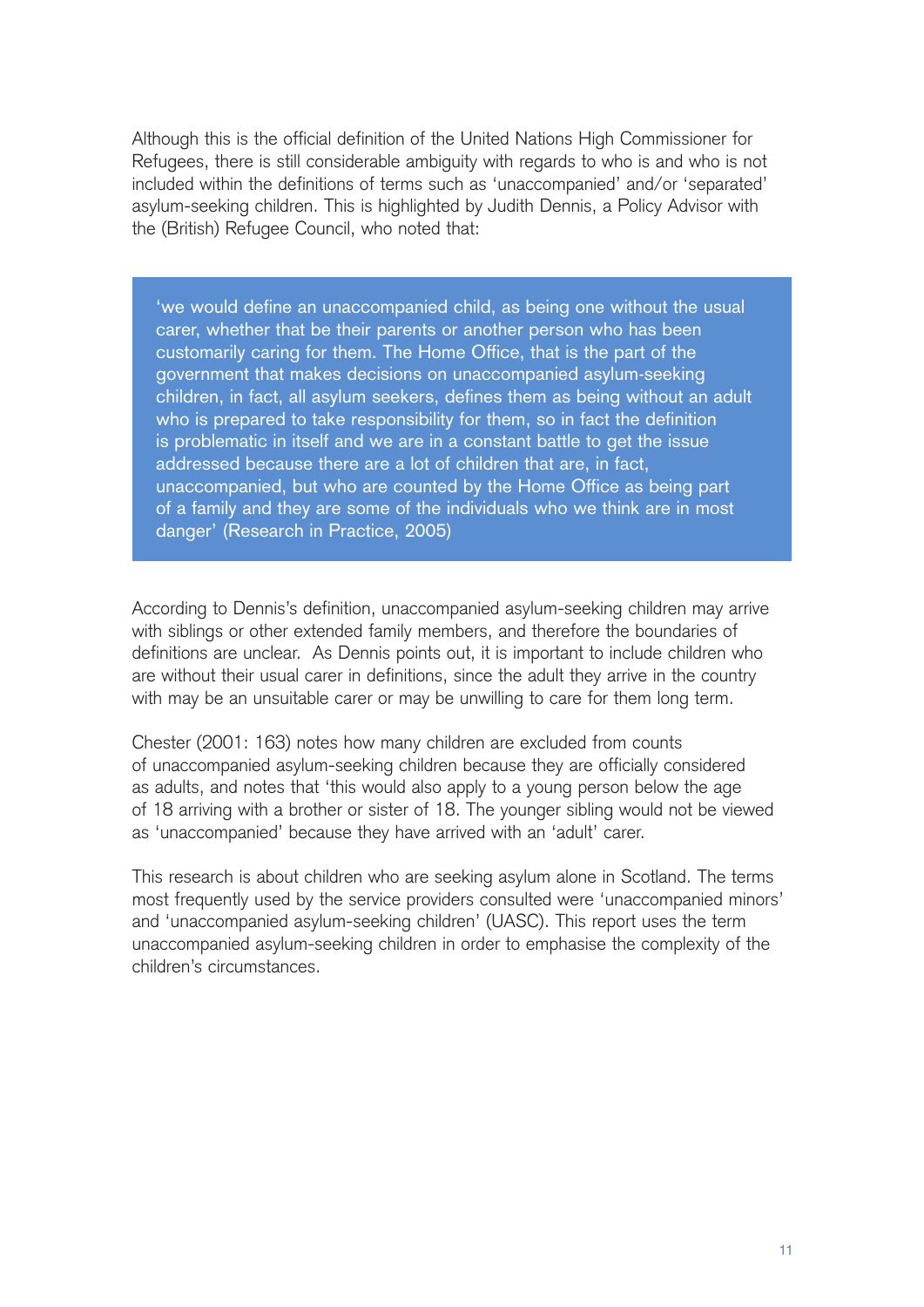Although this is the official definition of the United Nations High Commissioner for Refugees, there is still considerable ambiguity with regards to who is and who is not included within the definitions of terms such as 'unaccompanied' and/or 'separated' asylum-seeking children. This is highlighted by Judith Dennis, a Policy Advisor with the (British) Refugee Council, who noted that:

> 'we would define an unaccompanied child, as being one without the usual carer, whether that be their parents or another person who has been customarily caring for them. The Home Office, that is the part of the government that makes decisions on unaccompanied asylum-seeking children, in fact, all asylum seekers, defines them as being without an adult who is prepared to take responsibility for them, so in fact the definition is problematic in itself and we are in a constant battle to get the issue addressed because there are a lot of children that are, in fact, unaccompanied, but who are counted by the Home Office as being part of a family and they are some of the individuals who we think are in most danger' (Research in Practice, 2005)

According to Dennis's definition, unaccompanied asylum-seeking children may arrive with siblings or other extended family members, and therefore the boundaries of definitions are unclear. As Dennis points out, it is important to include children who are without their usual carer in definitions, since the adult they arrive in the country with may be an unsuitable carer or may be unwilling to care for them long term.

Chester (2001: 163) notes how many children are excluded from counts of unaccompanied asylum-seeking children because they are officially considered as adults, and notes that 'this would also apply to a young person below the age of 18 arriving with a brother or sister of 18. The younger sibling would not be viewed as 'unaccompanied' because they have arrived with an 'adult' carer.

This research is about children who are seeking asylum alone in Scotland. The terms most frequently used by the service providers consulted were 'unaccompanied minors' and 'unaccompanied asylum-seeking children' (UASC). This report uses the term unaccompanied asylum-seeking children in order to emphasise the complexity of the children's circumstances.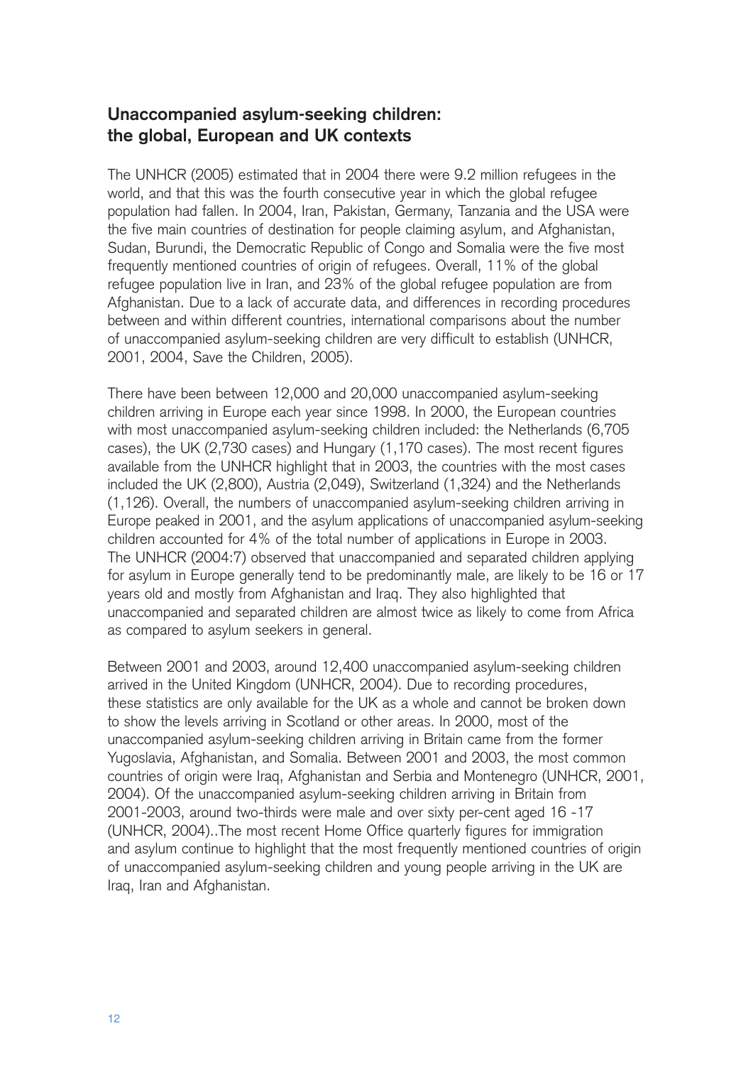## Unaccompanied asylum-seeking children: the global, European and UK contexts

The UNHCR (2005) estimated that in 2004 there were 9.2 million refugees in the world, and that this was the fourth consecutive year in which the global refugee population had fallen. In 2004, Iran, Pakistan, Germany, Tanzania and the USA were the five main countries of destination for people claiming asylum, and Afghanistan, Sudan, Burundi, the Democratic Republic of Congo and Somalia were the five most frequently mentioned countries of origin of refugees. Overall, 11% of the global refugee population live in Iran, and 23% of the global refugee population are from Afghanistan. Due to a lack of accurate data, and differences in recording procedures between and within different countries, international comparisons about the number of unaccompanied asylum-seeking children are very difficult to establish (UNHCR, 2001, 2004, Save the Children, 2005).

There have been between 12,000 and 20,000 unaccompanied asylum-seeking children arriving in Europe each year since 1998. In 2000, the European countries with most unaccompanied asylum-seeking children included: the Netherlands (6,705 cases), the UK (2,730 cases) and Hungary (1,170 cases). The most recent figures available from the UNHCR highlight that in 2003, the countries with the most cases included the UK (2,800), Austria (2,049), Switzerland (1,324) and the Netherlands (1,126). Overall, the numbers of unaccompanied asylum-seeking children arriving in Europe peaked in 2001, and the asylum applications of unaccompanied asylum-seeking children accounted for 4% of the total number of applications in Europe in 2003. The UNHCR (2004:7) observed that unaccompanied and separated children applying for asylum in Europe generally tend to be predominantly male, are likely to be 16 or 17 years old and mostly from Afghanistan and Iraq. They also highlighted that unaccompanied and separated children are almost twice as likely to come from Africa as compared to asylum seekers in general.

Between 2001 and 2003, around 12,400 unaccompanied asylum-seeking children arrived in the United Kingdom (UNHCR, 2004). Due to recording procedures, these statistics are only available for the UK as a whole and cannot be broken down to show the levels arriving in Scotland or other areas. In 2000, most of the unaccompanied asylum-seeking children arriving in Britain came from the former Yugoslavia, Afghanistan, and Somalia. Between 2001 and 2003, the most common countries of origin were Iraq, Afghanistan and Serbia and Montenegro (UNHCR, 2001, 2004). Of the unaccompanied asylum-seeking children arriving in Britain from 2001-2003, around two-thirds were male and over sixty per-cent aged 16 -17 (UNHCR, 2004)..The most recent Home Office quarterly figures for immigration and asylum continue to highlight that the most frequently mentioned countries of origin of unaccompanied asylum-seeking children and young people arriving in the UK are Iraq, Iran and Afghanistan.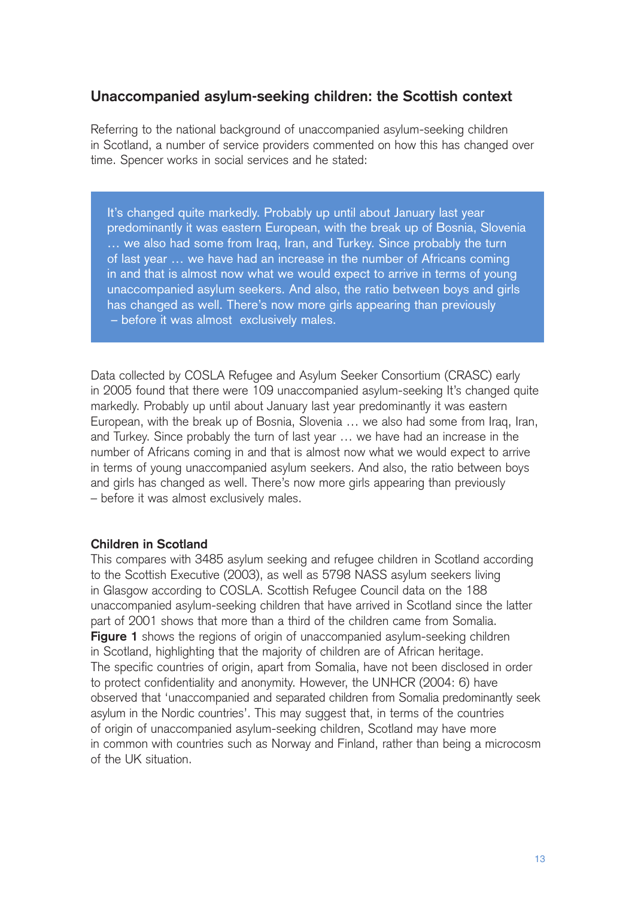## Unaccompanied asylum-seeking children: the Scottish context

Referring to the national background of unaccompanied asylum-seeking children in Scotland, a number of service providers commented on how this has changed over time. Spencer works in social services and he stated:

> It's changed quite markedly. Probably up until about January last year predominantly it was eastern European, with the break up of Bosnia, Slovenia … we also had some from Iraq, Iran, and Turkey. Since probably the turn of last year … we have had an increase in the number of Africans coming in and that is almost now what we would expect to arrive in terms of young unaccompanied asylum seekers. And also, the ratio between boys and girls has changed as well. There's now more girls appearing than previously – before it was almost exclusively males.

Data collected by COSLA Refugee and Asylum Seeker Consortium (CRASC) early in 2005 found that there were 109 unaccompanied asylum-seeking It's changed quite markedly. Probably up until about January last year predominantly it was eastern European, with the break up of Bosnia, Slovenia … we also had some from Iraq, Iran, and Turkey. Since probably the turn of last year … we have had an increase in the number of Africans coming in and that is almost now what we would expect to arrive in terms of young unaccompanied asylum seekers. And also, the ratio between boys and girls has changed as well. There's now more girls appearing than previously – before it was almost exclusively males.

### Children in Scotland

This compares with 3485 asylum seeking and refugee children in Scotland according to the Scottish Executive (2003), as well as 5798 NASS asylum seekers living in Glasgow according to COSLA. Scottish Refugee Council data on the 188 unaccompanied asylum-seeking children that have arrived in Scotland since the latter part of 2001 shows that more than a third of the children came from Somalia. **Figure 1** shows the regions of origin of unaccompanied asylum-seeking children in Scotland, highlighting that the majority of children are of African heritage. The specific countries of origin, apart from Somalia, have not been disclosed in order to protect confidentiality and anonymity. However, the UNHCR (2004: 6) have observed that 'unaccompanied and separated children from Somalia predominantly seek asylum in the Nordic countries'. This may suggest that, in terms of the countries of origin of unaccompanied asylum-seeking children, Scotland may have more in common with countries such as Norway and Finland, rather than being a microcosm of the UK situation.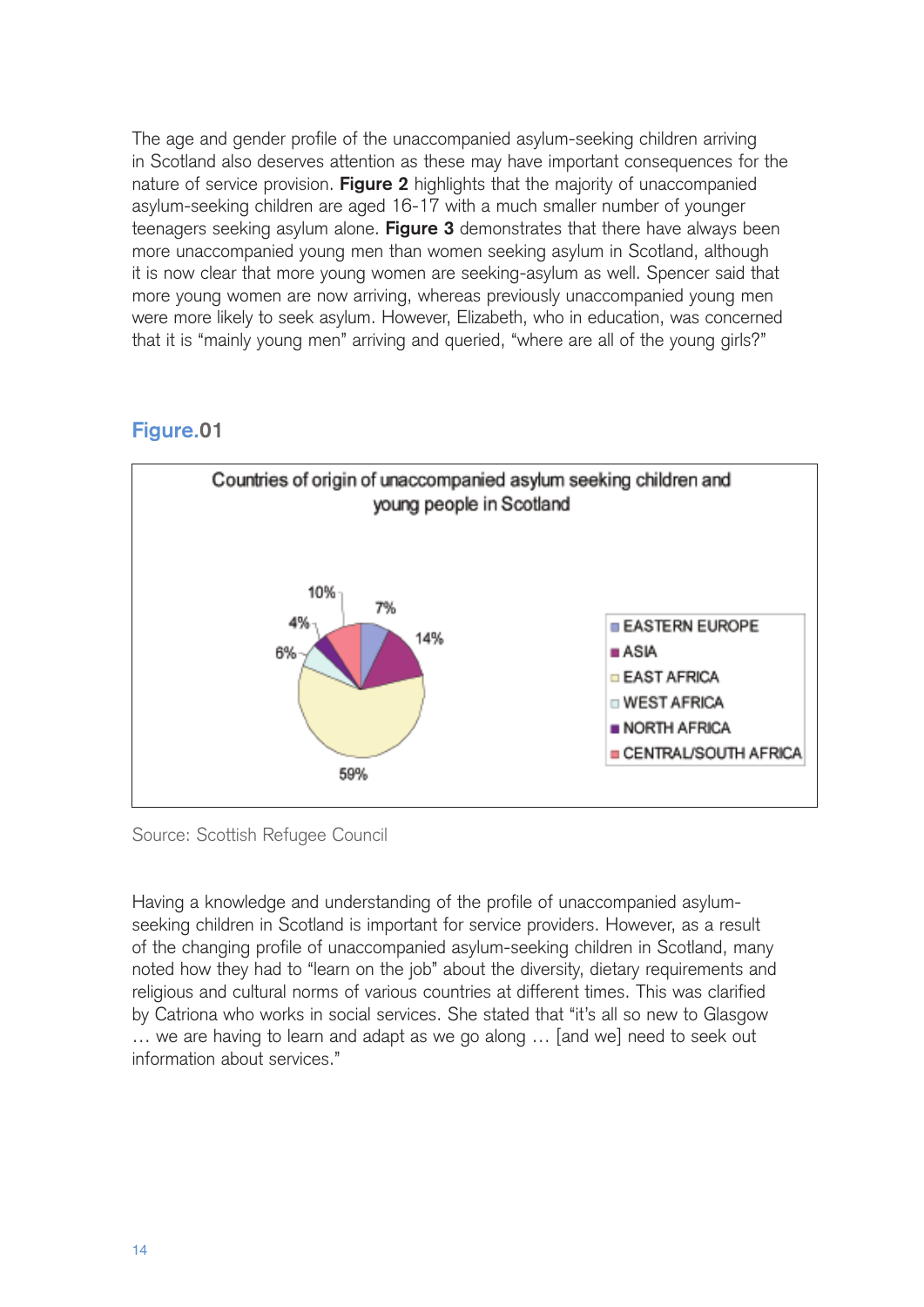The age and gender profile of the unaccompanied asylum-seeking children arriving in Scotland also deserves attention as these may have important consequences for the nature of service provision. **Figure 2** highlights that the majority of unaccompanied asylum-seeking children are aged 16-17 with a much smaller number of younger teenagers seeking asylum alone. **Figure 3** demonstrates that there have always been more unaccompanied young men than women seeking asylum in Scotland, although it is now clear that more young women are seeking-asylum as well. Spencer said that more young women are now arriving, whereas previously unaccompanied young men were more likely to seek asylum. However, Elizabeth, who in education, was concerned that it is "mainly young men" arriving and queried, "where are all of the young girls?"

## Figure.01

**Countries of origin of unaccompanied asylum seeking children and young people in Scotland**

| Region | Percentage |
| --- | --- |
| EASTERN EUROPE | 7% |
| ASIA | 14% |
| EAST AFRICA | 59% |
| WEST AFRICA | 6% |
| NORTH AFRICA | 4% |
| CENTRAL/SOUTH AFRICA | 10% |

Source: Scottish Refugee Council

Having a knowledge and understanding of the profile of unaccompanied asylum-seeking children in Scotland is important for service providers. However, as a result of the changing profile of unaccompanied asylum-seeking children in Scotland, many noted how they had to "learn on the job" about the diversity, dietary requirements and religious and cultural norms of various countries at different times. This was clarified by Catriona who works in social services. She stated that "it's all so new to Glasgow … we are having to learn and adapt as we go along … [and we] need to seek out information about services."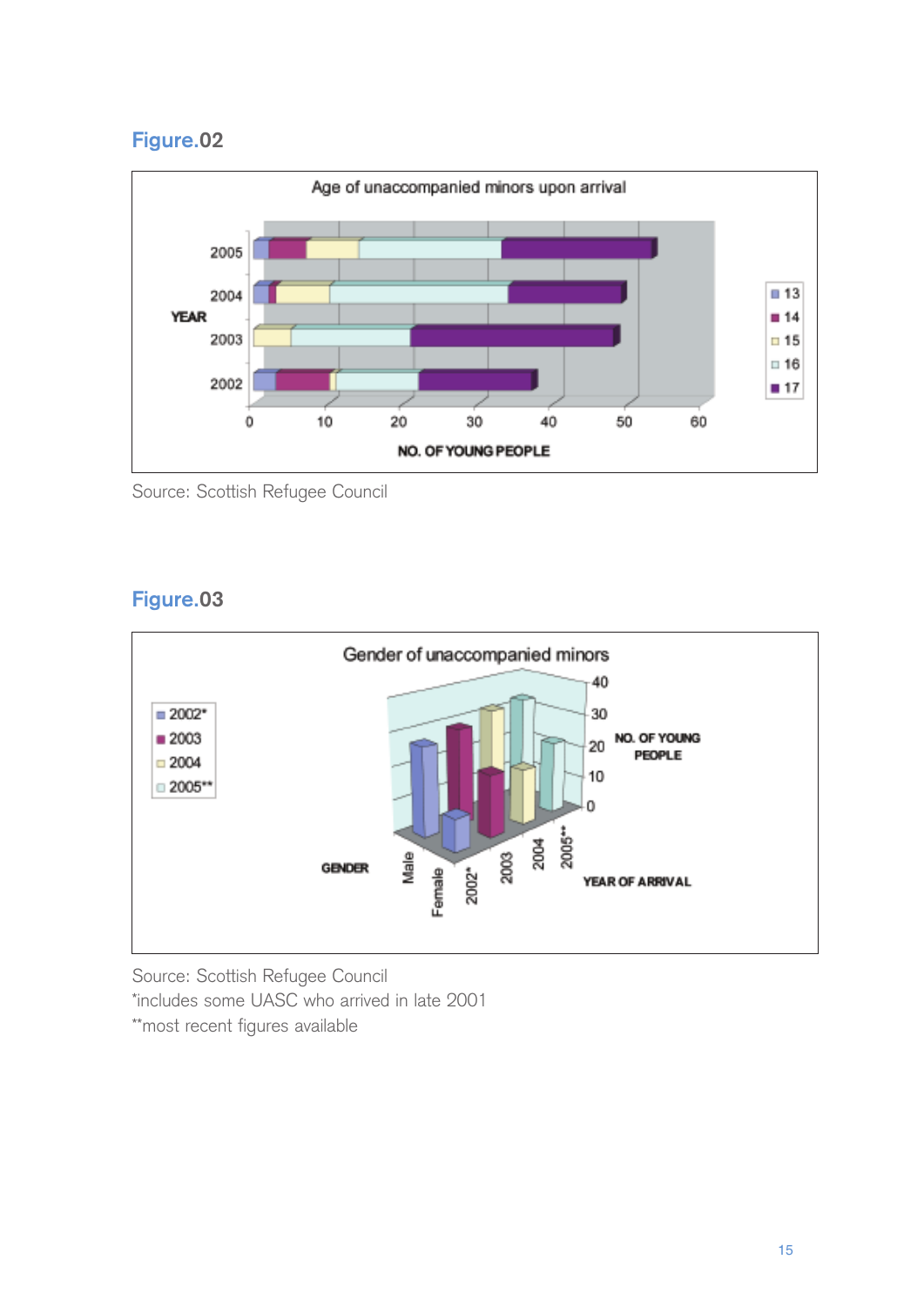## Figure.02

Age of unaccompanied minors upon arrival

Source: Scottish Refugee Council

## Figure.03

Gender of unaccompanied minors

Source: Scottish Refugee Council
*includes some UASC who arrived in late 2001
**most recent figures available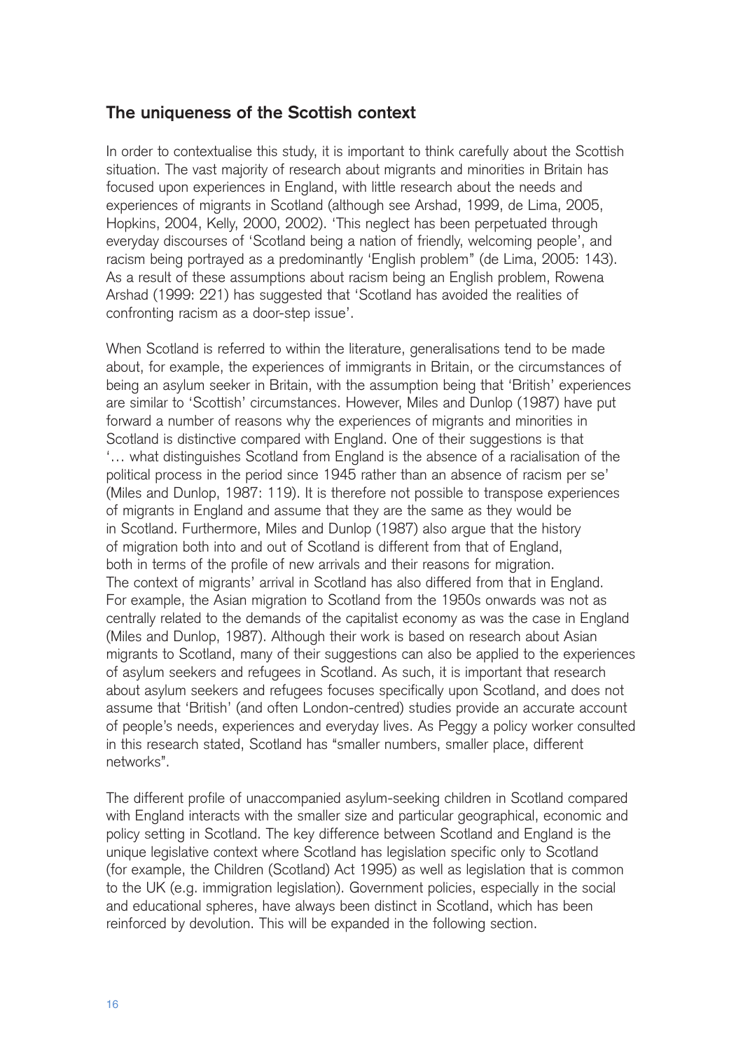## The uniqueness of the Scottish context

In order to contextualise this study, it is important to think carefully about the Scottish situation. The vast majority of research about migrants and minorities in Britain has focused upon experiences in England, with little research about the needs and experiences of migrants in Scotland (although see Arshad, 1999, de Lima, 2005, Hopkins, 2004, Kelly, 2000, 2002). 'This neglect has been perpetuated through everyday discourses of 'Scotland being a nation of friendly, welcoming people', and racism being portrayed as a predominantly 'English problem'' (de Lima, 2005: 143). As a result of these assumptions about racism being an English problem, Rowena Arshad (1999: 221) has suggested that 'Scotland has avoided the realities of confronting racism as a door-step issue'.

When Scotland is referred to within the literature, generalisations tend to be made about, for example, the experiences of immigrants in Britain, or the circumstances of being an asylum seeker in Britain, with the assumption being that 'British' experiences are similar to 'Scottish' circumstances. However, Miles and Dunlop (1987) have put forward a number of reasons why the experiences of migrants and minorities in Scotland is distinctive compared with England. One of their suggestions is that '… what distinguishes Scotland from England is the absence of a racialisation of the political process in the period since 1945 rather than an absence of racism per se' (Miles and Dunlop, 1987: 119). It is therefore not possible to transpose experiences of migrants in England and assume that they are the same as they would be in Scotland. Furthermore, Miles and Dunlop (1987) also argue that the history of migration both into and out of Scotland is different from that of England, both in terms of the profile of new arrivals and their reasons for migration. The context of migrants' arrival in Scotland has also differed from that in England. For example, the Asian migration to Scotland from the 1950s onwards was not as centrally related to the demands of the capitalist economy as was the case in England (Miles and Dunlop, 1987). Although their work is based on research about Asian migrants to Scotland, many of their suggestions can also be applied to the experiences of asylum seekers and refugees in Scotland. As such, it is important that research about asylum seekers and refugees focuses specifically upon Scotland, and does not assume that 'British' (and often London-centred) studies provide an accurate account of people's needs, experiences and everyday lives. As Peggy a policy worker consulted in this research stated, Scotland has "smaller numbers, smaller place, different networks".

The different profile of unaccompanied asylum-seeking children in Scotland compared with England interacts with the smaller size and particular geographical, economic and policy setting in Scotland. The key difference between Scotland and England is the unique legislative context where Scotland has legislation specific only to Scotland (for example, the Children (Scotland) Act 1995) as well as legislation that is common to the UK (e.g. immigration legislation). Government policies, especially in the social and educational spheres, have always been distinct in Scotland, which has been reinforced by devolution. This will be expanded in the following section.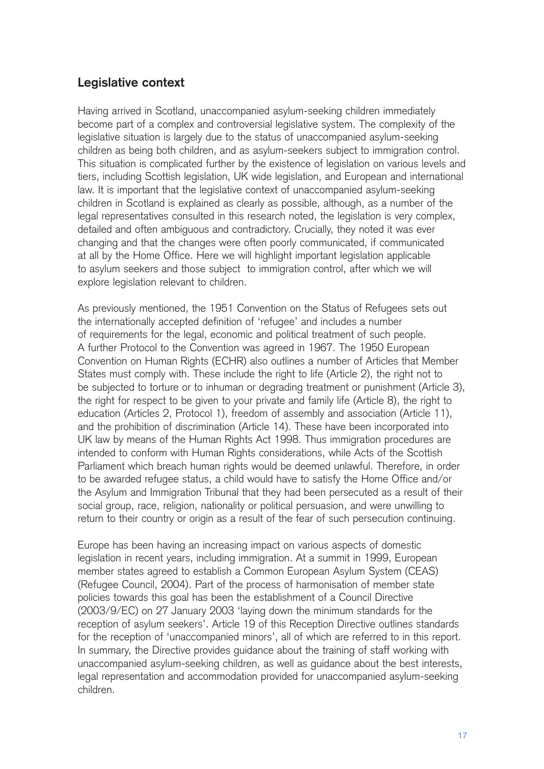## Legislative context

Having arrived in Scotland, unaccompanied asylum-seeking children immediately become part of a complex and controversial legislative system. The complexity of the legislative situation is largely due to the status of unaccompanied asylum-seeking children as being both children, and as asylum-seekers subject to immigration control. This situation is complicated further by the existence of legislation on various levels and tiers, including Scottish legislation, UK wide legislation, and European and international law. It is important that the legislative context of unaccompanied asylum-seeking children in Scotland is explained as clearly as possible, although, as a number of the legal representatives consulted in this research noted, the legislation is very complex, detailed and often ambiguous and contradictory. Crucially, they noted it was ever changing and that the changes were often poorly communicated, if communicated at all by the Home Office. Here we will highlight important legislation applicable to asylum seekers and those subject to immigration control, after which we will explore legislation relevant to children.

As previously mentioned, the 1951 Convention on the Status of Refugees sets out the internationally accepted definition of 'refugee' and includes a number of requirements for the legal, economic and political treatment of such people. A further Protocol to the Convention was agreed in 1967. The 1950 European Convention on Human Rights (ECHR) also outlines a number of Articles that Member States must comply with. These include the right to life (Article 2), the right not to be subjected to torture or to inhuman or degrading treatment or punishment (Article 3), the right for respect to be given to your private and family life (Article 8), the right to education (Articles 2, Protocol 1), freedom of assembly and association (Article 11), and the prohibition of discrimination (Article 14). These have been incorporated into UK law by means of the Human Rights Act 1998. Thus immigration procedures are intended to conform with Human Rights considerations, while Acts of the Scottish Parliament which breach human rights would be deemed unlawful. Therefore, in order to be awarded refugee status, a child would have to satisfy the Home Office and/or the Asylum and Immigration Tribunal that they had been persecuted as a result of their social group, race, religion, nationality or political persuasion, and were unwilling to return to their country or origin as a result of the fear of such persecution continuing.

Europe has been having an increasing impact on various aspects of domestic legislation in recent years, including immigration. At a summit in 1999, European member states agreed to establish a Common European Asylum System (CEAS) (Refugee Council, 2004). Part of the process of harmonisation of member state policies towards this goal has been the establishment of a Council Directive (2003/9/EC) on 27 January 2003 'laying down the minimum standards for the reception of asylum seekers'. Article 19 of this Reception Directive outlines standards for the reception of 'unaccompanied minors', all of which are referred to in this report. In summary, the Directive provides guidance about the training of staff working with unaccompanied asylum-seeking children, as well as guidance about the best interests, legal representation and accommodation provided for unaccompanied asylum-seeking children.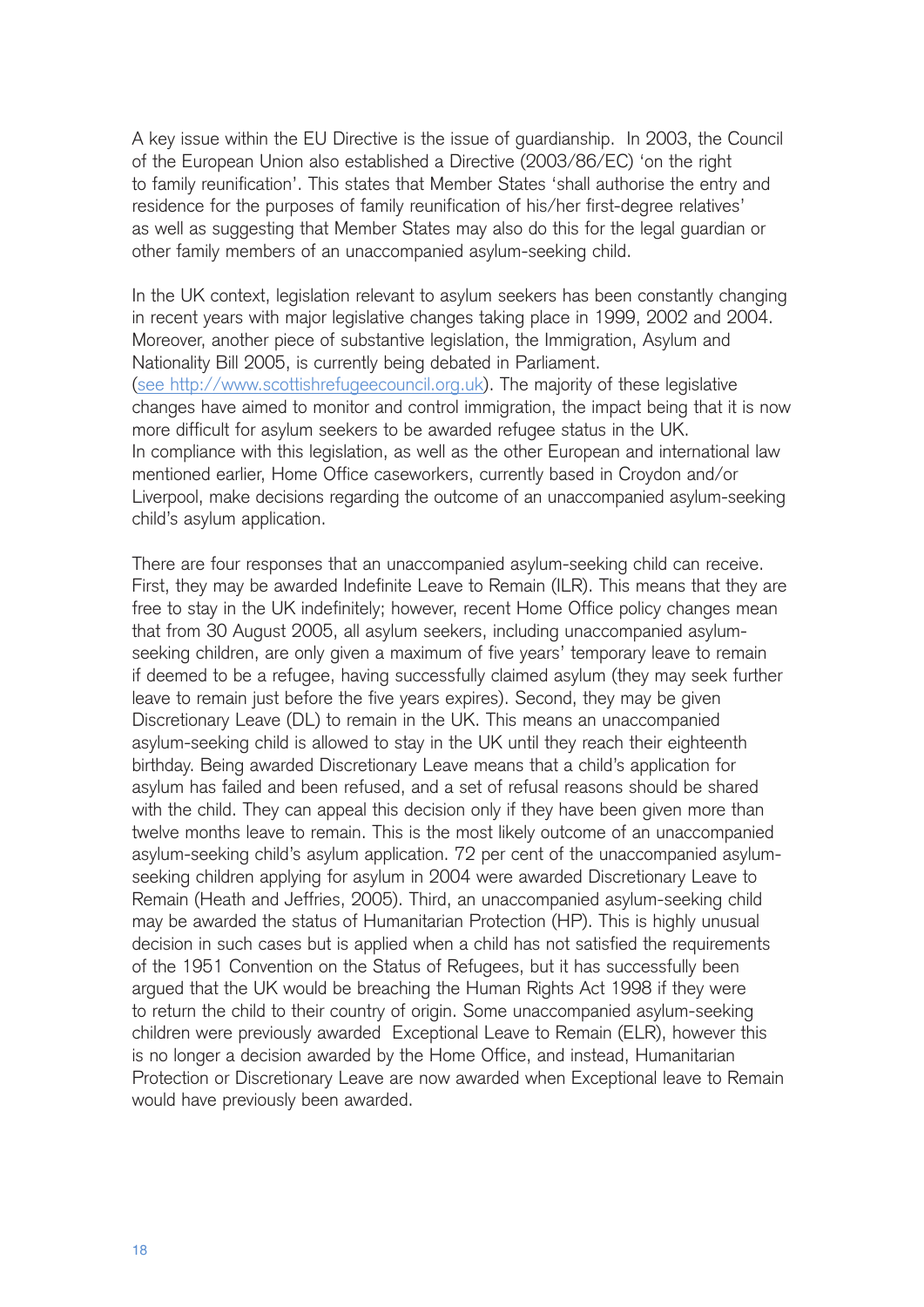A key issue within the EU Directive is the issue of guardianship. In 2003, the Council of the European Union also established a Directive (2003/86/EC) 'on the right to family reunification'. This states that Member States 'shall authorise the entry and residence for the purposes of family reunification of his/her first-degree relatives' as well as suggesting that Member States may also do this for the legal guardian or other family members of an unaccompanied asylum-seeking child.

In the UK context, legislation relevant to asylum seekers has been constantly changing in recent years with major legislative changes taking place in 1999, 2002 and 2004. Moreover, another piece of substantive legislation, the Immigration, Asylum and Nationality Bill 2005, is currently being debated in Parliament. (see http://www.scottishrefugeecouncil.org.uk). The majority of these legislative changes have aimed to monitor and control immigration, the impact being that it is now more difficult for asylum seekers to be awarded refugee status in the UK. In compliance with this legislation, as well as the other European and international law mentioned earlier, Home Office caseworkers, currently based in Croydon and/or Liverpool, make decisions regarding the outcome of an unaccompanied asylum-seeking child's asylum application.

There are four responses that an unaccompanied asylum-seeking child can receive. First, they may be awarded Indefinite Leave to Remain (ILR). This means that they are free to stay in the UK indefinitely; however, recent Home Office policy changes mean that from 30 August 2005, all asylum seekers, including unaccompanied asylum-seeking children, are only given a maximum of five years' temporary leave to remain if deemed to be a refugee, having successfully claimed asylum (they may seek further leave to remain just before the five years expires). Second, they may be given Discretionary Leave (DL) to remain in the UK. This means an unaccompanied asylum-seeking child is allowed to stay in the UK until they reach their eighteenth birthday. Being awarded Discretionary Leave means that a child's application for asylum has failed and been refused, and a set of refusal reasons should be shared with the child. They can appeal this decision only if they have been given more than twelve months leave to remain. This is the most likely outcome of an unaccompanied asylum-seeking child's asylum application. 72 per cent of the unaccompanied asylum-seeking children applying for asylum in 2004 were awarded Discretionary Leave to Remain (Heath and Jeffries, 2005). Third, an unaccompanied asylum-seeking child may be awarded the status of Humanitarian Protection (HP). This is highly unusual decision in such cases but is applied when a child has not satisfied the requirements of the 1951 Convention on the Status of Refugees, but it has successfully been argued that the UK would be breaching the Human Rights Act 1998 if they were to return the child to their country of origin. Some unaccompanied asylum-seeking children were previously awarded Exceptional Leave to Remain (ELR), however this is no longer a decision awarded by the Home Office, and instead, Humanitarian Protection or Discretionary Leave are now awarded when Exceptional leave to Remain would have previously been awarded.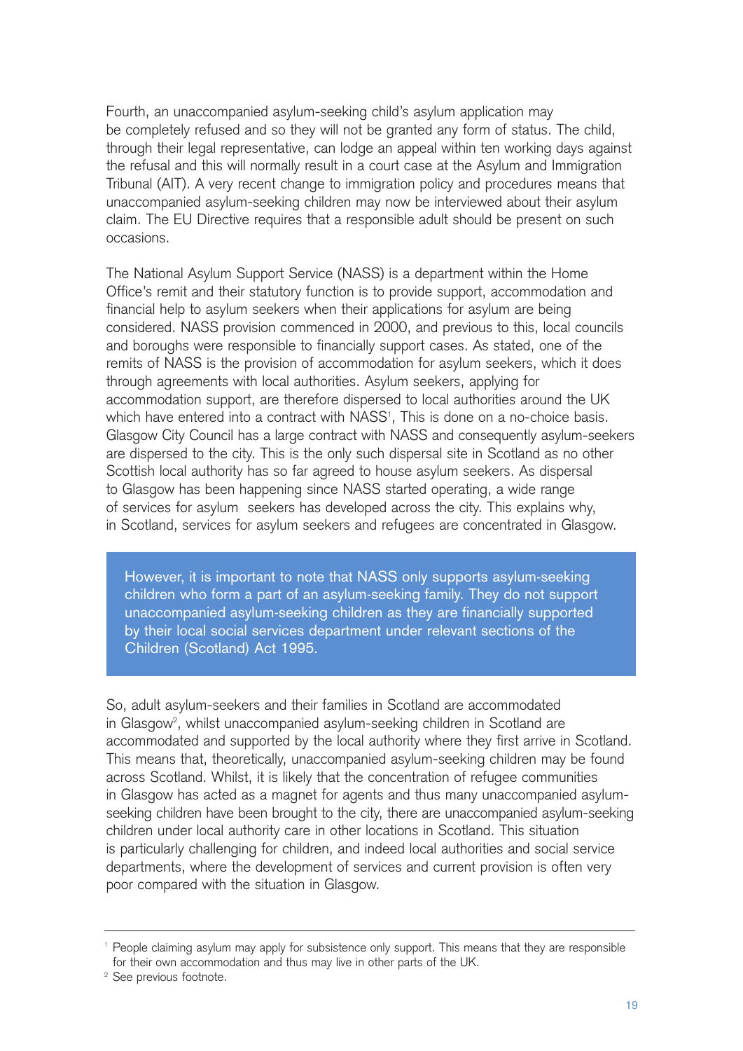Fourth, an unaccompanied asylum-seeking child's asylum application may be completely refused and so they will not be granted any form of status. The child, through their legal representative, can lodge an appeal within ten working days against the refusal and this will normally result in a court case at the Asylum and Immigration Tribunal (AIT). A very recent change to immigration policy and procedures means that unaccompanied asylum-seeking children may now be interviewed about their asylum claim. The EU Directive requires that a responsible adult should be present on such occasions.

The National Asylum Support Service (NASS) is a department within the Home Office's remit and their statutory function is to provide support, accommodation and financial help to asylum seekers when their applications for asylum are being considered. NASS provision commenced in 2000, and previous to this, local councils and boroughs were responsible to financially support cases. As stated, one of the remits of NASS is the provision of accommodation for asylum seekers, which it does through agreements with local authorities. Asylum seekers, applying for accommodation support, are therefore dispersed to local authorities around the UK which have entered into a contract with NASS[1], This is done on a no-choice basis. Glasgow City Council has a large contract with NASS and consequently asylum-seekers are dispersed to the city. This is the only such dispersal site in Scotland as no other Scottish local authority has so far agreed to house asylum seekers. As dispersal to Glasgow has been happening since NASS started operating, a wide range of services for asylum seekers has developed across the city. This explains why, in Scotland, services for asylum seekers and refugees are concentrated in Glasgow.

> However, it is important to note that NASS only supports asylum-seeking children who form a part of an asylum-seeking family. They do not support unaccompanied asylum-seeking children as they are financially supported by their local social services department under relevant sections of the Children (Scotland) Act 1995.

So, adult asylum-seekers and their families in Scotland are accommodated in Glasgow[2], whilst unaccompanied asylum-seeking children in Scotland are accommodated and supported by the local authority where they first arrive in Scotland. This means that, theoretically, unaccompanied asylum-seeking children may be found across Scotland. Whilst, it is likely that the concentration of refugee communities in Glasgow has acted as a magnet for agents and thus many unaccompanied asylum-seeking children have been brought to the city, there are unaccompanied asylum-seeking children under local authority care in other locations in Scotland. This situation is particularly challenging for children, and indeed local authorities and social service departments, where the development of services and current provision is often very poor compared with the situation in Glasgow.

---

[1] People claiming asylum may apply for subsistence only support. This means that they are responsible for their own accommodation and thus may live in other parts of the UK.

[2] See previous footnote.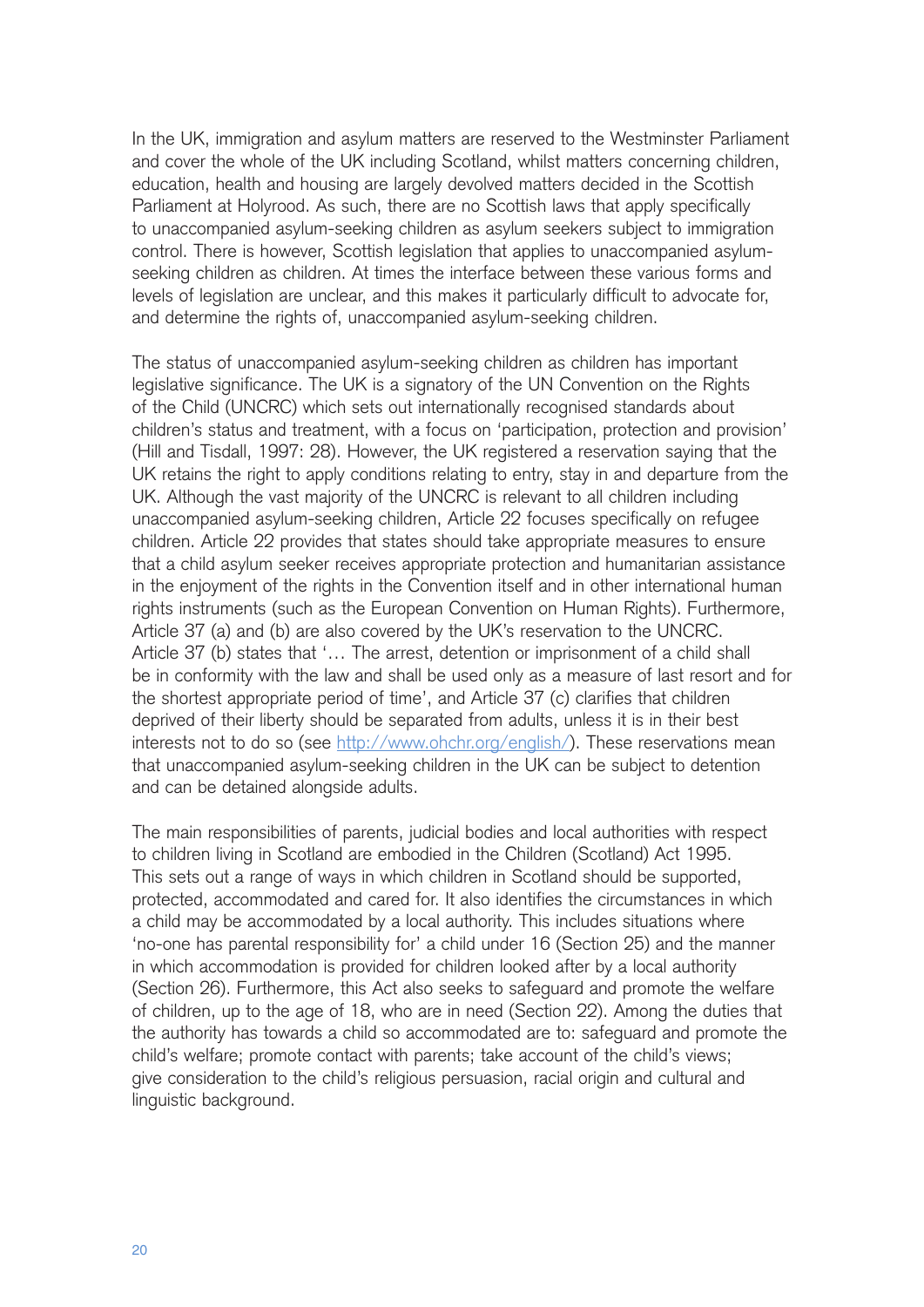In the UK, immigration and asylum matters are reserved to the Westminster Parliament and cover the whole of the UK including Scotland, whilst matters concerning children, education, health and housing are largely devolved matters decided in the Scottish Parliament at Holyrood. As such, there are no Scottish laws that apply specifically to unaccompanied asylum-seeking children as asylum seekers subject to immigration control. There is however, Scottish legislation that applies to unaccompanied asylum-seeking children as children. At times the interface between these various forms and levels of legislation are unclear, and this makes it particularly difficult to advocate for, and determine the rights of, unaccompanied asylum-seeking children.

The status of unaccompanied asylum-seeking children as children has important legislative significance. The UK is a signatory of the UN Convention on the Rights of the Child (UNCRC) which sets out internationally recognised standards about children's status and treatment, with a focus on 'participation, protection and provision' (Hill and Tisdall, 1997: 28). However, the UK registered a reservation saying that the UK retains the right to apply conditions relating to entry, stay in and departure from the UK. Although the vast majority of the UNCRC is relevant to all children including unaccompanied asylum-seeking children, Article 22 focuses specifically on refugee children. Article 22 provides that states should take appropriate measures to ensure that a child asylum seeker receives appropriate protection and humanitarian assistance in the enjoyment of the rights in the Convention itself and in other international human rights instruments (such as the European Convention on Human Rights). Furthermore, Article 37 (a) and (b) are also covered by the UK's reservation to the UNCRC. Article 37 (b) states that '… The arrest, detention or imprisonment of a child shall be in conformity with the law and shall be used only as a measure of last resort and for the shortest appropriate period of time', and Article 37 (c) clarifies that children deprived of their liberty should be separated from adults, unless it is in their best interests not to do so (see http://www.ohchr.org/english/). These reservations mean that unaccompanied asylum-seeking children in the UK can be subject to detention and can be detained alongside adults.

The main responsibilities of parents, judicial bodies and local authorities with respect to children living in Scotland are embodied in the Children (Scotland) Act 1995. This sets out a range of ways in which children in Scotland should be supported, protected, accommodated and cared for. It also identifies the circumstances in which a child may be accommodated by a local authority. This includes situations where 'no-one has parental responsibility for' a child under 16 (Section 25) and the manner in which accommodation is provided for children looked after by a local authority (Section 26). Furthermore, this Act also seeks to safeguard and promote the welfare of children, up to the age of 18, who are in need (Section 22). Among the duties that the authority has towards a child so accommodated are to: safeguard and promote the child's welfare; promote contact with parents; take account of the child's views; give consideration to the child's religious persuasion, racial origin and cultural and linguistic background.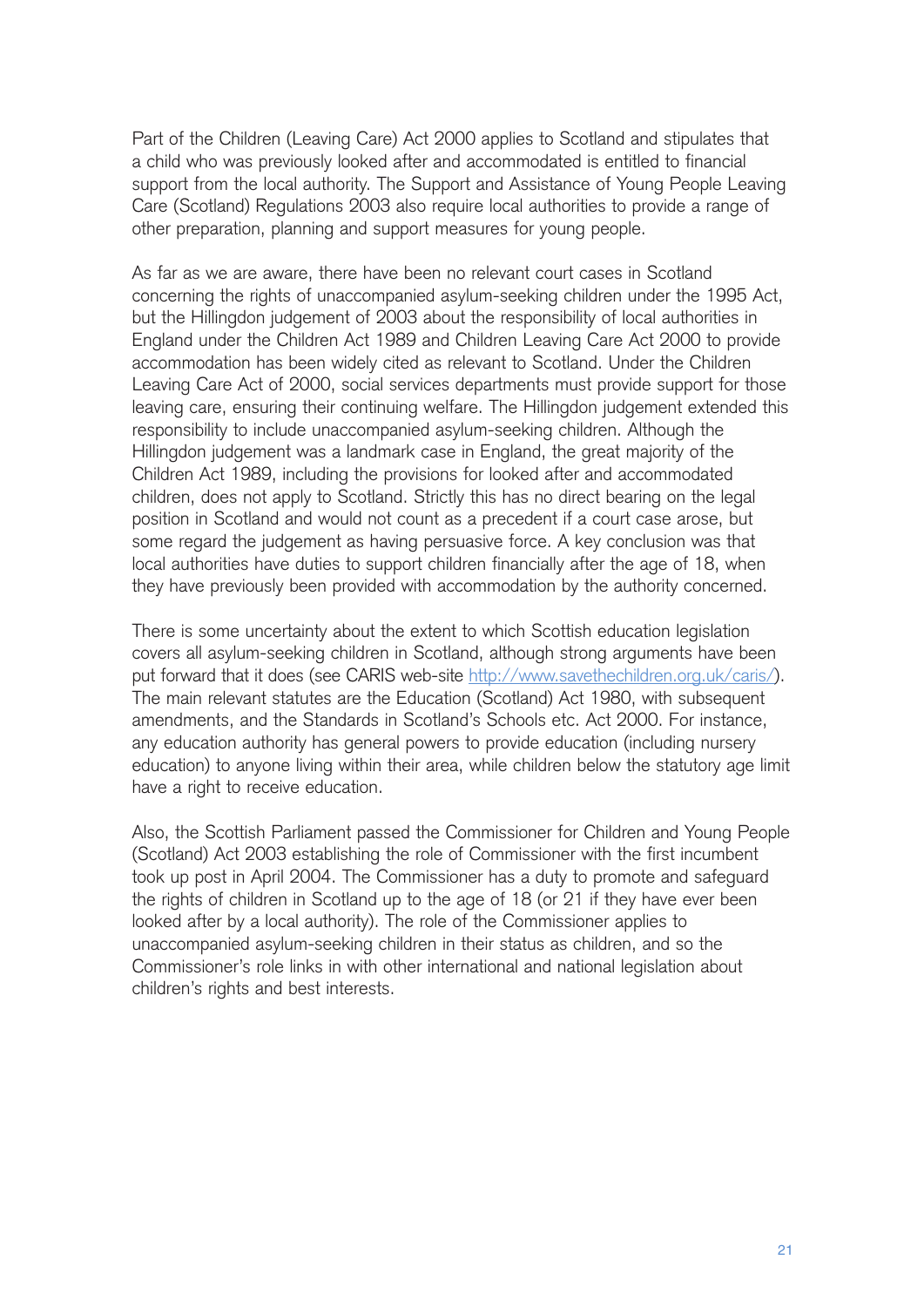Part of the Children (Leaving Care) Act 2000 applies to Scotland and stipulates that a child who was previously looked after and accommodated is entitled to financial support from the local authority. The Support and Assistance of Young People Leaving Care (Scotland) Regulations 2003 also require local authorities to provide a range of other preparation, planning and support measures for young people.

As far as we are aware, there have been no relevant court cases in Scotland concerning the rights of unaccompanied asylum-seeking children under the 1995 Act, but the Hillingdon judgement of 2003 about the responsibility of local authorities in England under the Children Act 1989 and Children Leaving Care Act 2000 to provide accommodation has been widely cited as relevant to Scotland. Under the Children Leaving Care Act of 2000, social services departments must provide support for those leaving care, ensuring their continuing welfare. The Hillingdon judgement extended this responsibility to include unaccompanied asylum-seeking children. Although the Hillingdon judgement was a landmark case in England, the great majority of the Children Act 1989, including the provisions for looked after and accommodated children, does not apply to Scotland. Strictly this has no direct bearing on the legal position in Scotland and would not count as a precedent if a court case arose, but some regard the judgement as having persuasive force. A key conclusion was that local authorities have duties to support children financially after the age of 18, when they have previously been provided with accommodation by the authority concerned.

There is some uncertainty about the extent to which Scottish education legislation covers all asylum-seeking children in Scotland, although strong arguments have been put forward that it does (see CARIS web-site http://www.savethechildren.org.uk/caris/). The main relevant statutes are the Education (Scotland) Act 1980, with subsequent amendments, and the Standards in Scotland's Schools etc. Act 2000. For instance, any education authority has general powers to provide education (including nursery education) to anyone living within their area, while children below the statutory age limit have a right to receive education.

Also, the Scottish Parliament passed the Commissioner for Children and Young People (Scotland) Act 2003 establishing the role of Commissioner with the first incumbent took up post in April 2004. The Commissioner has a duty to promote and safeguard the rights of children in Scotland up to the age of 18 (or 21 if they have ever been looked after by a local authority). The role of the Commissioner applies to unaccompanied asylum-seeking children in their status as children, and so the Commissioner's role links in with other international and national legislation about children's rights and best interests.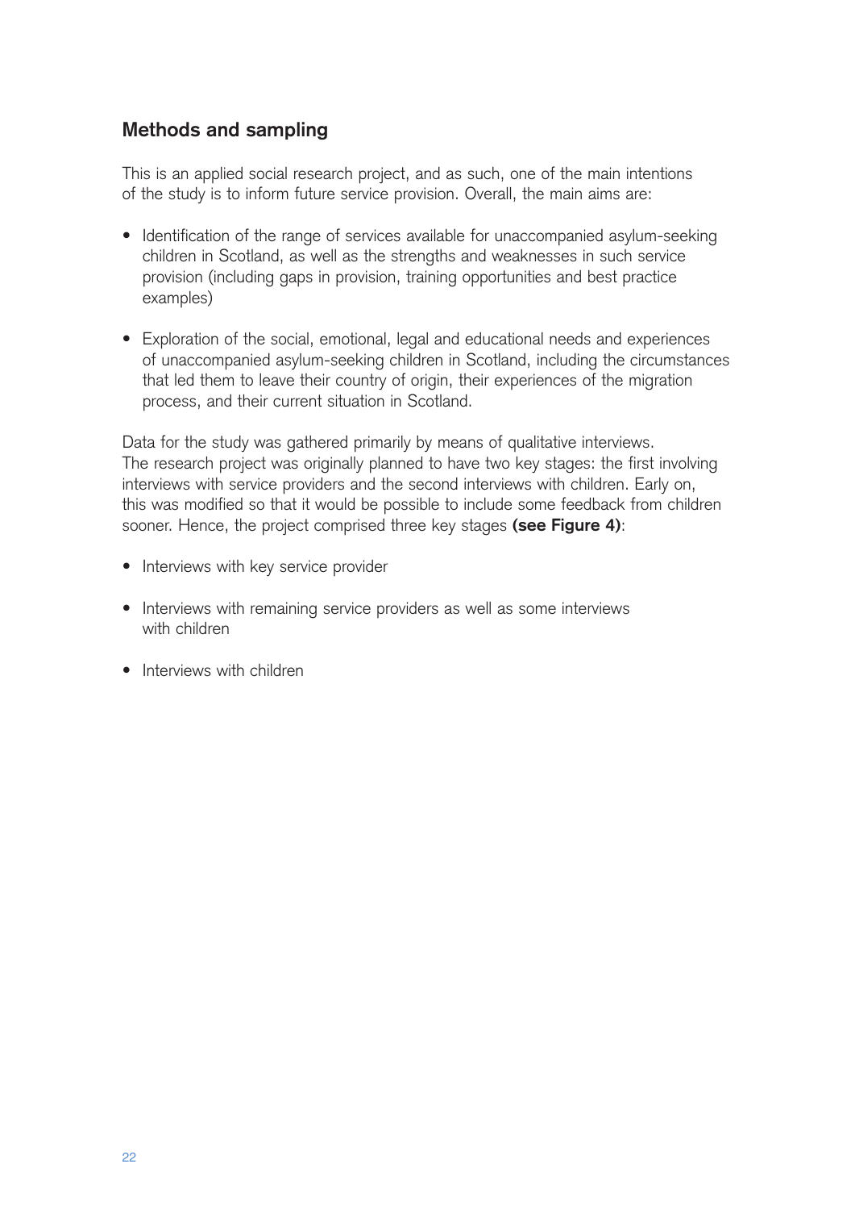## Methods and sampling

This is an applied social research project, and as such, one of the main intentions of the study is to inform future service provision. Overall, the main aims are:

- Identification of the range of services available for unaccompanied asylum-seeking children in Scotland, as well as the strengths and weaknesses in such service provision (including gaps in provision, training opportunities and best practice examples)
- Exploration of the social, emotional, legal and educational needs and experiences of unaccompanied asylum-seeking children in Scotland, including the circumstances that led them to leave their country of origin, their experiences of the migration process, and their current situation in Scotland.

Data for the study was gathered primarily by means of qualitative interviews. The research project was originally planned to have two key stages: the first involving interviews with service providers and the second interviews with children. Early on, this was modified so that it would be possible to include some feedback from children sooner. Hence, the project comprised three key stages **(see Figure 4)**:

- Interviews with key service provider
- Interviews with remaining service providers as well as some interviews with children
- Interviews with children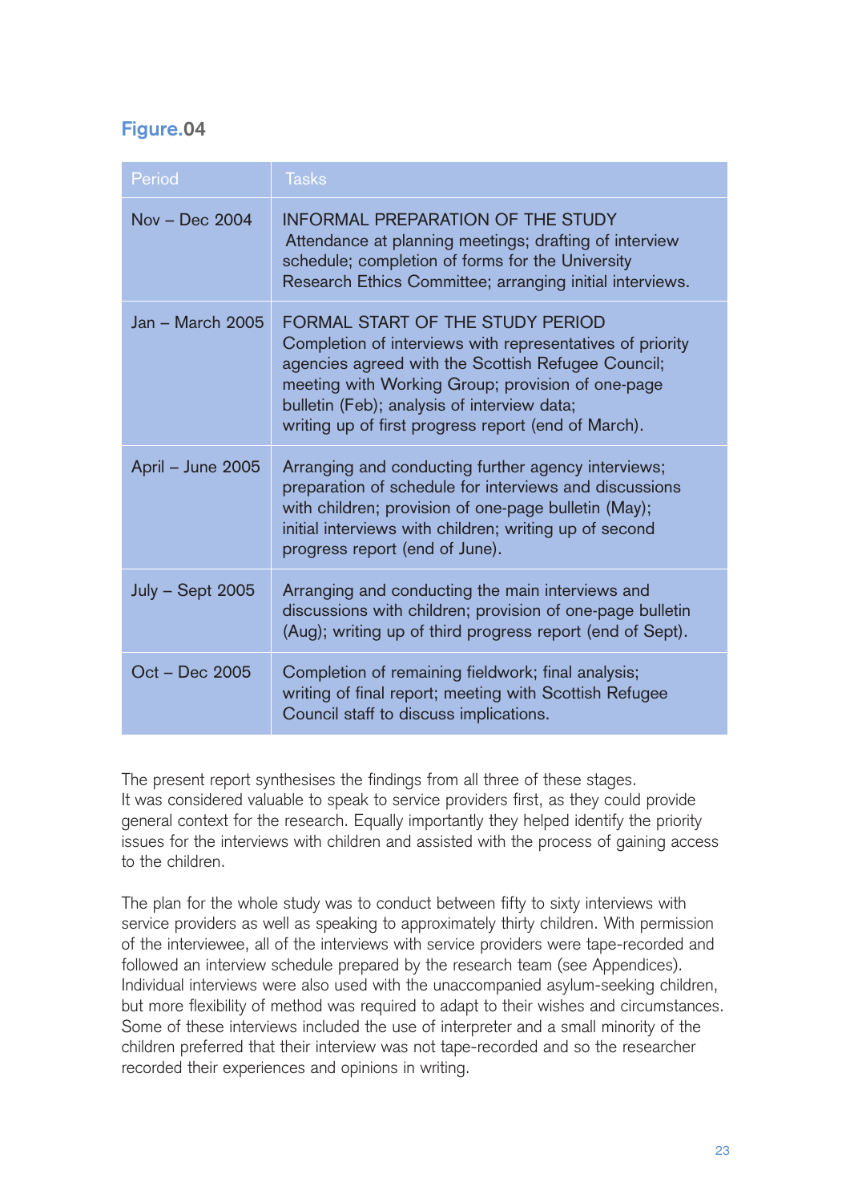**Figure.04**

| Period | Tasks |
|---|---|
| Nov – Dec 2004 | INFORMAL PREPARATION OF THE STUDY<br>Attendance at planning meetings; drafting of interview schedule; completion of forms for the University Research Ethics Committee; arranging initial interviews. |
| Jan – March 2005 | FORMAL START OF THE STUDY PERIOD<br>Completion of interviews with representatives of priority agencies agreed with the Scottish Refugee Council; meeting with Working Group; provision of one-page bulletin (Feb); analysis of interview data; writing up of first progress report (end of March). |
| April – June 2005 | Arranging and conducting further agency interviews; preparation of schedule for interviews and discussions with children; provision of one-page bulletin (May); initial interviews with children; writing up of second progress report (end of June). |
| July – Sept 2005 | Arranging and conducting the main interviews and discussions with children; provision of one-page bulletin (Aug); writing up of third progress report (end of Sept). |
| Oct – Dec 2005 | Completion of remaining fieldwork; final analysis; writing of final report; meeting with Scottish Refugee Council staff to discuss implications. |

The present report synthesises the findings from all three of these stages. It was considered valuable to speak to service providers first, as they could provide general context for the research. Equally importantly they helped identify the priority issues for the interviews with children and assisted with the process of gaining access to the children.

The plan for the whole study was to conduct between fifty to sixty interviews with service providers as well as speaking to approximately thirty children. With permission of the interviewee, all of the interviews with service providers were tape-recorded and followed an interview schedule prepared by the research team (see Appendices). Individual interviews were also used with the unaccompanied asylum-seeking children, but more flexibility of method was required to adapt to their wishes and circumstances. Some of these interviews included the use of interpreter and a small minority of the children preferred that their interview was not tape-recorded and so the researcher recorded their experiences and opinions in writing.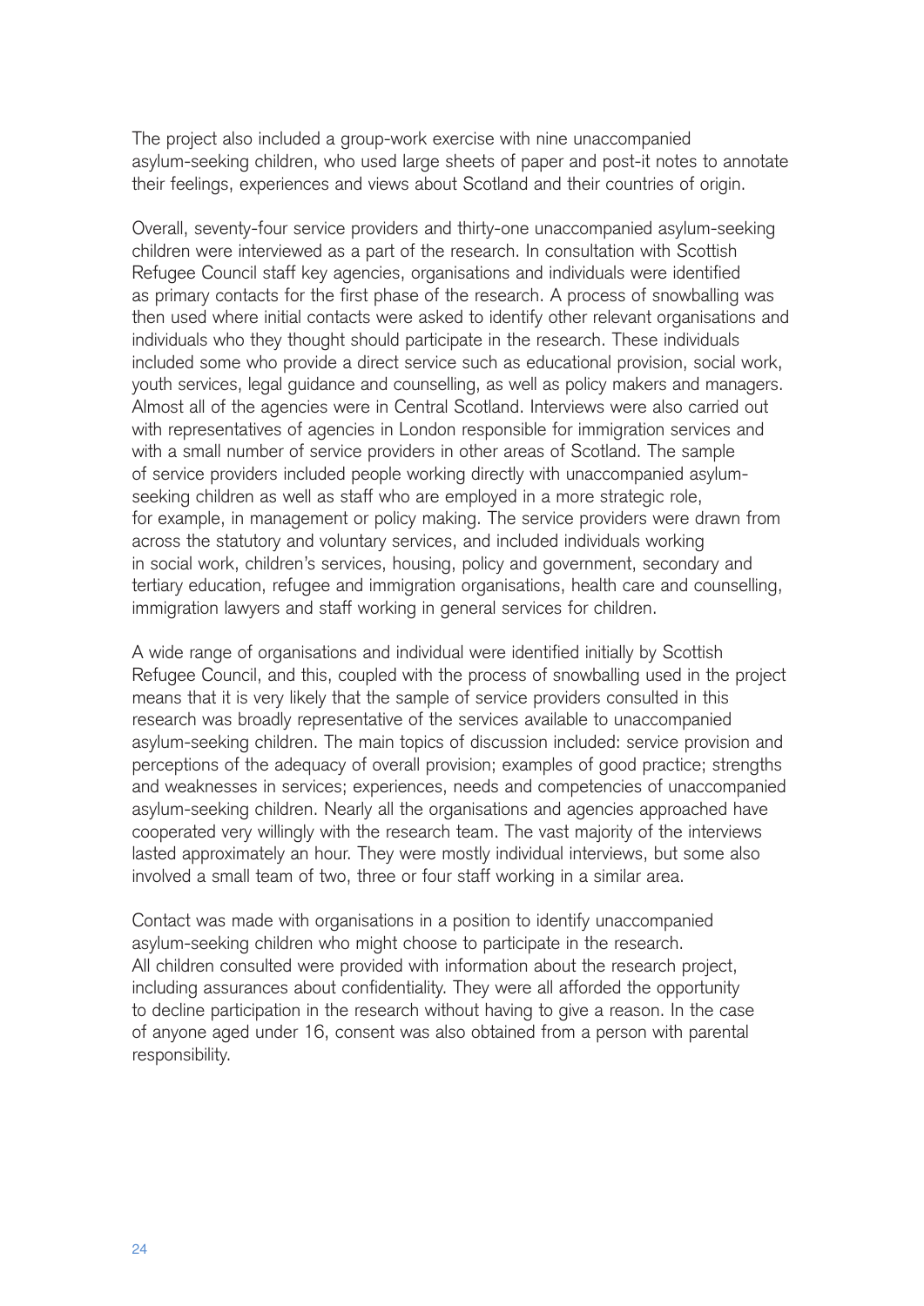The project also included a group-work exercise with nine unaccompanied asylum-seeking children, who used large sheets of paper and post-it notes to annotate their feelings, experiences and views about Scotland and their countries of origin.

Overall, seventy-four service providers and thirty-one unaccompanied asylum-seeking children were interviewed as a part of the research. In consultation with Scottish Refugee Council staff key agencies, organisations and individuals were identified as primary contacts for the first phase of the research. A process of snowballing was then used where initial contacts were asked to identify other relevant organisations and individuals who they thought should participate in the research. These individuals included some who provide a direct service such as educational provision, social work, youth services, legal guidance and counselling, as well as policy makers and managers. Almost all of the agencies were in Central Scotland. Interviews were also carried out with representatives of agencies in London responsible for immigration services and with a small number of service providers in other areas of Scotland. The sample of service providers included people working directly with unaccompanied asylum-seeking children as well as staff who are employed in a more strategic role, for example, in management or policy making. The service providers were drawn from across the statutory and voluntary services, and included individuals working in social work, children's services, housing, policy and government, secondary and tertiary education, refugee and immigration organisations, health care and counselling, immigration lawyers and staff working in general services for children.

A wide range of organisations and individual were identified initially by Scottish Refugee Council, and this, coupled with the process of snowballing used in the project means that it is very likely that the sample of service providers consulted in this research was broadly representative of the services available to unaccompanied asylum-seeking children. The main topics of discussion included: service provision and perceptions of the adequacy of overall provision; examples of good practice; strengths and weaknesses in services; experiences, needs and competencies of unaccompanied asylum-seeking children. Nearly all the organisations and agencies approached have cooperated very willingly with the research team. The vast majority of the interviews lasted approximately an hour. They were mostly individual interviews, but some also involved a small team of two, three or four staff working in a similar area.

Contact was made with organisations in a position to identify unaccompanied asylum-seeking children who might choose to participate in the research. All children consulted were provided with information about the research project, including assurances about confidentiality. They were all afforded the opportunity to decline participation in the research without having to give a reason. In the case of anyone aged under 16, consent was also obtained from a person with parental responsibility.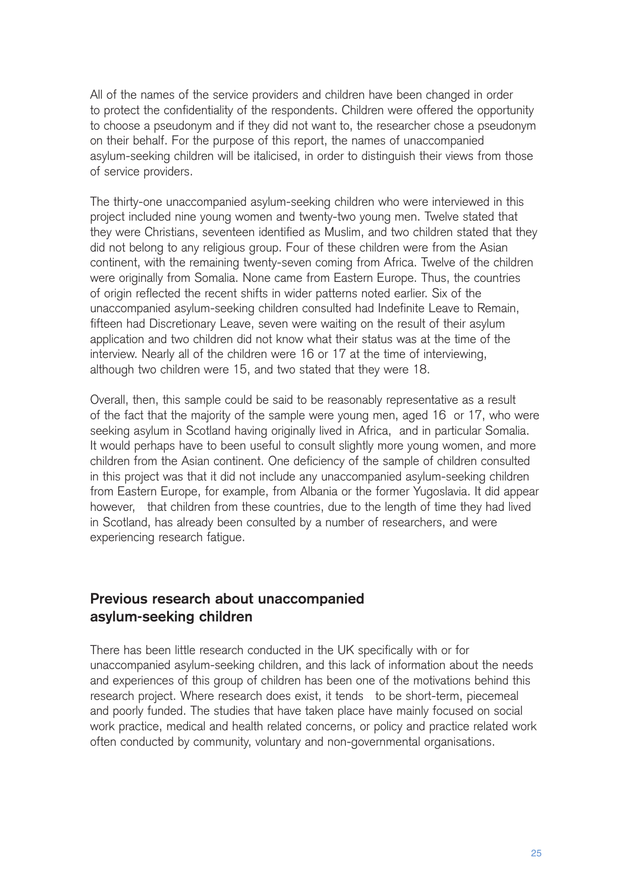All of the names of the service providers and children have been changed in order to protect the confidentiality of the respondents. Children were offered the opportunity to choose a pseudonym and if they did not want to, the researcher chose a pseudonym on their behalf. For the purpose of this report, the names of unaccompanied asylum-seeking children will be italicised, in order to distinguish their views from those of service providers.

The thirty-one unaccompanied asylum-seeking children who were interviewed in this project included nine young women and twenty-two young men. Twelve stated that they were Christians, seventeen identified as Muslim, and two children stated that they did not belong to any religious group. Four of these children were from the Asian continent, with the remaining twenty-seven coming from Africa. Twelve of the children were originally from Somalia. None came from Eastern Europe. Thus, the countries of origin reflected the recent shifts in wider patterns noted earlier. Six of the unaccompanied asylum-seeking children consulted had Indefinite Leave to Remain, fifteen had Discretionary Leave, seven were waiting on the result of their asylum application and two children did not know what their status was at the time of the interview. Nearly all of the children were 16 or 17 at the time of interviewing, although two children were 15, and two stated that they were 18.

Overall, then, this sample could be said to be reasonably representative as a result of the fact that the majority of the sample were young men, aged 16 or 17, who were seeking asylum in Scotland having originally lived in Africa, and in particular Somalia. It would perhaps have to been useful to consult slightly more young women, and more children from the Asian continent. One deficiency of the sample of children consulted in this project was that it did not include any unaccompanied asylum-seeking children from Eastern Europe, for example, from Albania or the former Yugoslavia. It did appear however, that children from these countries, due to the length of time they had lived in Scotland, has already been consulted by a number of researchers, and were experiencing research fatigue.

## Previous research about unaccompanied asylum-seeking children

There has been little research conducted in the UK specifically with or for unaccompanied asylum-seeking children, and this lack of information about the needs and experiences of this group of children has been one of the motivations behind this research project. Where research does exist, it tends to be short-term, piecemeal and poorly funded. The studies that have taken place have mainly focused on social work practice, medical and health related concerns, or policy and practice related work often conducted by community, voluntary and non-governmental organisations.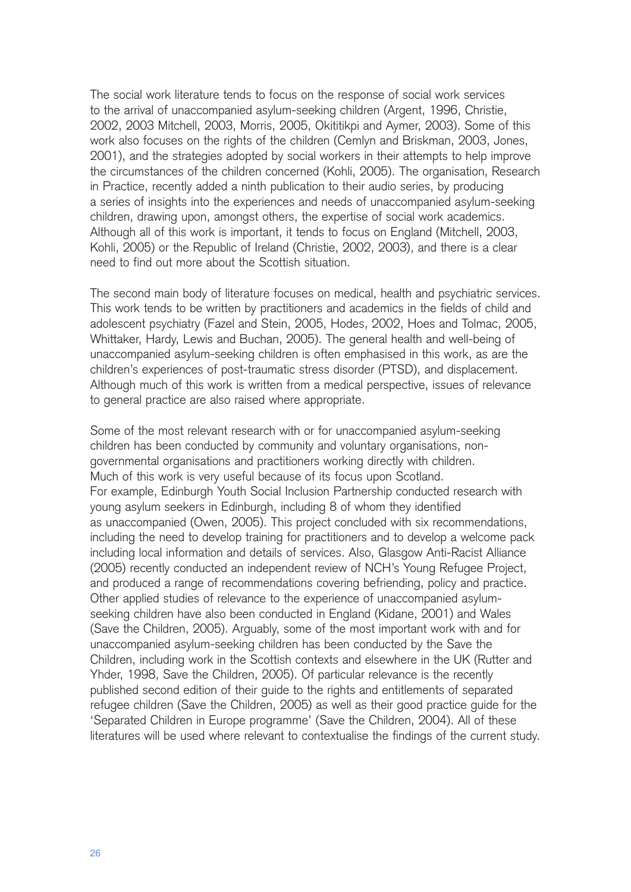The social work literature tends to focus on the response of social work services to the arrival of unaccompanied asylum-seeking children (Argent, 1996, Christie, 2002, 2003 Mitchell, 2003, Morris, 2005, Okitikpi and Aymer, 2003). Some of this work also focuses on the rights of the children (Cemlyn and Briskman, 2003, Jones, 2001), and the strategies adopted by social workers in their attempts to help improve the circumstances of the children concerned (Kohli, 2005). The organisation, Research in Practice, recently added a ninth publication to their audio series, by producing a series of insights into the experiences and needs of unaccompanied asylum-seeking children, drawing upon, amongst others, the expertise of social work academics. Although all of this work is important, it tends to focus on England (Mitchell, 2003, Kohli, 2005) or the Republic of Ireland (Christie, 2002, 2003), and there is a clear need to find out more about the Scottish situation.

The second main body of literature focuses on medical, health and psychiatric services. This work tends to be written by practitioners and academics in the fields of child and adolescent psychiatry (Fazel and Stein, 2005, Hodes, 2002, Hoes and Tolmac, 2005, Whittaker, Hardy, Lewis and Buchan, 2005). The general health and well-being of unaccompanied asylum-seeking children is often emphasised in this work, as are the children's experiences of post-traumatic stress disorder (PTSD), and displacement. Although much of this work is written from a medical perspective, issues of relevance to general practice are also raised where appropriate.

Some of the most relevant research with or for unaccompanied asylum-seeking children has been conducted by community and voluntary organisations, non-governmental organisations and practitioners working directly with children. Much of this work is very useful because of its focus upon Scotland. For example, Edinburgh Youth Social Inclusion Partnership conducted research with young asylum seekers in Edinburgh, including 8 of whom they identified as unaccompanied (Owen, 2005). This project concluded with six recommendations, including the need to develop training for practitioners and to develop a welcome pack including local information and details of services. Also, Glasgow Anti-Racist Alliance (2005) recently conducted an independent review of NCH's Young Refugee Project, and produced a range of recommendations covering befriending, policy and practice. Other applied studies of relevance to the experience of unaccompanied asylum-seeking children have also been conducted in England (Kidane, 2001) and Wales (Save the Children, 2005). Arguably, some of the most important work with and for unaccompanied asylum-seeking children has been conducted by the Save the Children, including work in the Scottish contexts and elsewhere in the UK (Rutter and Yhder, 1998, Save the Children, 2005). Of particular relevance is the recently published second edition of their guide to the rights and entitlements of separated refugee children (Save the Children, 2005) as well as their good practice guide for the 'Separated Children in Europe programme' (Save the Children, 2004). All of these literatures will be used where relevant to contextualise the findings of the current study.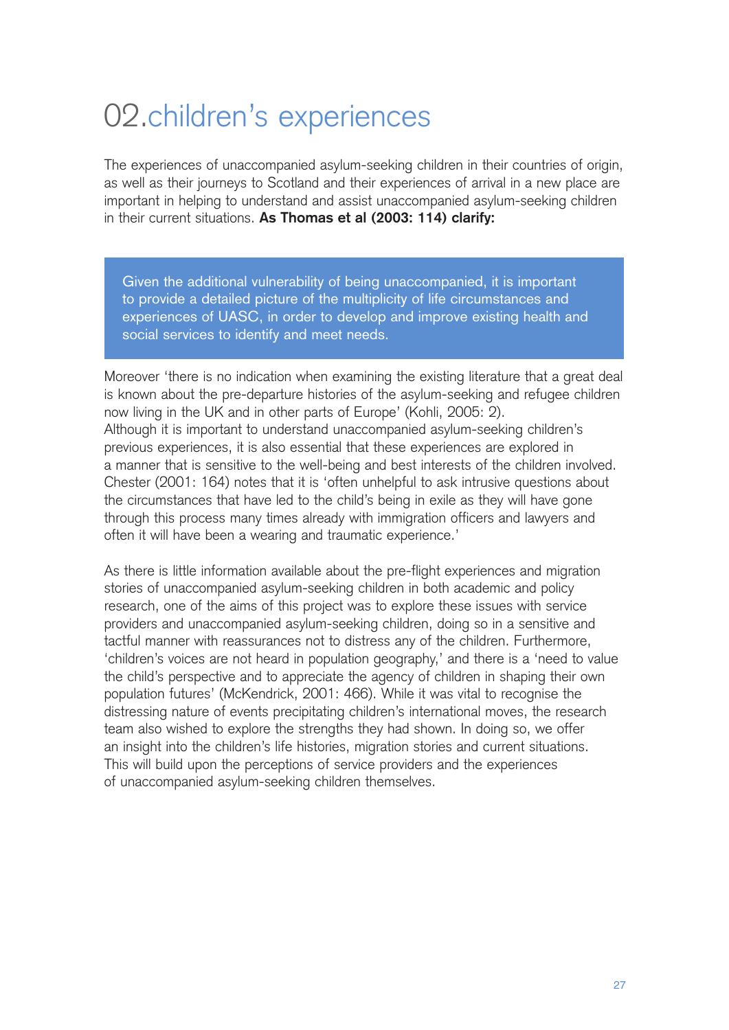# 02.children's experiences

The experiences of unaccompanied asylum-seeking children in their countries of origin, as well as their journeys to Scotland and their experiences of arrival in a new place are important in helping to understand and assist unaccompanied asylum-seeking children in their current situations. **As Thomas et al (2003: 114) clarify:**

> Given the additional vulnerability of being unaccompanied, it is important to provide a detailed picture of the multiplicity of life circumstances and experiences of UASC, in order to develop and improve existing health and social services to identify and meet needs.

Moreover 'there is no indication when examining the existing literature that a great deal is known about the pre-departure histories of the asylum-seeking and refugee children now living in the UK and in other parts of Europe' (Kohli, 2005: 2). Although it is important to understand unaccompanied asylum-seeking children's previous experiences, it is also essential that these experiences are explored in a manner that is sensitive to the well-being and best interests of the children involved. Chester (2001: 164) notes that it is 'often unhelpful to ask intrusive questions about the circumstances that have led to the child's being in exile as they will have gone through this process many times already with immigration officers and lawyers and often it will have been a wearing and traumatic experience.'

As there is little information available about the pre-flight experiences and migration stories of unaccompanied asylum-seeking children in both academic and policy research, one of the aims of this project was to explore these issues with service providers and unaccompanied asylum-seeking children, doing so in a sensitive and tactful manner with reassurances not to distress any of the children. Furthermore, 'children's voices are not heard in population geography,' and there is a 'need to value the child's perspective and to appreciate the agency of children in shaping their own population futures' (McKendrick, 2001: 466). While it was vital to recognise the distressing nature of events precipitating children's international moves, the research team also wished to explore the strengths they had shown. In doing so, we offer an insight into the children's life histories, migration stories and current situations. This will build upon the perceptions of service providers and the experiences of unaccompanied asylum-seeking children themselves.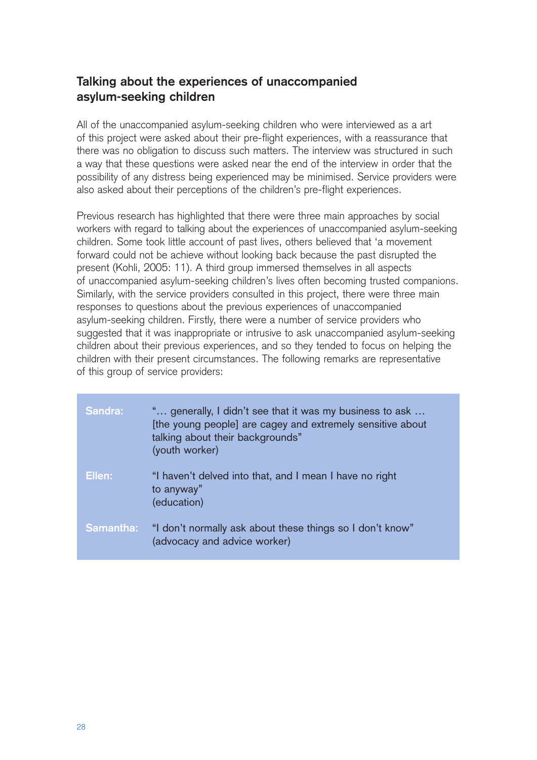## Talking about the experiences of unaccompanied asylum-seeking children

All of the unaccompanied asylum-seeking children who were interviewed as a art of this project were asked about their pre-flight experiences, with a reassurance that there was no obligation to discuss such matters. The interview was structured in such a way that these questions were asked near the end of the interview in order that the possibility of any distress being experienced may be minimised. Service providers were also asked about their perceptions of the children's pre-flight experiences.

Previous research has highlighted that there were three main approaches by social workers with regard to talking about the experiences of unaccompanied asylum-seeking children. Some took little account of past lives, others believed that 'a movement forward could not be achieve without looking back because the past disrupted the present (Kohli, 2005: 11). A third group immersed themselves in all aspects of unaccompanied asylum-seeking children's lives often becoming trusted companions. Similarly, with the service providers consulted in this project, there were three main responses to questions about the previous experiences of unaccompanied asylum-seeking children. Firstly, there were a number of service providers who suggested that it was inappropriate or intrusive to ask unaccompanied asylum-seeking children about their previous experiences, and so they tended to focus on helping the children with their present circumstances. The following remarks are representative of this group of service providers:

| | |
|---|---|
| **Sandra:** | "… generally, I didn't see that it was my business to ask … [the young people] are cagey and extremely sensitive about talking about their backgrounds" (youth worker) |
| **Ellen:** | "I haven't delved into that, and I mean I have no right to anyway" (education) |
| **Samantha:** | "I don't normally ask about these things so I don't know" (advocacy and advice worker) |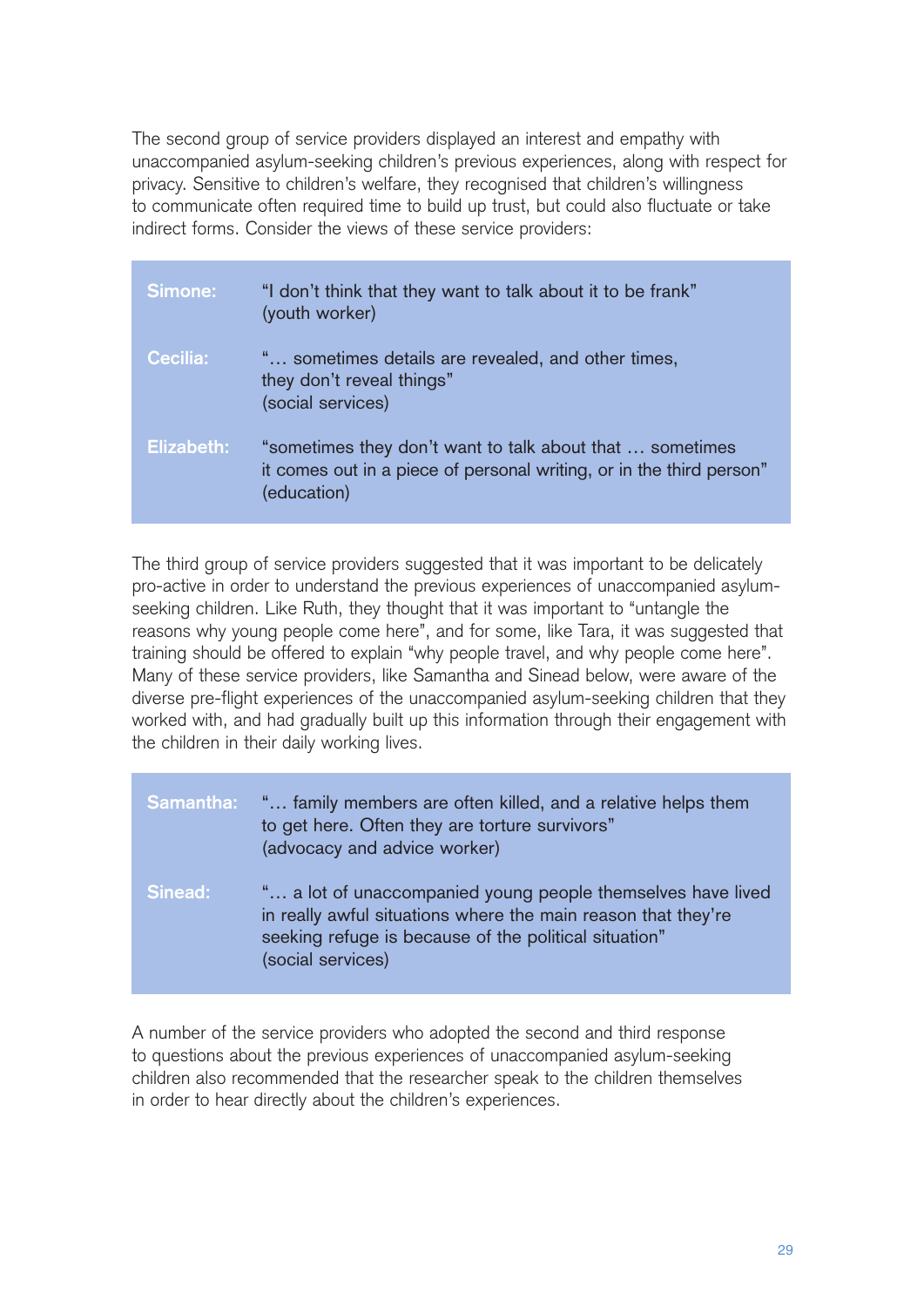The second group of service providers displayed an interest and empathy with unaccompanied asylum-seeking children's previous experiences, along with respect for privacy. Sensitive to children's welfare, they recognised that children's willingness to communicate often required time to build up trust, but could also fluctuate or take indirect forms. Consider the views of these service providers:

| | |
|---|---|
| **Simone:** | "I don't think that they want to talk about it to be frank" (youth worker) |
| **Cecilia:** | "… sometimes details are revealed, and other times, they don't reveal things" (social services) |
| **Elizabeth:** | "sometimes they don't want to talk about that … sometimes it comes out in a piece of personal writing, or in the third person" (education) |

The third group of service providers suggested that it was important to be delicately pro-active in order to understand the previous experiences of unaccompanied asylum-seeking children. Like Ruth, they thought that it was important to "untangle the reasons why young people come here", and for some, like Tara, it was suggested that training should be offered to explain "why people travel, and why people come here". Many of these service providers, like Samantha and Sinead below, were aware of the diverse pre-flight experiences of the unaccompanied asylum-seeking children that they worked with, and had gradually built up this information through their engagement with the children in their daily working lives.

| | |
|---|---|
| **Samantha:** | "… family members are often killed, and a relative helps them to get here. Often they are torture survivors" (advocacy and advice worker) |
| **Sinead:** | "… a lot of unaccompanied young people themselves have lived in really awful situations where the main reason that they're seeking refuge is because of the political situation" (social services) |

A number of the service providers who adopted the second and third response to questions about the previous experiences of unaccompanied asylum-seeking children also recommended that the researcher speak to the children themselves in order to hear directly about the children's experiences.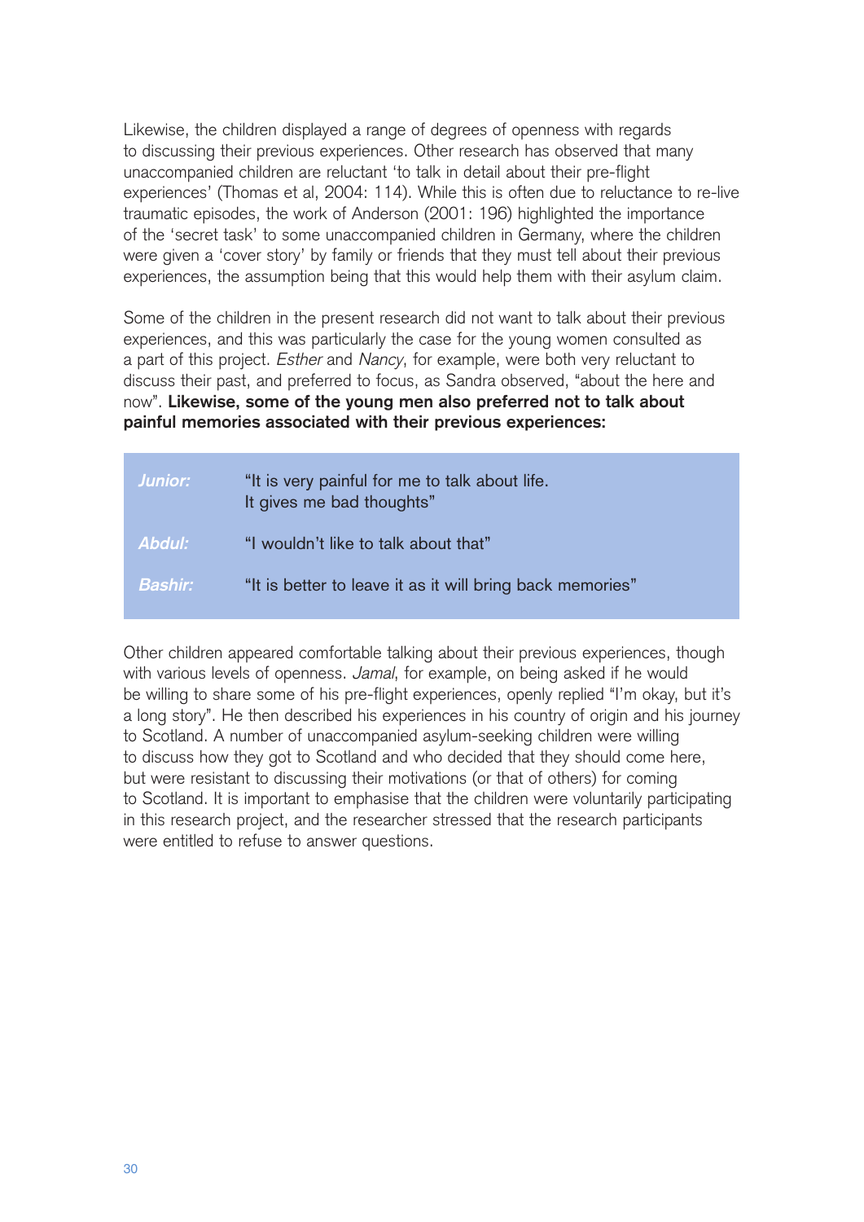Likewise, the children displayed a range of degrees of openness with regards to discussing their previous experiences. Other research has observed that many unaccompanied children are reluctant 'to talk in detail about their pre-flight experiences' (Thomas et al, 2004: 114). While this is often due to reluctance to re-live traumatic episodes, the work of Anderson (2001: 196) highlighted the importance of the 'secret task' to some unaccompanied children in Germany, where the children were given a 'cover story' by family or friends that they must tell about their previous experiences, the assumption being that this would help them with their asylum claim.

Some of the children in the present research did not want to talk about their previous experiences, and this was particularly the case for the young women consulted as a part of this project. *Esther* and *Nancy*, for example, were both very reluctant to discuss their past, and preferred to focus, as Sandra observed, "about the here and now". **Likewise, some of the young men also preferred not to talk about painful memories associated with their previous experiences:**

| | |
|---|---|
| ***Junior:*** | "It is very painful for me to talk about life. It gives me bad thoughts" |
| ***Abdul:*** | "I wouldn't like to talk about that" |
| ***Bashir:*** | "It is better to leave it as it will bring back memories" |

Other children appeared comfortable talking about their previous experiences, though with various levels of openness. *Jamal*, for example, on being asked if he would be willing to share some of his pre-flight experiences, openly replied "I'm okay, but it's a long story". He then described his experiences in his country of origin and his journey to Scotland. A number of unaccompanied asylum-seeking children were willing to discuss how they got to Scotland and who decided that they should come here, but were resistant to discussing their motivations (or that of others) for coming to Scotland. It is important to emphasise that the children were voluntarily participating in this research project, and the researcher stressed that the research participants were entitled to refuse to answer questions.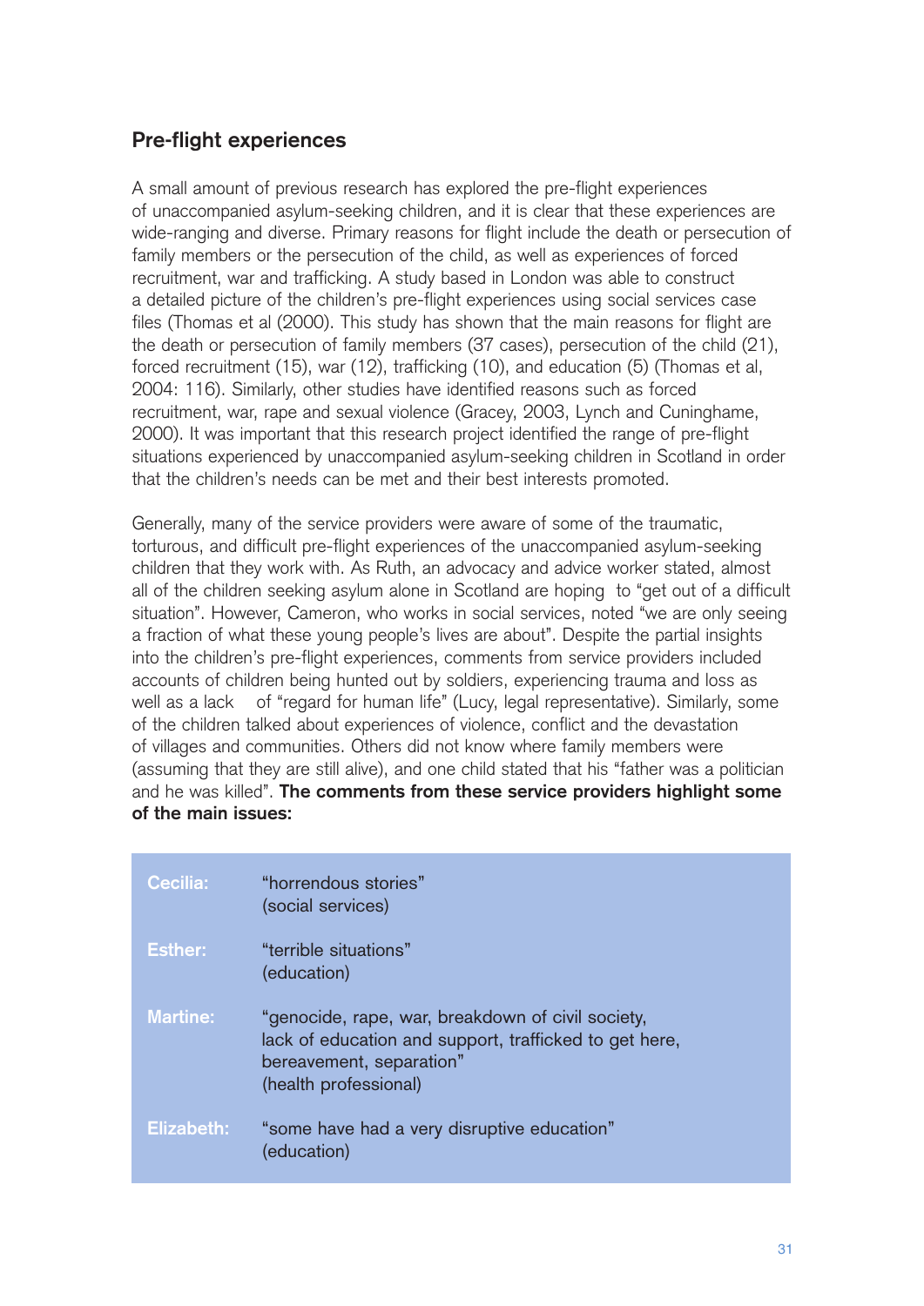## Pre-flight experiences

A small amount of previous research has explored the pre-flight experiences of unaccompanied asylum-seeking children, and it is clear that these experiences are wide-ranging and diverse. Primary reasons for flight include the death or persecution of family members or the persecution of the child, as well as experiences of forced recruitment, war and trafficking. A study based in London was able to construct a detailed picture of the children's pre-flight experiences using social services case files (Thomas et al (2000). This study has shown that the main reasons for flight are the death or persecution of family members (37 cases), persecution of the child (21), forced recruitment (15), war (12), trafficking (10), and education (5) (Thomas et al, 2004: 116). Similarly, other studies have identified reasons such as forced recruitment, war, rape and sexual violence (Gracey, 2003, Lynch and Cuninghame, 2000). It was important that this research project identified the range of pre-flight situations experienced by unaccompanied asylum-seeking children in Scotland in order that the children's needs can be met and their best interests promoted.

Generally, many of the service providers were aware of some of the traumatic, torturous, and difficult pre-flight experiences of the unaccompanied asylum-seeking children that they work with. As Ruth, an advocacy and advice worker stated, almost all of the children seeking asylum alone in Scotland are hoping to "get out of a difficult situation". However, Cameron, who works in social services, noted "we are only seeing a fraction of what these young people's lives are about". Despite the partial insights into the children's pre-flight experiences, comments from service providers included accounts of children being hunted out by soldiers, experiencing trauma and loss as well as a lack of "regard for human life" (Lucy, legal representative). Similarly, some of the children talked about experiences of violence, conflict and the devastation of villages and communities. Others did not know where family members were (assuming that they are still alive), and one child stated that his "father was a politician and he was killed". **The comments from these service providers highlight some of the main issues:**

| | |
|---|---|
| **Cecilia:** | "horrendous stories" (social services) |
| **Esther:** | "terrible situations" (education) |
| **Martine:** | "genocide, rape, war, breakdown of civil society, lack of education and support, trafficked to get here, bereavement, separation" (health professional) |
| **Elizabeth:** | "some have had a very disruptive education" (education) |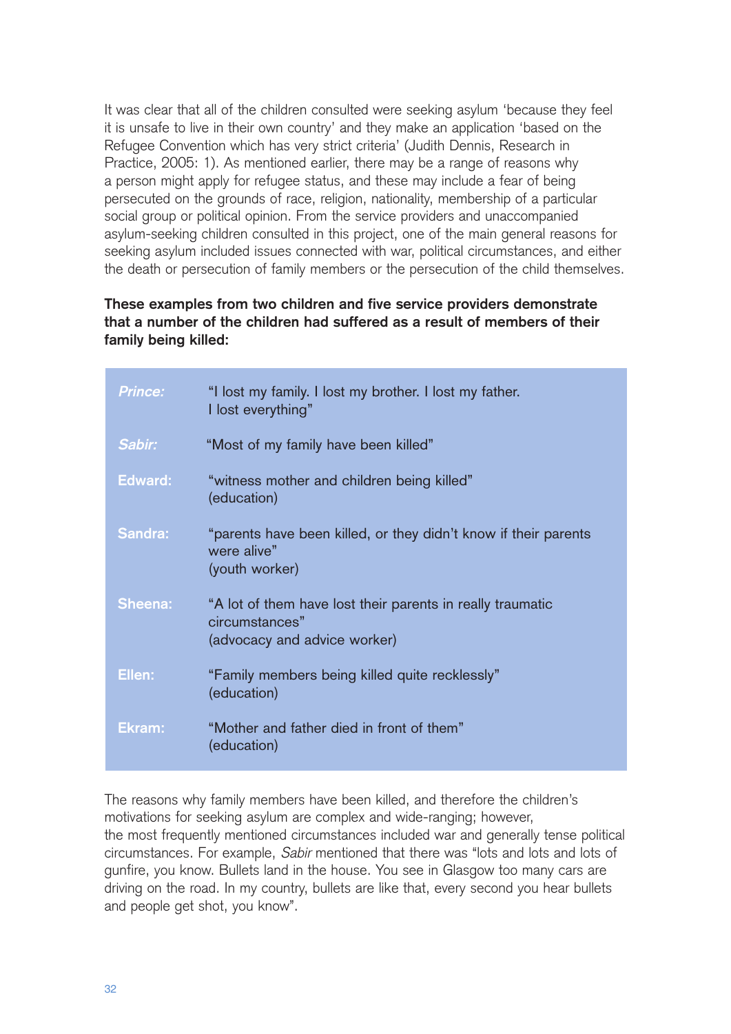It was clear that all of the children consulted were seeking asylum 'because they feel it is unsafe to live in their own country' and they make an application 'based on the Refugee Convention which has very strict criteria' (Judith Dennis, Research in Practice, 2005: 1). As mentioned earlier, there may be a range of reasons why a person might apply for refugee status, and these may include a fear of being persecuted on the grounds of race, religion, nationality, membership of a particular social group or political opinion. From the service providers and unaccompanied asylum-seeking children consulted in this project, one of the main general reasons for seeking asylum included issues connected with war, political circumstances, and either the death or persecution of family members or the persecution of the child themselves.

**These examples from two children and five service providers demonstrate that a number of the children had suffered as a result of members of their family being killed:**

| | |
|---|---|
| *Prince:* | "I lost my family. I lost my brother. I lost my father. I lost everything" |
| *Sabir:* | "Most of my family have been killed" |
| Edward: | "witness mother and children being killed" (education) |
| Sandra: | "parents have been killed, or they didn't know if their parents were alive" (youth worker) |
| Sheena: | "A lot of them have lost their parents in really traumatic circumstances" (advocacy and advice worker) |
| Ellen: | "Family members being killed quite recklessly" (education) |
| Ekram: | "Mother and father died in front of them" (education) |

The reasons why family members have been killed, and therefore the children's motivations for seeking asylum are complex and wide-ranging; however, the most frequently mentioned circumstances included war and generally tense political circumstances. For example, *Sabir* mentioned that there was "lots and lots and lots of gunfire, you know. Bullets land in the house. You see in Glasgow too many cars are driving on the road. In my country, bullets are like that, every second you hear bullets and people get shot, you know".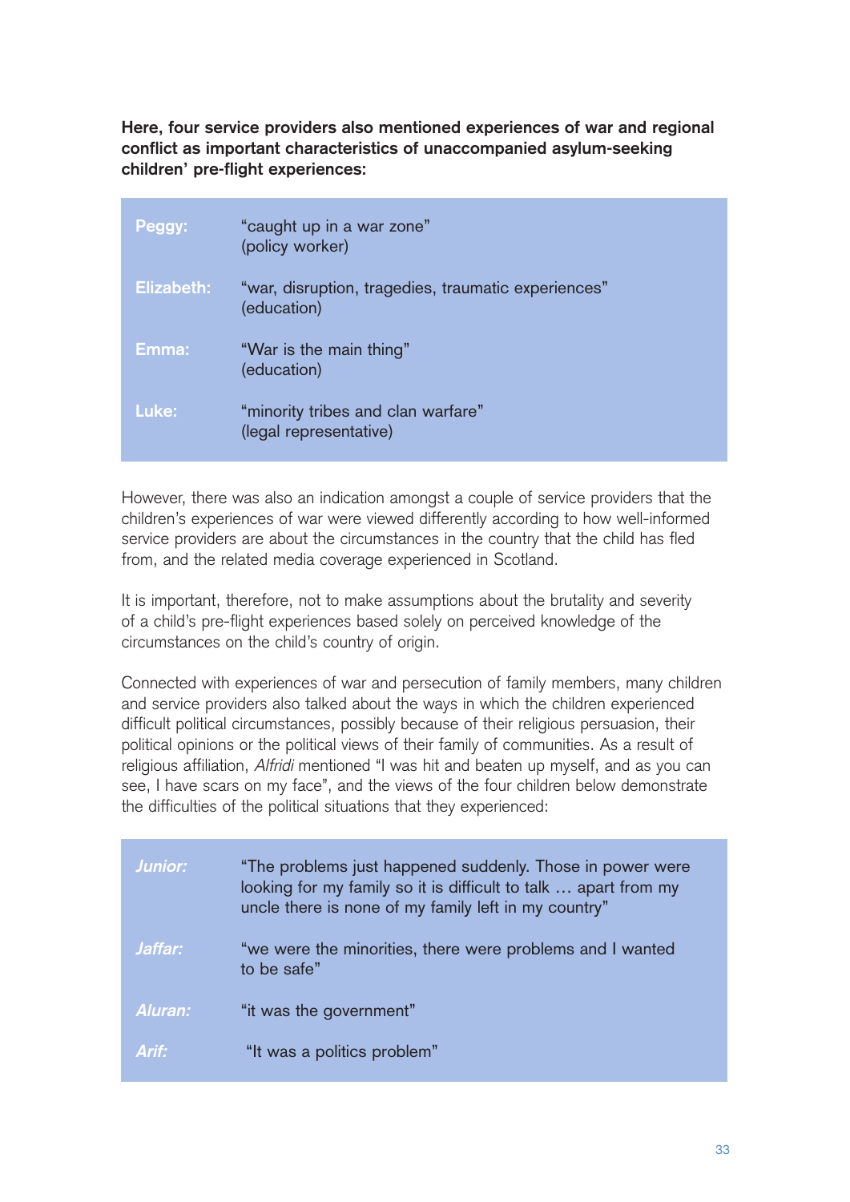**Here, four service providers also mentioned experiences of war and regional conflict as important characteristics of unaccompanied asylum-seeking children' pre-flight experiences:**

| | |
|---|---|
| Peggy: | "caught up in a war zone" (policy worker) |
| Elizabeth: | "war, disruption, tragedies, traumatic experiences" (education) |
| Emma: | "War is the main thing" (education) |
| Luke: | "minority tribes and clan warfare" (legal representative) |

However, there was also an indication amongst a couple of service providers that the children's experiences of war were viewed differently according to how well-informed service providers are about the circumstances in the country that the child has fled from, and the related media coverage experienced in Scotland.

It is important, therefore, not to make assumptions about the brutality and severity of a child's pre-flight experiences based solely on perceived knowledge of the circumstances on the child's country of origin.

Connected with experiences of war and persecution of family members, many children and service providers also talked about the ways in which the children experienced difficult political circumstances, possibly because of their religious persuasion, their political opinions or the political views of their family of communities. As a result of religious affiliation, *Alfridi* mentioned "I was hit and beaten up myself, and as you can see, I have scars on my face", and the views of the four children below demonstrate the difficulties of the political situations that they experienced:

| | |
|---|---|
| *Junior:* | "The problems just happened suddenly. Those in power were looking for my family so it is difficult to talk … apart from my uncle there is none of my family left in my country" |
| *Jaffar:* | "we were the minorities, there were problems and I wanted to be safe" |
| *Aluran:* | "it was the government" |
| *Arif:* | "It was a politics problem" |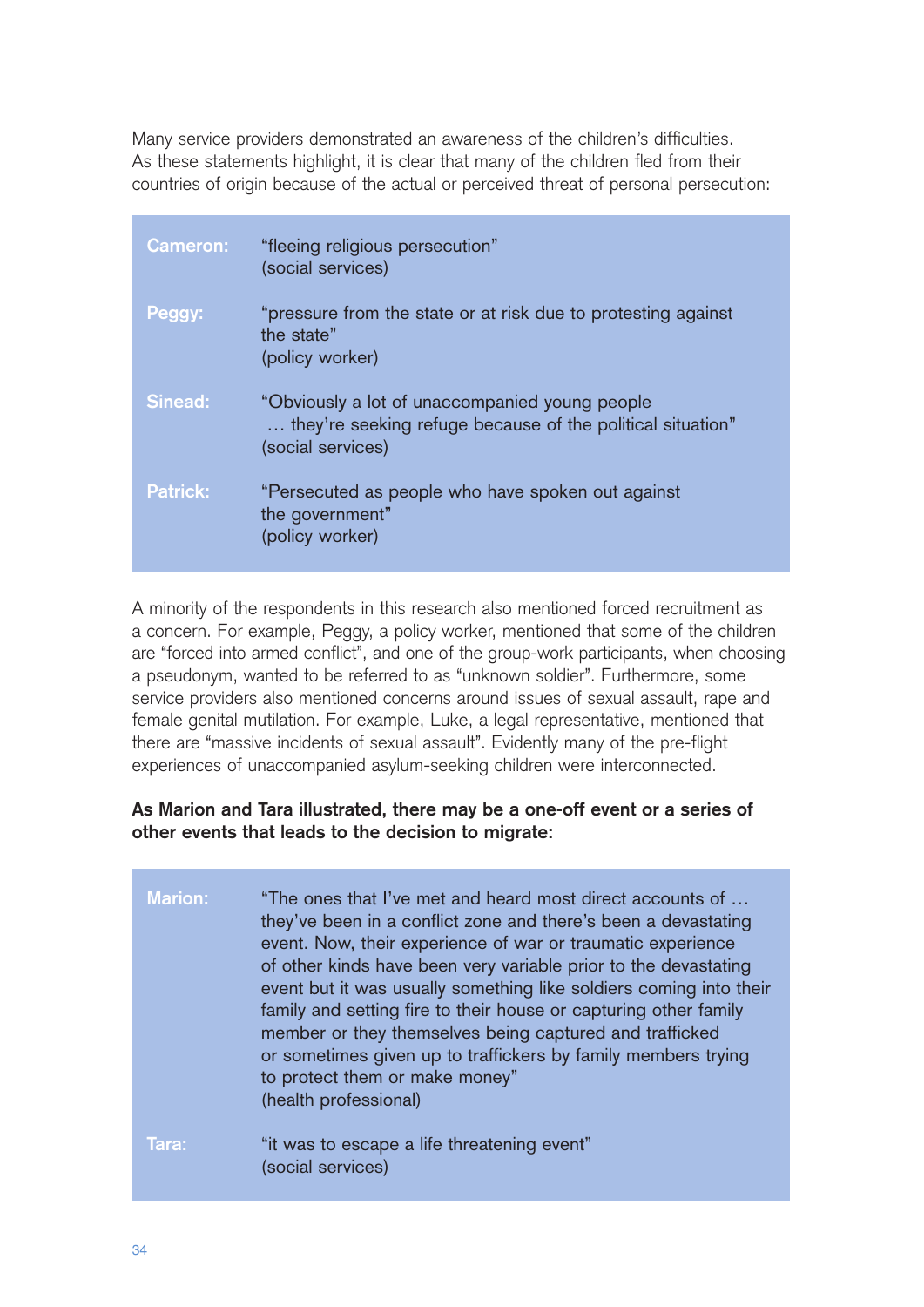Many service providers demonstrated an awareness of the children's difficulties. As these statements highlight, it is clear that many of the children fled from their countries of origin because of the actual or perceived threat of personal persecution:

| | |
|---|---|
| **Cameron:** | "fleeing religious persecution" (social services) |
| **Peggy:** | "pressure from the state or at risk due to protesting against the state" (policy worker) |
| **Sinead:** | "Obviously a lot of unaccompanied young people … they're seeking refuge because of the political situation" (social services) |
| **Patrick:** | "Persecuted as people who have spoken out against the government" (policy worker) |

A minority of the respondents in this research also mentioned forced recruitment as a concern. For example, Peggy, a policy worker, mentioned that some of the children are "forced into armed conflict", and one of the group-work participants, when choosing a pseudonym, wanted to be referred to as "unknown soldier". Furthermore, some service providers also mentioned concerns around issues of sexual assault, rape and female genital mutilation. For example, Luke, a legal representative, mentioned that there are "massive incidents of sexual assault". Evidently many of the pre-flight experiences of unaccompanied asylum-seeking children were interconnected.

**As Marion and Tara illustrated, there may be a one-off event or a series of other events that leads to the decision to migrate:**

| | |
|---|---|
| **Marion:** | "The ones that I've met and heard most direct accounts of … they've been in a conflict zone and there's been a devastating event. Now, their experience of war or traumatic experience of other kinds have been very variable prior to the devastating event but it was usually something like soldiers coming into their family and setting fire to their house or capturing other family member or they themselves being captured and trafficked or sometimes given up to traffickers by family members trying to protect them or make money" (health professional) |
| **Tara:** | "it was to escape a life threatening event" (social services) |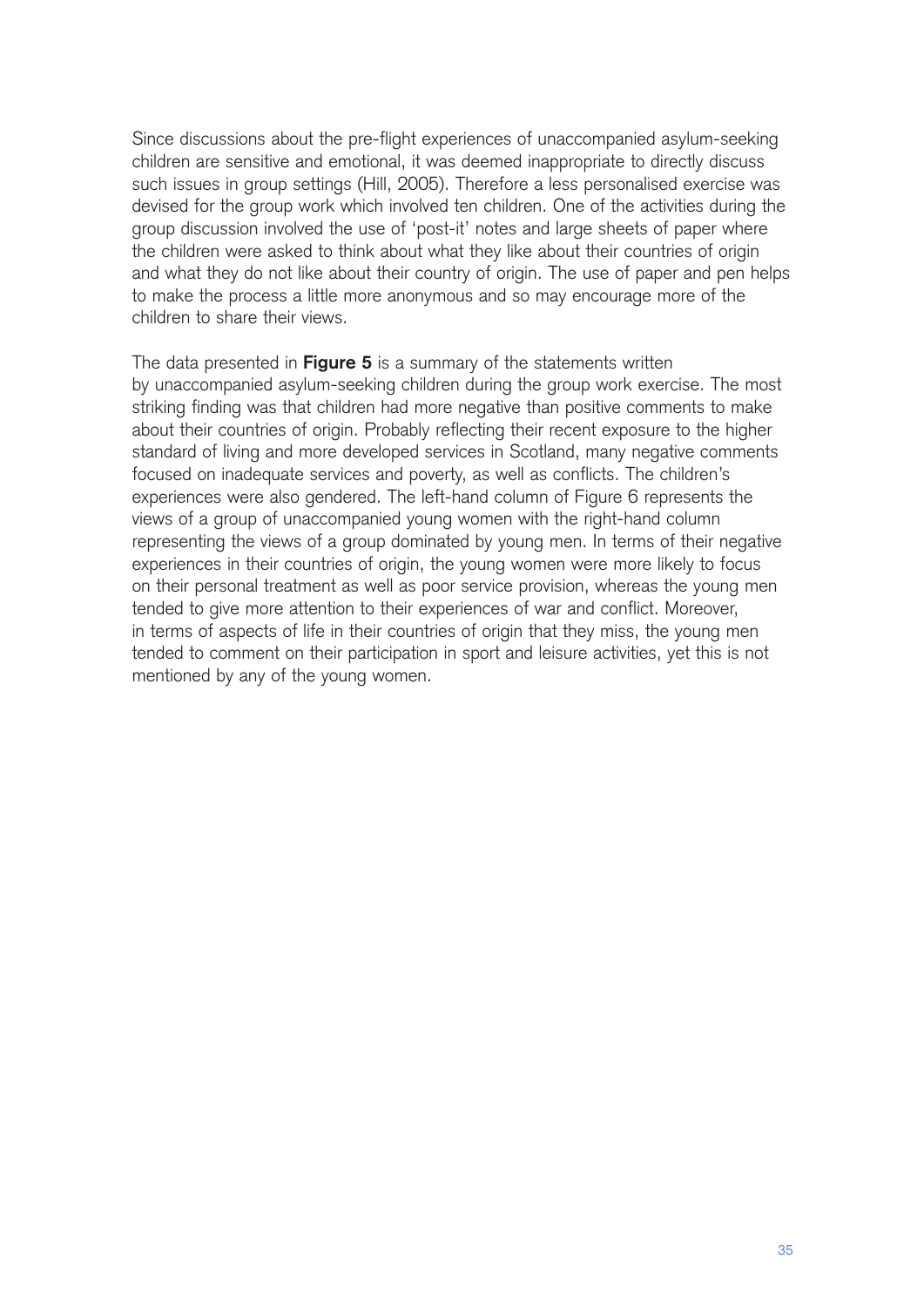Since discussions about the pre-flight experiences of unaccompanied asylum-seeking children are sensitive and emotional, it was deemed inappropriate to directly discuss such issues in group settings (Hill, 2005). Therefore a less personalised exercise was devised for the group work which involved ten children. One of the activities during the group discussion involved the use of 'post-it' notes and large sheets of paper where the children were asked to think about what they like about their countries of origin and what they do not like about their country of origin. The use of paper and pen helps to make the process a little more anonymous and so may encourage more of the children to share their views.

The data presented in **Figure 5** is a summary of the statements written by unaccompanied asylum-seeking children during the group work exercise. The most striking finding was that children had more negative than positive comments to make about their countries of origin. Probably reflecting their recent exposure to the higher standard of living and more developed services in Scotland, many negative comments focused on inadequate services and poverty, as well as conflicts. The children's experiences were also gendered. The left-hand column of Figure 6 represents the views of a group of unaccompanied young women with the right-hand column representing the views of a group dominated by young men. In terms of their negative experiences in their countries of origin, the young women were more likely to focus on their personal treatment as well as poor service provision, whereas the young men tended to give more attention to their experiences of war and conflict. Moreover, in terms of aspects of life in their countries of origin that they miss, the young men tended to comment on their participation in sport and leisure activities, yet this is not mentioned by any of the young women.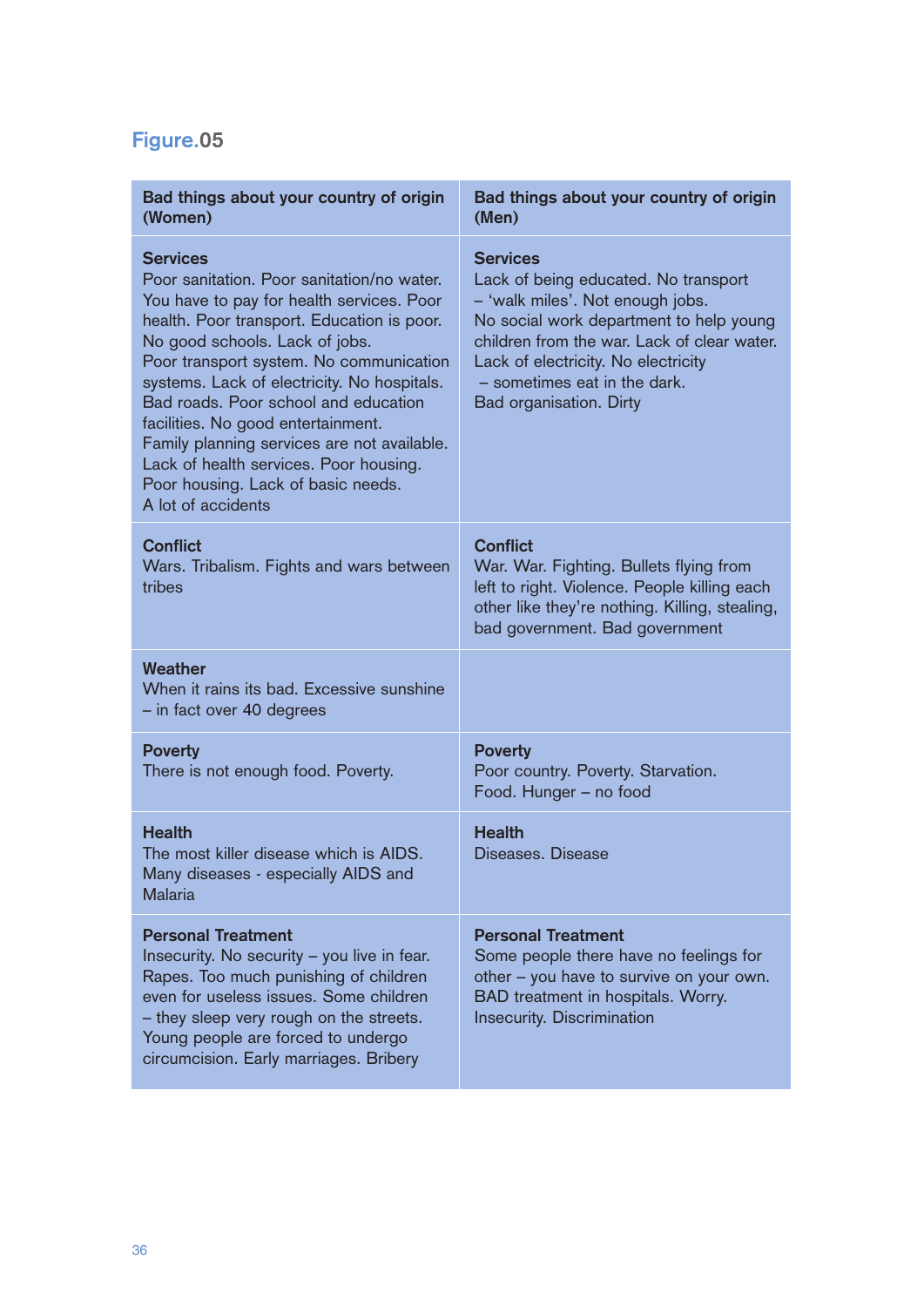**Figure.05**

| Bad things about your country of origin (Women) | Bad things about your country of origin (Men) |
|---|---|
| **Services**<br>Poor sanitation. Poor sanitation/no water. You have to pay for health services. Poor health. Poor transport. Education is poor. No good schools. Lack of jobs. Poor transport system. No communication systems. Lack of electricity. No hospitals. Bad roads. Poor school and education facilities. No good entertainment. Family planning services are not available. Lack of health services. Poor housing. Poor housing. Lack of basic needs. A lot of accidents | **Services**<br>Lack of being educated. No transport – 'walk miles'. Not enough jobs. No social work department to help young children from the war. Lack of clear water. Lack of electricity. No electricity – sometimes eat in the dark. Bad organisation. Dirty |
| **Conflict**<br>Wars. Tribalism. Fights and wars between tribes | **Conflict**<br>War. War. Fighting. Bullets flying from left to right. Violence. People killing each other like they're nothing. Killing, stealing, bad government. Bad government |
| **Weather**<br>When it rains its bad. Excessive sunshine – in fact over 40 degrees | |
| **Poverty**<br>There is not enough food. Poverty. | **Poverty**<br>Poor country. Poverty. Starvation. Food. Hunger – no food |
| **Health**<br>The most killer disease which is AIDS. Many diseases - especially AIDS and Malaria | **Health**<br>Diseases. Disease |
| **Personal Treatment**<br>Insecurity. No security – you live in fear. Rapes. Too much punishing of children even for useless issues. Some children – they sleep very rough on the streets. Young people are forced to undergo circumcision. Early marriages. Bribery | **Personal Treatment**<br>Some people there have no feelings for other – you have to survive on your own. BAD treatment in hospitals. Worry. Insecurity. Discrimination |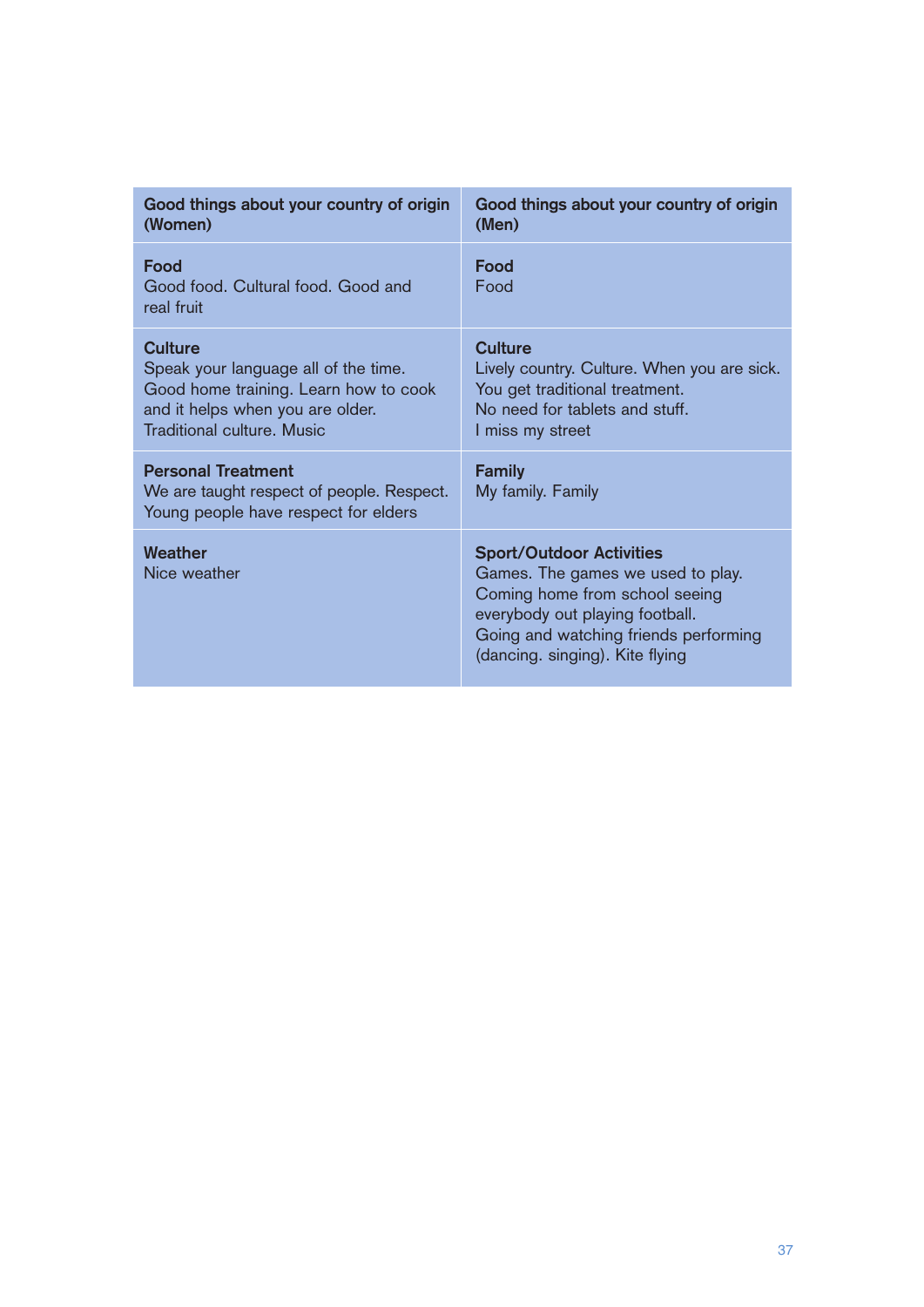| Good things about your country of origin (Women) | Good things about your country of origin (Men) |
|---|---|
| **Food**<br>Good food. Cultural food. Good and real fruit | **Food**<br>Food |
| **Culture**<br>Speak your language all of the time. Good home training. Learn how to cook and it helps when you are older. Traditional culture. Music | **Culture**<br>Lively country. Culture. When you are sick. You get traditional treatment. No need for tablets and stuff. I miss my street |
| **Personal Treatment**<br>We are taught respect of people. Respect. Young people have respect for elders | **Family**<br>My family. Family |
| **Weather**<br>Nice weather | **Sport/Outdoor Activities**<br>Games. The games we used to play. Coming home from school seeing everybody out playing football. Going and watching friends performing (dancing. singing). Kite flying |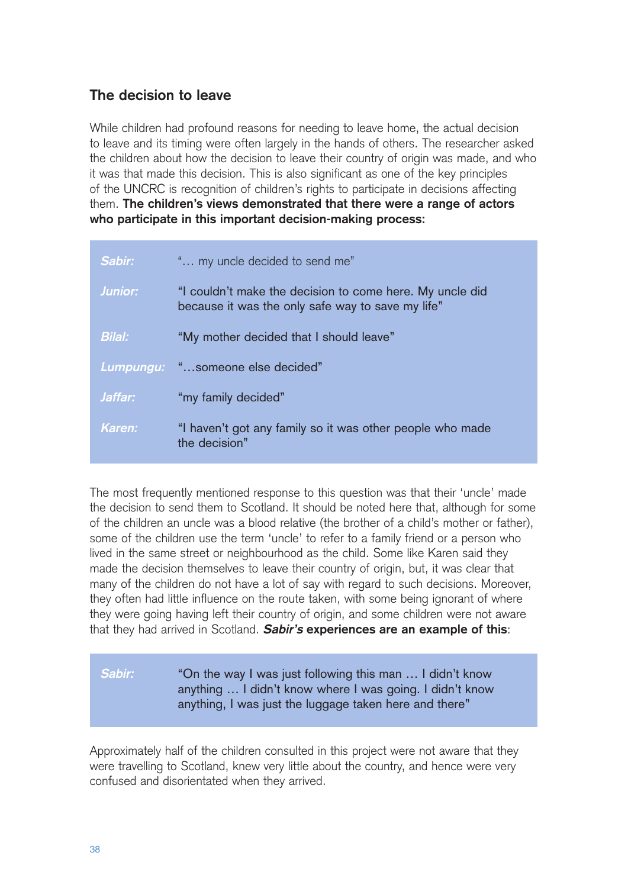## The decision to leave

While children had profound reasons for needing to leave home, the actual decision to leave and its timing were often largely in the hands of others. The researcher asked the children about how the decision to leave their country of origin was made, and who it was that made this decision. This is also significant as one of the key principles of the UNCRC is recognition of children's rights to participate in decisions affecting them. **The children's views demonstrated that there were a range of actors who participate in this important decision-making process:**

| | |
|---|---|
| ***Sabir:*** | "… my uncle decided to send me" |
| ***Junior:*** | "I couldn't make the decision to come here. My uncle did because it was the only safe way to save my life" |
| ***Bilal:*** | "My mother decided that I should leave" |
| ***Lumpungu:*** | "…someone else decided" |
| ***Jaffar:*** | "my family decided" |
| ***Karen:*** | "I haven't got any family so it was other people who made the decision" |

The most frequently mentioned response to this question was that their 'uncle' made the decision to send them to Scotland. It should be noted here that, although for some of the children an uncle was a blood relative (the brother of a child's mother or father), some of the children use the term 'uncle' to refer to a family friend or a person who lived in the same street or neighbourhood as the child. Some like Karen said they made the decision themselves to leave their country of origin, but, it was clear that many of the children do not have a lot of say with regard to such decisions. Moreover, they often had little influence on the route taken, with some being ignorant of where they were going having left their country of origin, and some children were not aware that they had arrived in Scotland. ***Sabir's*** **experiences are an example of this**:

| | |
|---|---|
| ***Sabir:*** | "On the way I was just following this man … I didn't know anything … I didn't know where I was going. I didn't know anything, I was just the luggage taken here and there" |

Approximately half of the children consulted in this project were not aware that they were travelling to Scotland, knew very little about the country, and hence were very confused and disorientated when they arrived.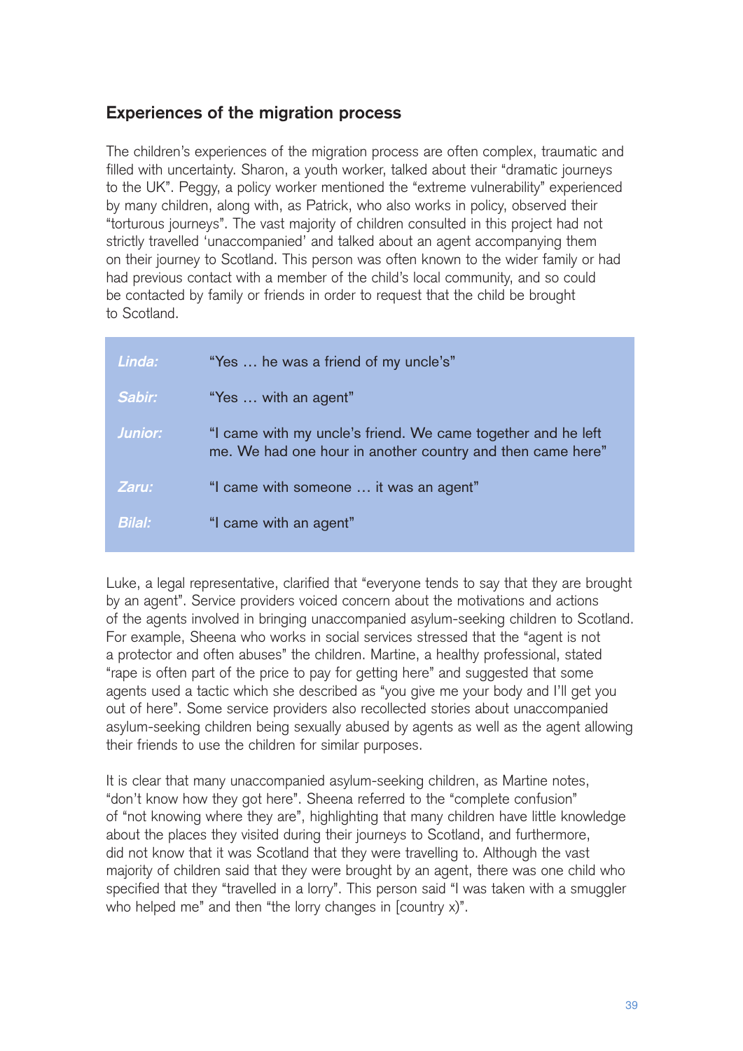## Experiences of the migration process

The children's experiences of the migration process are often complex, traumatic and filled with uncertainty. Sharon, a youth worker, talked about their "dramatic journeys to the UK". Peggy, a policy worker mentioned the "extreme vulnerability" experienced by many children, along with, as Patrick, who also works in policy, observed their "torturous journeys". The vast majority of children consulted in this project had not strictly travelled 'unaccompanied' and talked about an agent accompanying them on their journey to Scotland. This person was often known to the wider family or had had previous contact with a member of the child's local community, and so could be contacted by family or friends in order to request that the child be brought to Scotland.

| | |
|---|---|
| *Linda:* | "Yes … he was a friend of my uncle's" |
| *Sabir:* | "Yes … with an agent" |
| *Junior:* | "I came with my uncle's friend. We came together and he left me. We had one hour in another country and then came here" |
| *Zaru:* | "I came with someone … it was an agent" |
| *Bilal:* | "I came with an agent" |

Luke, a legal representative, clarified that "everyone tends to say that they are brought by an agent". Service providers voiced concern about the motivations and actions of the agents involved in bringing unaccompanied asylum-seeking children to Scotland. For example, Sheena who works in social services stressed that the "agent is not a protector and often abuses" the children. Martine, a healthy professional, stated "rape is often part of the price to pay for getting here" and suggested that some agents used a tactic which she described as "you give me your body and I'll get you out of here". Some service providers also recollected stories about unaccompanied asylum-seeking children being sexually abused by agents as well as the agent allowing their friends to use the children for similar purposes.

It is clear that many unaccompanied asylum-seeking children, as Martine notes, "don't know how they got here". Sheena referred to the "complete confusion" of "not knowing where they are", highlighting that many children have little knowledge about the places they visited during their journeys to Scotland, and furthermore, did not know that it was Scotland that they were travelling to. Although the vast majority of children said that they were brought by an agent, there was one child who specified that they "travelled in a lorry". This person said "I was taken with a smuggler who helped me" and then "the lorry changes in [country x)".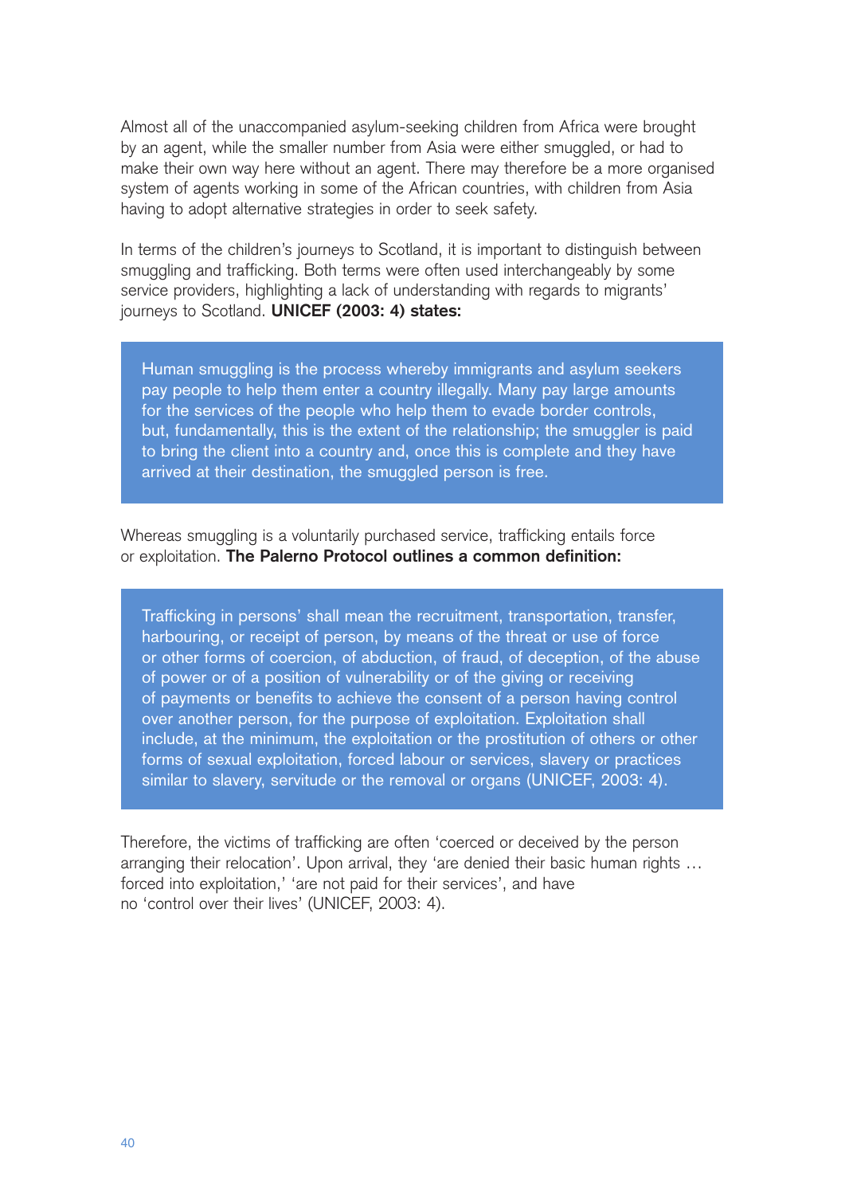Almost all of the unaccompanied asylum-seeking children from Africa were brought by an agent, while the smaller number from Asia were either smuggled, or had to make their own way here without an agent. There may therefore be a more organised system of agents working in some of the African countries, with children from Asia having to adopt alternative strategies in order to seek safety.

In terms of the children's journeys to Scotland, it is important to distinguish between smuggling and trafficking. Both terms were often used interchangeably by some service providers, highlighting a lack of understanding with regards to migrants' journeys to Scotland. **UNICEF (2003: 4) states:**

> Human smuggling is the process whereby immigrants and asylum seekers pay people to help them enter a country illegally. Many pay large amounts for the services of the people who help them to evade border controls, but, fundamentally, this is the extent of the relationship; the smuggler is paid to bring the client into a country and, once this is complete and they have arrived at their destination, the smuggled person is free.

Whereas smuggling is a voluntarily purchased service, trafficking entails force or exploitation. **The Palerno Protocol outlines a common definition:**

> Trafficking in persons' shall mean the recruitment, transportation, transfer, harbouring, or receipt of person, by means of the threat or use of force or other forms of coercion, of abduction, of fraud, of deception, of the abuse of power or of a position of vulnerability or of the giving or receiving of payments or benefits to achieve the consent of a person having control over another person, for the purpose of exploitation. Exploitation shall include, at the minimum, the exploitation or the prostitution of others or other forms of sexual exploitation, forced labour or services, slavery or practices similar to slavery, servitude or the removal or organs (UNICEF, 2003: 4).

Therefore, the victims of trafficking are often 'coerced or deceived by the person arranging their relocation'. Upon arrival, they 'are denied their basic human rights … forced into exploitation,' 'are not paid for their services', and have no 'control over their lives' (UNICEF, 2003: 4).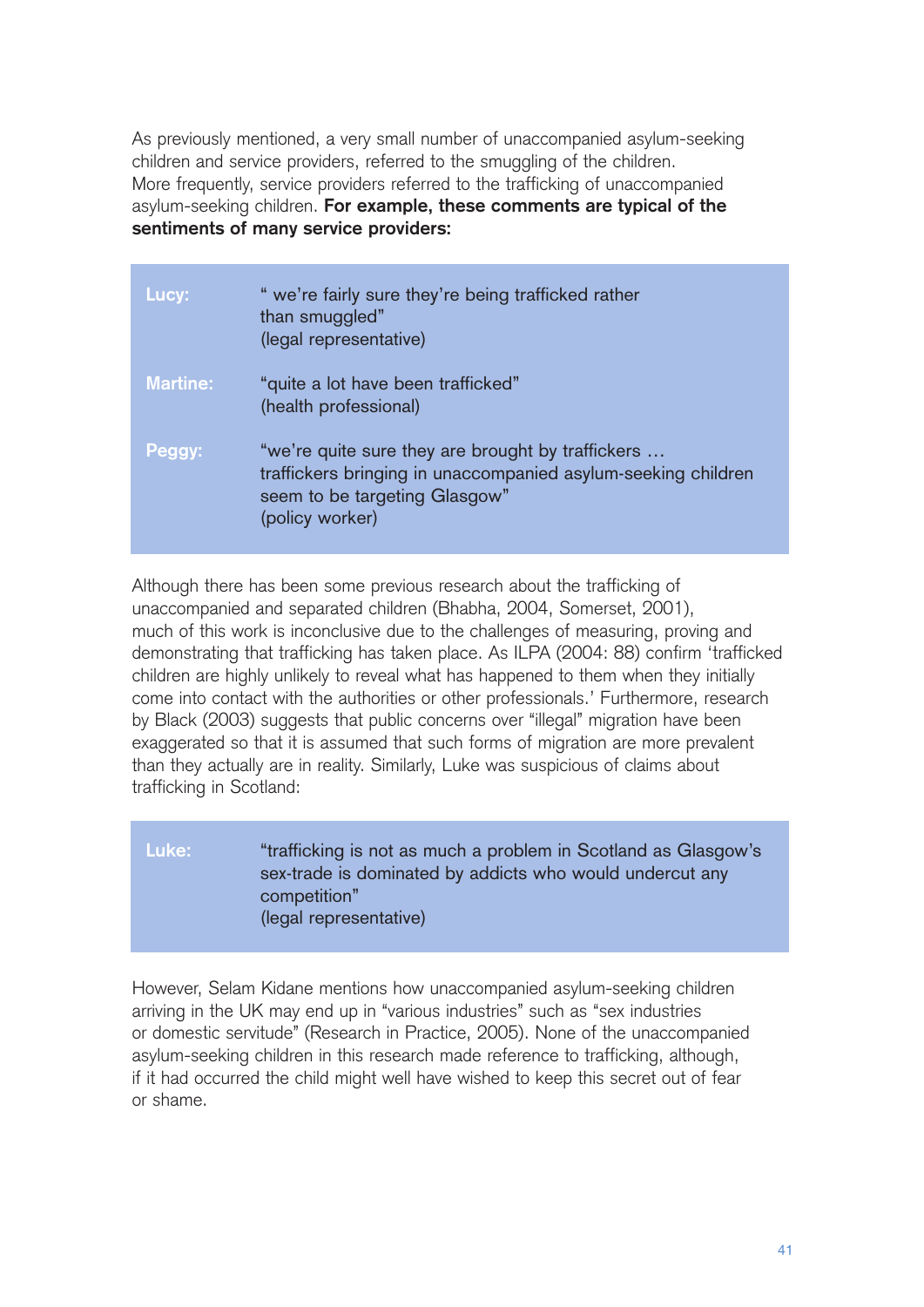As previously mentioned, a very small number of unaccompanied asylum-seeking children and service providers, referred to the smuggling of the children. More frequently, service providers referred to the trafficking of unaccompanied asylum-seeking children. **For example, these comments are typical of the sentiments of many service providers:**

| | |
|---|---|
| **Lucy:** | " we're fairly sure they're being trafficked rather than smuggled" (legal representative) |
| **Martine:** | "quite a lot have been trafficked" (health professional) |
| **Peggy:** | "we're quite sure they are brought by traffickers … traffickers bringing in unaccompanied asylum-seeking children seem to be targeting Glasgow" (policy worker) |

Although there has been some previous research about the trafficking of unaccompanied and separated children (Bhabha, 2004, Somerset, 2001), much of this work is inconclusive due to the challenges of measuring, proving and demonstrating that trafficking has taken place. As ILPA (2004: 88) confirm 'trafficked children are highly unlikely to reveal what has happened to them when they initially come into contact with the authorities or other professionals.' Furthermore, research by Black (2003) suggests that public concerns over "illegal" migration have been exaggerated so that it is assumed that such forms of migration are more prevalent than they actually are in reality. Similarly, Luke was suspicious of claims about trafficking in Scotland:

| | |
|---|---|
| **Luke:** | "trafficking is not as much a problem in Scotland as Glasgow's sex-trade is dominated by addicts who would undercut any competition" (legal representative) |

However, Selam Kidane mentions how unaccompanied asylum-seeking children arriving in the UK may end up in "various industries" such as "sex industries or domestic servitude" (Research in Practice, 2005). None of the unaccompanied asylum-seeking children in this research made reference to trafficking, although, if it had occurred the child might well have wished to keep this secret out of fear or shame.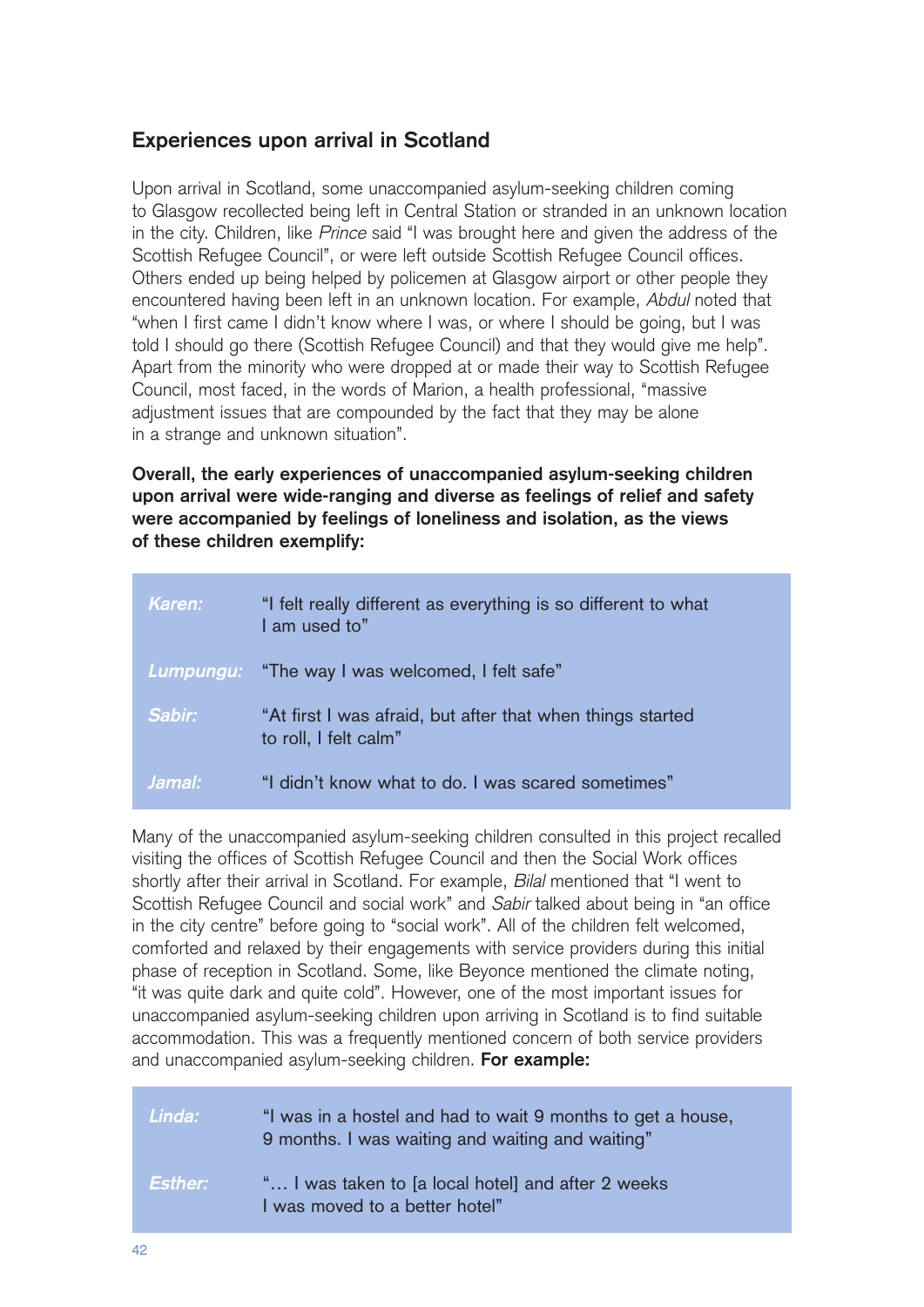## Experiences upon arrival in Scotland

Upon arrival in Scotland, some unaccompanied asylum-seeking children coming to Glasgow recollected being left in Central Station or stranded in an unknown location in the city. Children, like *Prince* said "I was brought here and given the address of the Scottish Refugee Council", or were left outside Scottish Refugee Council offices. Others ended up being helped by policemen at Glasgow airport or other people they encountered having been left in an unknown location. For example, *Abdul* noted that "when I first came I didn't know where I was, or where I should be going, but I was told I should go there (Scottish Refugee Council) and that they would give me help". Apart from the minority who were dropped at or made their way to Scottish Refugee Council, most faced, in the words of Marion, a health professional, "massive adjustment issues that are compounded by the fact that they may be alone in a strange and unknown situation".

**Overall, the early experiences of unaccompanied asylum-seeking children upon arrival were wide-ranging and diverse as feelings of relief and safety were accompanied by feelings of loneliness and isolation, as the views of these children exemplify:**

| | |
|---|---|
| *Karen:* | "I felt really different as everything is so different to what I am used to" |
| *Lumpungu:* | "The way I was welcomed, I felt safe" |
| *Sabir:* | "At first I was afraid, but after that when things started to roll, I felt calm" |
| *Jamal:* | "I didn't know what to do. I was scared sometimes" |

Many of the unaccompanied asylum-seeking children consulted in this project recalled visiting the offices of Scottish Refugee Council and then the Social Work offices shortly after their arrival in Scotland. For example, *Bilal* mentioned that "I went to Scottish Refugee Council and social work" and *Sabir* talked about being in "an office in the city centre" before going to "social work". All of the children felt welcomed, comforted and relaxed by their engagements with service providers during this initial phase of reception in Scotland. Some, like Beyonce mentioned the climate noting, "it was quite dark and quite cold". However, one of the most important issues for unaccompanied asylum-seeking children upon arriving in Scotland is to find suitable accommodation. This was a frequently mentioned concern of both service providers and unaccompanied asylum-seeking children. **For example:**

| | |
|---|---|
| *Linda:* | "I was in a hostel and had to wait 9 months to get a house, 9 months. I was waiting and waiting and waiting" |
| *Esther:* | "… I was taken to [a local hotel] and after 2 weeks I was moved to a better hotel" |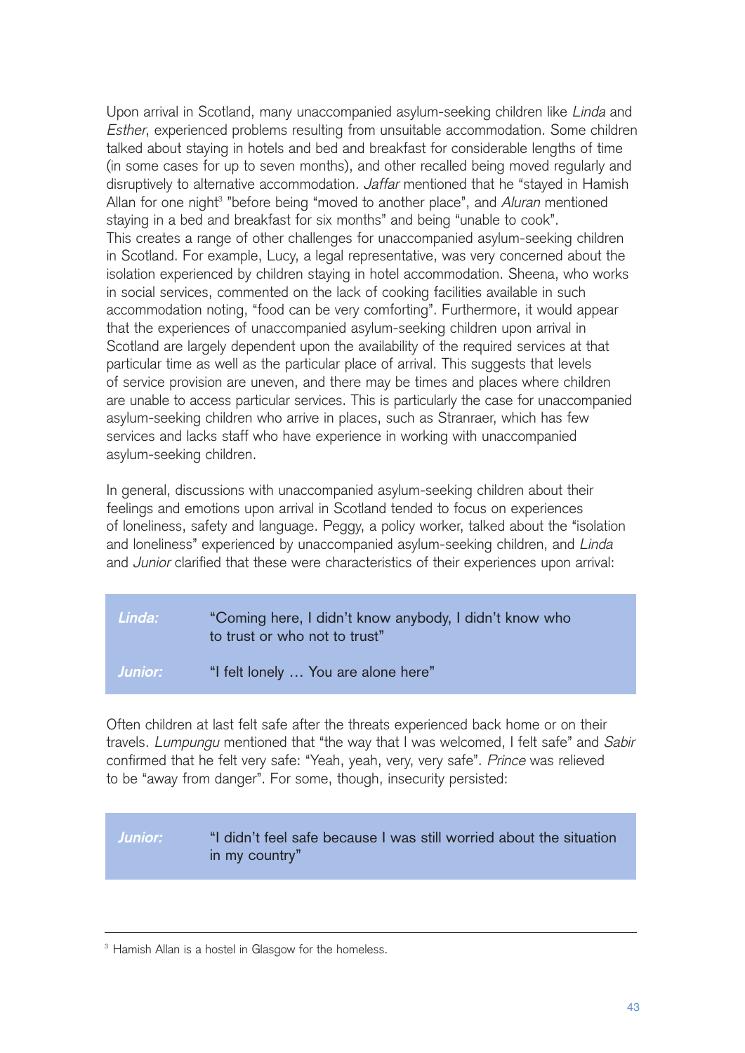Upon arrival in Scotland, many unaccompanied asylum-seeking children like *Linda* and *Esther*, experienced problems resulting from unsuitable accommodation. Some children talked about staying in hotels and bed and breakfast for considerable lengths of time (in some cases for up to seven months), and other recalled being moved regularly and disruptively to alternative accommodation. *Jaffar* mentioned that he "stayed in Hamish Allan for one night[3] "before being "moved to another place", and *Aluran* mentioned staying in a bed and breakfast for six months" and being "unable to cook". This creates a range of other challenges for unaccompanied asylum-seeking children in Scotland. For example, Lucy, a legal representative, was very concerned about the isolation experienced by children staying in hotel accommodation. Sheena, who works in social services, commented on the lack of cooking facilities available in such accommodation noting, "food can be very comforting". Furthermore, it would appear that the experiences of unaccompanied asylum-seeking children upon arrival in Scotland are largely dependent upon the availability of the required services at that particular time as well as the particular place of arrival. This suggests that levels of service provision are uneven, and there may be times and places where children are unable to access particular services. This is particularly the case for unaccompanied asylum-seeking children who arrive in places, such as Stranraer, which has few services and lacks staff who have experience in working with unaccompanied asylum-seeking children.

In general, discussions with unaccompanied asylum-seeking children about their feelings and emotions upon arrival in Scotland tended to focus on experiences of loneliness, safety and language. Peggy, a policy worker, talked about the "isolation and loneliness" experienced by unaccompanied asylum-seeking children, and *Linda* and *Junior* clarified that these were characteristics of their experiences upon arrival:

| | |
|---|---|
| *Linda:* | "Coming here, I didn't know anybody, I didn't know who to trust or who not to trust" |
| *Junior:* | "I felt lonely … You are alone here" |

Often children at last felt safe after the threats experienced back home or on their travels. *Lumpungu* mentioned that "the way that I was welcomed, I felt safe" and *Sabir* confirmed that he felt very safe: "Yeah, yeah, very, very safe". *Prince* was relieved to be "away from danger". For some, though, insecurity persisted:

| | |
|---|---|
| *Junior:* | "I didn't feel safe because I was still worried about the situation in my country" |

[3] Hamish Allan is a hostel in Glasgow for the homeless.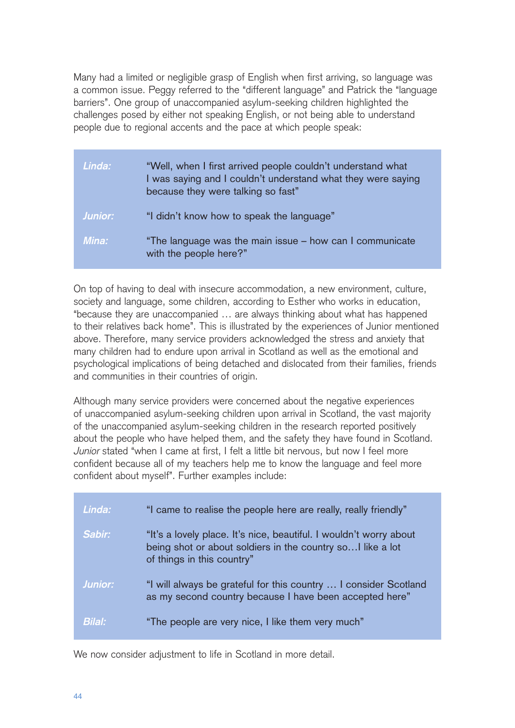Many had a limited or negligible grasp of English when first arriving, so language was a common issue. Peggy referred to the "different language" and Patrick the "language barriers". One group of unaccompanied asylum-seeking children highlighted the challenges posed by either not speaking English, or not being able to understand people due to regional accents and the pace at which people speak:

| | |
|---|---|
| *Linda:* | "Well, when I first arrived people couldn't understand what I was saying and I couldn't understand what they were saying because they were talking so fast" |
| *Junior:* | "I didn't know how to speak the language" |
| *Mina:* | "The language was the main issue – how can I communicate with the people here?" |

On top of having to deal with insecure accommodation, a new environment, culture, society and language, some children, according to Esther who works in education, "because they are unaccompanied … are always thinking about what has happened to their relatives back home". This is illustrated by the experiences of Junior mentioned above. Therefore, many service providers acknowledged the stress and anxiety that many children had to endure upon arrival in Scotland as well as the emotional and psychological implications of being detached and dislocated from their families, friends and communities in their countries of origin.

Although many service providers were concerned about the negative experiences of unaccompanied asylum-seeking children upon arrival in Scotland, the vast majority of the unaccompanied asylum-seeking children in the research reported positively about the people who have helped them, and the safety they have found in Scotland. *Junior* stated "when I came at first, I felt a little bit nervous, but now I feel more confident because all of my teachers help me to know the language and feel more confident about myself". Further examples include:

| | |
|---|---|
| *Linda:* | "I came to realise the people here are really, really friendly" |
| *Sabir:* | "It's a lovely place. It's nice, beautiful. I wouldn't worry about being shot or about soldiers in the country so…I like a lot of things in this country" |
| *Junior:* | "I will always be grateful for this country … I consider Scotland as my second country because I have been accepted here" |
| *Bilal:* | "The people are very nice, I like them very much" |

We now consider adjustment to life in Scotland in more detail.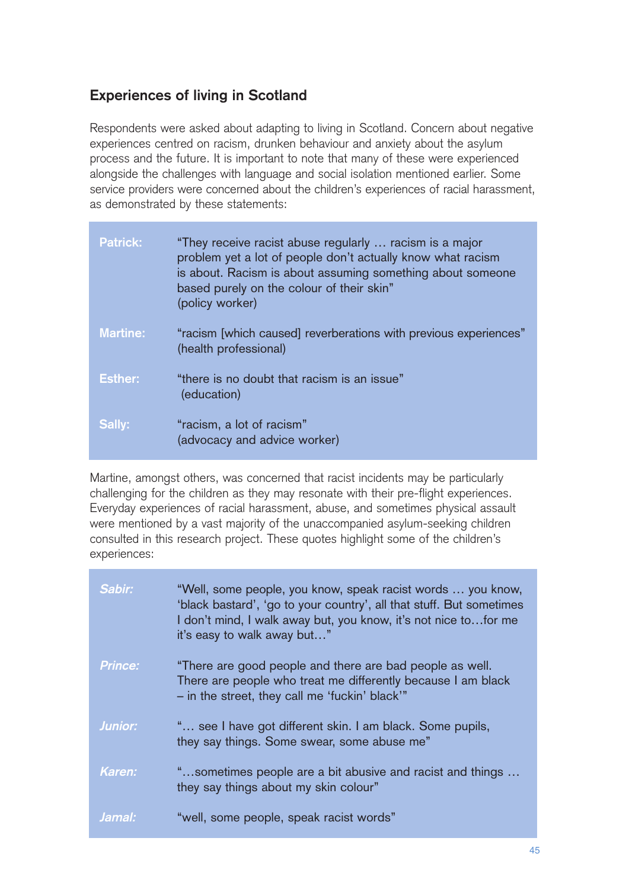## Experiences of living in Scotland

Respondents were asked about adapting to living in Scotland. Concern about negative experiences centred on racism, drunken behaviour and anxiety about the asylum process and the future. It is important to note that many of these were experienced alongside the challenges with language and social isolation mentioned earlier. Some service providers were concerned about the children's experiences of racial harassment, as demonstrated by these statements:

| | |
|---|---|
| **Patrick:** | "They receive racist abuse regularly … racism is a major problem yet a lot of people don't actually know what racism is about. Racism is about assuming something about someone based purely on the colour of their skin" (policy worker) |
| **Martine:** | "racism [which caused] reverberations with previous experiences" (health professional) |
| **Esther:** | "there is no doubt that racism is an issue" (education) |
| **Sally:** | "racism, a lot of racism" (advocacy and advice worker) |

Martine, amongst others, was concerned that racist incidents may be particularly challenging for the children as they may resonate with their pre-flight experiences. Everyday experiences of racial harassment, abuse, and sometimes physical assault were mentioned by a vast majority of the unaccompanied asylum-seeking children consulted in this research project. These quotes highlight some of the children's experiences:

| | |
|---|---|
| ***Sabir:*** | "Well, some people, you know, speak racist words … you know, 'black bastard', 'go to your country', all that stuff. But sometimes I don't mind, I walk away but, you know, it's not nice to…for me it's easy to walk away but…" |
| ***Prince:*** | "There are good people and there are bad people as well. There are people who treat me differently because I am black – in the street, they call me 'fuckin' black'" |
| ***Junior:*** | "… see I have got different skin. I am black. Some pupils, they say things. Some swear, some abuse me" |
| ***Karen:*** | "…sometimes people are a bit abusive and racist and things … they say things about my skin colour" |
| ***Jamal:*** | "well, some people, speak racist words" |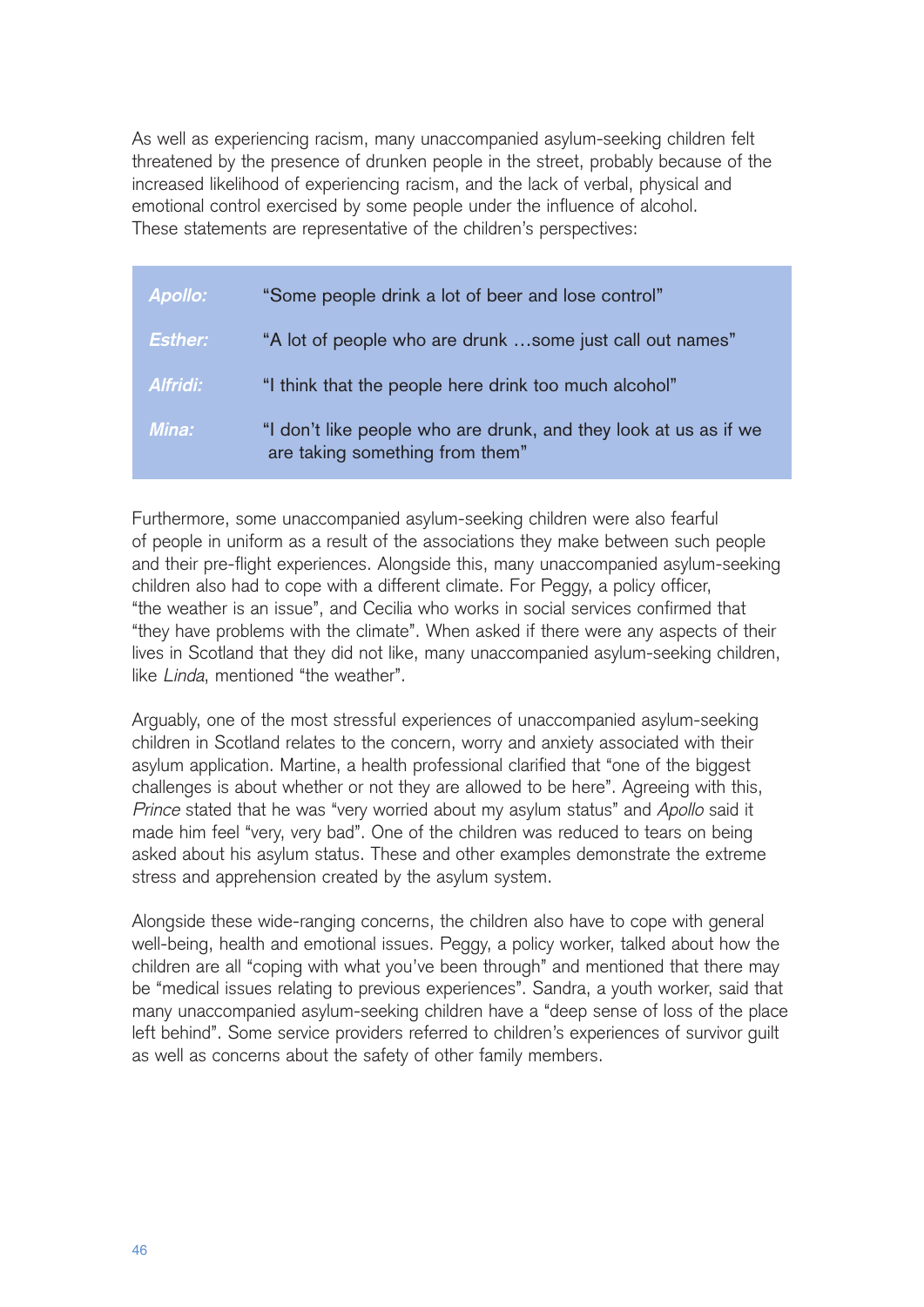As well as experiencing racism, many unaccompanied asylum-seeking children felt threatened by the presence of drunken people in the street, probably because of the increased likelihood of experiencing racism, and the lack of verbal, physical and emotional control exercised by some people under the influence of alcohol. These statements are representative of the children's perspectives:

| | |
|---|---|
| *Apollo:* | "Some people drink a lot of beer and lose control" |
| *Esther:* | "A lot of people who are drunk …some just call out names" |
| *Alfridi:* | "I think that the people here drink too much alcohol" |
| *Mina:* | "I don't like people who are drunk, and they look at us as if we are taking something from them" |

Furthermore, some unaccompanied asylum-seeking children were also fearful of people in uniform as a result of the associations they make between such people and their pre-flight experiences. Alongside this, many unaccompanied asylum-seeking children also had to cope with a different climate. For Peggy, a policy officer, "the weather is an issue", and Cecilia who works in social services confirmed that "they have problems with the climate". When asked if there were any aspects of their lives in Scotland that they did not like, many unaccompanied asylum-seeking children, like *Linda*, mentioned "the weather".

Arguably, one of the most stressful experiences of unaccompanied asylum-seeking children in Scotland relates to the concern, worry and anxiety associated with their asylum application. Martine, a health professional clarified that "one of the biggest challenges is about whether or not they are allowed to be here". Agreeing with this, *Prince* stated that he was "very worried about my asylum status" and *Apollo* said it made him feel "very, very bad". One of the children was reduced to tears on being asked about his asylum status. These and other examples demonstrate the extreme stress and apprehension created by the asylum system.

Alongside these wide-ranging concerns, the children also have to cope with general well-being, health and emotional issues. Peggy, a policy worker, talked about how the children are all "coping with what you've been through" and mentioned that there may be "medical issues relating to previous experiences". Sandra, a youth worker, said that many unaccompanied asylum-seeking children have a "deep sense of loss of the place left behind". Some service providers referred to children's experiences of survivor guilt as well as concerns about the safety of other family members.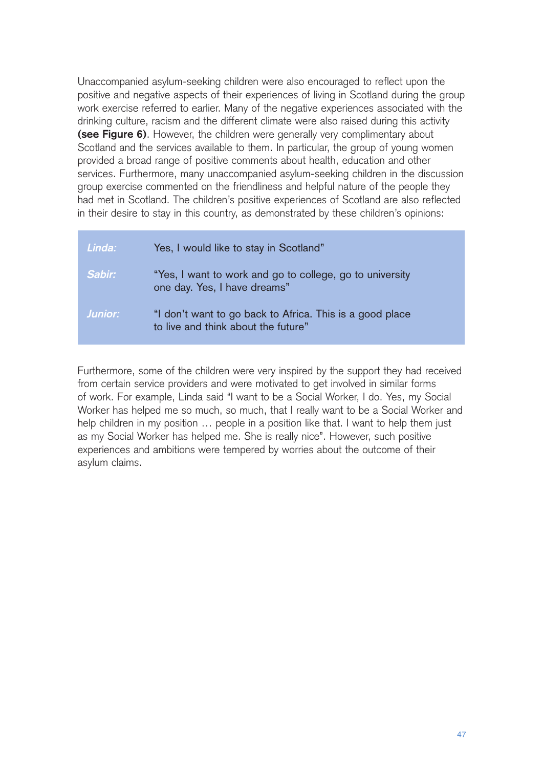Unaccompanied asylum-seeking children were also encouraged to reflect upon the positive and negative aspects of their experiences of living in Scotland during the group work exercise referred to earlier. Many of the negative experiences associated with the drinking culture, racism and the different climate were also raised during this activity **(see Figure 6)**. However, the children were generally very complimentary about Scotland and the services available to them. In particular, the group of young women provided a broad range of positive comments about health, education and other services. Furthermore, many unaccompanied asylum-seeking children in the discussion group exercise commented on the friendliness and helpful nature of the people they had met in Scotland. The children's positive experiences of Scotland are also reflected in their desire to stay in this country, as demonstrated by these children's opinions:

| | |
|---|---|
| *Linda:* | Yes, I would like to stay in Scotland" |
| *Sabir:* | "Yes, I want to work and go to college, go to university one day. Yes, I have dreams" |
| *Junior:* | "I don't want to go back to Africa. This is a good place to live and think about the future" |

Furthermore, some of the children were very inspired by the support they had received from certain service providers and were motivated to get involved in similar forms of work. For example, Linda said "I want to be a Social Worker, I do. Yes, my Social Worker has helped me so much, so much, that I really want to be a Social Worker and help children in my position … people in a position like that. I want to help them just as my Social Worker has helped me. She is really nice". However, such positive experiences and ambitions were tempered by worries about the outcome of their asylum claims.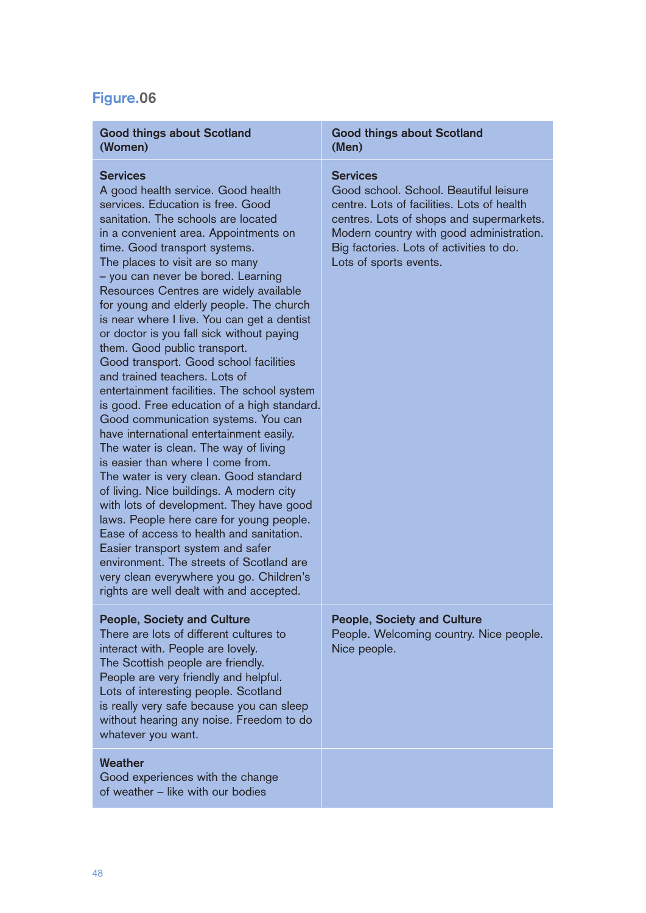## Figure.06

| Good things about Scotland (Women) | Good things about Scotland (Men) |
|---|---|
| **Services**<br>A good health service. Good health services. Education is free. Good sanitation. The schools are located in a convenient area. Appointments on time. Good transport systems. The places to visit are so many – you can never be bored. Learning Resources Centres are widely available for young and elderly people. The church is near where I live. You can get a dentist or doctor is you fall sick without paying them. Good public transport. Good transport. Good school facilities and trained teachers. Lots of entertainment facilities. The school system is good. Free education of a high standard. Good communication systems. You can have international entertainment easily. The water is clean. The way of living is easier than where I come from. The water is very clean. Good standard of living. Nice buildings. A modern city with lots of development. They have good laws. People here care for young people. Ease of access to health and sanitation. Easier transport system and safer environment. The streets of Scotland are very clean everywhere you go. Children's rights are well dealt with and accepted. | **Services**<br>Good school. School. Beautiful leisure centre. Lots of facilities. Lots of health centres. Lots of shops and supermarkets. Modern country with good administration. Big factories. Lots of activities to do. Lots of sports events. |
| **People, Society and Culture**<br>There are lots of different cultures to interact with. People are lovely. The Scottish people are friendly. People are very friendly and helpful. Lots of interesting people. Scotland is really very safe because you can sleep without hearing any noise. Freedom to do whatever you want. | **People, Society and Culture**<br>People. Welcoming country. Nice people. Nice people. |
| **Weather**<br>Good experiences with the change of weather – like with our bodies | |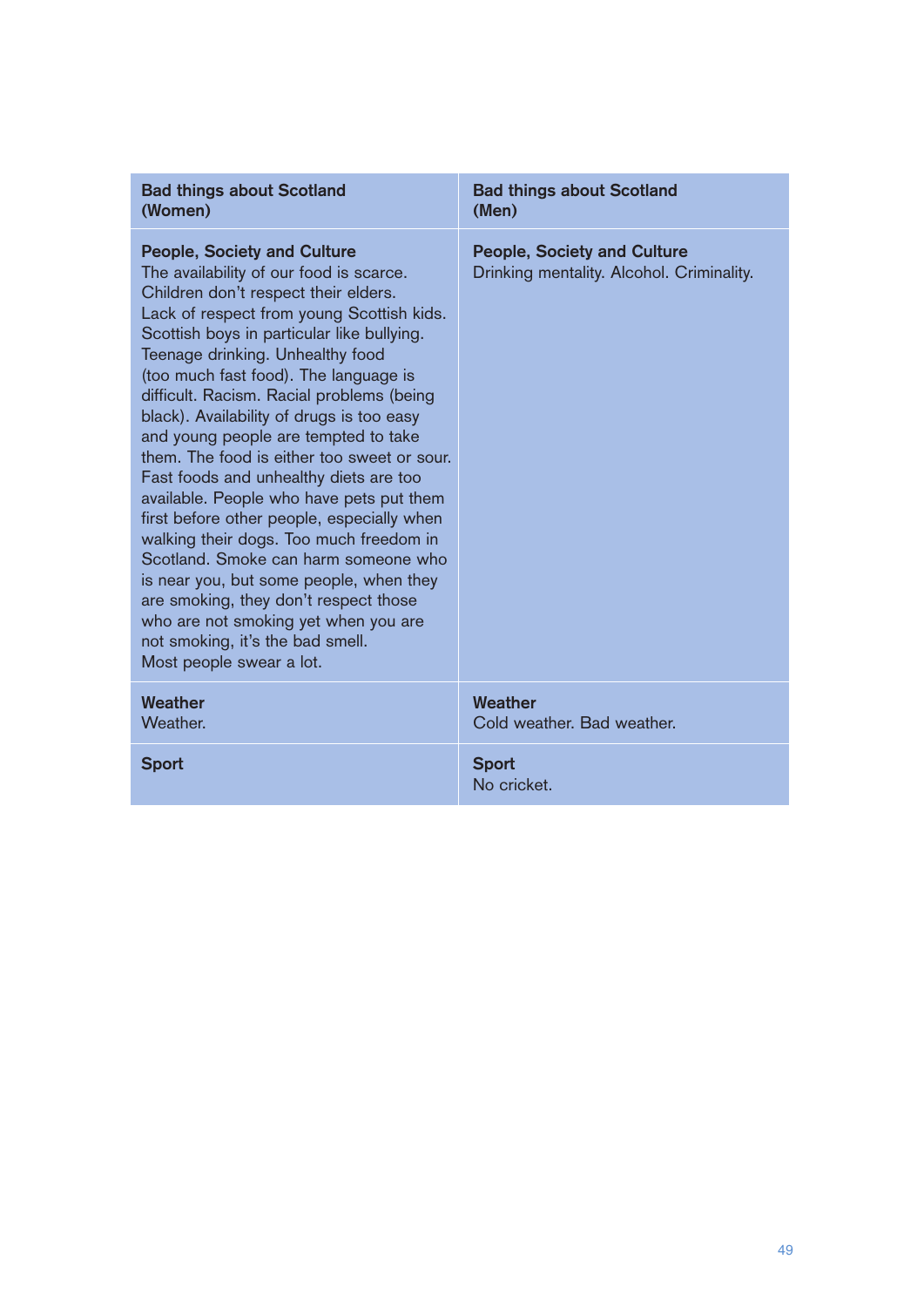| Bad things about Scotland (Women) | Bad things about Scotland (Men) |
|---|---|
| **People, Society and Culture** The availability of our food is scarce. Children don't respect their elders. Lack of respect from young Scottish kids. Scottish boys in particular like bullying. Teenage drinking. Unhealthy food (too much fast food). The language is difficult. Racism. Racial problems (being black). Availability of drugs is too easy and young people are tempted to take them. The food is either too sweet or sour. Fast foods and unhealthy diets are too available. People who have pets put them first before other people, especially when walking their dogs. Too much freedom in Scotland. Smoke can harm someone who is near you, but some people, when they are smoking, they don't respect those who are not smoking yet when you are not smoking, it's the bad smell. Most people swear a lot. | **People, Society and Culture** Drinking mentality. Alcohol. Criminality. |
| **Weather** Weather. | **Weather** Cold weather. Bad weather. |
| **Sport** | **Sport** No cricket. |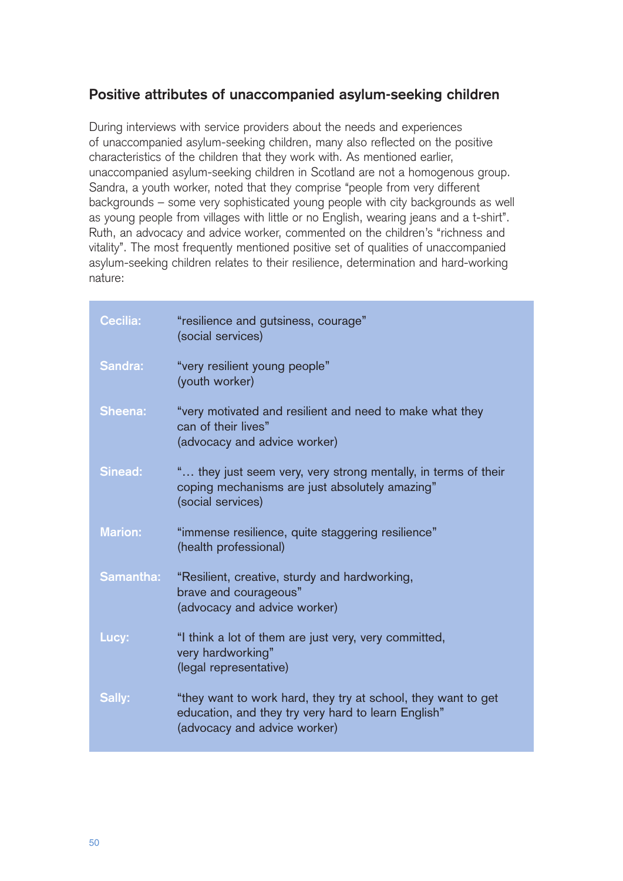## Positive attributes of unaccompanied asylum-seeking children

During interviews with service providers about the needs and experiences of unaccompanied asylum-seeking children, many also reflected on the positive characteristics of the children that they work with. As mentioned earlier, unaccompanied asylum-seeking children in Scotland are not a homogenous group. Sandra, a youth worker, noted that they comprise "people from very different backgrounds – some very sophisticated young people with city backgrounds as well as young people from villages with little or no English, wearing jeans and a t-shirt". Ruth, an advocacy and advice worker, commented on the children's "richness and vitality". The most frequently mentioned positive set of qualities of unaccompanied asylum-seeking children relates to their resilience, determination and hard-working nature:

| | |
|---|---|
| **Cecilia:** | "resilience and gutsiness, courage"<br>(social services) |
| **Sandra:** | "very resilient young people"<br>(youth worker) |
| **Sheena:** | "very motivated and resilient and need to make what they can of their lives"<br>(advocacy and advice worker) |
| **Sinead:** | "… they just seem very, very strong mentally, in terms of their coping mechanisms are just absolutely amazing"<br>(social services) |
| **Marion:** | "immense resilience, quite staggering resilience"<br>(health professional) |
| **Samantha:** | "Resilient, creative, sturdy and hardworking, brave and courageous"<br>(advocacy and advice worker) |
| **Lucy:** | "I think a lot of them are just very, very committed, very hardworking"<br>(legal representative) |
| **Sally:** | "they want to work hard, they try at school, they want to get education, and they try very hard to learn English"<br>(advocacy and advice worker) |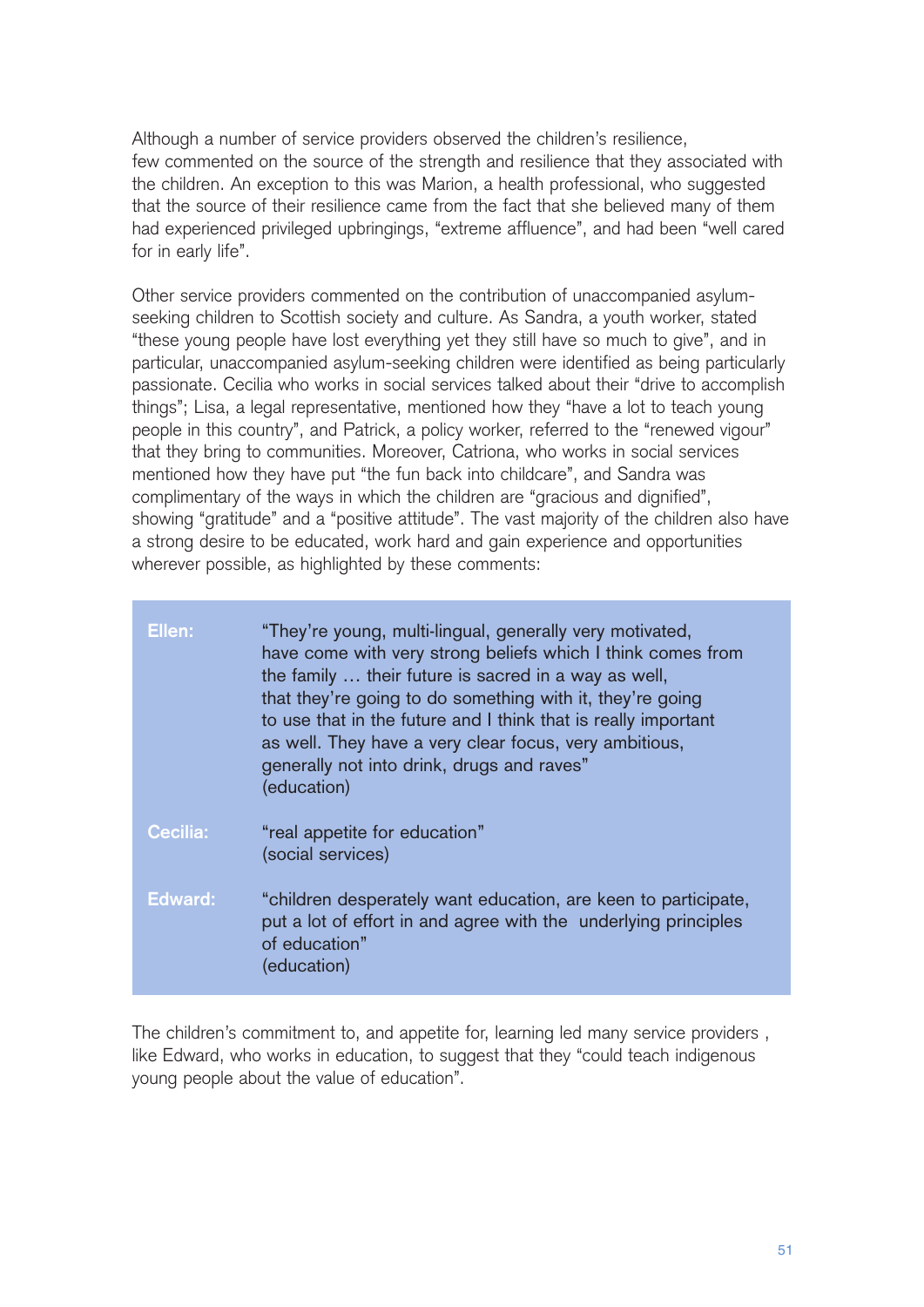Although a number of service providers observed the children's resilience, few commented on the source of the strength and resilience that they associated with the children. An exception to this was Marion, a health professional, who suggested that the source of their resilience came from the fact that she believed many of them had experienced privileged upbringings, "extreme affluence", and had been "well cared for in early life".

Other service providers commented on the contribution of unaccompanied asylum-seeking children to Scottish society and culture. As Sandra, a youth worker, stated "these young people have lost everything yet they still have so much to give", and in particular, unaccompanied asylum-seeking children were identified as being particularly passionate. Cecilia who works in social services talked about their "drive to accomplish things"; Lisa, a legal representative, mentioned how they "have a lot to teach young people in this country", and Patrick, a policy worker, referred to the "renewed vigour" that they bring to communities. Moreover, Catriona, who works in social services mentioned how they have put "the fun back into childcare", and Sandra was complimentary of the ways in which the children are "gracious and dignified", showing "gratitude" and a "positive attitude". The vast majority of the children also have a strong desire to be educated, work hard and gain experience and opportunities wherever possible, as highlighted by these comments:

| | |
|---|---|
| **Ellen:** | "They're young, multi-lingual, generally very motivated, have come with very strong beliefs which I think comes from the family … their future is sacred in a way as well, that they're going to do something with it, they're going to use that in the future and I think that is really important as well. They have a very clear focus, very ambitious, generally not into drink, drugs and raves" (education) |
| **Cecilia:** | "real appetite for education" (social services) |
| **Edward:** | "children desperately want education, are keen to participate, put a lot of effort in and agree with the underlying principles of education" (education) |

The children's commitment to, and appetite for, learning led many service providers , like Edward, who works in education, to suggest that they "could teach indigenous young people about the value of education".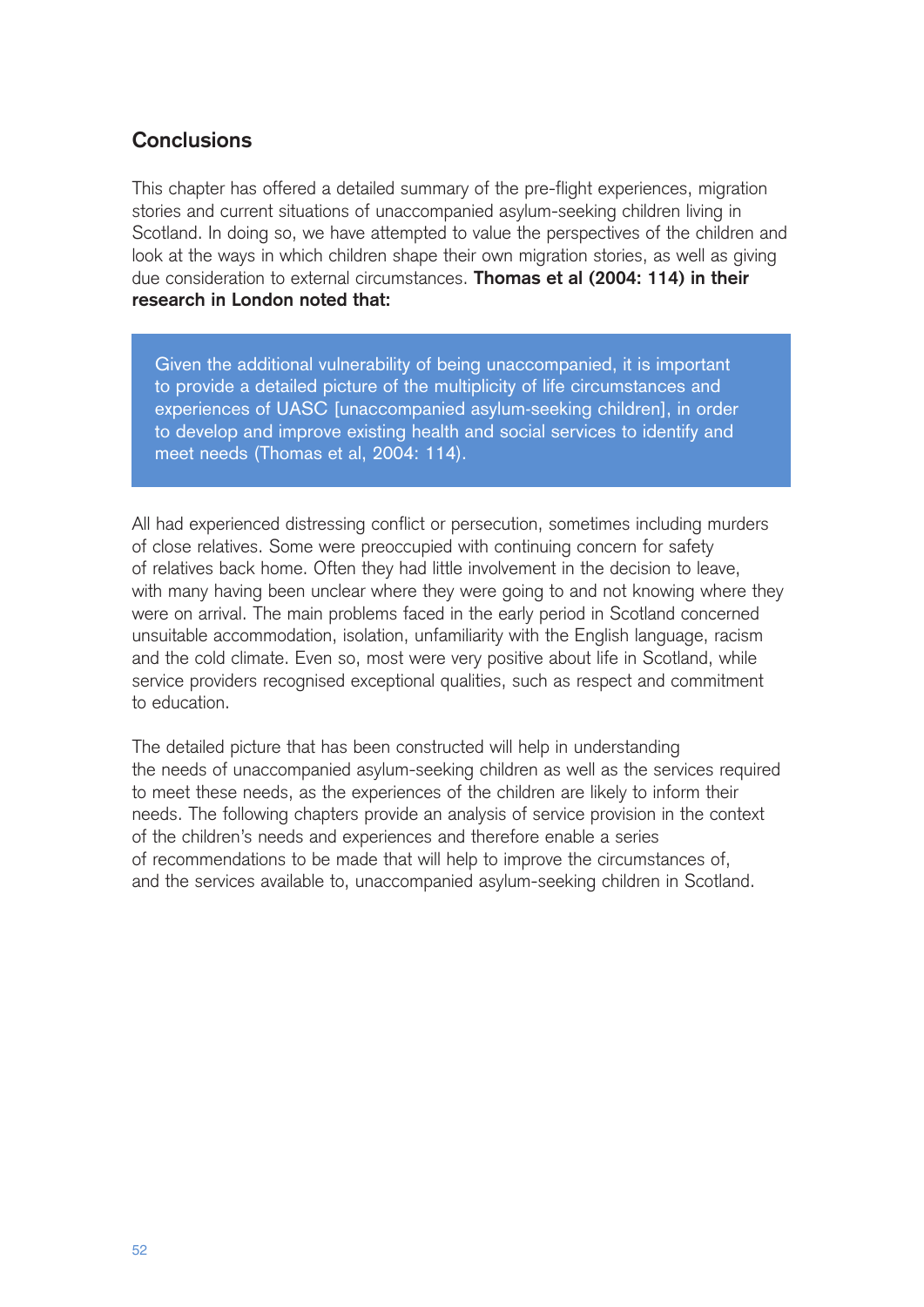## Conclusions

This chapter has offered a detailed summary of the pre-flight experiences, migration stories and current situations of unaccompanied asylum-seeking children living in Scotland. In doing so, we have attempted to value the perspectives of the children and look at the ways in which children shape their own migration stories, as well as giving due consideration to external circumstances. **Thomas et al (2004: 114) in their research in London noted that:**

> Given the additional vulnerability of being unaccompanied, it is important to provide a detailed picture of the multiplicity of life circumstances and experiences of UASC [unaccompanied asylum-seeking children], in order to develop and improve existing health and social services to identify and meet needs (Thomas et al, 2004: 114).

All had experienced distressing conflict or persecution, sometimes including murders of close relatives. Some were preoccupied with continuing concern for safety of relatives back home. Often they had little involvement in the decision to leave, with many having been unclear where they were going to and not knowing where they were on arrival. The main problems faced in the early period in Scotland concerned unsuitable accommodation, isolation, unfamiliarity with the English language, racism and the cold climate. Even so, most were very positive about life in Scotland, while service providers recognised exceptional qualities, such as respect and commitment to education.

The detailed picture that has been constructed will help in understanding the needs of unaccompanied asylum-seeking children as well as the services required to meet these needs, as the experiences of the children are likely to inform their needs. The following chapters provide an analysis of service provision in the context of the children's needs and experiences and therefore enable a series of recommendations to be made that will help to improve the circumstances of, and the services available to, unaccompanied asylum-seeking children in Scotland.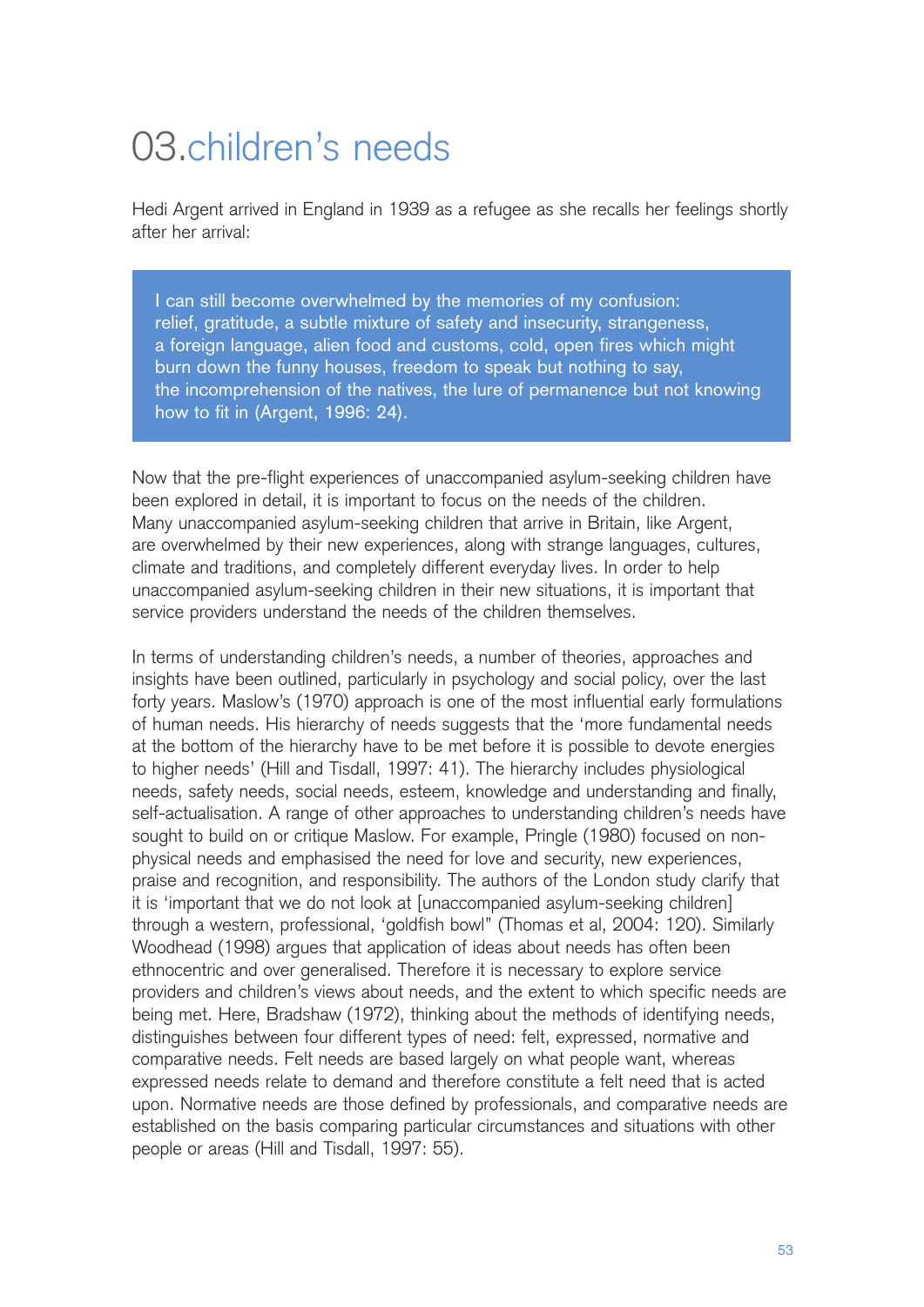# 03.children's needs

Hedi Argent arrived in England in 1939 as a refugee as she recalls her feelings shortly after her arrival:

> I can still become overwhelmed by the memories of my confusion: relief, gratitude, a subtle mixture of safety and insecurity, strangeness, a foreign language, alien food and customs, cold, open fires which might burn down the funny houses, freedom to speak but nothing to say, the incomprehension of the natives, the lure of permanence but not knowing how to fit in (Argent, 1996: 24).

Now that the pre-flight experiences of unaccompanied asylum-seeking children have been explored in detail, it is important to focus on the needs of the children. Many unaccompanied asylum-seeking children that arrive in Britain, like Argent, are overwhelmed by their new experiences, along with strange languages, cultures, climate and traditions, and completely different everyday lives. In order to help unaccompanied asylum-seeking children in their new situations, it is important that service providers understand the needs of the children themselves.

In terms of understanding children's needs, a number of theories, approaches and insights have been outlined, particularly in psychology and social policy, over the last forty years. Maslow's (1970) approach is one of the most influential early formulations of human needs. His hierarchy of needs suggests that the 'more fundamental needs at the bottom of the hierarchy have to be met before it is possible to devote energies to higher needs' (Hill and Tisdall, 1997: 41). The hierarchy includes physiological needs, safety needs, social needs, esteem, knowledge and understanding and finally, self-actualisation. A range of other approaches to understanding children's needs have sought to build on or critique Maslow. For example, Pringle (1980) focused on non-physical needs and emphasised the need for love and security, new experiences, praise and recognition, and responsibility. The authors of the London study clarify that it is 'important that we do not look at [unaccompanied asylum-seeking children] through a western, professional, 'goldfish bowl'' (Thomas et al, 2004: 120). Similarly Woodhead (1998) argues that application of ideas about needs has often been ethnocentric and over generalised. Therefore it is necessary to explore service providers and children's views about needs, and the extent to which specific needs are being met. Here, Bradshaw (1972), thinking about the methods of identifying needs, distinguishes between four different types of need: felt, expressed, normative and comparative needs. Felt needs are based largely on what people want, whereas expressed needs relate to demand and therefore constitute a felt need that is acted upon. Normative needs are those defined by professionals, and comparative needs are established on the basis comparing particular circumstances and situations with other people or areas (Hill and Tisdall, 1997: 55).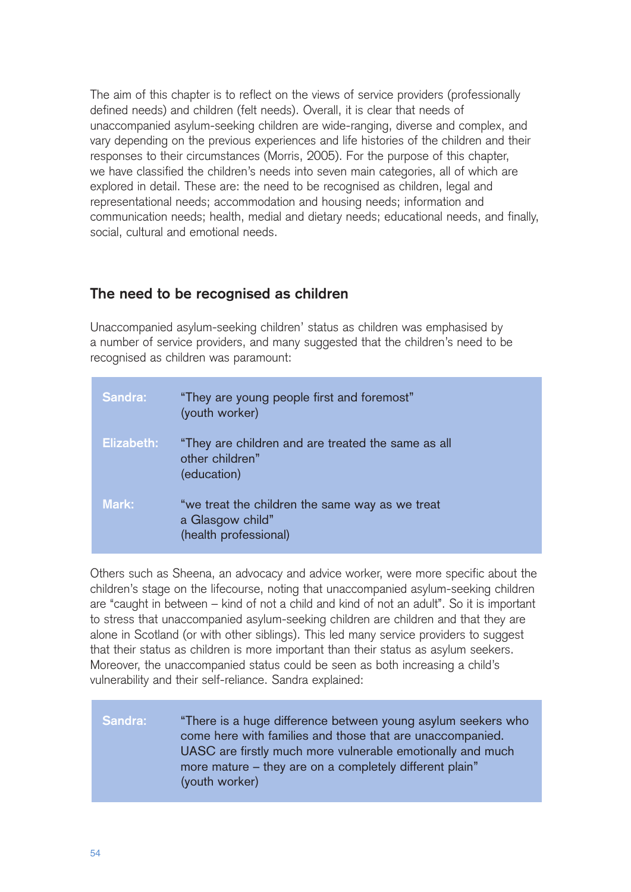The aim of this chapter is to reflect on the views of service providers (professionally defined needs) and children (felt needs). Overall, it is clear that needs of unaccompanied asylum-seeking children are wide-ranging, diverse and complex, and vary depending on the previous experiences and life histories of the children and their responses to their circumstances (Morris, 2005). For the purpose of this chapter, we have classified the children's needs into seven main categories, all of which are explored in detail. These are: the need to be recognised as children, legal and representational needs; accommodation and housing needs; information and communication needs; health, medial and dietary needs; educational needs, and finally, social, cultural and emotional needs.

## The need to be recognised as children

Unaccompanied asylum-seeking children' status as children was emphasised by a number of service providers, and many suggested that the children's need to be recognised as children was paramount:

**Sandra:** "They are young people first and foremost"
(youth worker)

**Elizabeth:** "They are children and are treated the same as all other children"
(education)

**Mark:** "we treat the children the same way as we treat a Glasgow child"
(health professional)

Others such as Sheena, an advocacy and advice worker, were more specific about the children's stage on the lifecourse, noting that unaccompanied asylum-seeking children are "caught in between – kind of not a child and kind of not an adult". So it is important to stress that unaccompanied asylum-seeking children are children and that they are alone in Scotland (or with other siblings). This led many service providers to suggest that their status as children is more important than their status as asylum seekers. Moreover, the unaccompanied status could be seen as both increasing a child's vulnerability and their self-reliance. Sandra explained:

**Sandra:** "There is a huge difference between young asylum seekers who come here with families and those that are unaccompanied. UASC are firstly much more vulnerable emotionally and much more mature – they are on a completely different plain"
(youth worker)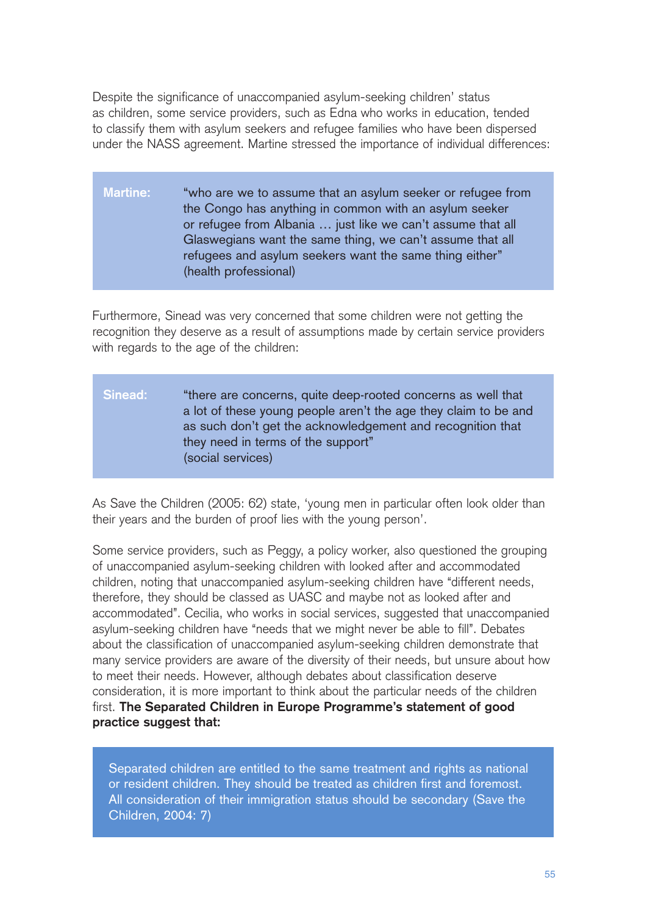Despite the significance of unaccompanied asylum-seeking children' status as children, some service providers, such as Edna who works in education, tended to classify them with asylum seekers and refugee families who have been dispersed under the NASS agreement. Martine stressed the importance of individual differences:

> **Martine:** "who are we to assume that an asylum seeker or refugee from the Congo has anything in common with an asylum seeker or refugee from Albania … just like we can't assume that all Glaswegians want the same thing, we can't assume that all refugees and asylum seekers want the same thing either" (health professional)

Furthermore, Sinead was very concerned that some children were not getting the recognition they deserve as a result of assumptions made by certain service providers with regards to the age of the children:

> **Sinead:** "there are concerns, quite deep-rooted concerns as well that a lot of these young people aren't the age they claim to be and as such don't get the acknowledgement and recognition that they need in terms of the support" (social services)

As Save the Children (2005: 62) state, 'young men in particular often look older than their years and the burden of proof lies with the young person'.

Some service providers, such as Peggy, a policy worker, also questioned the grouping of unaccompanied asylum-seeking children with looked after and accommodated children, noting that unaccompanied asylum-seeking children have "different needs, therefore, they should be classed as UASC and maybe not as looked after and accommodated". Cecilia, who works in social services, suggested that unaccompanied asylum-seeking children have "needs that we might never be able to fill". Debates about the classification of unaccompanied asylum-seeking children demonstrate that many service providers are aware of the diversity of their needs, but unsure about how to meet their needs. However, although debates about classification deserve consideration, it is more important to think about the particular needs of the children first. **The Separated Children in Europe Programme's statement of good practice suggest that:**

> Separated children are entitled to the same treatment and rights as national or resident children. They should be treated as children first and foremost. All consideration of their immigration status should be secondary (Save the Children, 2004: 7)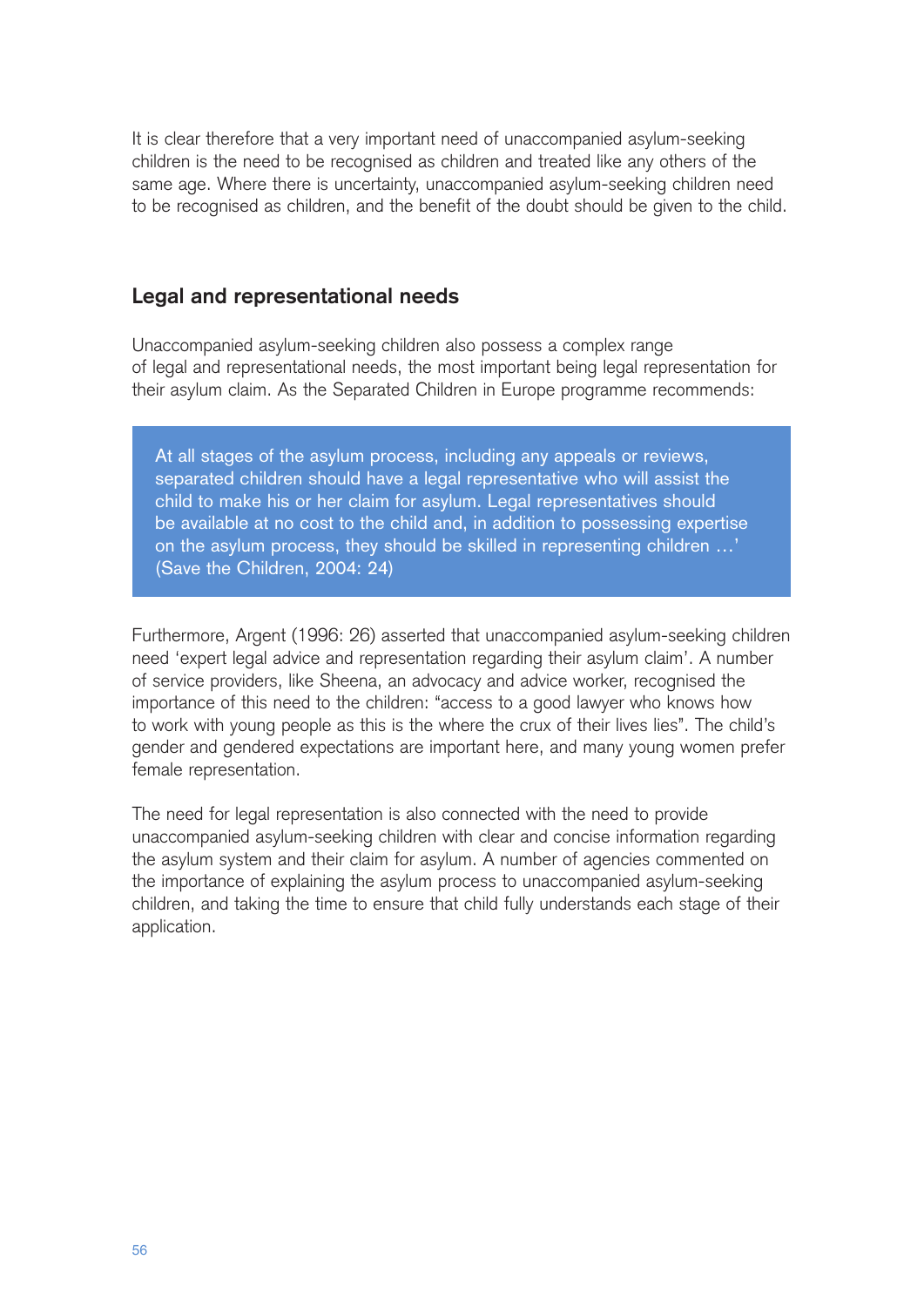It is clear therefore that a very important need of unaccompanied asylum-seeking children is the need to be recognised as children and treated like any others of the same age. Where there is uncertainty, unaccompanied asylum-seeking children need to be recognised as children, and the benefit of the doubt should be given to the child.

## Legal and representational needs

Unaccompanied asylum-seeking children also possess a complex range of legal and representational needs, the most important being legal representation for their asylum claim. As the Separated Children in Europe programme recommends:

> At all stages of the asylum process, including any appeals or reviews, separated children should have a legal representative who will assist the child to make his or her claim for asylum. Legal representatives should be available at no cost to the child and, in addition to possessing expertise on the asylum process, they should be skilled in representing children …'
> (Save the Children, 2004: 24)

Furthermore, Argent (1996: 26) asserted that unaccompanied asylum-seeking children need 'expert legal advice and representation regarding their asylum claim'. A number of service providers, like Sheena, an advocacy and advice worker, recognised the importance of this need to the children: "access to a good lawyer who knows how to work with young people as this is the where the crux of their lives lies". The child's gender and gendered expectations are important here, and many young women prefer female representation.

The need for legal representation is also connected with the need to provide unaccompanied asylum-seeking children with clear and concise information regarding the asylum system and their claim for asylum. A number of agencies commented on the importance of explaining the asylum process to unaccompanied asylum-seeking children, and taking the time to ensure that child fully understands each stage of their application.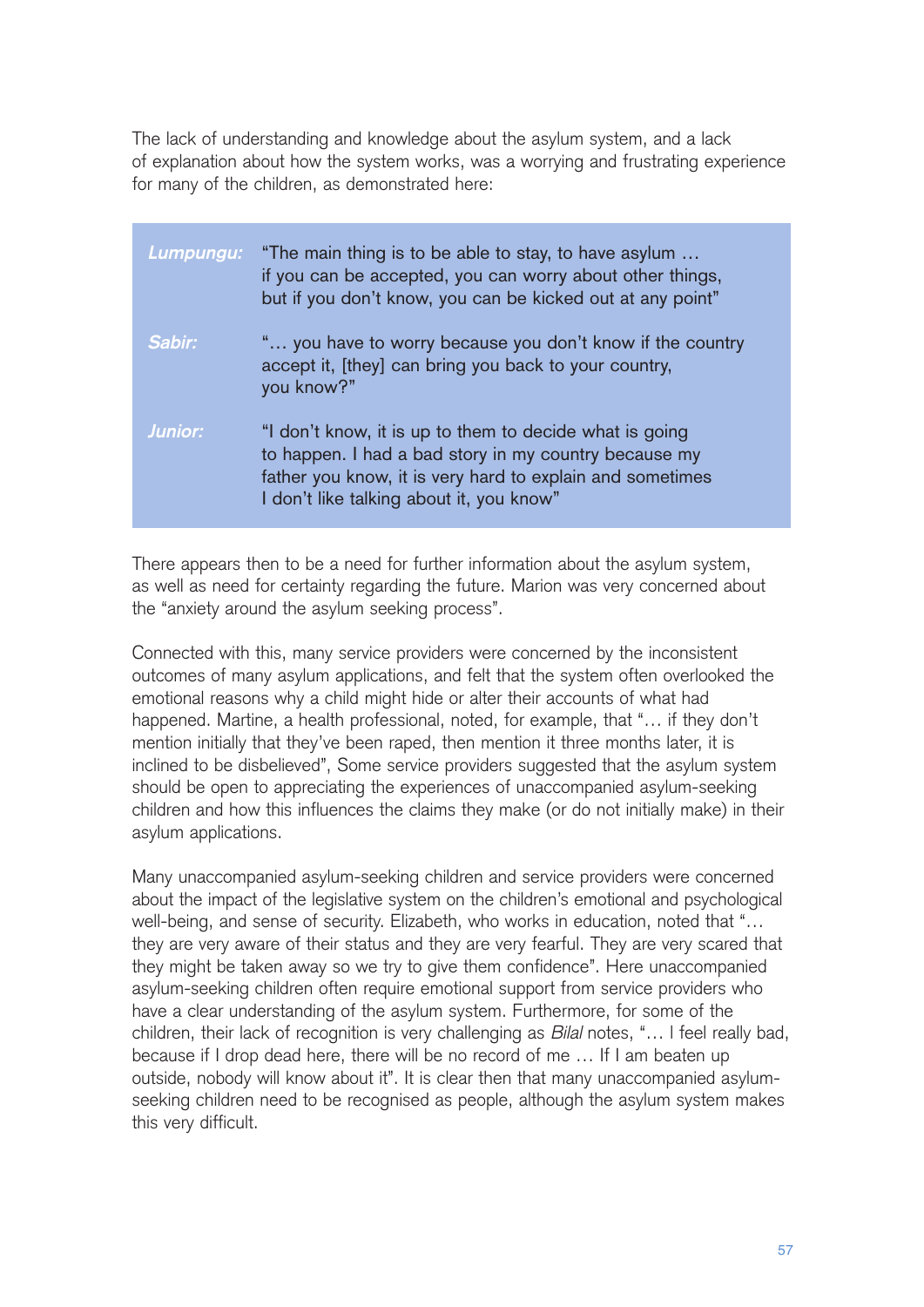The lack of understanding and knowledge about the asylum system, and a lack of explanation about how the system works, was a worrying and frustrating experience for many of the children, as demonstrated here:

| | |
|---|---|
| ***Lumpungu:*** | "The main thing is to be able to stay, to have asylum … if you can be accepted, you can worry about other things, but if you don't know, you can be kicked out at any point" |
| ***Sabir:*** | "… you have to worry because you don't know if the country accept it, [they] can bring you back to your country, you know?" |
| ***Junior:*** | "I don't know, it is up to them to decide what is going to happen. I had a bad story in my country because my father you know, it is very hard to explain and sometimes I don't like talking about it, you know" |

There appears then to be a need for further information about the asylum system, as well as need for certainty regarding the future. Marion was very concerned about the "anxiety around the asylum seeking process".

Connected with this, many service providers were concerned by the inconsistent outcomes of many asylum applications, and felt that the system often overlooked the emotional reasons why a child might hide or alter their accounts of what had happened. Martine, a health professional, noted, for example, that "… if they don't mention initially that they've been raped, then mention it three months later, it is inclined to be disbelieved", Some service providers suggested that the asylum system should be open to appreciating the experiences of unaccompanied asylum-seeking children and how this influences the claims they make (or do not initially make) in their asylum applications.

Many unaccompanied asylum-seeking children and service providers were concerned about the impact of the legislative system on the children's emotional and psychological well-being, and sense of security. Elizabeth, who works in education, noted that "… they are very aware of their status and they are very fearful. They are very scared that they might be taken away so we try to give them confidence". Here unaccompanied asylum-seeking children often require emotional support from service providers who have a clear understanding of the asylum system. Furthermore, for some of the children, their lack of recognition is very challenging as *Bilal* notes, "… I feel really bad, because if I drop dead here, there will be no record of me … If I am beaten up outside, nobody will know about it". It is clear then that many unaccompanied asylum-seeking children need to be recognised as people, although the asylum system makes this very difficult.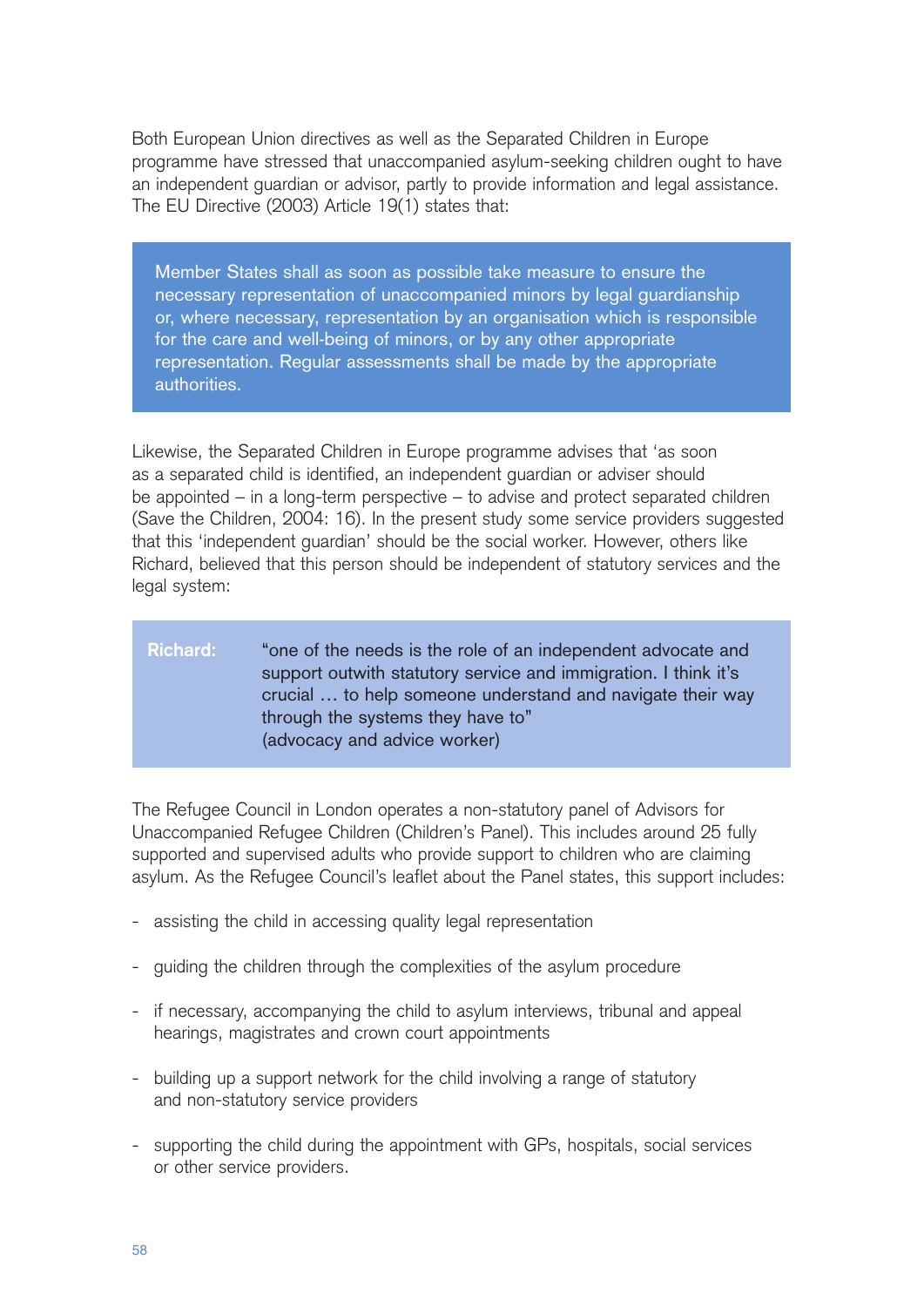Both European Union directives as well as the Separated Children in Europe programme have stressed that unaccompanied asylum-seeking children ought to have an independent guardian or advisor, partly to provide information and legal assistance. The EU Directive (2003) Article 19(1) states that:

> Member States shall as soon as possible take measure to ensure the necessary representation of unaccompanied minors by legal guardianship or, where necessary, representation by an organisation which is responsible for the care and well-being of minors, or by any other appropriate representation. Regular assessments shall be made by the appropriate authorities.

Likewise, the Separated Children in Europe programme advises that 'as soon as a separated child is identified, an independent guardian or adviser should be appointed – in a long-term perspective – to advise and protect separated children (Save the Children, 2004: 16). In the present study some service providers suggested that this 'independent guardian' should be the social worker. However, others like Richard, believed that this person should be independent of statutory services and the legal system:

> **Richard:** "one of the needs is the role of an independent advocate and support outwith statutory service and immigration. I think it's crucial … to help someone understand and navigate their way through the systems they have to"
> (advocacy and advice worker)

The Refugee Council in London operates a non-statutory panel of Advisors for Unaccompanied Refugee Children (Children's Panel). This includes around 25 fully supported and supervised adults who provide support to children who are claiming asylum. As the Refugee Council's leaflet about the Panel states, this support includes:

- assisting the child in accessing quality legal representation
- guiding the children through the complexities of the asylum procedure
- if necessary, accompanying the child to asylum interviews, tribunal and appeal hearings, magistrates and crown court appointments
- building up a support network for the child involving a range of statutory and non-statutory service providers
- supporting the child during the appointment with GPs, hospitals, social services or other service providers.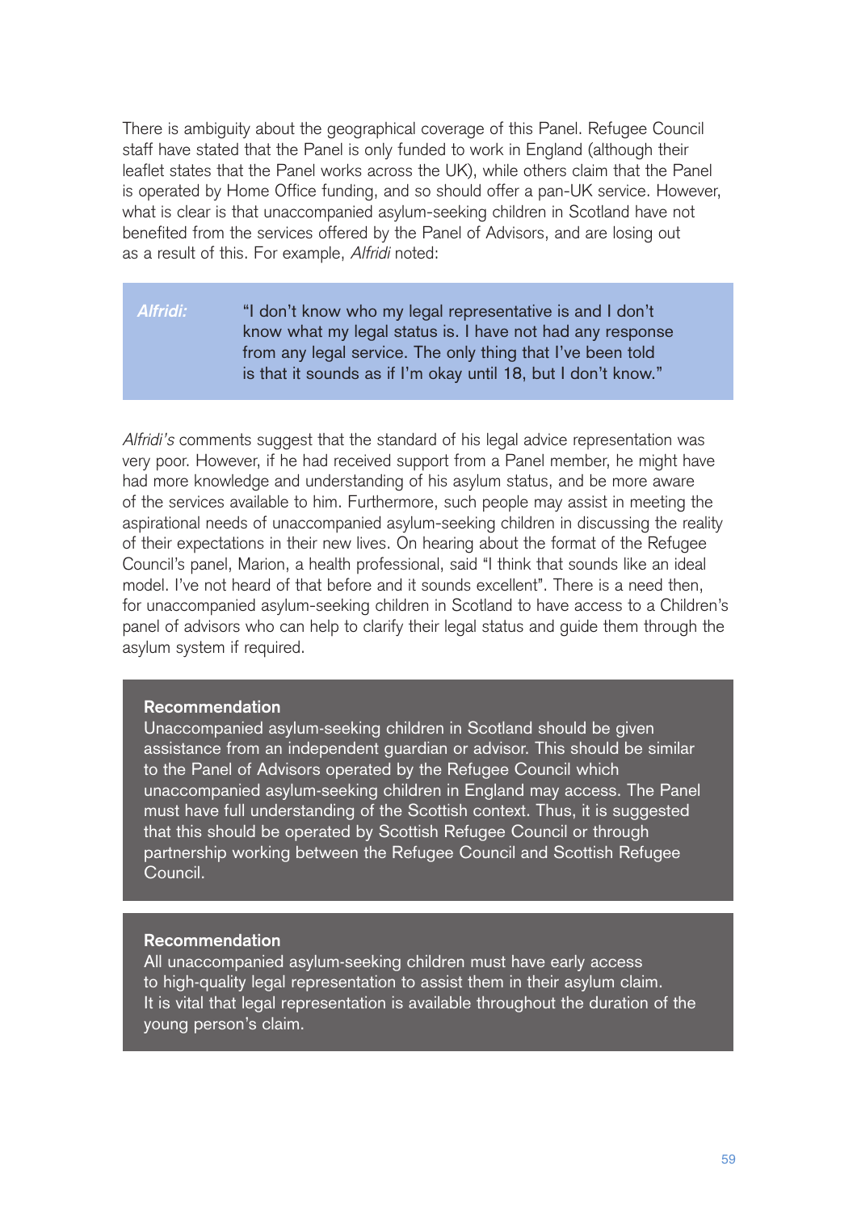There is ambiguity about the geographical coverage of this Panel. Refugee Council staff have stated that the Panel is only funded to work in England (although their leaflet states that the Panel works across the UK), while others claim that the Panel is operated by Home Office funding, and so should offer a pan-UK service. However, what is clear is that unaccompanied asylum-seeking children in Scotland have not benefited from the services offered by the Panel of Advisors, and are losing out as a result of this. For example, *Alfridi* noted:

> ***Alfridi:*** "I don't know who my legal representative is and I don't know what my legal status is. I have not had any response from any legal service. The only thing that I've been told is that it sounds as if I'm okay until 18, but I don't know."

*Alfridi's* comments suggest that the standard of his legal advice representation was very poor. However, if he had received support from a Panel member, he might have had more knowledge and understanding of his asylum status, and be more aware of the services available to him. Furthermore, such people may assist in meeting the aspirational needs of unaccompanied asylum-seeking children in discussing the reality of their expectations in their new lives. On hearing about the format of the Refugee Council's panel, Marion, a health professional, said "I think that sounds like an ideal model. I've not heard of that before and it sounds excellent". There is a need then, for unaccompanied asylum-seeking children in Scotland to have access to a Children's panel of advisors who can help to clarify their legal status and guide them through the asylum system if required.

**Recommendation**

Unaccompanied asylum-seeking children in Scotland should be given assistance from an independent guardian or advisor. This should be similar to the Panel of Advisors operated by the Refugee Council which unaccompanied asylum-seeking children in England may access. The Panel must have full understanding of the Scottish context. Thus, it is suggested that this should be operated by Scottish Refugee Council or through partnership working between the Refugee Council and Scottish Refugee Council.

**Recommendation**

All unaccompanied asylum-seeking children must have early access to high-quality legal representation to assist them in their asylum claim. It is vital that legal representation is available throughout the duration of the young person's claim.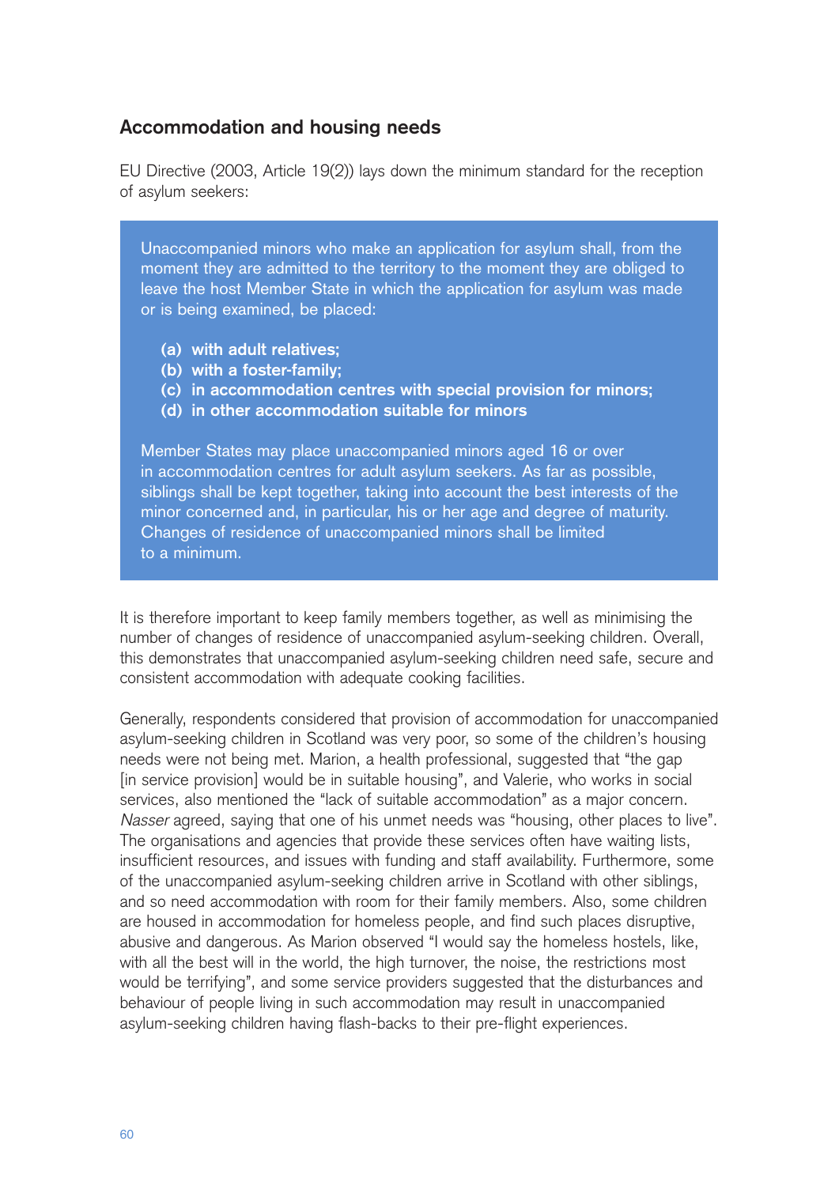## Accommodation and housing needs

EU Directive (2003, Article 19(2)) lays down the minimum standard for the reception of asylum seekers:

> Unaccompanied minors who make an application for asylum shall, from the moment they are admitted to the territory to the moment they are obliged to leave the host Member State in which the application for asylum was made or is being examined, be placed:
>
> **(a) with adult relatives;**
> **(b) with a foster-family;**
> **(c) in accommodation centres with special provision for minors;**
> **(d) in other accommodation suitable for minors**
>
> Member States may place unaccompanied minors aged 16 or over in accommodation centres for adult asylum seekers. As far as possible, siblings shall be kept together, taking into account the best interests of the minor concerned and, in particular, his or her age and degree of maturity. Changes of residence of unaccompanied minors shall be limited to a minimum.

It is therefore important to keep family members together, as well as minimising the number of changes of residence of unaccompanied asylum-seeking children. Overall, this demonstrates that unaccompanied asylum-seeking children need safe, secure and consistent accommodation with adequate cooking facilities.

Generally, respondents considered that provision of accommodation for unaccompanied asylum-seeking children in Scotland was very poor, so some of the children's housing needs were not being met. Marion, a health professional, suggested that "the gap [in service provision] would be in suitable housing", and Valerie, who works in social services, also mentioned the "lack of suitable accommodation" as a major concern. *Nasser* agreed, saying that one of his unmet needs was "housing, other places to live". The organisations and agencies that provide these services often have waiting lists, insufficient resources, and issues with funding and staff availability. Furthermore, some of the unaccompanied asylum-seeking children arrive in Scotland with other siblings, and so need accommodation with room for their family members. Also, some children are housed in accommodation for homeless people, and find such places disruptive, abusive and dangerous. As Marion observed "I would say the homeless hostels, like, with all the best will in the world, the high turnover, the noise, the restrictions most would be terrifying", and some service providers suggested that the disturbances and behaviour of people living in such accommodation may result in unaccompanied asylum-seeking children having flash-backs to their pre-flight experiences.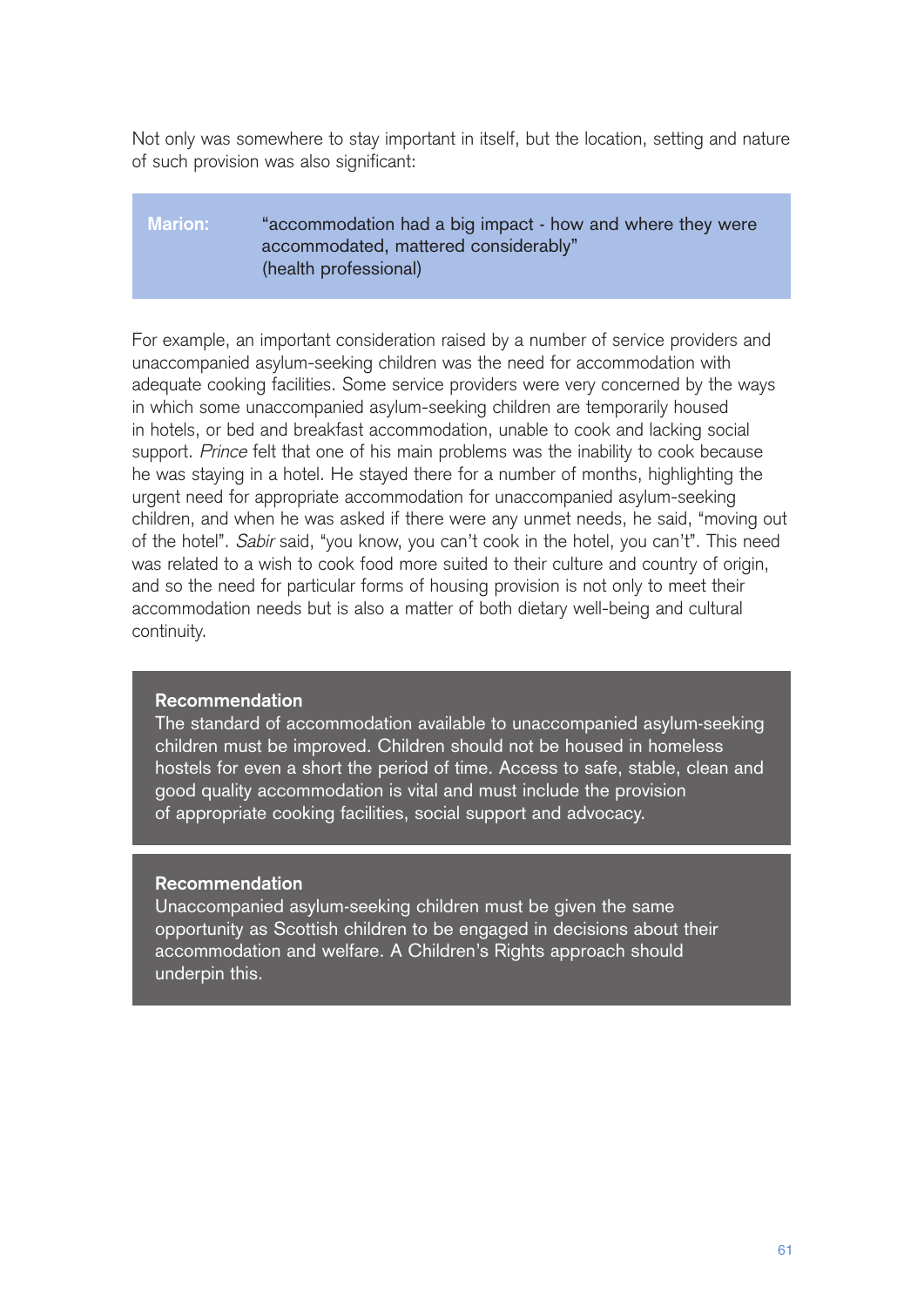Not only was somewhere to stay important in itself, but the location, setting and nature of such provision was also significant:

> **Marion:** "accommodation had a big impact - how and where they were accommodated, mattered considerably"
> (health professional)

For example, an important consideration raised by a number of service providers and unaccompanied asylum-seeking children was the need for accommodation with adequate cooking facilities. Some service providers were very concerned by the ways in which some unaccompanied asylum-seeking children are temporarily housed in hotels, or bed and breakfast accommodation, unable to cook and lacking social support. *Prince* felt that one of his main problems was the inability to cook because he was staying in a hotel. He stayed there for a number of months, highlighting the urgent need for appropriate accommodation for unaccompanied asylum-seeking children, and when he was asked if there were any unmet needs, he said, "moving out of the hotel". *Sabir* said, "you know, you can't cook in the hotel, you can't". This need was related to a wish to cook food more suited to their culture and country of origin, and so the need for particular forms of housing provision is not only to meet their accommodation needs but is also a matter of both dietary well-being and cultural continuity.

**Recommendation**

The standard of accommodation available to unaccompanied asylum-seeking children must be improved. Children should not be housed in homeless hostels for even a short the period of time. Access to safe, stable, clean and good quality accommodation is vital and must include the provision of appropriate cooking facilities, social support and advocacy.

**Recommendation**

Unaccompanied asylum-seeking children must be given the same opportunity as Scottish children to be engaged in decisions about their accommodation and welfare. A Children's Rights approach should underpin this.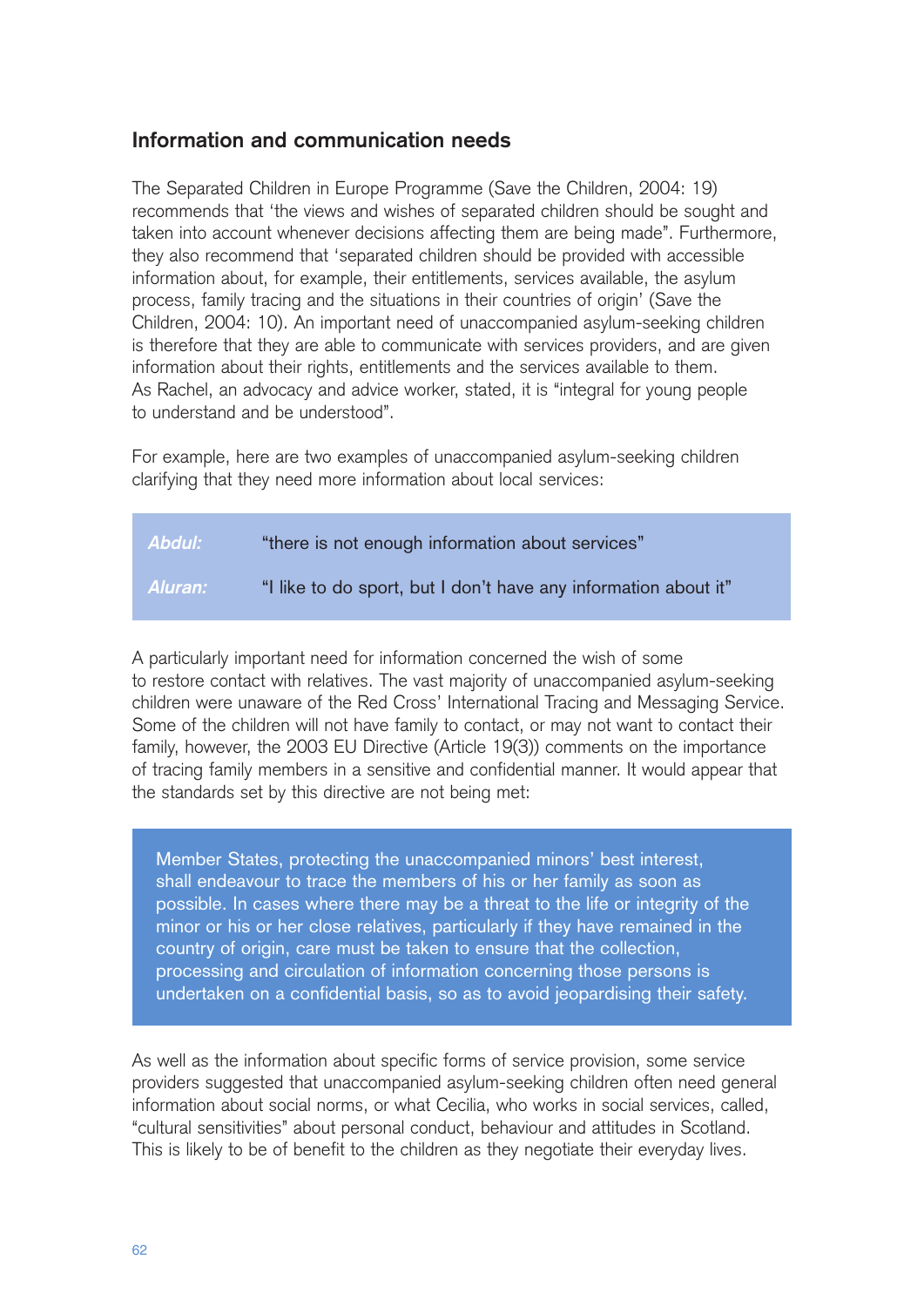## Information and communication needs

The Separated Children in Europe Programme (Save the Children, 2004: 19) recommends that 'the views and wishes of separated children should be sought and taken into account whenever decisions affecting them are being made". Furthermore, they also recommend that 'separated children should be provided with accessible information about, for example, their entitlements, services available, the asylum process, family tracing and the situations in their countries of origin' (Save the Children, 2004: 10). An important need of unaccompanied asylum-seeking children is therefore that they are able to communicate with services providers, and are given information about their rights, entitlements and the services available to them. As Rachel, an advocacy and advice worker, stated, it is "integral for young people to understand and be understood".

For example, here are two examples of unaccompanied asylum-seeking children clarifying that they need more information about local services:

| | |
|---|---|
| *Abdul:* | "there is not enough information about services" |
| *Aluran:* | "I like to do sport, but I don't have any information about it" |

A particularly important need for information concerned the wish of some to restore contact with relatives. The vast majority of unaccompanied asylum-seeking children were unaware of the Red Cross' International Tracing and Messaging Service. Some of the children will not have family to contact, or may not want to contact their family, however, the 2003 EU Directive (Article 19(3)) comments on the importance of tracing family members in a sensitive and confidential manner. It would appear that the standards set by this directive are not being met:

> Member States, protecting the unaccompanied minors' best interest, shall endeavour to trace the members of his or her family as soon as possible. In cases where there may be a threat to the life or integrity of the minor or his or her close relatives, particularly if they have remained in the country of origin, care must be taken to ensure that the collection, processing and circulation of information concerning those persons is undertaken on a confidential basis, so as to avoid jeopardising their safety.

As well as the information about specific forms of service provision, some service providers suggested that unaccompanied asylum-seeking children often need general information about social norms, or what Cecilia, who works in social services, called, "cultural sensitivities" about personal conduct, behaviour and attitudes in Scotland. This is likely to be of benefit to the children as they negotiate their everyday lives.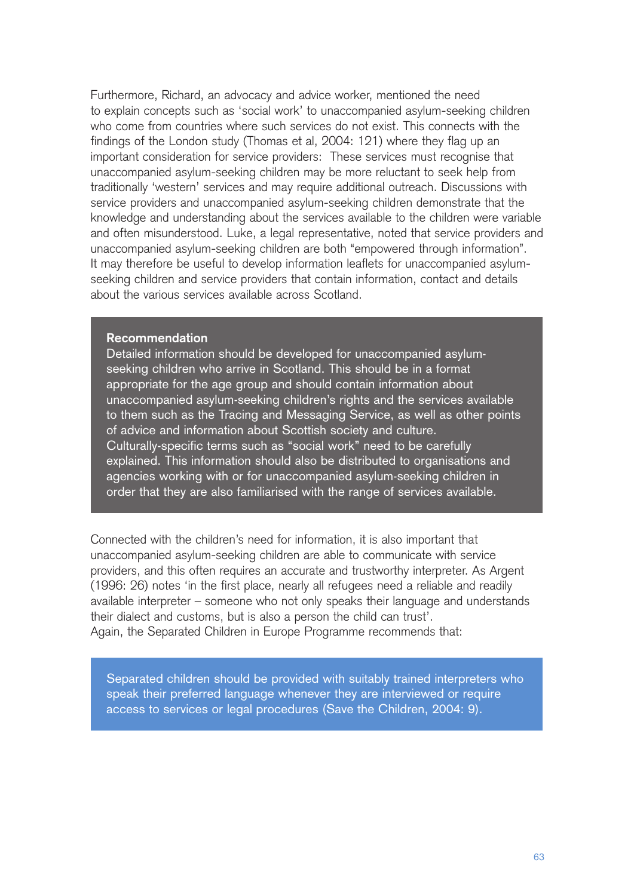Furthermore, Richard, an advocacy and advice worker, mentioned the need to explain concepts such as 'social work' to unaccompanied asylum-seeking children who come from countries where such services do not exist. This connects with the findings of the London study (Thomas et al, 2004: 121) where they flag up an important consideration for service providers: These services must recognise that unaccompanied asylum-seeking children may be more reluctant to seek help from traditionally 'western' services and may require additional outreach. Discussions with service providers and unaccompanied asylum-seeking children demonstrate that the knowledge and understanding about the services available to the children were variable and often misunderstood. Luke, a legal representative, noted that service providers and unaccompanied asylum-seeking children are both "empowered through information". It may therefore be useful to develop information leaflets for unaccompanied asylum-seeking children and service providers that contain information, contact and details about the various services available across Scotland.

> **Recommendation**
> Detailed information should be developed for unaccompanied asylum-seeking children who arrive in Scotland. This should be in a format appropriate for the age group and should contain information about unaccompanied asylum-seeking children's rights and the services available to them such as the Tracing and Messaging Service, as well as other points of advice and information about Scottish society and culture. Culturally-specific terms such as "social work" need to be carefully explained. This information should also be distributed to organisations and agencies working with or for unaccompanied asylum-seeking children in order that they are also familiarised with the range of services available.

Connected with the children's need for information, it is also important that unaccompanied asylum-seeking children are able to communicate with service providers, and this often requires an accurate and trustworthy interpreter. As Argent (1996: 26) notes 'in the first place, nearly all refugees need a reliable and readily available interpreter – someone who not only speaks their language and understands their dialect and customs, but is also a person the child can trust'. Again, the Separated Children in Europe Programme recommends that:

> Separated children should be provided with suitably trained interpreters who speak their preferred language whenever they are interviewed or require access to services or legal procedures (Save the Children, 2004: 9).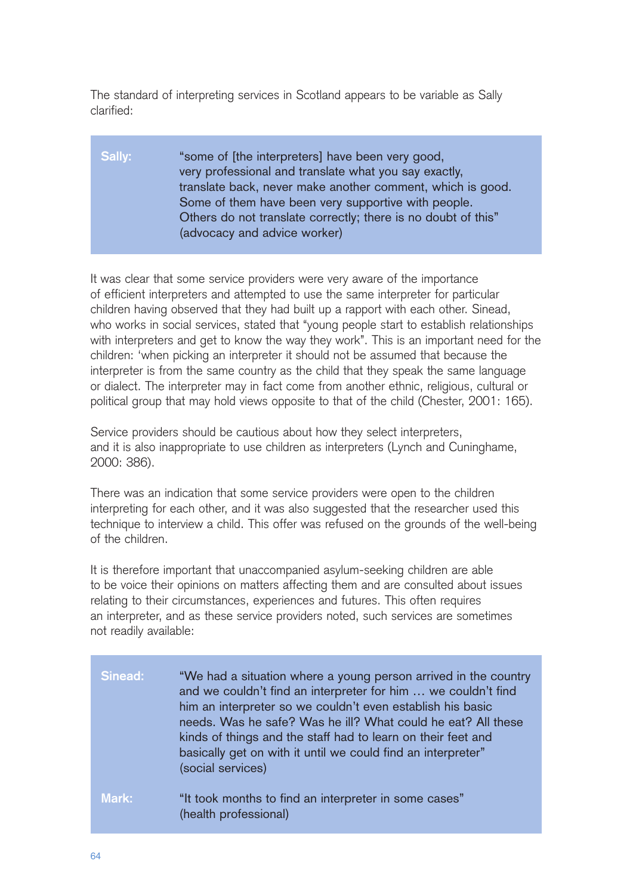The standard of interpreting services in Scotland appears to be variable as Sally clarified:

| | |
|---|---|
| **Sally:** | "some of [the interpreters] have been very good, very professional and translate what you say exactly, translate back, never make another comment, which is good. Some of them have been very supportive with people. Others do not translate correctly; there is no doubt of this" (advocacy and advice worker) |

It was clear that some service providers were very aware of the importance of efficient interpreters and attempted to use the same interpreter for particular children having observed that they had built up a rapport with each other. Sinead, who works in social services, stated that "young people start to establish relationships with interpreters and get to know the way they work". This is an important need for the children: 'when picking an interpreter it should not be assumed that because the interpreter is from the same country as the child that they speak the same language or dialect. The interpreter may in fact come from another ethnic, religious, cultural or political group that may hold views opposite to that of the child (Chester, 2001: 165).

Service providers should be cautious about how they select interpreters, and it is also inappropriate to use children as interpreters (Lynch and Cuninghame, 2000: 386).

There was an indication that some service providers were open to the children interpreting for each other, and it was also suggested that the researcher used this technique to interview a child. This offer was refused on the grounds of the well-being of the children.

It is therefore important that unaccompanied asylum-seeking children are able to be voice their opinions on matters affecting them and are consulted about issues relating to their circumstances, experiences and futures. This often requires an interpreter, and as these service providers noted, such services are sometimes not readily available:

| | |
|---|---|
| **Sinead:** | "We had a situation where a young person arrived in the country and we couldn't find an interpreter for him … we couldn't find him an interpreter so we couldn't even establish his basic needs. Was he safe? Was he ill? What could he eat? All these kinds of things and the staff had to learn on their feet and basically get on with it until we could find an interpreter" (social services) |
| **Mark:** | "It took months to find an interpreter in some cases" (health professional) |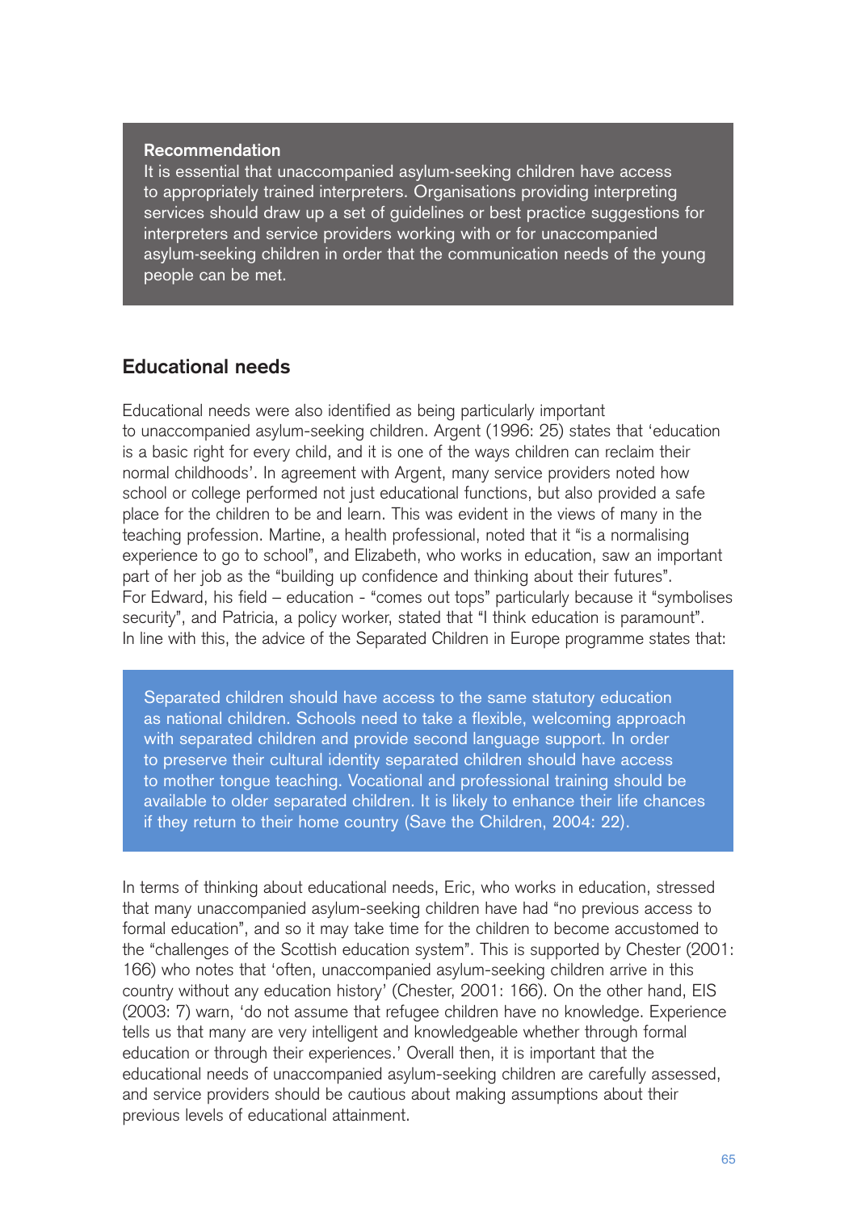**Recommendation**

It is essential that unaccompanied asylum-seeking children have access to appropriately trained interpreters. Organisations providing interpreting services should draw up a set of guidelines or best practice suggestions for interpreters and service providers working with or for unaccompanied asylum-seeking children in order that the communication needs of the young people can be met.

## Educational needs

Educational needs were also identified as being particularly important to unaccompanied asylum-seeking children. Argent (1996: 25) states that 'education is a basic right for every child, and it is one of the ways children can reclaim their normal childhoods'. In agreement with Argent, many service providers noted how school or college performed not just educational functions, but also provided a safe place for the children to be and learn. This was evident in the views of many in the teaching profession. Martine, a health professional, noted that it "is a normalising experience to go to school", and Elizabeth, who works in education, saw an important part of her job as the "building up confidence and thinking about their futures". For Edward, his field – education - "comes out tops" particularly because it "symbolises security", and Patricia, a policy worker, stated that "I think education is paramount". In line with this, the advice of the Separated Children in Europe programme states that:

> Separated children should have access to the same statutory education as national children. Schools need to take a flexible, welcoming approach with separated children and provide second language support. In order to preserve their cultural identity separated children should have access to mother tongue teaching. Vocational and professional training should be available to older separated children. It is likely to enhance their life chances if they return to their home country (Save the Children, 2004: 22).

In terms of thinking about educational needs, Eric, who works in education, stressed that many unaccompanied asylum-seeking children have had "no previous access to formal education", and so it may take time for the children to become accustomed to the "challenges of the Scottish education system". This is supported by Chester (2001: 166) who notes that 'often, unaccompanied asylum-seeking children arrive in this country without any education history' (Chester, 2001: 166). On the other hand, EIS (2003: 7) warn, 'do not assume that refugee children have no knowledge. Experience tells us that many are very intelligent and knowledgeable whether through formal education or through their experiences.' Overall then, it is important that the educational needs of unaccompanied asylum-seeking children are carefully assessed, and service providers should be cautious about making assumptions about their previous levels of educational attainment.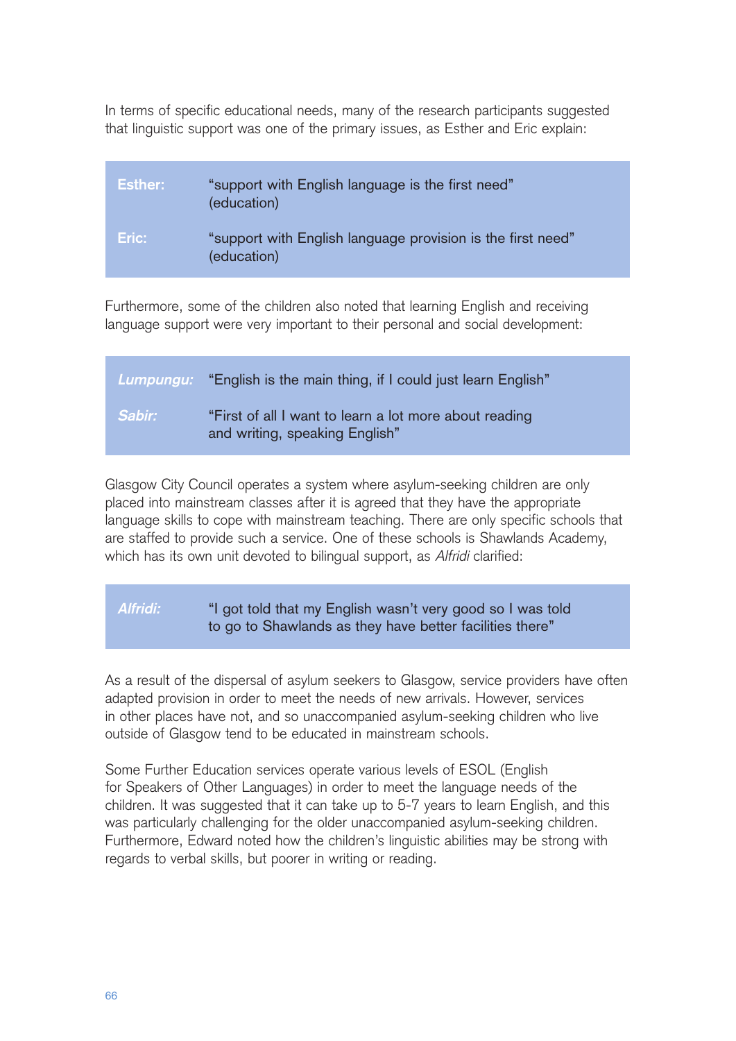In terms of specific educational needs, many of the research participants suggested that linguistic support was one of the primary issues, as Esther and Eric explain:

> **Esther:** "support with English language is the first need" (education)
>
> **Eric:** "support with English language provision is the first need" (education)

Furthermore, some of the children also noted that learning English and receiving language support were very important to their personal and social development:

> ***Lumpungu:*** "English is the main thing, if I could just learn English"
>
> ***Sabir:*** "First of all I want to learn a lot more about reading and writing, speaking English"

Glasgow City Council operates a system where asylum-seeking children are only placed into mainstream classes after it is agreed that they have the appropriate language skills to cope with mainstream teaching. There are only specific schools that are staffed to provide such a service. One of these schools is Shawlands Academy, which has its own unit devoted to bilingual support, as *Alfridi* clarified:

> ***Alfridi:*** "I got told that my English wasn't very good so I was told to go to Shawlands as they have better facilities there"

As a result of the dispersal of asylum seekers to Glasgow, service providers have often adapted provision in order to meet the needs of new arrivals. However, services in other places have not, and so unaccompanied asylum-seeking children who live outside of Glasgow tend to be educated in mainstream schools.

Some Further Education services operate various levels of ESOL (English for Speakers of Other Languages) in order to meet the language needs of the children. It was suggested that it can take up to 5-7 years to learn English, and this was particularly challenging for the older unaccompanied asylum-seeking children. Furthermore, Edward noted how the children's linguistic abilities may be strong with regards to verbal skills, but poorer in writing or reading.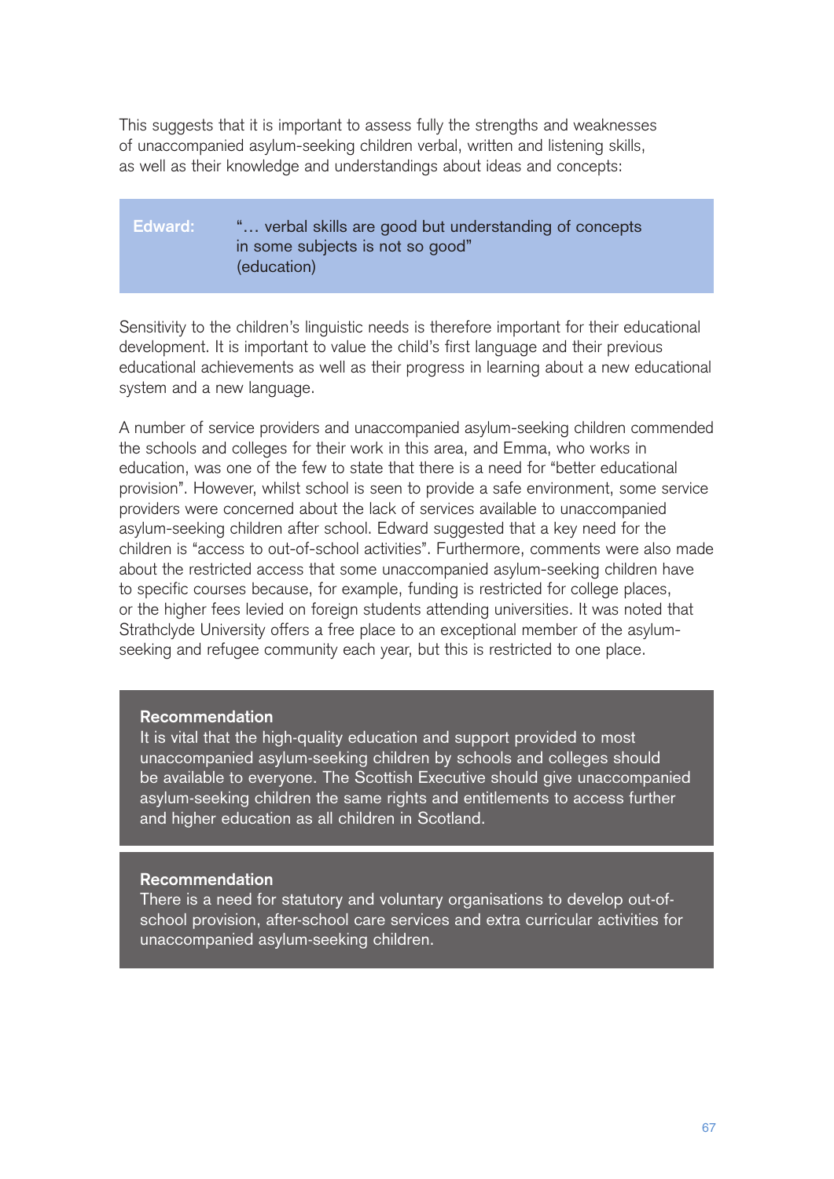This suggests that it is important to assess fully the strengths and weaknesses of unaccompanied asylum-seeking children verbal, written and listening skills, as well as their knowledge and understandings about ideas and concepts:

> **Edward:** "… verbal skills are good but understanding of concepts in some subjects is not so good"
> (education)

Sensitivity to the children's linguistic needs is therefore important for their educational development. It is important to value the child's first language and their previous educational achievements as well as their progress in learning about a new educational system and a new language.

A number of service providers and unaccompanied asylum-seeking children commended the schools and colleges for their work in this area, and Emma, who works in education, was one of the few to state that there is a need for "better educational provision". However, whilst school is seen to provide a safe environment, some service providers were concerned about the lack of services available to unaccompanied asylum-seeking children after school. Edward suggested that a key need for the children is "access to out-of-school activities". Furthermore, comments were also made about the restricted access that some unaccompanied asylum-seeking children have to specific courses because, for example, funding is restricted for college places, or the higher fees levied on foreign students attending universities. It was noted that Strathclyde University offers a free place to an exceptional member of the asylum-seeking and refugee community each year, but this is restricted to one place.

**Recommendation**
It is vital that the high-quality education and support provided to most unaccompanied asylum-seeking children by schools and colleges should be available to everyone. The Scottish Executive should give unaccompanied asylum-seeking children the same rights and entitlements to access further and higher education as all children in Scotland.

**Recommendation**
There is a need for statutory and voluntary organisations to develop out-of-school provision, after-school care services and extra curricular activities for unaccompanied asylum-seeking children.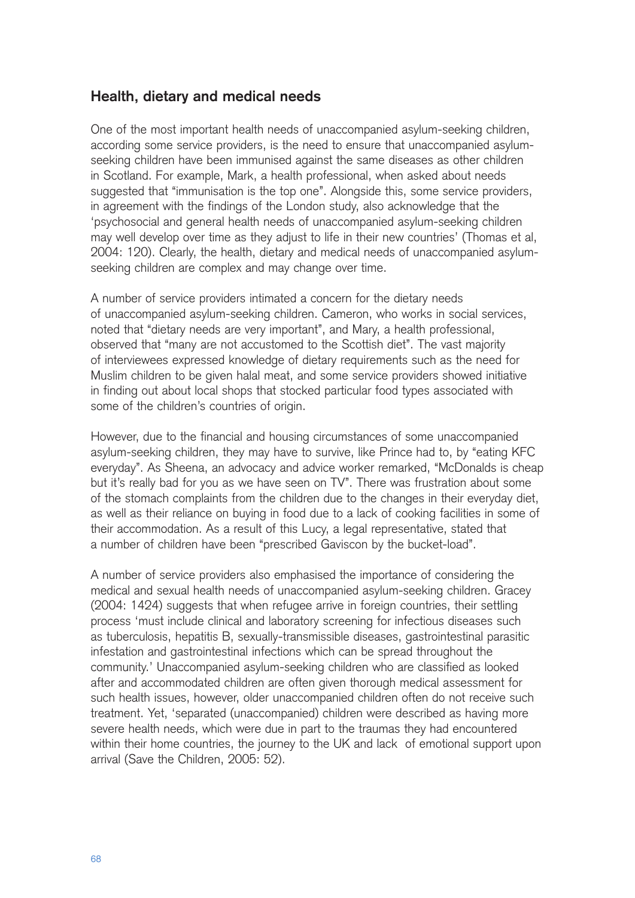## Health, dietary and medical needs

One of the most important health needs of unaccompanied asylum-seeking children, according some service providers, is the need to ensure that unaccompanied asylum-seeking children have been immunised against the same diseases as other children in Scotland. For example, Mark, a health professional, when asked about needs suggested that "immunisation is the top one". Alongside this, some service providers, in agreement with the findings of the London study, also acknowledge that the 'psychosocial and general health needs of unaccompanied asylum-seeking children may well develop over time as they adjust to life in their new countries' (Thomas et al, 2004: 120). Clearly, the health, dietary and medical needs of unaccompanied asylum-seeking children are complex and may change over time.

A number of service providers intimated a concern for the dietary needs of unaccompanied asylum-seeking children. Cameron, who works in social services, noted that "dietary needs are very important", and Mary, a health professional, observed that "many are not accustomed to the Scottish diet". The vast majority of interviewees expressed knowledge of dietary requirements such as the need for Muslim children to be given halal meat, and some service providers showed initiative in finding out about local shops that stocked particular food types associated with some of the children's countries of origin.

However, due to the financial and housing circumstances of some unaccompanied asylum-seeking children, they may have to survive, like Prince had to, by "eating KFC everyday". As Sheena, an advocacy and advice worker remarked, "McDonalds is cheap but it's really bad for you as we have seen on TV". There was frustration about some of the stomach complaints from the children due to the changes in their everyday diet, as well as their reliance on buying in food due to a lack of cooking facilities in some of their accommodation. As a result of this Lucy, a legal representative, stated that a number of children have been "prescribed Gaviscon by the bucket-load".

A number of service providers also emphasised the importance of considering the medical and sexual health needs of unaccompanied asylum-seeking children. Gracey (2004: 1424) suggests that when refugee arrive in foreign countries, their settling process 'must include clinical and laboratory screening for infectious diseases such as tuberculosis, hepatitis B, sexually-transmissible diseases, gastrointestinal parasitic infestation and gastrointestinal infections which can be spread throughout the community.' Unaccompanied asylum-seeking children who are classified as looked after and accommodated children are often given thorough medical assessment for such health issues, however, older unaccompanied children often do not receive such treatment. Yet, 'separated (unaccompanied) children were described as having more severe health needs, which were due in part to the traumas they had encountered within their home countries, the journey to the UK and lack of emotional support upon arrival (Save the Children, 2005: 52).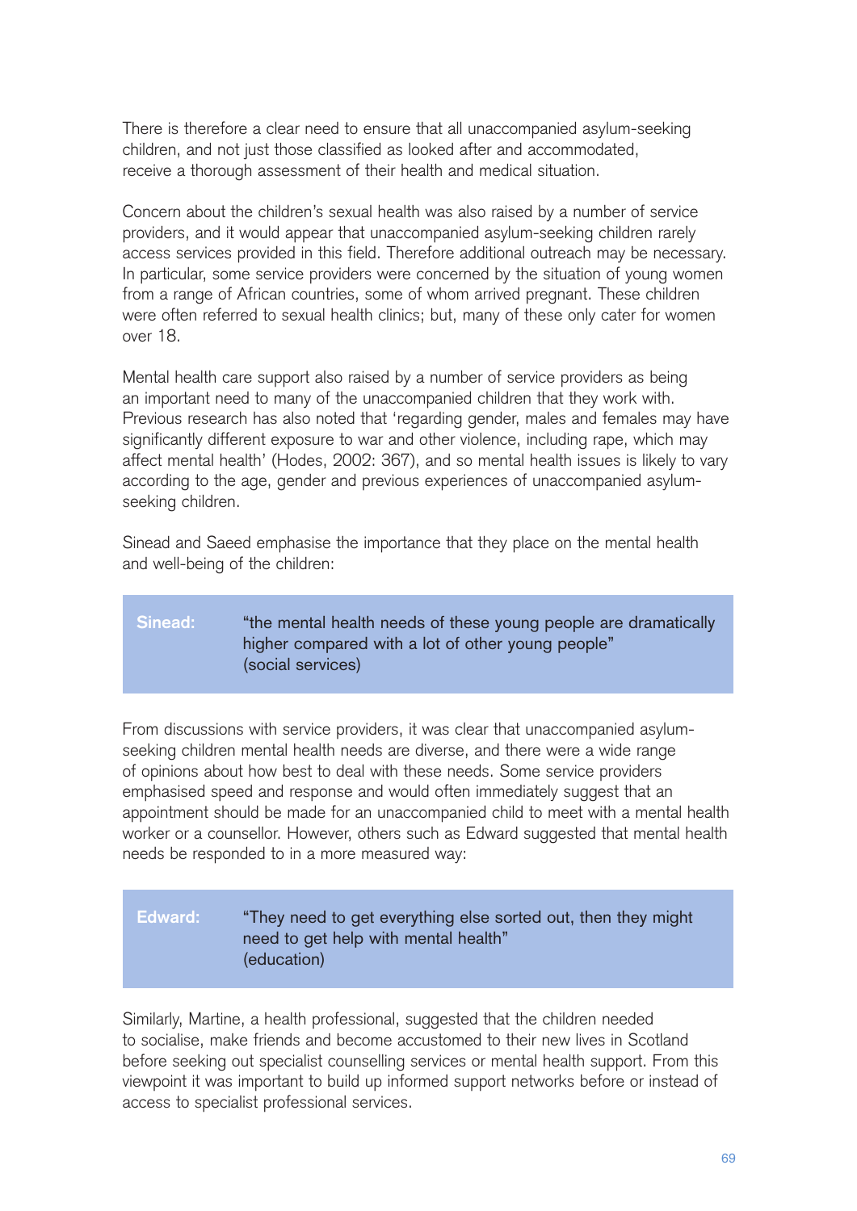There is therefore a clear need to ensure that all unaccompanied asylum-seeking children, and not just those classified as looked after and accommodated, receive a thorough assessment of their health and medical situation.

Concern about the children's sexual health was also raised by a number of service providers, and it would appear that unaccompanied asylum-seeking children rarely access services provided in this field. Therefore additional outreach may be necessary. In particular, some service providers were concerned by the situation of young women from a range of African countries, some of whom arrived pregnant. These children were often referred to sexual health clinics; but, many of these only cater for women over 18.

Mental health care support also raised by a number of service providers as being an important need to many of the unaccompanied children that they work with. Previous research has also noted that 'regarding gender, males and females may have significantly different exposure to war and other violence, including rape, which may affect mental health' (Hodes, 2002: 367), and so mental health issues is likely to vary according to the age, gender and previous experiences of unaccompanied asylum-seeking children.

Sinead and Saeed emphasise the importance that they place on the mental health and well-being of the children:

**Sinead:** "the mental health needs of these young people are dramatically higher compared with a lot of other young people" (social services)

From discussions with service providers, it was clear that unaccompanied asylum-seeking children mental health needs are diverse, and there were a wide range of opinions about how best to deal with these needs. Some service providers emphasised speed and response and would often immediately suggest that an appointment should be made for an unaccompanied child to meet with a mental health worker or a counsellor. However, others such as Edward suggested that mental health needs be responded to in a more measured way:

**Edward:** "They need to get everything else sorted out, then they might need to get help with mental health" (education)

Similarly, Martine, a health professional, suggested that the children needed to socialise, make friends and become accustomed to their new lives in Scotland before seeking out specialist counselling services or mental health support. From this viewpoint it was important to build up informed support networks before or instead of access to specialist professional services.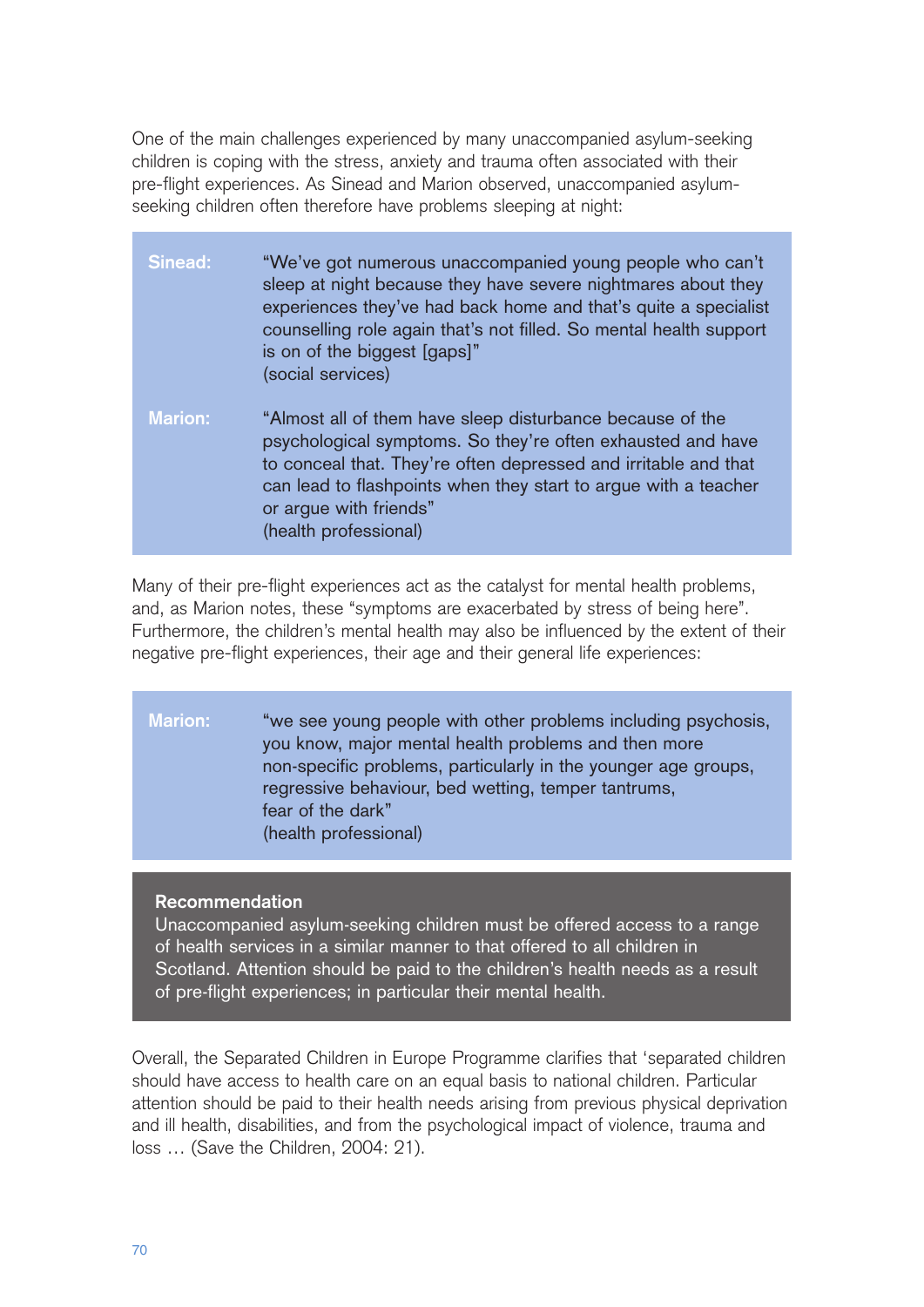One of the main challenges experienced by many unaccompanied asylum-seeking children is coping with the stress, anxiety and trauma often associated with their pre-flight experiences. As Sinead and Marion observed, unaccompanied asylum-seeking children often therefore have problems sleeping at night:

**Sinead:** "We've got numerous unaccompanied young people who can't sleep at night because they have severe nightmares about they experiences they've had back home and that's quite a specialist counselling role again that's not filled. So mental health support is on of the biggest [gaps]"
(social services)

**Marion:** "Almost all of them have sleep disturbance because of the psychological symptoms. So they're often exhausted and have to conceal that. They're often depressed and irritable and that can lead to flashpoints when they start to argue with a teacher or argue with friends"
(health professional)

Many of their pre-flight experiences act as the catalyst for mental health problems, and, as Marion notes, these "symptoms are exacerbated by stress of being here". Furthermore, the children's mental health may also be influenced by the extent of their negative pre-flight experiences, their age and their general life experiences:

**Marion:** "we see young people with other problems including psychosis, you know, major mental health problems and then more non-specific problems, particularly in the younger age groups, regressive behaviour, bed wetting, temper tantrums, fear of the dark"
(health professional)

**Recommendation**
Unaccompanied asylum-seeking children must be offered access to a range of health services in a similar manner to that offered to all children in Scotland. Attention should be paid to the children's health needs as a result of pre-flight experiences; in particular their mental health.

Overall, the Separated Children in Europe Programme clarifies that 'separated children should have access to health care on an equal basis to national children. Particular attention should be paid to their health needs arising from previous physical deprivation and ill health, disabilities, and from the psychological impact of violence, trauma and loss … (Save the Children, 2004: 21).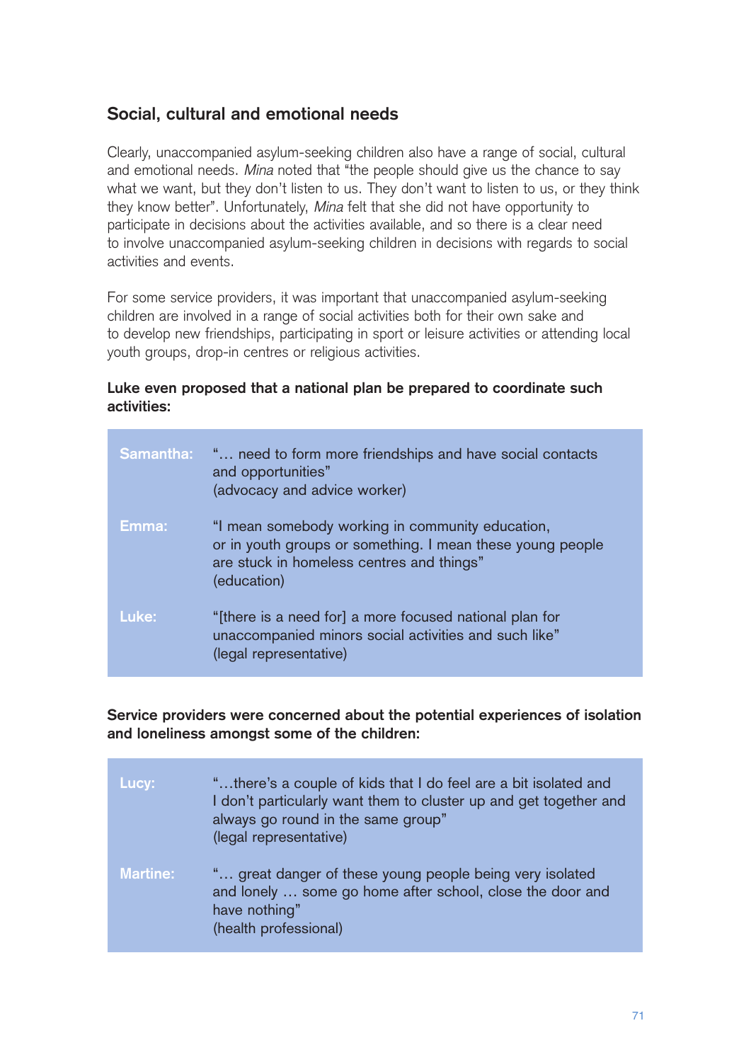## Social, cultural and emotional needs

Clearly, unaccompanied asylum-seeking children also have a range of social, cultural and emotional needs. *Mina* noted that "the people should give us the chance to say what we want, but they don't listen to us. They don't want to listen to us, or they think they know better". Unfortunately, *Mina* felt that she did not have opportunity to participate in decisions about the activities available, and so there is a clear need to involve unaccompanied asylum-seeking children in decisions with regards to social activities and events.

For some service providers, it was important that unaccompanied asylum-seeking children are involved in a range of social activities both for their own sake and to develop new friendships, participating in sport or leisure activities or attending local youth groups, drop-in centres or religious activities.

**Luke even proposed that a national plan be prepared to coordinate such activities:**

| | |
|---|---|
| Samantha: | "… need to form more friendships and have social contacts and opportunities"<br>(advocacy and advice worker) |
| Emma: | "I mean somebody working in community education, or in youth groups or something. I mean these young people are stuck in homeless centres and things"<br>(education) |
| Luke: | "[there is a need for] a more focused national plan for unaccompanied minors social activities and such like"<br>(legal representative) |

**Service providers were concerned about the potential experiences of isolation and loneliness amongst some of the children:**

| | |
|---|---|
| Lucy: | "…there's a couple of kids that I do feel are a bit isolated and I don't particularly want them to cluster up and get together and always go round in the same group"<br>(legal representative) |
| Martine: | "… great danger of these young people being very isolated and lonely … some go home after school, close the door and have nothing"<br>(health professional) |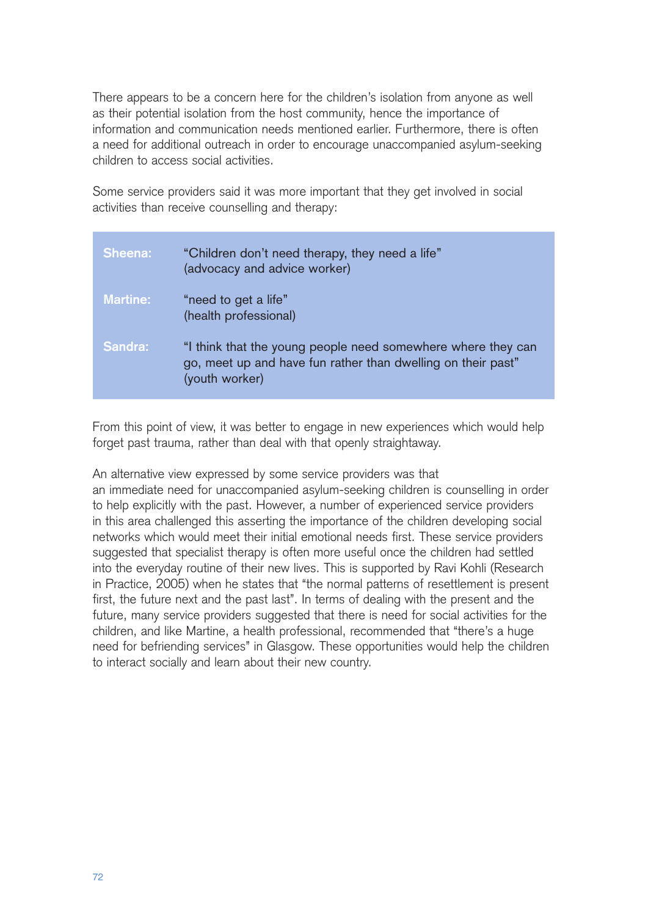There appears to be a concern here for the children's isolation from anyone as well as their potential isolation from the host community, hence the importance of information and communication needs mentioned earlier. Furthermore, there is often a need for additional outreach in order to encourage unaccompanied asylum-seeking children to access social activities.

Some service providers said it was more important that they get involved in social activities than receive counselling and therapy:

| | |
|---|---|
| **Sheena:** | "Children don't need therapy, they need a life" (advocacy and advice worker) |
| **Martine:** | "need to get a life" (health professional) |
| **Sandra:** | "I think that the young people need somewhere where they can go, meet up and have fun rather than dwelling on their past" (youth worker) |

From this point of view, it was better to engage in new experiences which would help forget past trauma, rather than deal with that openly straightaway.

An alternative view expressed by some service providers was that an immediate need for unaccompanied asylum-seeking children is counselling in order to help explicitly with the past. However, a number of experienced service providers in this area challenged this asserting the importance of the children developing social networks which would meet their initial emotional needs first. These service providers suggested that specialist therapy is often more useful once the children had settled into the everyday routine of their new lives. This is supported by Ravi Kohli (Research in Practice, 2005) when he states that "the normal patterns of resettlement is present first, the future next and the past last". In terms of dealing with the present and the future, many service providers suggested that there is need for social activities for the children, and like Martine, a health professional, recommended that "there's a huge need for befriending services" in Glasgow. These opportunities would help the children to interact socially and learn about their new country.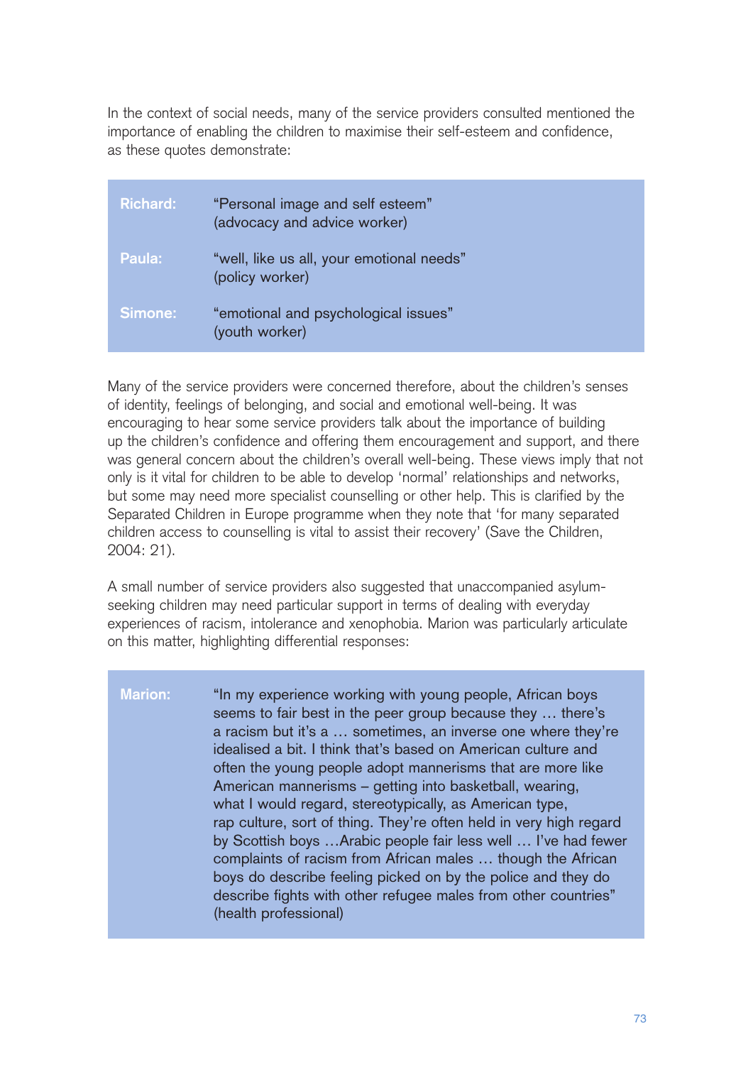In the context of social needs, many of the service providers consulted mentioned the importance of enabling the children to maximise their self-esteem and confidence, as these quotes demonstrate:

| | |
|---|---|
| **Richard:** | "Personal image and self esteem" (advocacy and advice worker) |
| **Paula:** | "well, like us all, your emotional needs" (policy worker) |
| **Simone:** | "emotional and psychological issues" (youth worker) |

Many of the service providers were concerned therefore, about the children's senses of identity, feelings of belonging, and social and emotional well-being. It was encouraging to hear some service providers talk about the importance of building up the children's confidence and offering them encouragement and support, and there was general concern about the children's overall well-being. These views imply that not only is it vital for children to be able to develop 'normal' relationships and networks, but some may need more specialist counselling or other help. This is clarified by the Separated Children in Europe programme when they note that 'for many separated children access to counselling is vital to assist their recovery' (Save the Children, 2004: 21).

A small number of service providers also suggested that unaccompanied asylum-seeking children may need particular support in terms of dealing with everyday experiences of racism, intolerance and xenophobia. Marion was particularly articulate on this matter, highlighting differential responses:

| | |
|---|---|
| **Marion:** | "In my experience working with young people, African boys seems to fair best in the peer group because they … there's a racism but it's a … sometimes, an inverse one where they're idealised a bit. I think that's based on American culture and often the young people adopt mannerisms that are more like American mannerisms – getting into basketball, wearing, what I would regard, stereotypically, as American type, rap culture, sort of thing. They're often held in very high regard by Scottish boys …Arabic people fair less well … I've had fewer complaints of racism from African males … though the African boys do describe feeling picked on by the police and they do describe fights with other refugee males from other countries" (health professional) |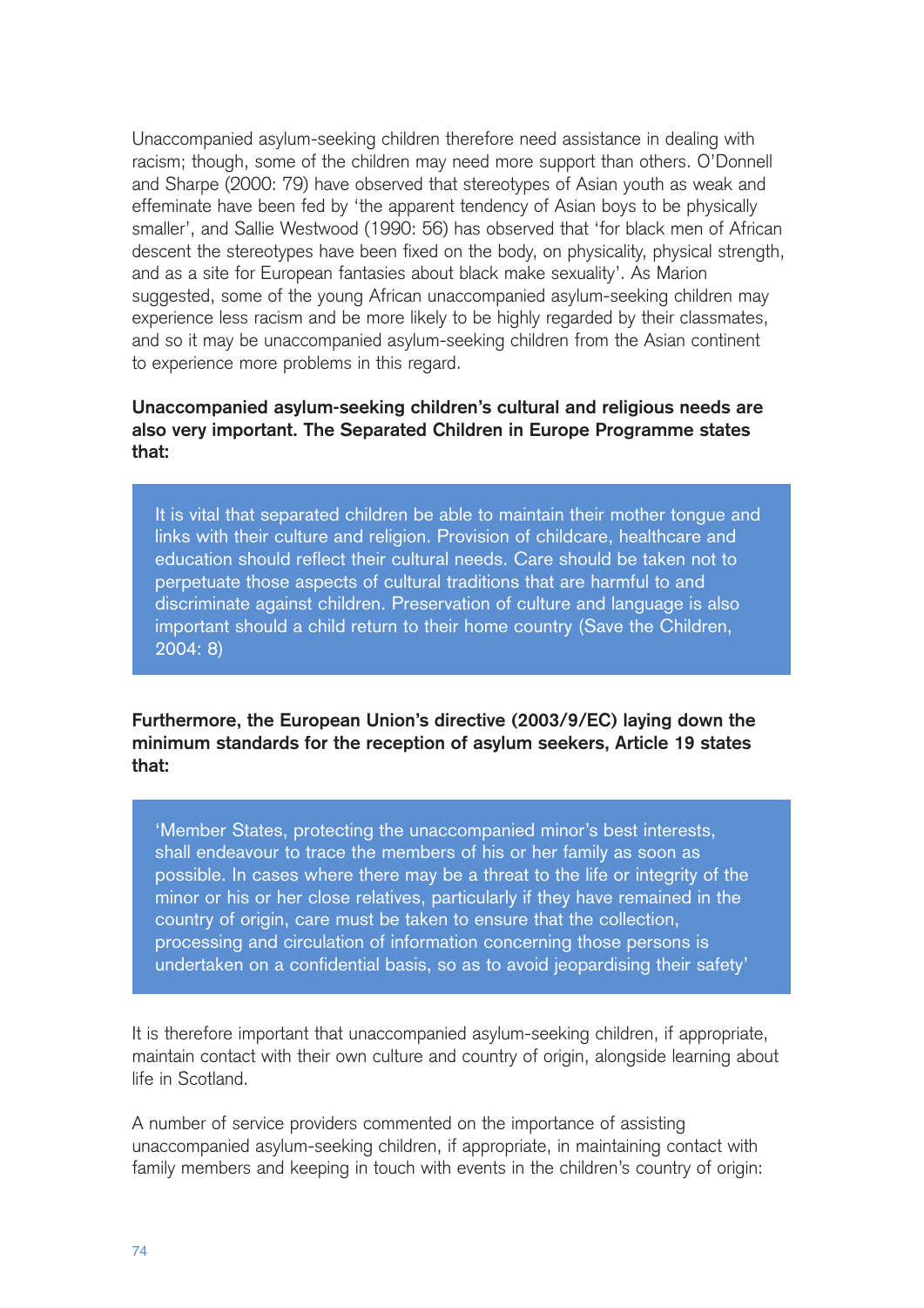Unaccompanied asylum-seeking children therefore need assistance in dealing with racism; though, some of the children may need more support than others. O'Donnell and Sharpe (2000: 79) have observed that stereotypes of Asian youth as weak and effeminate have been fed by 'the apparent tendency of Asian boys to be physically smaller', and Sallie Westwood (1990: 56) has observed that 'for black men of African descent the stereotypes have been fixed on the body, on physicality, physical strength, and as a site for European fantasies about black make sexuality'. As Marion suggested, some of the young African unaccompanied asylum-seeking children may experience less racism and be more likely to be highly regarded by their classmates, and so it may be unaccompanied asylum-seeking children from the Asian continent to experience more problems in this regard.

**Unaccompanied asylum-seeking children's cultural and religious needs are also very important. The Separated Children in Europe Programme states that:**

> It is vital that separated children be able to maintain their mother tongue and links with their culture and religion. Provision of childcare, healthcare and education should reflect their cultural needs. Care should be taken not to perpetuate those aspects of cultural traditions that are harmful to and discriminate against children. Preservation of culture and language is also important should a child return to their home country (Save the Children, 2004: 8)

**Furthermore, the European Union's directive (2003/9/EC) laying down the minimum standards for the reception of asylum seekers, Article 19 states that:**

> 'Member States, protecting the unaccompanied minor's best interests, shall endeavour to trace the members of his or her family as soon as possible. In cases where there may be a threat to the life or integrity of the minor or his or her close relatives, particularly if they have remained in the country of origin, care must be taken to ensure that the collection, processing and circulation of information concerning those persons is undertaken on a confidential basis, so as to avoid jeopardising their safety'

It is therefore important that unaccompanied asylum-seeking children, if appropriate, maintain contact with their own culture and country of origin, alongside learning about life in Scotland.

A number of service providers commented on the importance of assisting unaccompanied asylum-seeking children, if appropriate, in maintaining contact with family members and keeping in touch with events in the children's country of origin: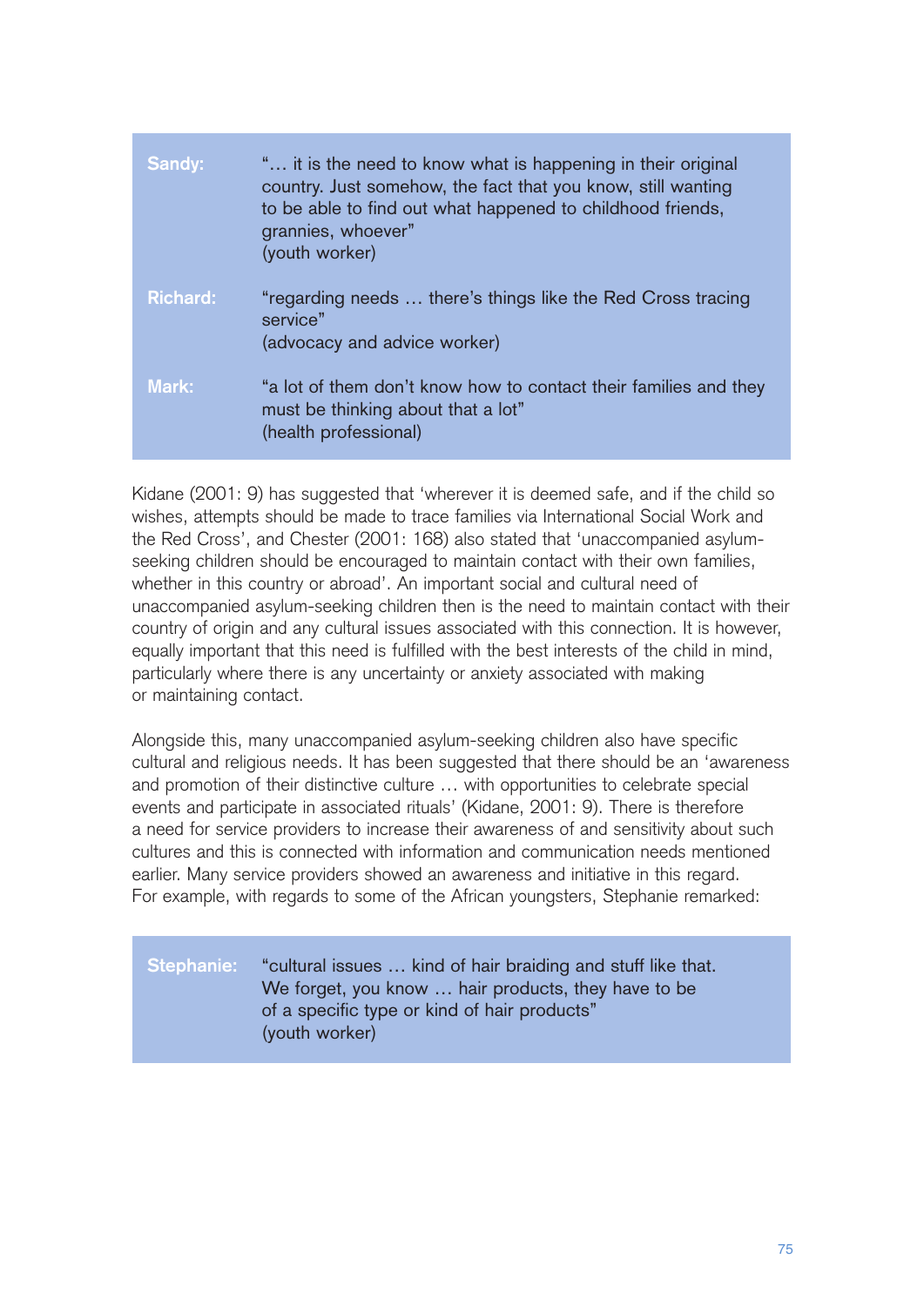| | |
|---|---|
| **Sandy:** | "… it is the need to know what is happening in their original country. Just somehow, the fact that you know, still wanting to be able to find out what happened to childhood friends, grannies, whoever" (youth worker) |
| **Richard:** | "regarding needs … there's things like the Red Cross tracing service" (advocacy and advice worker) |
| **Mark:** | "a lot of them don't know how to contact their families and they must be thinking about that a lot" (health professional) |

Kidane (2001: 9) has suggested that 'wherever it is deemed safe, and if the child so wishes, attempts should be made to trace families via International Social Work and the Red Cross', and Chester (2001: 168) also stated that 'unaccompanied asylum-seeking children should be encouraged to maintain contact with their own families, whether in this country or abroad'. An important social and cultural need of unaccompanied asylum-seeking children then is the need to maintain contact with their country of origin and any cultural issues associated with this connection. It is however, equally important that this need is fulfilled with the best interests of the child in mind, particularly where there is any uncertainty or anxiety associated with making or maintaining contact.

Alongside this, many unaccompanied asylum-seeking children also have specific cultural and religious needs. It has been suggested that there should be an 'awareness and promotion of their distinctive culture … with opportunities to celebrate special events and participate in associated rituals' (Kidane, 2001: 9). There is therefore a need for service providers to increase their awareness of and sensitivity about such cultures and this is connected with information and communication needs mentioned earlier. Many service providers showed an awareness and initiative in this regard. For example, with regards to some of the African youngsters, Stephanie remarked:

| | |
|---|---|
| **Stephanie:** | "cultural issues … kind of hair braiding and stuff like that. We forget, you know … hair products, they have to be of a specific type or kind of hair products" (youth worker) |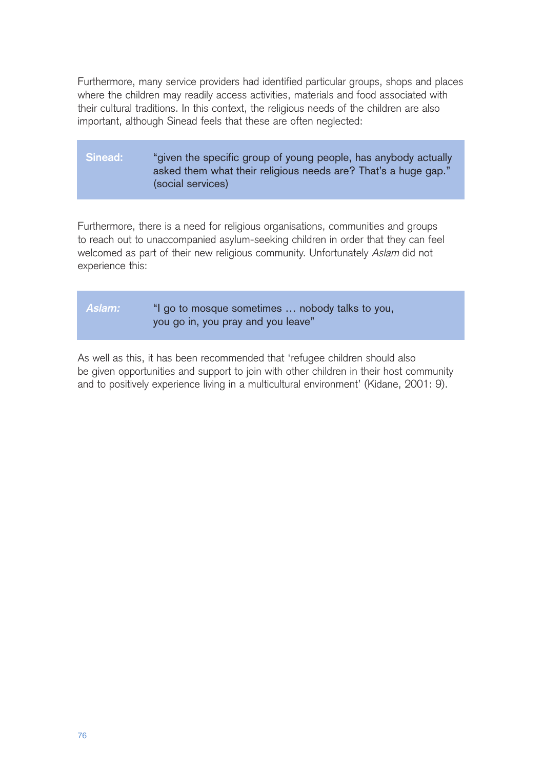Furthermore, many service providers had identified particular groups, shops and places where the children may readily access activities, materials and food associated with their cultural traditions. In this context, the religious needs of the children are also important, although Sinead feels that these are often neglected:

> **Sinead:** "given the specific group of young people, has anybody actually asked them what their religious needs are? That's a huge gap." (social services)

Furthermore, there is a need for religious organisations, communities and groups to reach out to unaccompanied asylum-seeking children in order that they can feel welcomed as part of their new religious community. Unfortunately *Aslam* did not experience this:

> ***Aslam:*** "I go to mosque sometimes … nobody talks to you, you go in, you pray and you leave"

As well as this, it has been recommended that 'refugee children should also be given opportunities and support to join with other children in their host community and to positively experience living in a multicultural environment' (Kidane, 2001: 9).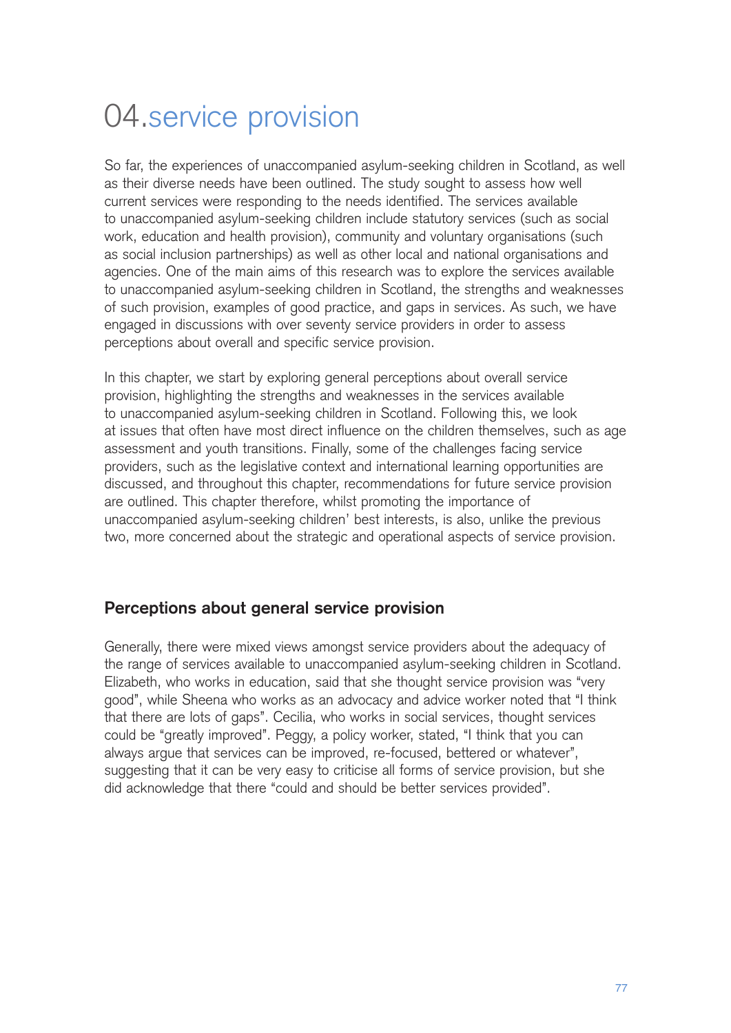# 04.service provision

So far, the experiences of unaccompanied asylum-seeking children in Scotland, as well as their diverse needs have been outlined. The study sought to assess how well current services were responding to the needs identified. The services available to unaccompanied asylum-seeking children include statutory services (such as social work, education and health provision), community and voluntary organisations (such as social inclusion partnerships) as well as other local and national organisations and agencies. One of the main aims of this research was to explore the services available to unaccompanied asylum-seeking children in Scotland, the strengths and weaknesses of such provision, examples of good practice, and gaps in services. As such, we have engaged in discussions with over seventy service providers in order to assess perceptions about overall and specific service provision.

In this chapter, we start by exploring general perceptions about overall service provision, highlighting the strengths and weaknesses in the services available to unaccompanied asylum-seeking children in Scotland. Following this, we look at issues that often have most direct influence on the children themselves, such as age assessment and youth transitions. Finally, some of the challenges facing service providers, such as the legislative context and international learning opportunities are discussed, and throughout this chapter, recommendations for future service provision are outlined. This chapter therefore, whilst promoting the importance of unaccompanied asylum-seeking children' best interests, is also, unlike the previous two, more concerned about the strategic and operational aspects of service provision.

## Perceptions about general service provision

Generally, there were mixed views amongst service providers about the adequacy of the range of services available to unaccompanied asylum-seeking children in Scotland. Elizabeth, who works in education, said that she thought service provision was "very good", while Sheena who works as an advocacy and advice worker noted that "I think that there are lots of gaps". Cecilia, who works in social services, thought services could be "greatly improved". Peggy, a policy worker, stated, "I think that you can always argue that services can be improved, re-focused, bettered or whatever", suggesting that it can be very easy to criticise all forms of service provision, but she did acknowledge that there "could and should be better services provided".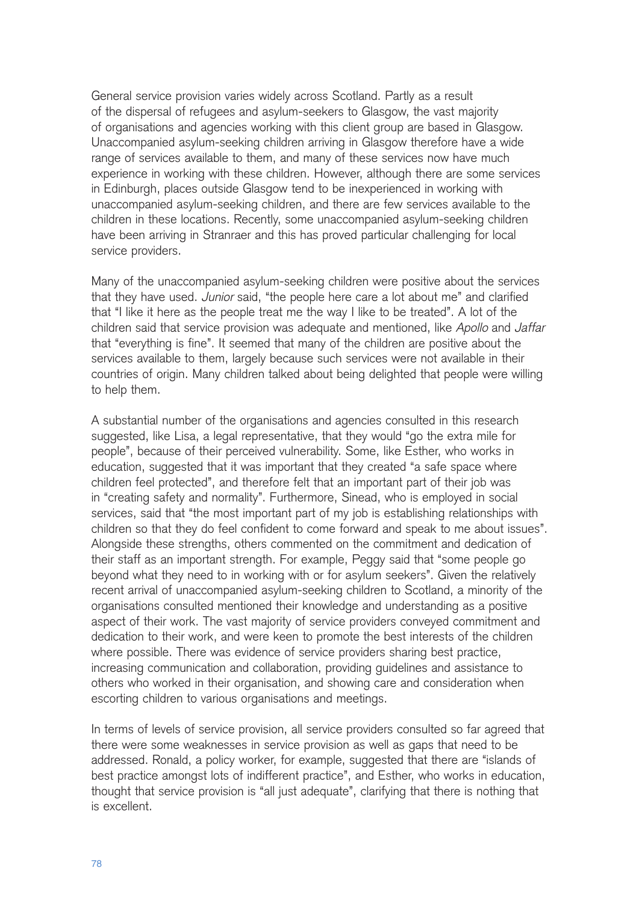General service provision varies widely across Scotland. Partly as a result of the dispersal of refugees and asylum-seekers to Glasgow, the vast majority of organisations and agencies working with this client group are based in Glasgow. Unaccompanied asylum-seeking children arriving in Glasgow therefore have a wide range of services available to them, and many of these services now have much experience in working with these children. However, although there are some services in Edinburgh, places outside Glasgow tend to be inexperienced in working with unaccompanied asylum-seeking children, and there are few services available to the children in these locations. Recently, some unaccompanied asylum-seeking children have been arriving in Stranraer and this has proved particular challenging for local service providers.

Many of the unaccompanied asylum-seeking children were positive about the services that they have used. *Junior* said, "the people here care a lot about me" and clarified that "I like it here as the people treat me the way I like to be treated". A lot of the children said that service provision was adequate and mentioned, like *Apollo* and *Jaffar* that "everything is fine". It seemed that many of the children are positive about the services available to them, largely because such services were not available in their countries of origin. Many children talked about being delighted that people were willing to help them.

A substantial number of the organisations and agencies consulted in this research suggested, like Lisa, a legal representative, that they would "go the extra mile for people", because of their perceived vulnerability. Some, like Esther, who works in education, suggested that it was important that they created "a safe space where children feel protected", and therefore felt that an important part of their job was in "creating safety and normality". Furthermore, Sinead, who is employed in social services, said that "the most important part of my job is establishing relationships with children so that they do feel confident to come forward and speak to me about issues". Alongside these strengths, others commented on the commitment and dedication of their staff as an important strength. For example, Peggy said that "some people go beyond what they need to in working with or for asylum seekers". Given the relatively recent arrival of unaccompanied asylum-seeking children to Scotland, a minority of the organisations consulted mentioned their knowledge and understanding as a positive aspect of their work. The vast majority of service providers conveyed commitment and dedication to their work, and were keen to promote the best interests of the children where possible. There was evidence of service providers sharing best practice, increasing communication and collaboration, providing guidelines and assistance to others who worked in their organisation, and showing care and consideration when escorting children to various organisations and meetings.

In terms of levels of service provision, all service providers consulted so far agreed that there were some weaknesses in service provision as well as gaps that need to be addressed. Ronald, a policy worker, for example, suggested that there are "islands of best practice amongst lots of indifferent practice", and Esther, who works in education, thought that service provision is "all just adequate", clarifying that there is nothing that is excellent.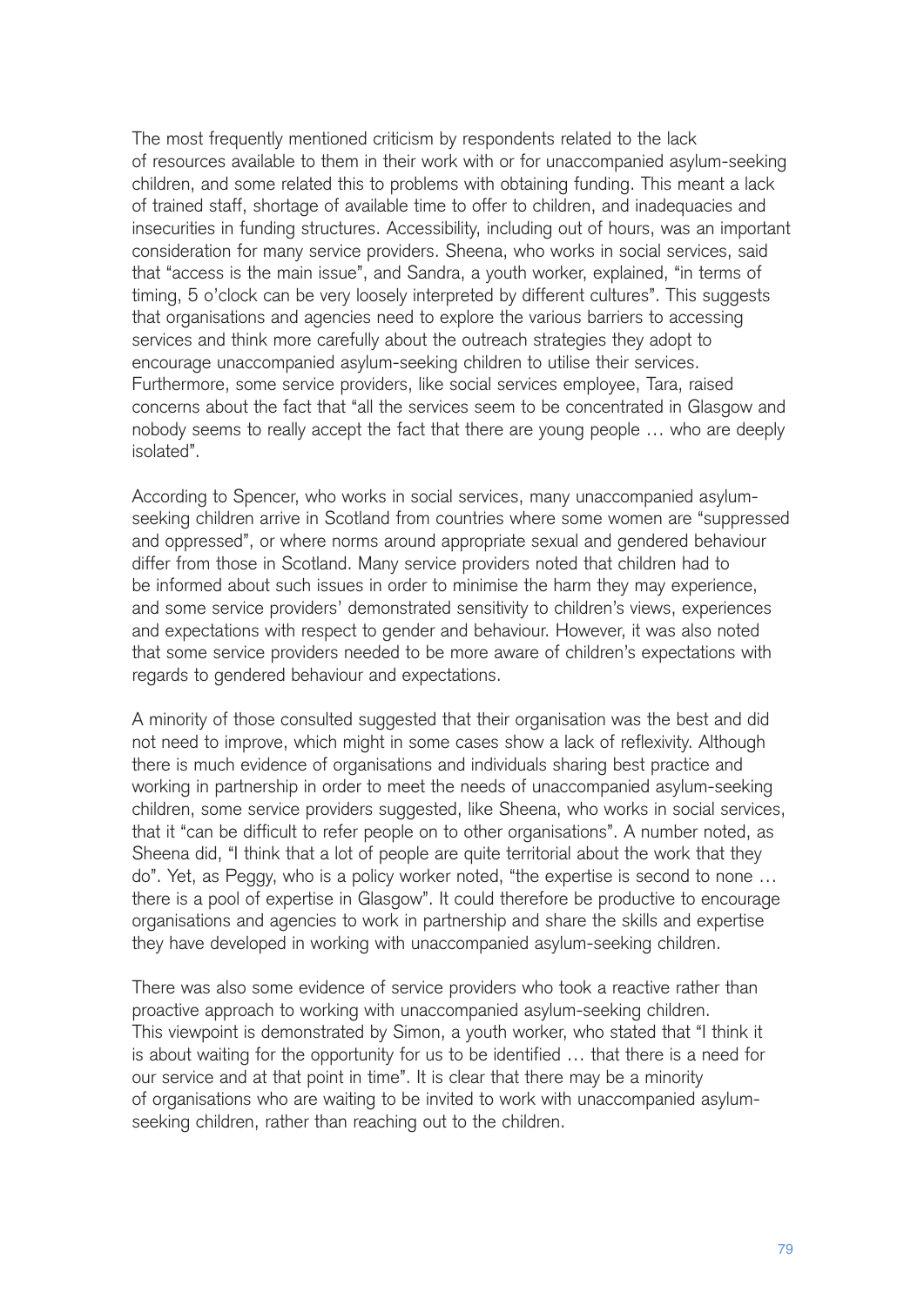The most frequently mentioned criticism by respondents related to the lack of resources available to them in their work with or for unaccompanied asylum-seeking children, and some related this to problems with obtaining funding. This meant a lack of trained staff, shortage of available time to offer to children, and inadequacies and insecurities in funding structures. Accessibility, including out of hours, was an important consideration for many service providers. Sheena, who works in social services, said that "access is the main issue", and Sandra, a youth worker, explained, "in terms of timing, 5 o'clock can be very loosely interpreted by different cultures". This suggests that organisations and agencies need to explore the various barriers to accessing services and think more carefully about the outreach strategies they adopt to encourage unaccompanied asylum-seeking children to utilise their services. Furthermore, some service providers, like social services employee, Tara, raised concerns about the fact that "all the services seem to be concentrated in Glasgow and nobody seems to really accept the fact that there are young people … who are deeply isolated".

According to Spencer, who works in social services, many unaccompanied asylum-seeking children arrive in Scotland from countries where some women are "suppressed and oppressed", or where norms around appropriate sexual and gendered behaviour differ from those in Scotland. Many service providers noted that children had to be informed about such issues in order to minimise the harm they may experience, and some service providers' demonstrated sensitivity to children's views, experiences and expectations with respect to gender and behaviour. However, it was also noted that some service providers needed to be more aware of children's expectations with regards to gendered behaviour and expectations.

A minority of those consulted suggested that their organisation was the best and did not need to improve, which might in some cases show a lack of reflexivity. Although there is much evidence of organisations and individuals sharing best practice and working in partnership in order to meet the needs of unaccompanied asylum-seeking children, some service providers suggested, like Sheena, who works in social services, that it "can be difficult to refer people on to other organisations". A number noted, as Sheena did, "I think that a lot of people are quite territorial about the work that they do". Yet, as Peggy, who is a policy worker noted, "the expertise is second to none … there is a pool of expertise in Glasgow". It could therefore be productive to encourage organisations and agencies to work in partnership and share the skills and expertise they have developed in working with unaccompanied asylum-seeking children.

There was also some evidence of service providers who took a reactive rather than proactive approach to working with unaccompanied asylum-seeking children. This viewpoint is demonstrated by Simon, a youth worker, who stated that "I think it is about waiting for the opportunity for us to be identified … that there is a need for our service and at that point in time". It is clear that there may be a minority of organisations who are waiting to be invited to work with unaccompanied asylum-seeking children, rather than reaching out to the children.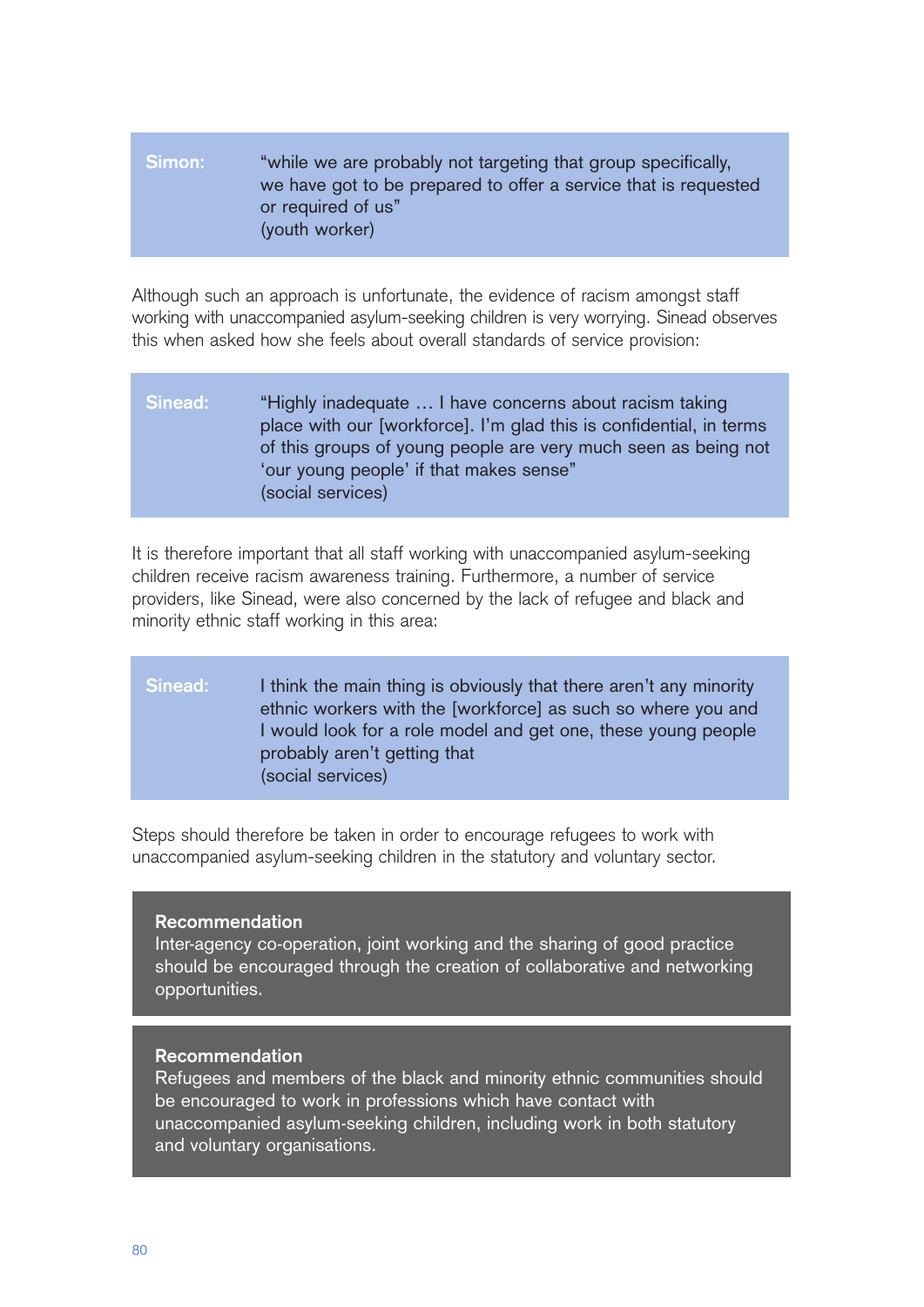**Simon:** "while we are probably not targeting that group specifically, we have got to be prepared to offer a service that is requested or required of us"
(youth worker)

Although such an approach is unfortunate, the evidence of racism amongst staff working with unaccompanied asylum-seeking children is very worrying. Sinead observes this when asked how she feels about overall standards of service provision:

**Sinead:** "Highly inadequate … I have concerns about racism taking place with our [workforce]. I'm glad this is confidential, in terms of this groups of young people are very much seen as being not 'our young people' if that makes sense"
(social services)

It is therefore important that all staff working with unaccompanied asylum-seeking children receive racism awareness training. Furthermore, a number of service providers, like Sinead, were also concerned by the lack of refugee and black and minority ethnic staff working in this area:

**Sinead:** I think the main thing is obviously that there aren't any minority ethnic workers with the [workforce] as such so where you and I would look for a role model and get one, these young people probably aren't getting that
(social services)

Steps should therefore be taken in order to encourage refugees to work with unaccompanied asylum-seeking children in the statutory and voluntary sector.

**Recommendation**
Inter-agency co-operation, joint working and the sharing of good practice should be encouraged through the creation of collaborative and networking opportunities.

**Recommendation**
Refugees and members of the black and minority ethnic communities should be encouraged to work in professions which have contact with unaccompanied asylum-seeking children, including work in both statutory and voluntary organisations.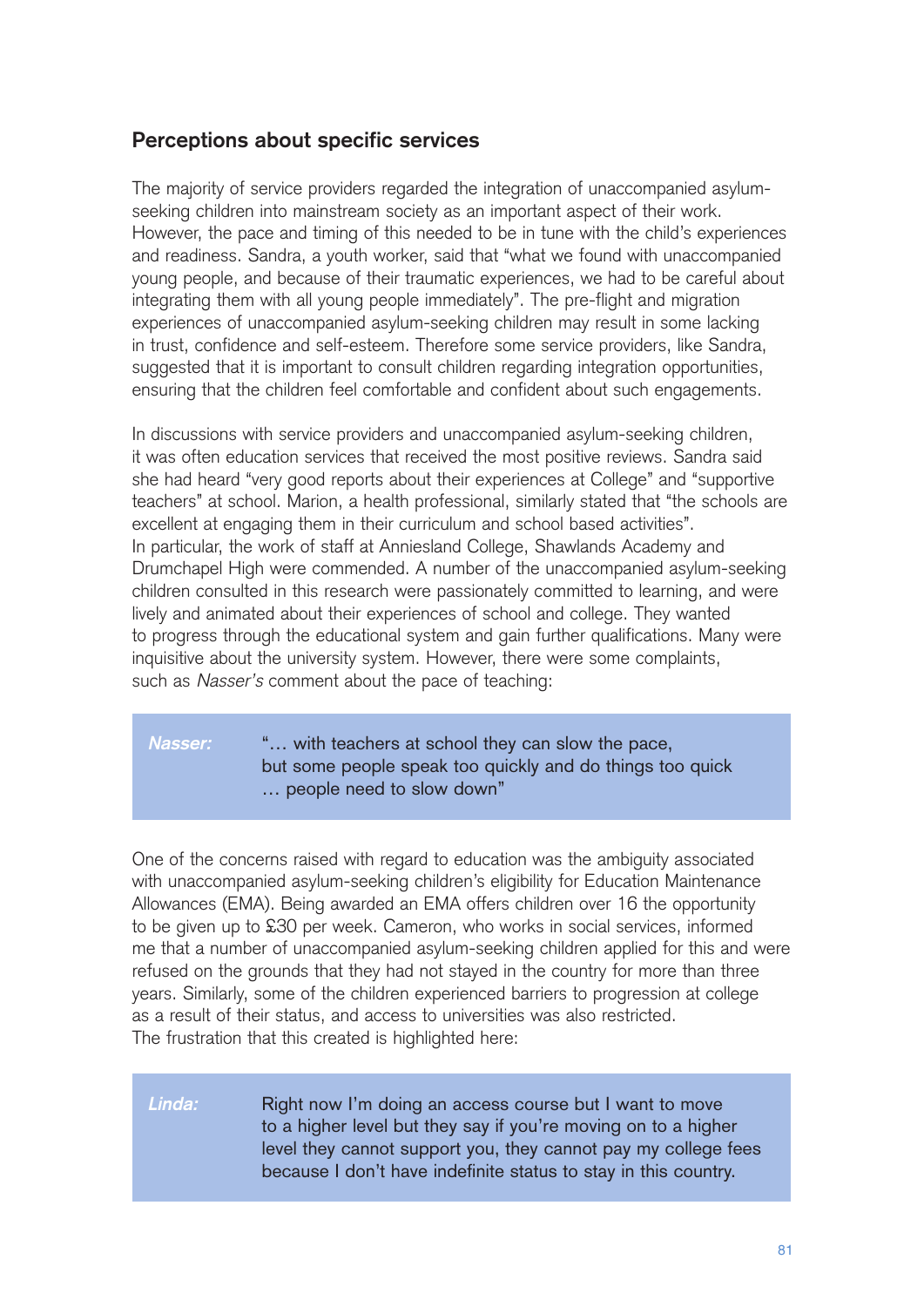## Perceptions about specific services

The majority of service providers regarded the integration of unaccompanied asylum-seeking children into mainstream society as an important aspect of their work. However, the pace and timing of this needed to be in tune with the child's experiences and readiness. Sandra, a youth worker, said that "what we found with unaccompanied young people, and because of their traumatic experiences, we had to be careful about integrating them with all young people immediately". The pre-flight and migration experiences of unaccompanied asylum-seeking children may result in some lacking in trust, confidence and self-esteem. Therefore some service providers, like Sandra, suggested that it is important to consult children regarding integration opportunities, ensuring that the children feel comfortable and confident about such engagements.

In discussions with service providers and unaccompanied asylum-seeking children, it was often education services that received the most positive reviews. Sandra said she had heard "very good reports about their experiences at College" and "supportive teachers" at school. Marion, a health professional, similarly stated that "the schools are excellent at engaging them in their curriculum and school based activities". In particular, the work of staff at Anniesland College, Shawlands Academy and Drumchapel High were commended. A number of the unaccompanied asylum-seeking children consulted in this research were passionately committed to learning, and were lively and animated about their experiences of school and college. They wanted to progress through the educational system and gain further qualifications. Many were inquisitive about the university system. However, there were some complaints, such as *Nasser's* comment about the pace of teaching:

> ***Nasser:*** "… with teachers at school they can slow the pace, but some people speak too quickly and do things too quick … people need to slow down"

One of the concerns raised with regard to education was the ambiguity associated with unaccompanied asylum-seeking children's eligibility for Education Maintenance Allowances (EMA). Being awarded an EMA offers children over 16 the opportunity to be given up to £30 per week. Cameron, who works in social services, informed me that a number of unaccompanied asylum-seeking children applied for this and were refused on the grounds that they had not stayed in the country for more than three years. Similarly, some of the children experienced barriers to progression at college as a result of their status, and access to universities was also restricted. The frustration that this created is highlighted here:

> ***Linda:*** Right now I'm doing an access course but I want to move to a higher level but they say if you're moving on to a higher level they cannot support you, they cannot pay my college fees because I don't have indefinite status to stay in this country.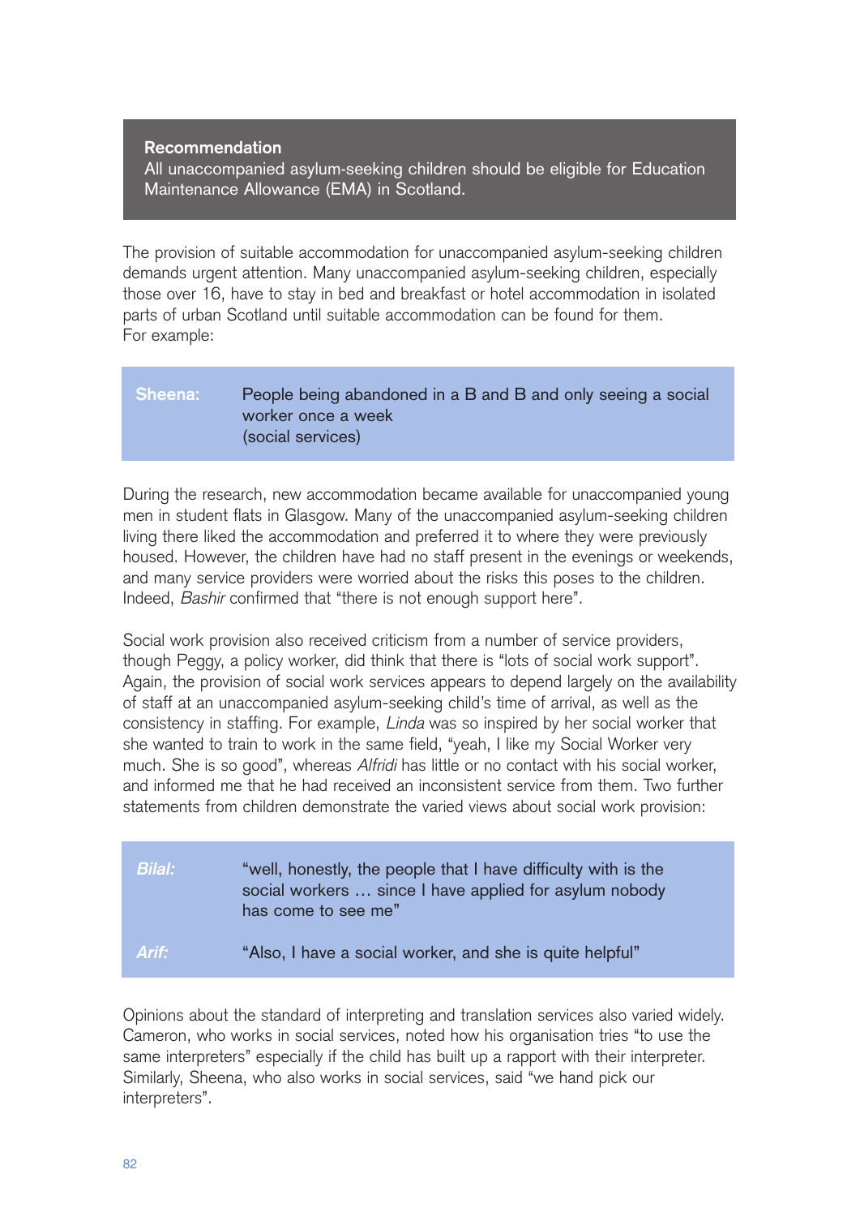**Recommendation**

All unaccompanied asylum-seeking children should be eligible for Education Maintenance Allowance (EMA) in Scotland.

The provision of suitable accommodation for unaccompanied asylum-seeking children demands urgent attention. Many unaccompanied asylum-seeking children, especially those over 16, have to stay in bed and breakfast or hotel accommodation in isolated parts of urban Scotland until suitable accommodation can be found for them.
For example:

| | |
|---|---|
| **Sheena:** | People being abandoned in a B and B and only seeing a social worker once a week (social services) |

During the research, new accommodation became available for unaccompanied young men in student flats in Glasgow. Many of the unaccompanied asylum-seeking children living there liked the accommodation and preferred it to where they were previously housed. However, the children have had no staff present in the evenings or weekends, and many service providers were worried about the risks this poses to the children. Indeed, *Bashir* confirmed that "there is not enough support here".

Social work provision also received criticism from a number of service providers, though Peggy, a policy worker, did think that there is "lots of social work support". Again, the provision of social work services appears to depend largely on the availability of staff at an unaccompanied asylum-seeking child's time of arrival, as well as the consistency in staffing. For example, *Linda* was so inspired by her social worker that she wanted to train to work in the same field, "yeah, I like my Social Worker very much. She is so good", whereas *Alfridi* has little or no contact with his social worker, and informed me that he had received an inconsistent service from them. Two further statements from children demonstrate the varied views about social work provision:

| | |
|---|---|
| ***Bilal:*** | "well, honestly, the people that I have difficulty with is the social workers … since I have applied for asylum nobody has come to see me" |
| ***Arif:*** | "Also, I have a social worker, and she is quite helpful" |

Opinions about the standard of interpreting and translation services also varied widely. Cameron, who works in social services, noted how his organisation tries "to use the same interpreters" especially if the child has built up a rapport with their interpreter. Similarly, Sheena, who also works in social services, said "we hand pick our interpreters".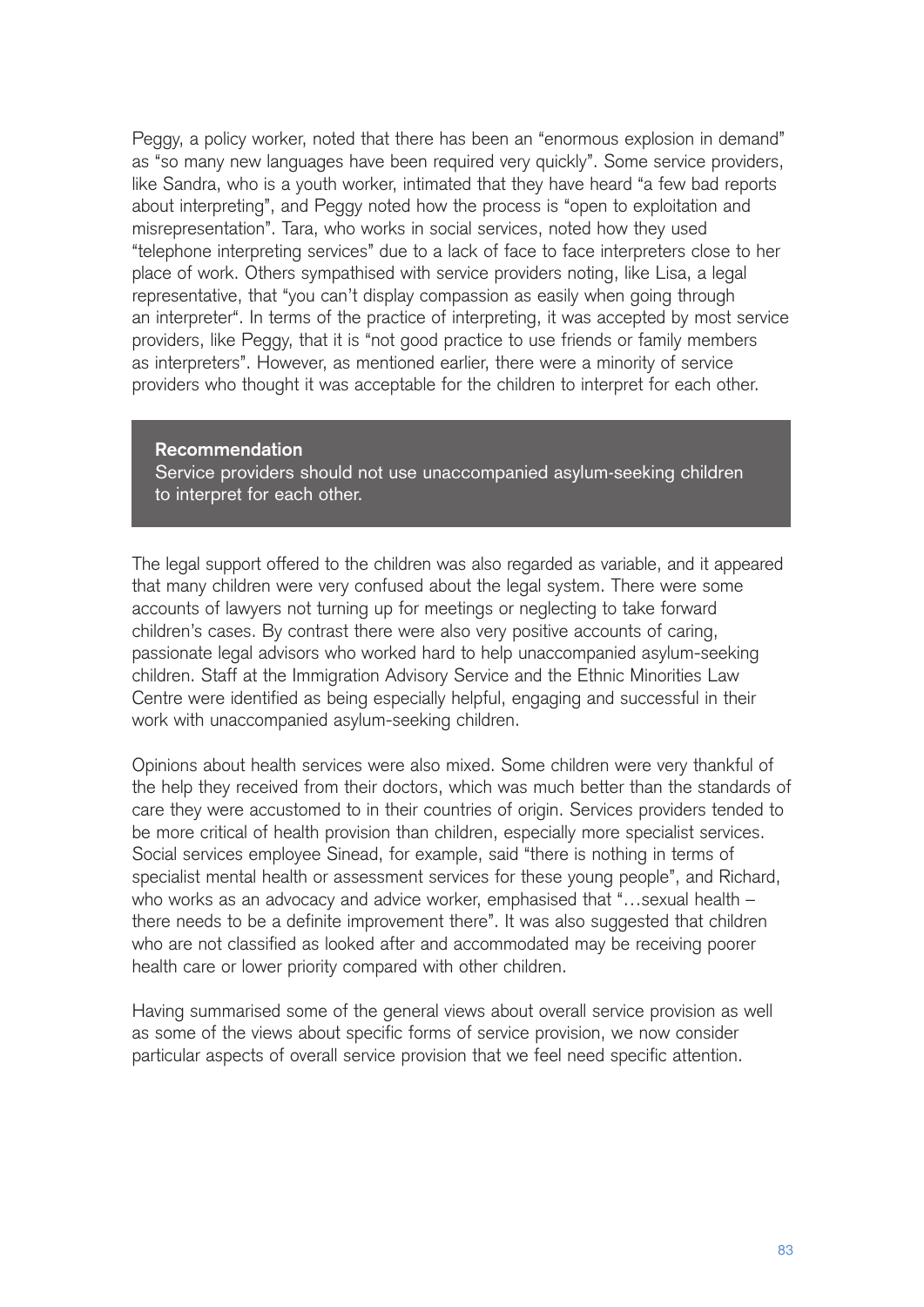Peggy, a policy worker, noted that there has been an "enormous explosion in demand" as "so many new languages have been required very quickly". Some service providers, like Sandra, who is a youth worker, intimated that they have heard "a few bad reports about interpreting", and Peggy noted how the process is "open to exploitation and misrepresentation". Tara, who works in social services, noted how they used "telephone interpreting services" due to a lack of face to face interpreters close to her place of work. Others sympathised with service providers noting, like Lisa, a legal representative, that "you can't display compassion as easily when going through an interpreter". In terms of the practice of interpreting, it was accepted by most service providers, like Peggy, that it is "not good practice to use friends or family members as interpreters". However, as mentioned earlier, there were a minority of service providers who thought it was acceptable for the children to interpret for each other.

> **Recommendation**
> Service providers should not use unaccompanied asylum-seeking children to interpret for each other.

The legal support offered to the children was also regarded as variable, and it appeared that many children were very confused about the legal system. There were some accounts of lawyers not turning up for meetings or neglecting to take forward children's cases. By contrast there were also very positive accounts of caring, passionate legal advisors who worked hard to help unaccompanied asylum-seeking children. Staff at the Immigration Advisory Service and the Ethnic Minorities Law Centre were identified as being especially helpful, engaging and successful in their work with unaccompanied asylum-seeking children.

Opinions about health services were also mixed. Some children were very thankful of the help they received from their doctors, which was much better than the standards of care they were accustomed to in their countries of origin. Services providers tended to be more critical of health provision than children, especially more specialist services. Social services employee Sinead, for example, said "there is nothing in terms of specialist mental health or assessment services for these young people", and Richard, who works as an advocacy and advice worker, emphasised that "…sexual health – there needs to be a definite improvement there". It was also suggested that children who are not classified as looked after and accommodated may be receiving poorer health care or lower priority compared with other children.

Having summarised some of the general views about overall service provision as well as some of the views about specific forms of service provision, we now consider particular aspects of overall service provision that we feel need specific attention.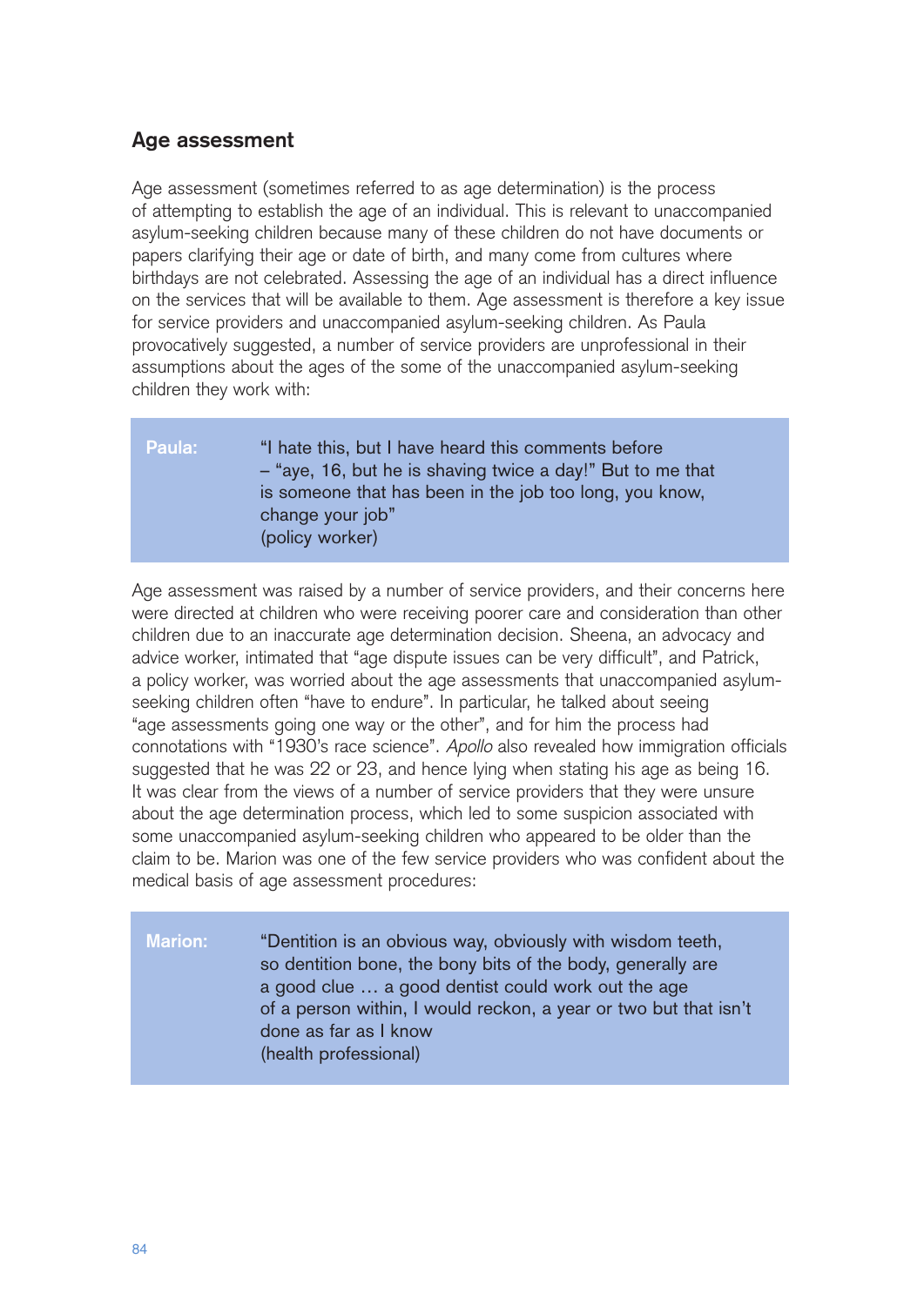## Age assessment

Age assessment (sometimes referred to as age determination) is the process of attempting to establish the age of an individual. This is relevant to unaccompanied asylum-seeking children because many of these children do not have documents or papers clarifying their age or date of birth, and many come from cultures where birthdays are not celebrated. Assessing the age of an individual has a direct influence on the services that will be available to them. Age assessment is therefore a key issue for service providers and unaccompanied asylum-seeking children. As Paula provocatively suggested, a number of service providers are unprofessional in their assumptions about the ages of the some of the unaccompanied asylum-seeking children they work with:

> **Paula:** "I hate this, but I have heard this comments before – "aye, 16, but he is shaving twice a day!" But to me that is someone that has been in the job too long, you know, change your job"
> (policy worker)

Age assessment was raised by a number of service providers, and their concerns here were directed at children who were receiving poorer care and consideration than other children due to an inaccurate age determination decision. Sheena, an advocacy and advice worker, intimated that "age dispute issues can be very difficult", and Patrick, a policy worker, was worried about the age assessments that unaccompanied asylum-seeking children often "have to endure". In particular, he talked about seeing "age assessments going one way or the other", and for him the process had connotations with "1930's race science". *Apollo* also revealed how immigration officials suggested that he was 22 or 23, and hence lying when stating his age as being 16. It was clear from the views of a number of service providers that they were unsure about the age determination process, which led to some suspicion associated with some unaccompanied asylum-seeking children who appeared to be older than the claim to be. Marion was one of the few service providers who was confident about the medical basis of age assessment procedures:

> **Marion:** "Dentition is an obvious way, obviously with wisdom teeth, so dentition bone, the bony bits of the body, generally are a good clue … a good dentist could work out the age of a person within, I would reckon, a year or two but that isn't done as far as I know
> (health professional)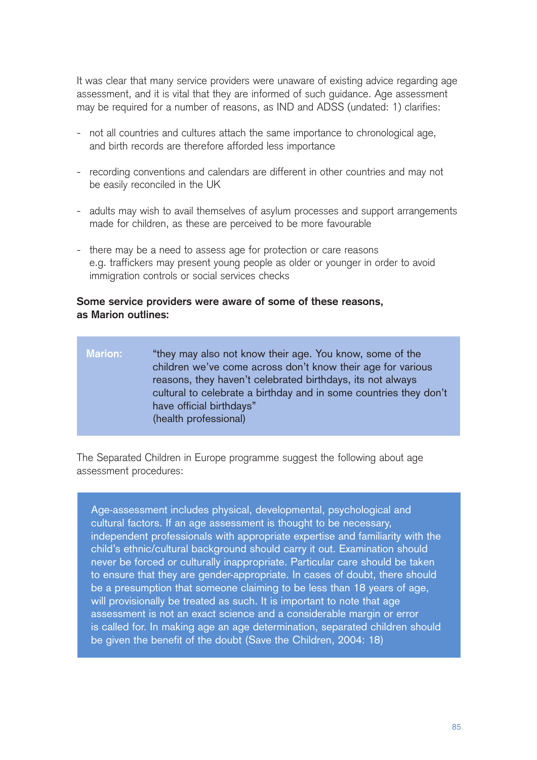It was clear that many service providers were unaware of existing advice regarding age assessment, and it is vital that they are informed of such guidance. Age assessment may be required for a number of reasons, as IND and ADSS (undated: 1) clarifies:

- not all countries and cultures attach the same importance to chronological age, and birth records are therefore afforded less importance

- recording conventions and calendars are different in other countries and may not be easily reconciled in the UK

- adults may wish to avail themselves of asylum processes and support arrangements made for children, as these are perceived to be more favourable

- there may be a need to assess age for protection or care reasons e.g. traffickers may present young people as older or younger in order to avoid immigration controls or social services checks

**Some service providers were aware of some of these reasons, as Marion outlines:**

> **Marion:** "they may also not know their age. You know, some of the children we've come across don't know their age for various reasons, they haven't celebrated birthdays, its not always cultural to celebrate a birthday and in some countries they don't have official birthdays"
> (health professional)

The Separated Children in Europe programme suggest the following about age assessment procedures:

> Age-assessment includes physical, developmental, psychological and cultural factors. If an age assessment is thought to be necessary, independent professionals with appropriate expertise and familiarity with the child's ethnic/cultural background should carry it out. Examination should never be forced or culturally inappropriate. Particular care should be taken to ensure that they are gender-appropriate. In cases of doubt, there should be a presumption that someone claiming to be less than 18 years of age, will provisionally be treated as such. It is important to note that age assessment is not an exact science and a considerable margin or error is called for. In making age an age determination, separated children should be given the benefit of the doubt (Save the Children, 2004: 18)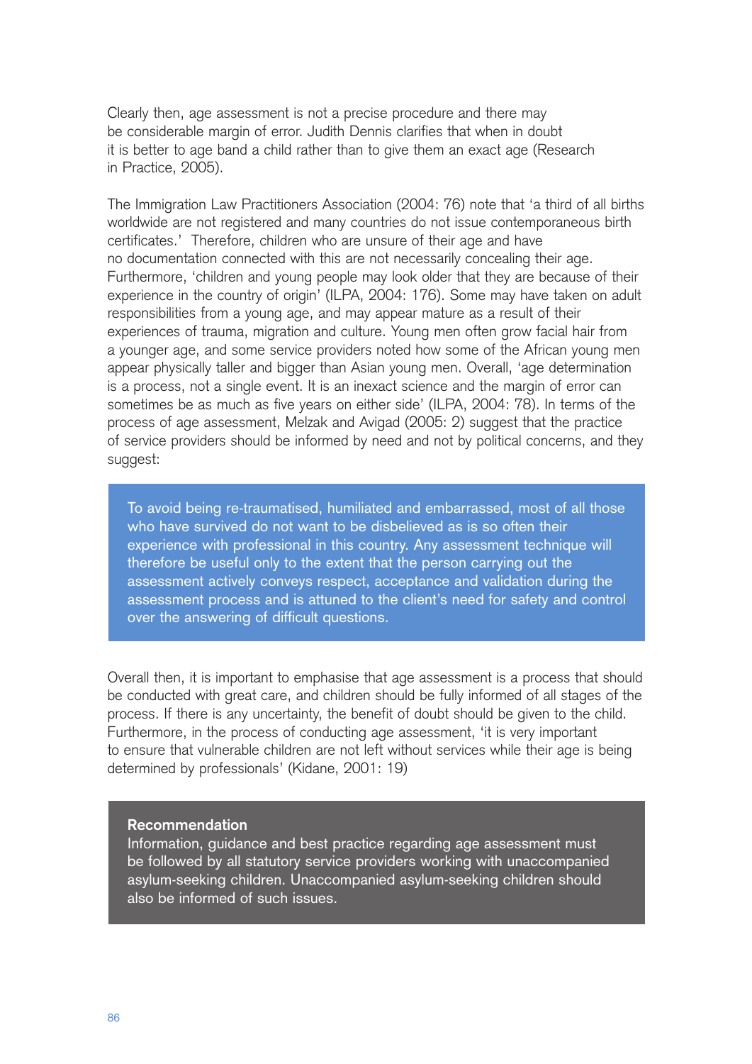Clearly then, age assessment is not a precise procedure and there may be considerable margin of error. Judith Dennis clarifies that when in doubt it is better to age band a child rather than to give them an exact age (Research in Practice, 2005).

The Immigration Law Practitioners Association (2004: 76) note that 'a third of all births worldwide are not registered and many countries do not issue contemporaneous birth certificates.' Therefore, children who are unsure of their age and have no documentation connected with this are not necessarily concealing their age. Furthermore, 'children and young people may look older that they are because of their experience in the country of origin' (ILPA, 2004: 176). Some may have taken on adult responsibilities from a young age, and may appear mature as a result of their experiences of trauma, migration and culture. Young men often grow facial hair from a younger age, and some service providers noted how some of the African young men appear physically taller and bigger than Asian young men. Overall, 'age determination is a process, not a single event. It is an inexact science and the margin of error can sometimes be as much as five years on either side' (ILPA, 2004: 78). In terms of the process of age assessment, Melzak and Avigad (2005: 2) suggest that the practice of service providers should be informed by need and not by political concerns, and they suggest:

> To avoid being re-traumatised, humiliated and embarrassed, most of all those who have survived do not want to be disbelieved as is so often their experience with professional in this country. Any assessment technique will therefore be useful only to the extent that the person carrying out the assessment actively conveys respect, acceptance and validation during the assessment process and is attuned to the client's need for safety and control over the answering of difficult questions.

Overall then, it is important to emphasise that age assessment is a process that should be conducted with great care, and children should be fully informed of all stages of the process. If there is any uncertainty, the benefit of doubt should be given to the child. Furthermore, in the process of conducting age assessment, 'it is very important to ensure that vulnerable children are not left without services while their age is being determined by professionals' (Kidane, 2001: 19)

**Recommendation**

Information, guidance and best practice regarding age assessment must be followed by all statutory service providers working with unaccompanied asylum-seeking children. Unaccompanied asylum-seeking children should also be informed of such issues.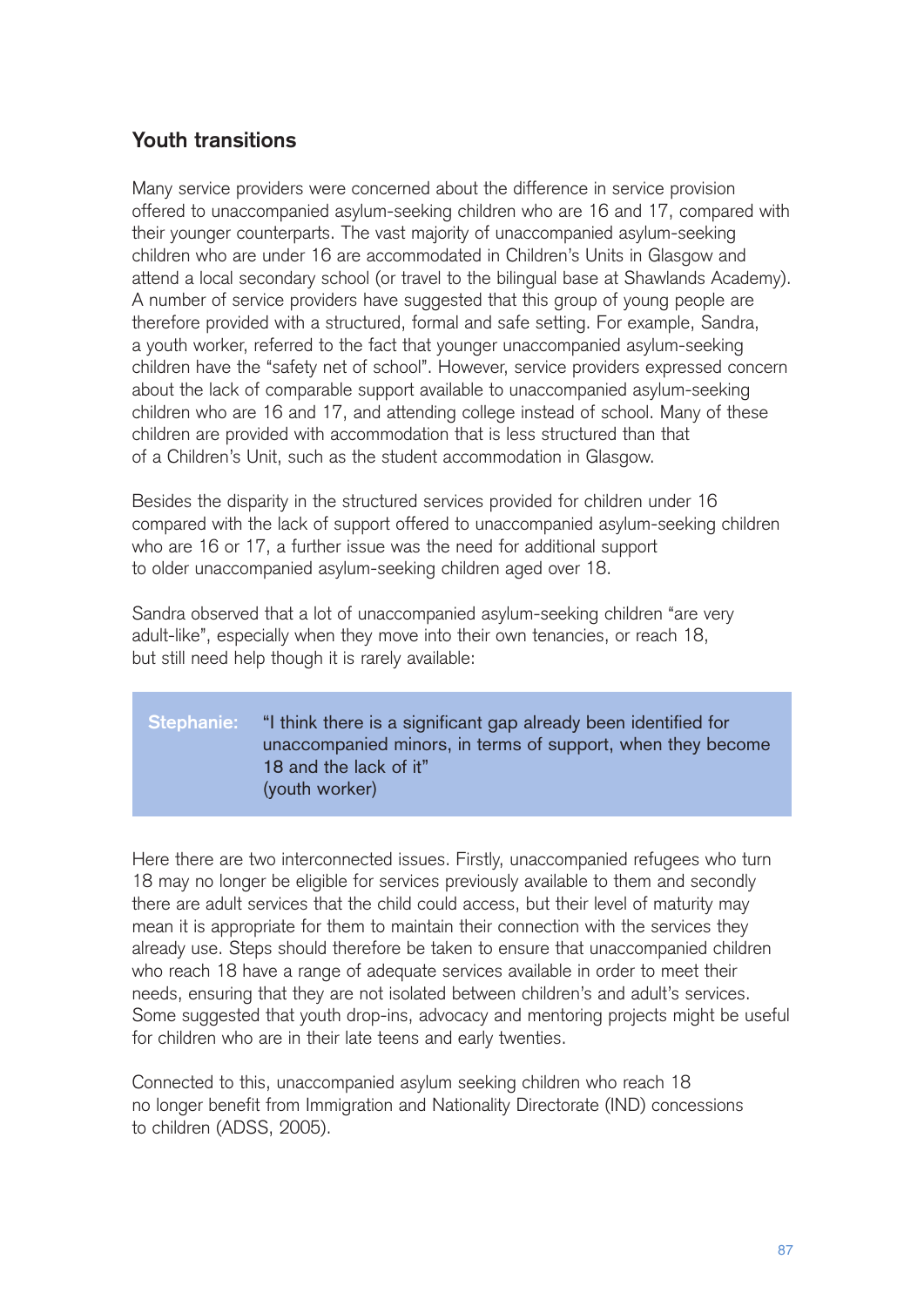## Youth transitions

Many service providers were concerned about the difference in service provision offered to unaccompanied asylum-seeking children who are 16 and 17, compared with their younger counterparts. The vast majority of unaccompanied asylum-seeking children who are under 16 are accommodated in Children's Units in Glasgow and attend a local secondary school (or travel to the bilingual base at Shawlands Academy). A number of service providers have suggested that this group of young people are therefore provided with a structured, formal and safe setting. For example, Sandra, a youth worker, referred to the fact that younger unaccompanied asylum-seeking children have the "safety net of school". However, service providers expressed concern about the lack of comparable support available to unaccompanied asylum-seeking children who are 16 and 17, and attending college instead of school. Many of these children are provided with accommodation that is less structured than that of a Children's Unit, such as the student accommodation in Glasgow.

Besides the disparity in the structured services provided for children under 16 compared with the lack of support offered to unaccompanied asylum-seeking children who are 16 or 17, a further issue was the need for additional support to older unaccompanied asylum-seeking children aged over 18.

Sandra observed that a lot of unaccompanied asylum-seeking children "are very adult-like", especially when they move into their own tenancies, or reach 18, but still need help though it is rarely available:

> **Stephanie:** "I think there is a significant gap already been identified for unaccompanied minors, in terms of support, when they become 18 and the lack of it"
> (youth worker)

Here there are two interconnected issues. Firstly, unaccompanied refugees who turn 18 may no longer be eligible for services previously available to them and secondly there are adult services that the child could access, but their level of maturity may mean it is appropriate for them to maintain their connection with the services they already use. Steps should therefore be taken to ensure that unaccompanied children who reach 18 have a range of adequate services available in order to meet their needs, ensuring that they are not isolated between children's and adult's services. Some suggested that youth drop-ins, advocacy and mentoring projects might be useful for children who are in their late teens and early twenties.

Connected to this, unaccompanied asylum seeking children who reach 18 no longer benefit from Immigration and Nationality Directorate (IND) concessions to children (ADSS, 2005).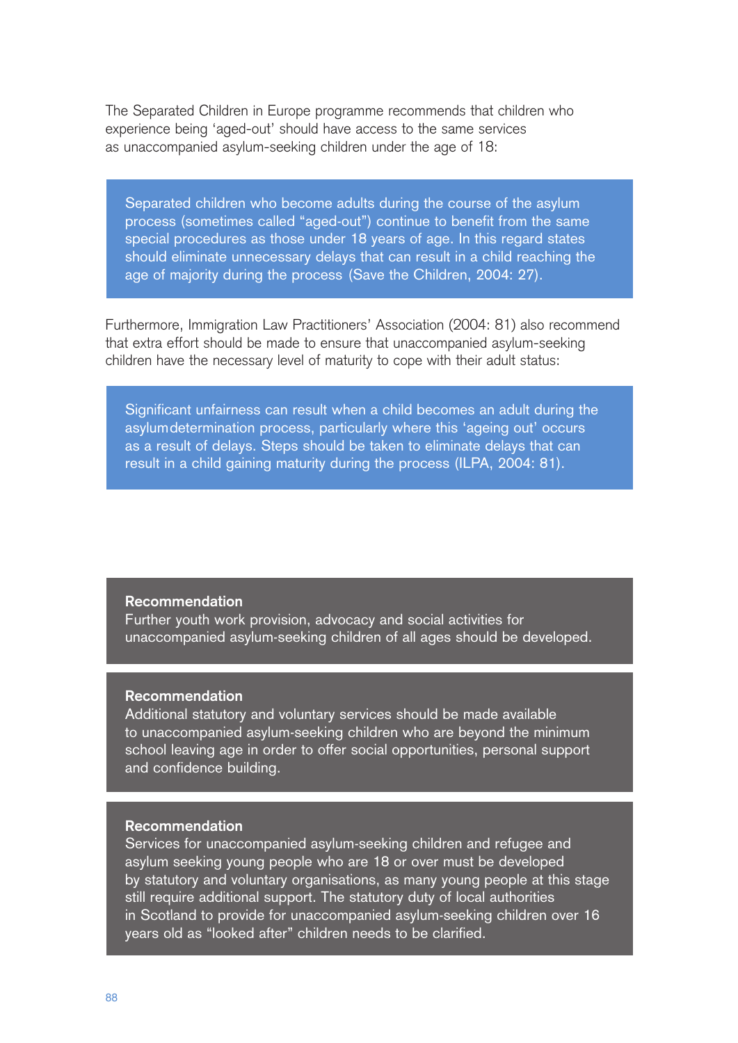The Separated Children in Europe programme recommends that children who experience being 'aged-out' should have access to the same services as unaccompanied asylum-seeking children under the age of 18:

> Separated children who become adults during the course of the asylum process (sometimes called "aged-out") continue to benefit from the same special procedures as those under 18 years of age. In this regard states should eliminate unnecessary delays that can result in a child reaching the age of majority during the process (Save the Children, 2004: 27).

Furthermore, Immigration Law Practitioners' Association (2004: 81) also recommend that extra effort should be made to ensure that unaccompanied asylum-seeking children have the necessary level of maturity to cope with their adult status:

> Significant unfairness can result when a child becomes an adult during the asylumdetermination process, particularly where this 'ageing out' occurs as a result of delays. Steps should be taken to eliminate delays that can result in a child gaining maturity during the process (ILPA, 2004: 81).

**Recommendation**
Further youth work provision, advocacy and social activities for unaccompanied asylum-seeking children of all ages should be developed.

**Recommendation**
Additional statutory and voluntary services should be made available to unaccompanied asylum-seeking children who are beyond the minimum school leaving age in order to offer social opportunities, personal support and confidence building.

**Recommendation**
Services for unaccompanied asylum-seeking children and refugee and asylum seeking young people who are 18 or over must be developed by statutory and voluntary organisations, as many young people at this stage still require additional support. The statutory duty of local authorities in Scotland to provide for unaccompanied asylum-seeking children over 16 years old as "looked after" children needs to be clarified.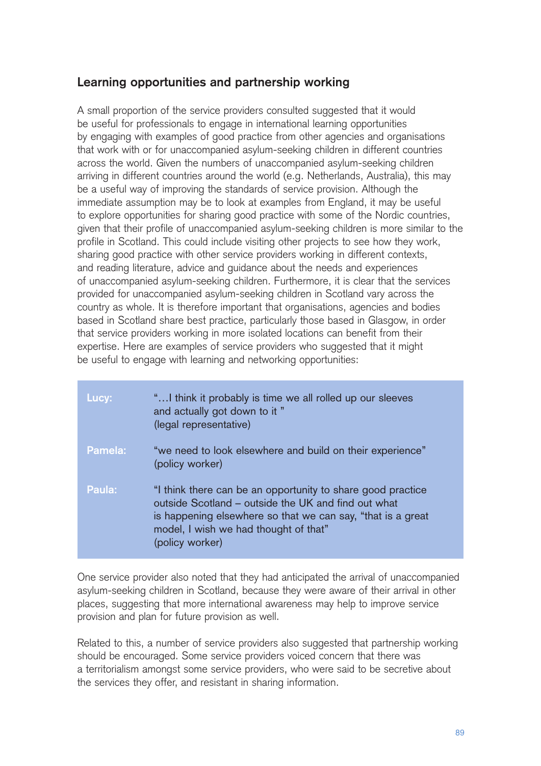## Learning opportunities and partnership working

A small proportion of the service providers consulted suggested that it would be useful for professionals to engage in international learning opportunities by engaging with examples of good practice from other agencies and organisations that work with or for unaccompanied asylum-seeking children in different countries across the world. Given the numbers of unaccompanied asylum-seeking children arriving in different countries around the world (e.g. Netherlands, Australia), this may be a useful way of improving the standards of service provision. Although the immediate assumption may be to look at examples from England, it may be useful to explore opportunities for sharing good practice with some of the Nordic countries, given that their profile of unaccompanied asylum-seeking children is more similar to the profile in Scotland. This could include visiting other projects to see how they work, sharing good practice with other service providers working in different contexts, and reading literature, advice and guidance about the needs and experiences of unaccompanied asylum-seeking children. Furthermore, it is clear that the services provided for unaccompanied asylum-seeking children in Scotland vary across the country as whole. It is therefore important that organisations, agencies and bodies based in Scotland share best practice, particularly those based in Glasgow, in order that service providers working in more isolated locations can benefit from their expertise. Here are examples of service providers who suggested that it might be useful to engage with learning and networking opportunities:

| | |
|---|---|
| **Lucy:** | "…I think it probably is time we all rolled up our sleeves and actually got down to it " (legal representative) |
| **Pamela:** | "we need to look elsewhere and build on their experience" (policy worker) |
| **Paula:** | "I think there can be an opportunity to share good practice outside Scotland – outside the UK and find out what is happening elsewhere so that we can say, "that is a great model, I wish we had thought of that" (policy worker) |

One service provider also noted that they had anticipated the arrival of unaccompanied asylum-seeking children in Scotland, because they were aware of their arrival in other places, suggesting that more international awareness may help to improve service provision and plan for future provision as well.

Related to this, a number of service providers also suggested that partnership working should be encouraged. Some service providers voiced concern that there was a territorialism amongst some service providers, who were said to be secretive about the services they offer, and resistant in sharing information.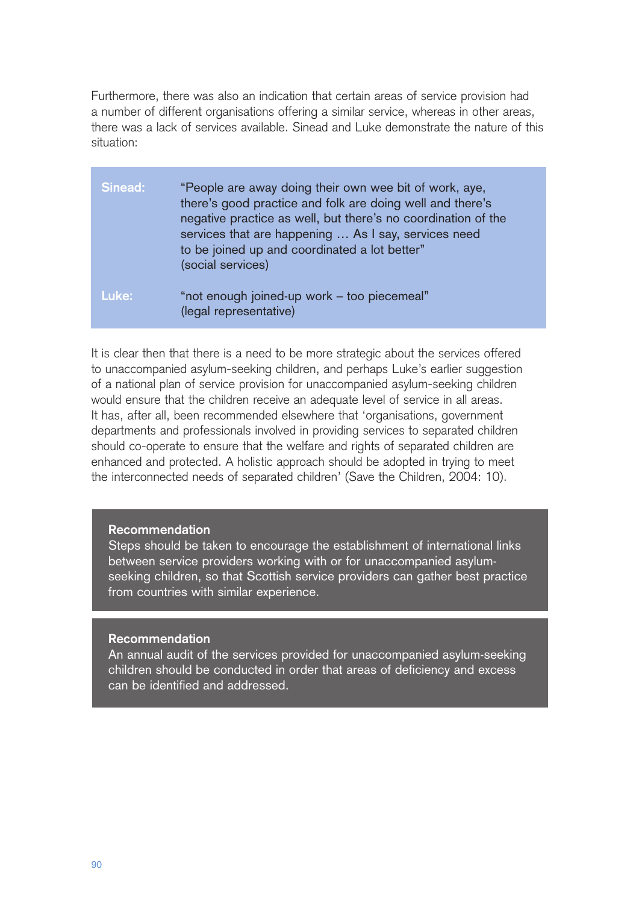Furthermore, there was also an indication that certain areas of service provision had a number of different organisations offering a similar service, whereas in other areas, there was a lack of services available. Sinead and Luke demonstrate the nature of this situation:

| | |
|---|---|
| **Sinead:** | "People are away doing their own wee bit of work, aye, there's good practice and folk are doing well and there's negative practice as well, but there's no coordination of the services that are happening … As I say, services need to be joined up and coordinated a lot better" (social services) |
| **Luke:** | "not enough joined-up work – too piecemeal" (legal representative) |

It is clear then that there is a need to be more strategic about the services offered to unaccompanied asylum-seeking children, and perhaps Luke's earlier suggestion of a national plan of service provision for unaccompanied asylum-seeking children would ensure that the children receive an adequate level of service in all areas. It has, after all, been recommended elsewhere that 'organisations, government departments and professionals involved in providing services to separated children should co-operate to ensure that the welfare and rights of separated children are enhanced and protected. A holistic approach should be adopted in trying to meet the interconnected needs of separated children' (Save the Children, 2004: 10).

**Recommendation**
Steps should be taken to encourage the establishment of international links between service providers working with or for unaccompanied asylum-seeking children, so that Scottish service providers can gather best practice from countries with similar experience.

**Recommendation**
An annual audit of the services provided for unaccompanied asylum-seeking children should be conducted in order that areas of deficiency and excess can be identified and addressed.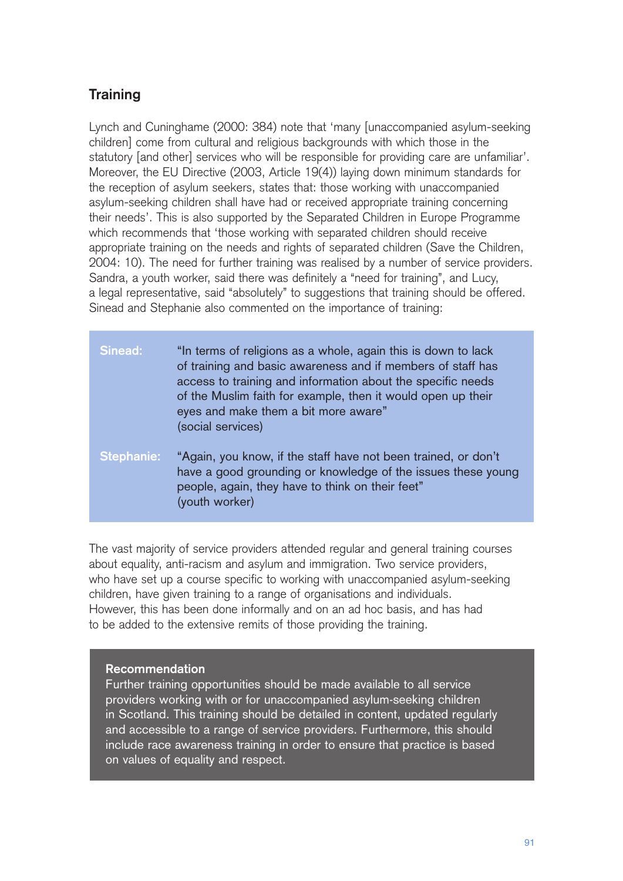## Training

Lynch and Cuninghame (2000: 384) note that 'many [unaccompanied asylum-seeking children] come from cultural and religious backgrounds with which those in the statutory [and other] services who will be responsible for providing care are unfamiliar'. Moreover, the EU Directive (2003, Article 19(4)) laying down minimum standards for the reception of asylum seekers, states that: those working with unaccompanied asylum-seeking children shall have had or received appropriate training concerning their needs'. This is also supported by the Separated Children in Europe Programme which recommends that 'those working with separated children should receive appropriate training on the needs and rights of separated children (Save the Children, 2004: 10). The need for further training was realised by a number of service providers. Sandra, a youth worker, said there was definitely a "need for training", and Lucy, a legal representative, said "absolutely" to suggestions that training should be offered. Sinead and Stephanie also commented on the importance of training:

**Sinead:** "In terms of religions as a whole, again this is down to lack of training and basic awareness and if members of staff has access to training and information about the specific needs of the Muslim faith for example, then it would open up their eyes and make them a bit more aware"
(social services)

**Stephanie:** "Again, you know, if the staff have not been trained, or don't have a good grounding or knowledge of the issues these young people, again, they have to think on their feet"
(youth worker)

The vast majority of service providers attended regular and general training courses about equality, anti-racism and asylum and immigration. Two service providers, who have set up a course specific to working with unaccompanied asylum-seeking children, have given training to a range of organisations and individuals. However, this has been done informally and on an ad hoc basis, and has had to be added to the extensive remits of those providing the training.

**Recommendation**

Further training opportunities should be made available to all service providers working with or for unaccompanied asylum-seeking children in Scotland. This training should be detailed in content, updated regularly and accessible to a range of service providers. Furthermore, this should include race awareness training in order to ensure that practice is based on values of equality and respect.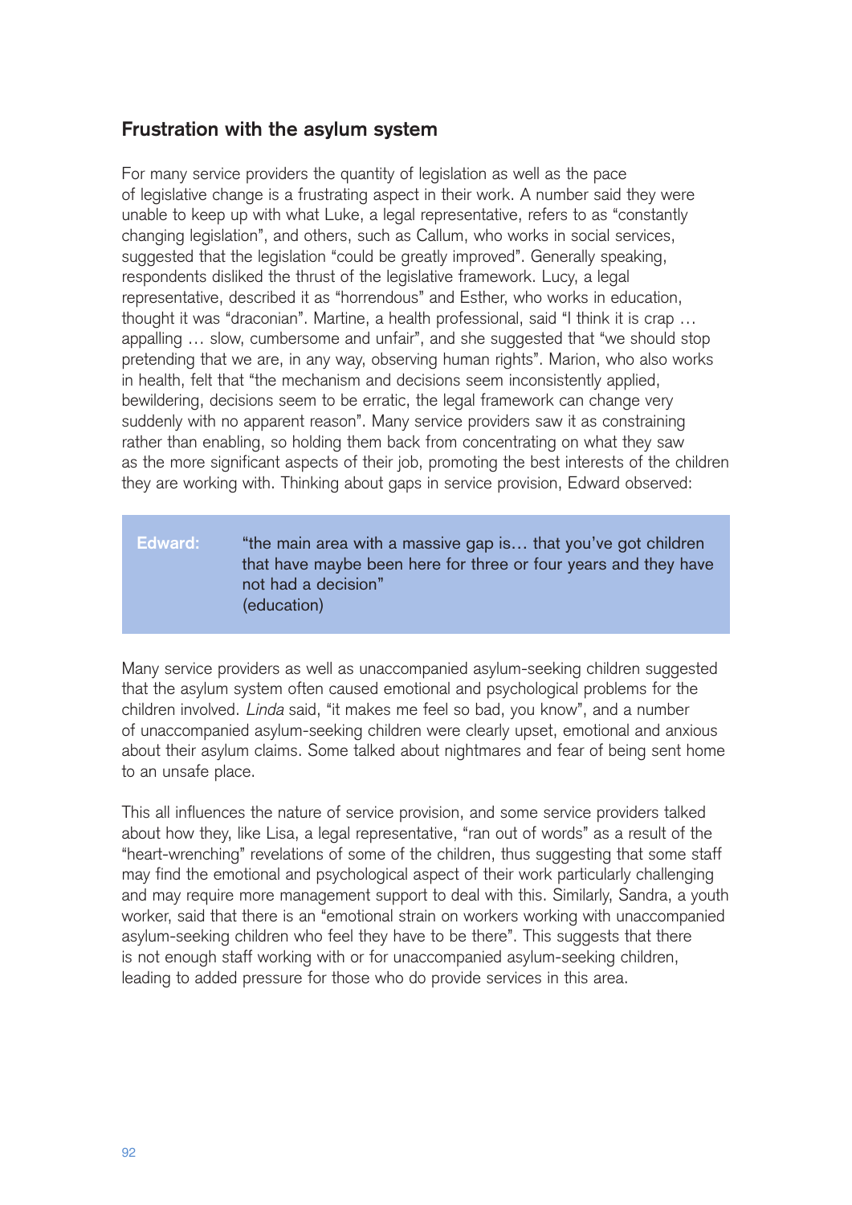## Frustration with the asylum system

For many service providers the quantity of legislation as well as the pace of legislative change is a frustrating aspect in their work. A number said they were unable to keep up with what Luke, a legal representative, refers to as "constantly changing legislation", and others, such as Callum, who works in social services, suggested that the legislation "could be greatly improved". Generally speaking, respondents disliked the thrust of the legislative framework. Lucy, a legal representative, described it as "horrendous" and Esther, who works in education, thought it was "draconian". Martine, a health professional, said "I think it is crap … appalling … slow, cumbersome and unfair", and she suggested that "we should stop pretending that we are, in any way, observing human rights". Marion, who also works in health, felt that "the mechanism and decisions seem inconsistently applied, bewildering, decisions seem to be erratic, the legal framework can change very suddenly with no apparent reason". Many service providers saw it as constraining rather than enabling, so holding them back from concentrating on what they saw as the more significant aspects of their job, promoting the best interests of the children they are working with. Thinking about gaps in service provision, Edward observed:

> **Edward:** "the main area with a massive gap is… that you've got children that have maybe been here for three or four years and they have not had a decision"
> (education)

Many service providers as well as unaccompanied asylum-seeking children suggested that the asylum system often caused emotional and psychological problems for the children involved. *Linda* said, "it makes me feel so bad, you know", and a number of unaccompanied asylum-seeking children were clearly upset, emotional and anxious about their asylum claims. Some talked about nightmares and fear of being sent home to an unsafe place.

This all influences the nature of service provision, and some service providers talked about how they, like Lisa, a legal representative, "ran out of words" as a result of the "heart-wrenching" revelations of some of the children, thus suggesting that some staff may find the emotional and psychological aspect of their work particularly challenging and may require more management support to deal with this. Similarly, Sandra, a youth worker, said that there is an "emotional strain on workers working with unaccompanied asylum-seeking children who feel they have to be there". This suggests that there is not enough staff working with or for unaccompanied asylum-seeking children, leading to added pressure for those who do provide services in this area.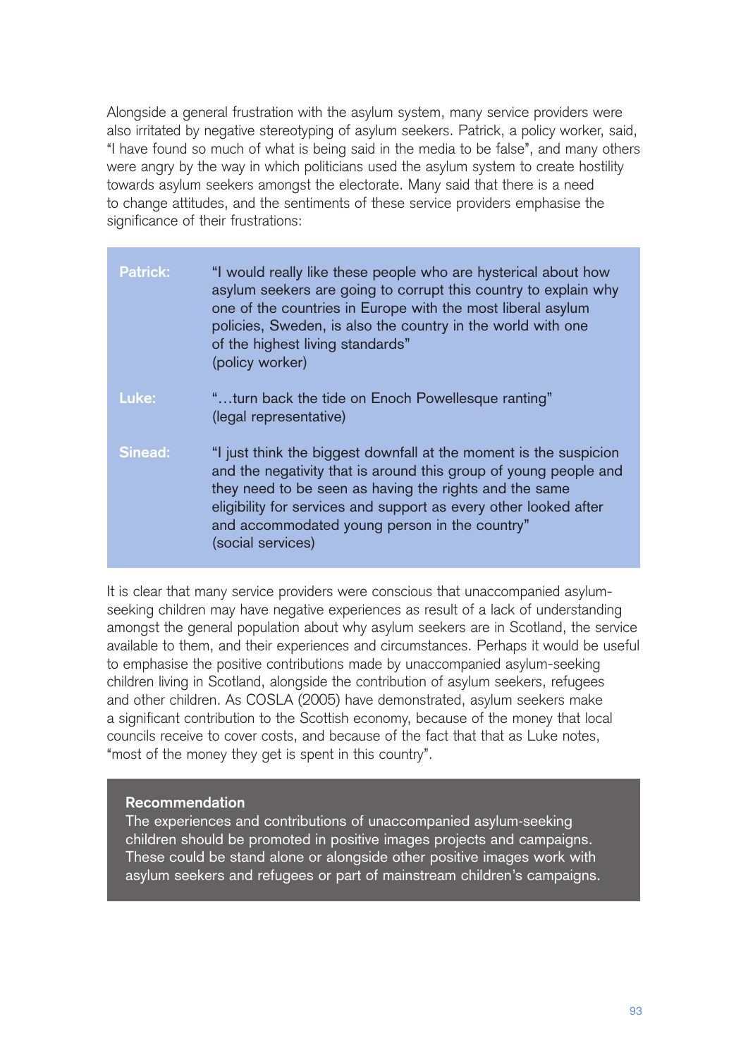Alongside a general frustration with the asylum system, many service providers were also irritated by negative stereotyping of asylum seekers. Patrick, a policy worker, said, "I have found so much of what is being said in the media to be false", and many others were angry by the way in which politicians used the asylum system to create hostility towards asylum seekers amongst the electorate. Many said that there is a need to change attitudes, and the sentiments of these service providers emphasise the significance of their frustrations:

**Patrick:** "I would really like these people who are hysterical about how asylum seekers are going to corrupt this country to explain why one of the countries in Europe with the most liberal asylum policies, Sweden, is also the country in the world with one of the highest living standards"
(policy worker)

**Luke:** "…turn back the tide on Enoch Powellesque ranting"
(legal representative)

**Sinead:** "I just think the biggest downfall at the moment is the suspicion and the negativity that is around this group of young people and they need to be seen as having the rights and the same eligibility for services and support as every other looked after and accommodated young person in the country"
(social services)

It is clear that many service providers were conscious that unaccompanied asylum-seeking children may have negative experiences as result of a lack of understanding amongst the general population about why asylum seekers are in Scotland, the service available to them, and their experiences and circumstances. Perhaps it would be useful to emphasise the positive contributions made by unaccompanied asylum-seeking children living in Scotland, alongside the contribution of asylum seekers, refugees and other children. As COSLA (2005) have demonstrated, asylum seekers make a significant contribution to the Scottish economy, because of the money that local councils receive to cover costs, and because of the fact that that as Luke notes, "most of the money they get is spent in this country".

**Recommendation**

The experiences and contributions of unaccompanied asylum-seeking children should be promoted in positive images projects and campaigns. These could be stand alone or alongside other positive images work with asylum seekers and refugees or part of mainstream children's campaigns.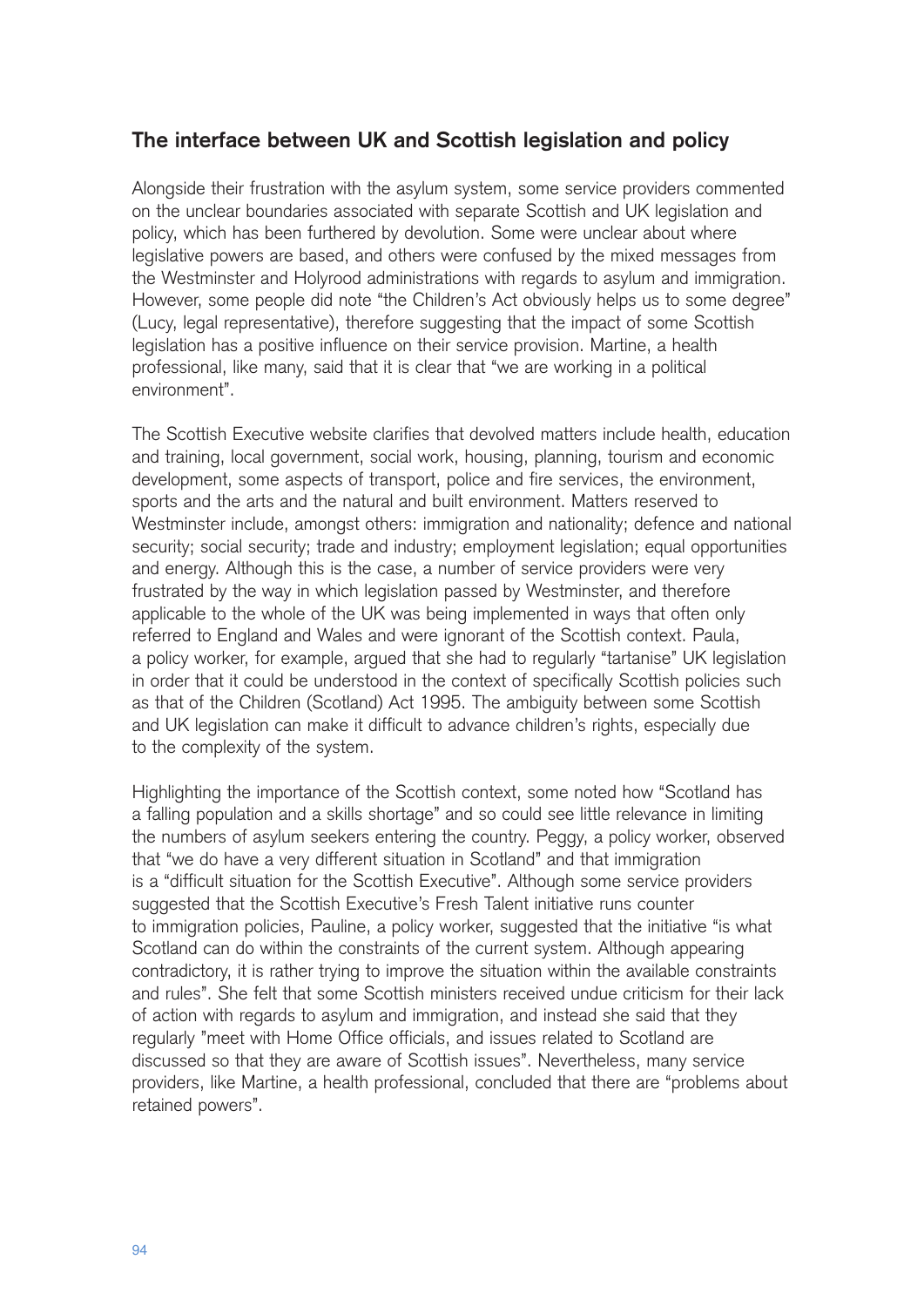## The interface between UK and Scottish legislation and policy

Alongside their frustration with the asylum system, some service providers commented on the unclear boundaries associated with separate Scottish and UK legislation and policy, which has been furthered by devolution. Some were unclear about where legislative powers are based, and others were confused by the mixed messages from the Westminster and Holyrood administrations with regards to asylum and immigration. However, some people did note "the Children's Act obviously helps us to some degree" (Lucy, legal representative), therefore suggesting that the impact of some Scottish legislation has a positive influence on their service provision. Martine, a health professional, like many, said that it is clear that "we are working in a political environment".

The Scottish Executive website clarifies that devolved matters include health, education and training, local government, social work, housing, planning, tourism and economic development, some aspects of transport, police and fire services, the environment, sports and the arts and the natural and built environment. Matters reserved to Westminster include, amongst others: immigration and nationality; defence and national security; social security; trade and industry; employment legislation; equal opportunities and energy. Although this is the case, a number of service providers were very frustrated by the way in which legislation passed by Westminster, and therefore applicable to the whole of the UK was being implemented in ways that often only referred to England and Wales and were ignorant of the Scottish context. Paula, a policy worker, for example, argued that she had to regularly "tartanise" UK legislation in order that it could be understood in the context of specifically Scottish policies such as that of the Children (Scotland) Act 1995. The ambiguity between some Scottish and UK legislation can make it difficult to advance children's rights, especially due to the complexity of the system.

Highlighting the importance of the Scottish context, some noted how "Scotland has a falling population and a skills shortage" and so could see little relevance in limiting the numbers of asylum seekers entering the country. Peggy, a policy worker, observed that "we do have a very different situation in Scotland" and that immigration is a "difficult situation for the Scottish Executive". Although some service providers suggested that the Scottish Executive's Fresh Talent initiative runs counter to immigration policies, Pauline, a policy worker, suggested that the initiative "is what Scotland can do within the constraints of the current system. Although appearing contradictory, it is rather trying to improve the situation within the available constraints and rules". She felt that some Scottish ministers received undue criticism for their lack of action with regards to asylum and immigration, and instead she said that they regularly "meet with Home Office officials, and issues related to Scotland are discussed so that they are aware of Scottish issues". Nevertheless, many service providers, like Martine, a health professional, concluded that there are "problems about retained powers".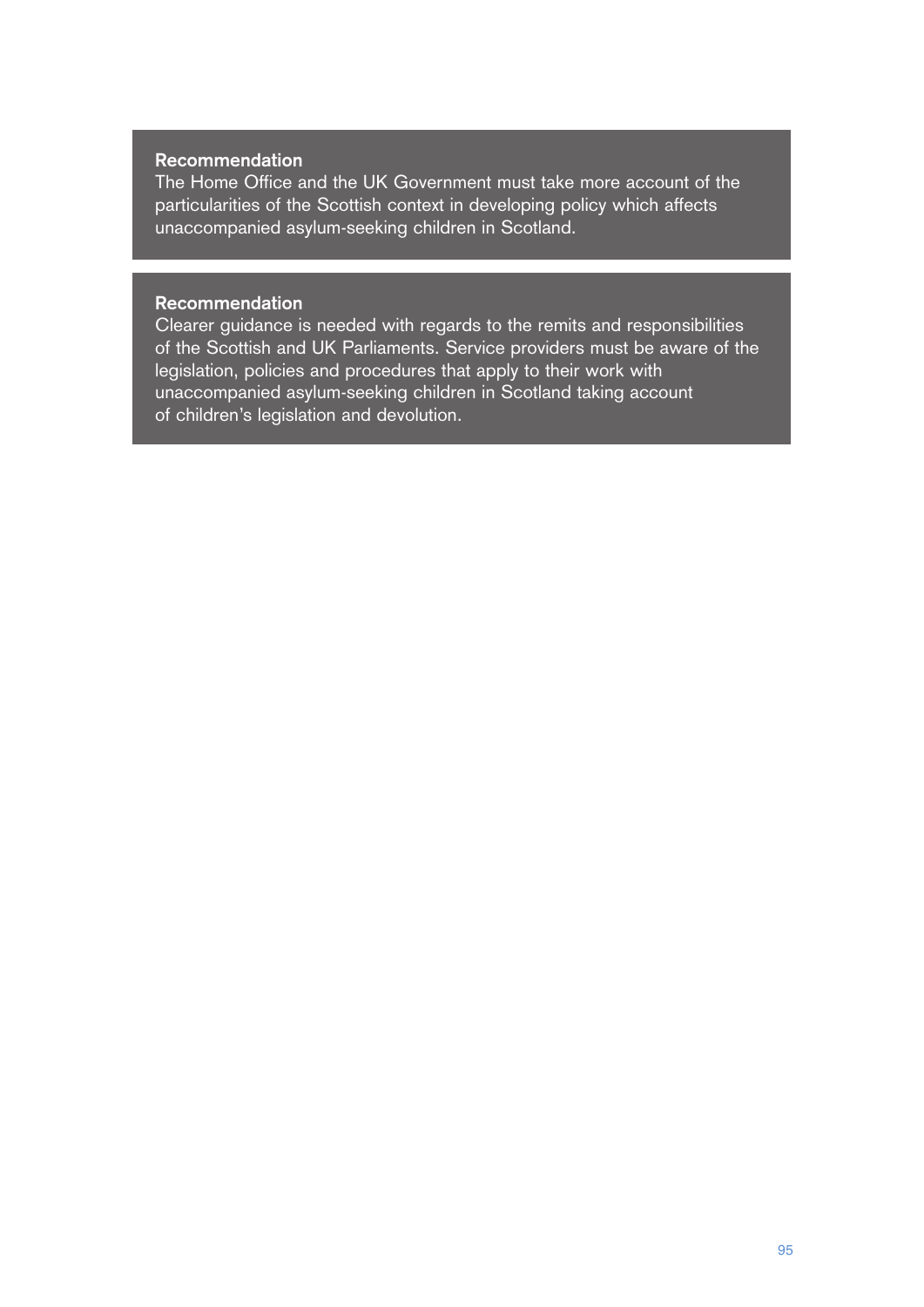**Recommendation**

The Home Office and the UK Government must take more account of the particularities of the Scottish context in developing policy which affects unaccompanied asylum-seeking children in Scotland.

**Recommendation**

Clearer guidance is needed with regards to the remits and responsibilities of the Scottish and UK Parliaments. Service providers must be aware of the legislation, policies and procedures that apply to their work with unaccompanied asylum-seeking children in Scotland taking account of children's legislation and devolution.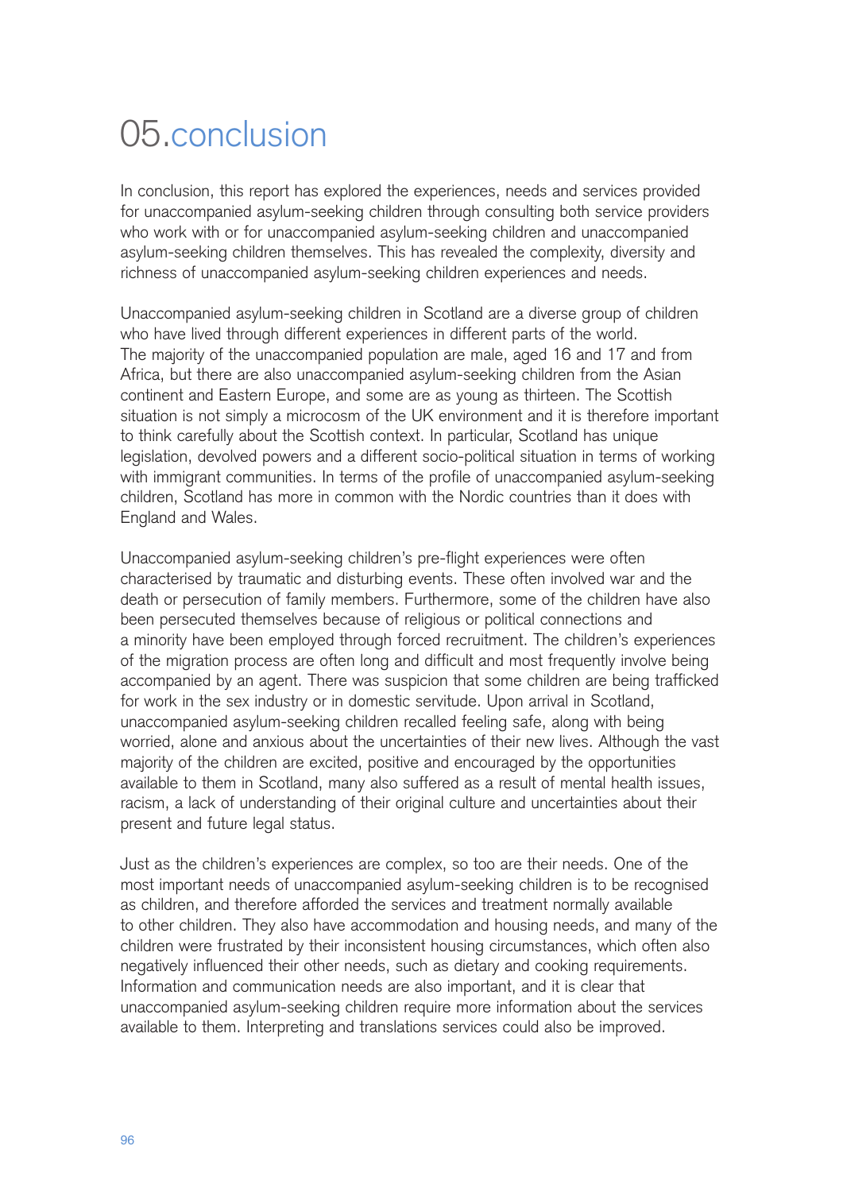# 05.conclusion

In conclusion, this report has explored the experiences, needs and services provided for unaccompanied asylum-seeking children through consulting both service providers who work with or for unaccompanied asylum-seeking children and unaccompanied asylum-seeking children themselves. This has revealed the complexity, diversity and richness of unaccompanied asylum-seeking children experiences and needs.

Unaccompanied asylum-seeking children in Scotland are a diverse group of children who have lived through different experiences in different parts of the world. The majority of the unaccompanied population are male, aged 16 and 17 and from Africa, but there are also unaccompanied asylum-seeking children from the Asian continent and Eastern Europe, and some are as young as thirteen. The Scottish situation is not simply a microcosm of the UK environment and it is therefore important to think carefully about the Scottish context. In particular, Scotland has unique legislation, devolved powers and a different socio-political situation in terms of working with immigrant communities. In terms of the profile of unaccompanied asylum-seeking children, Scotland has more in common with the Nordic countries than it does with England and Wales.

Unaccompanied asylum-seeking children's pre-flight experiences were often characterised by traumatic and disturbing events. These often involved war and the death or persecution of family members. Furthermore, some of the children have also been persecuted themselves because of religious or political connections and a minority have been employed through forced recruitment. The children's experiences of the migration process are often long and difficult and most frequently involve being accompanied by an agent. There was suspicion that some children are being trafficked for work in the sex industry or in domestic servitude. Upon arrival in Scotland, unaccompanied asylum-seeking children recalled feeling safe, along with being worried, alone and anxious about the uncertainties of their new lives. Although the vast majority of the children are excited, positive and encouraged by the opportunities available to them in Scotland, many also suffered as a result of mental health issues, racism, a lack of understanding of their original culture and uncertainties about their present and future legal status.

Just as the children's experiences are complex, so too are their needs. One of the most important needs of unaccompanied asylum-seeking children is to be recognised as children, and therefore afforded the services and treatment normally available to other children. They also have accommodation and housing needs, and many of the children were frustrated by their inconsistent housing circumstances, which often also negatively influenced their other needs, such as dietary and cooking requirements. Information and communication needs are also important, and it is clear that unaccompanied asylum-seeking children require more information about the services available to them. Interpreting and translations services could also be improved.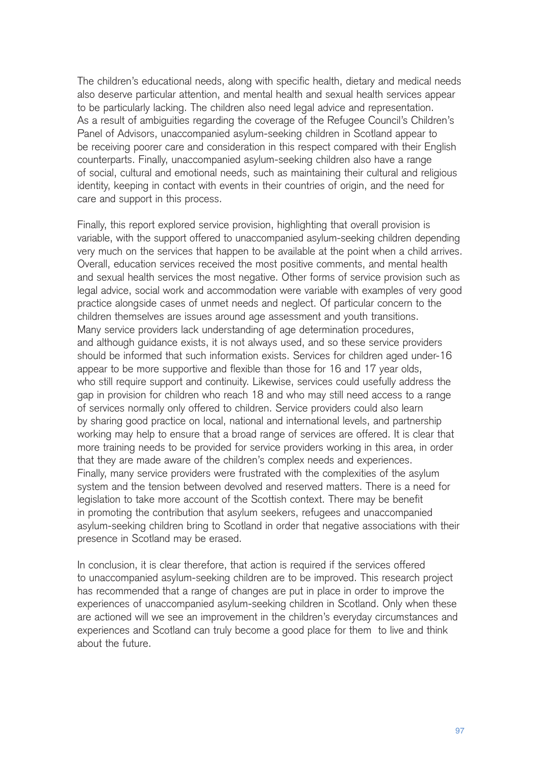The children's educational needs, along with specific health, dietary and medical needs also deserve particular attention, and mental health and sexual health services appear to be particularly lacking. The children also need legal advice and representation. As a result of ambiguities regarding the coverage of the Refugee Council's Children's Panel of Advisors, unaccompanied asylum-seeking children in Scotland appear to be receiving poorer care and consideration in this respect compared with their English counterparts. Finally, unaccompanied asylum-seeking children also have a range of social, cultural and emotional needs, such as maintaining their cultural and religious identity, keeping in contact with events in their countries of origin, and the need for care and support in this process.

Finally, this report explored service provision, highlighting that overall provision is variable, with the support offered to unaccompanied asylum-seeking children depending very much on the services that happen to be available at the point when a child arrives. Overall, education services received the most positive comments, and mental health and sexual health services the most negative. Other forms of service provision such as legal advice, social work and accommodation were variable with examples of very good practice alongside cases of unmet needs and neglect. Of particular concern to the children themselves are issues around age assessment and youth transitions. Many service providers lack understanding of age determination procedures, and although guidance exists, it is not always used, and so these service providers should be informed that such information exists. Services for children aged under-16 appear to be more supportive and flexible than those for 16 and 17 year olds, who still require support and continuity. Likewise, services could usefully address the gap in provision for children who reach 18 and who may still need access to a range of services normally only offered to children. Service providers could also learn by sharing good practice on local, national and international levels, and partnership working may help to ensure that a broad range of services are offered. It is clear that more training needs to be provided for service providers working in this area, in order that they are made aware of the children's complex needs and experiences. Finally, many service providers were frustrated with the complexities of the asylum system and the tension between devolved and reserved matters. There is a need for legislation to take more account of the Scottish context. There may be benefit in promoting the contribution that asylum seekers, refugees and unaccompanied asylum-seeking children bring to Scotland in order that negative associations with their presence in Scotland may be erased.

In conclusion, it is clear therefore, that action is required if the services offered to unaccompanied asylum-seeking children are to be improved. This research project has recommended that a range of changes are put in place in order to improve the experiences of unaccompanied asylum-seeking children in Scotland. Only when these are actioned will we see an improvement in the children's everyday circumstances and experiences and Scotland can truly become a good place for them to live and think about the future.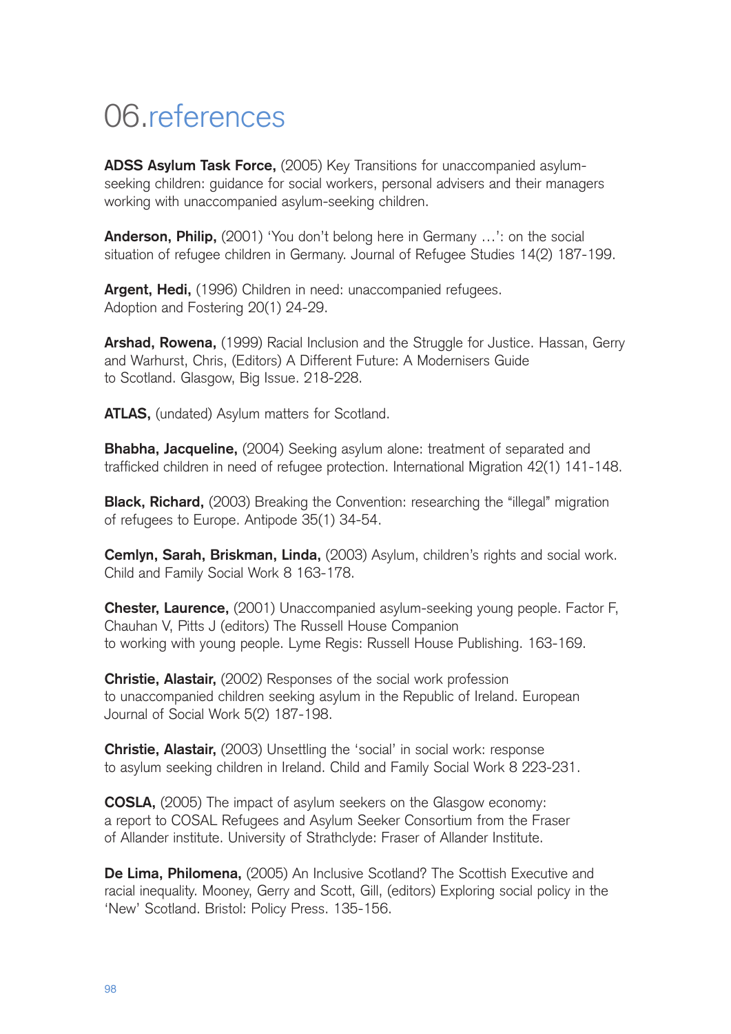# 06.references

**ADSS Asylum Task Force,** (2005) Key Transitions for unaccompanied asylum-seeking children: guidance for social workers, personal advisers and their managers working with unaccompanied asylum-seeking children.

**Anderson, Philip,** (2001) 'You don't belong here in Germany …': on the social situation of refugee children in Germany. Journal of Refugee Studies 14(2) 187-199.

**Argent, Hedi,** (1996) Children in need: unaccompanied refugees. Adoption and Fostering 20(1) 24-29.

**Arshad, Rowena,** (1999) Racial Inclusion and the Struggle for Justice. Hassan, Gerry and Warhurst, Chris, (Editors) A Different Future: A Modernisers Guide to Scotland. Glasgow, Big Issue. 218-228.

**ATLAS,** (undated) Asylum matters for Scotland.

**Bhabha, Jacqueline,** (2004) Seeking asylum alone: treatment of separated and trafficked children in need of refugee protection. International Migration 42(1) 141-148.

**Black, Richard,** (2003) Breaking the Convention: researching the "illegal" migration of refugees to Europe. Antipode 35(1) 34-54.

**Cemlyn, Sarah, Briskman, Linda,** (2003) Asylum, children's rights and social work. Child and Family Social Work 8 163-178.

**Chester, Laurence,** (2001) Unaccompanied asylum-seeking young people. Factor F, Chauhan V, Pitts J (editors) The Russell House Companion to working with young people. Lyme Regis: Russell House Publishing. 163-169.

**Christie, Alastair,** (2002) Responses of the social work profession to unaccompanied children seeking asylum in the Republic of Ireland. European Journal of Social Work 5(2) 187-198.

**Christie, Alastair,** (2003) Unsettling the 'social' in social work: response to asylum seeking children in Ireland. Child and Family Social Work 8 223-231.

**COSLA,** (2005) The impact of asylum seekers on the Glasgow economy: a report to COSAL Refugees and Asylum Seeker Consortium from the Fraser of Allander institute. University of Strathclyde: Fraser of Allander Institute.

**De Lima, Philomena,** (2005) An Inclusive Scotland? The Scottish Executive and racial inequality. Mooney, Gerry and Scott, Gill, (editors) Exploring social policy in the 'New' Scotland. Bristol: Policy Press. 135-156.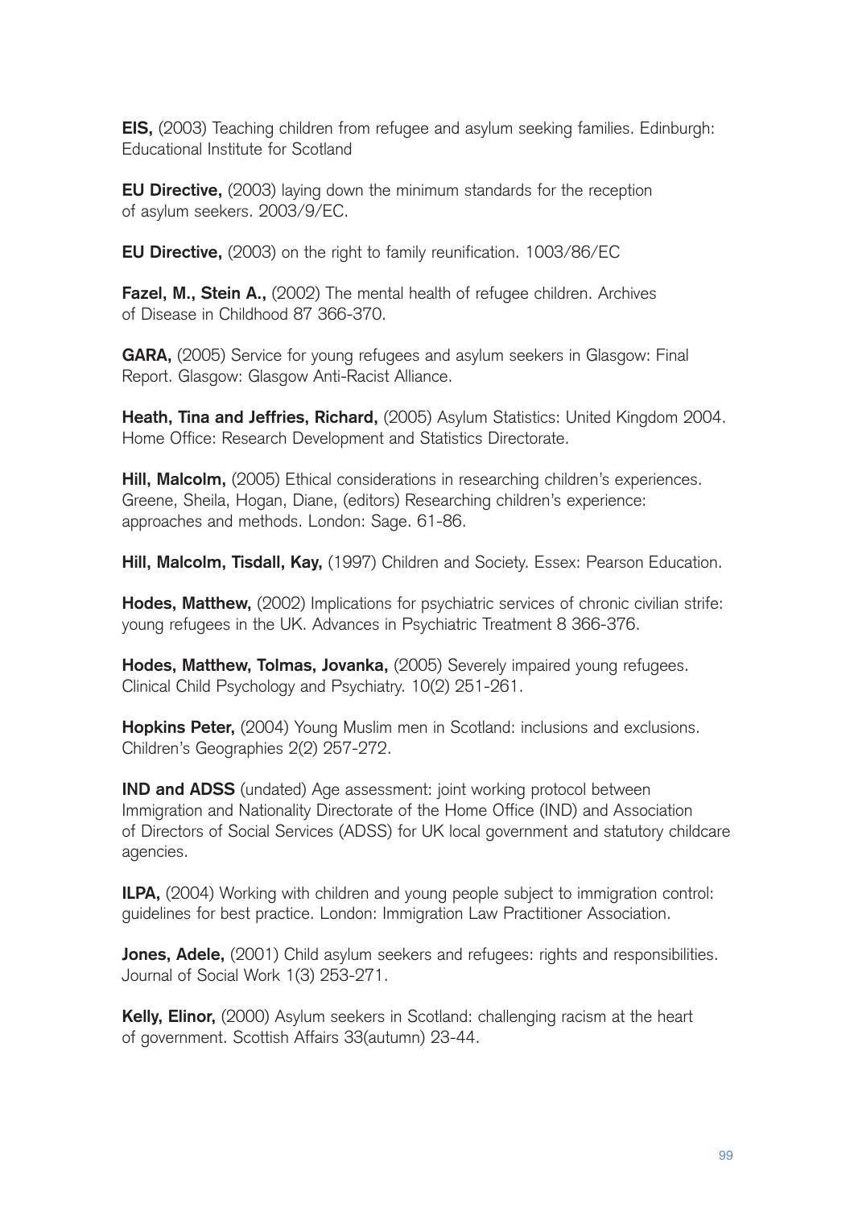**EIS,** (2003) Teaching children from refugee and asylum seeking families. Edinburgh: Educational Institute for Scotland

**EU Directive,** (2003) laying down the minimum standards for the reception of asylum seekers. 2003/9/EC.

**EU Directive,** (2003) on the right to family reunification. 1003/86/EC

**Fazel, M., Stein A.,** (2002) The mental health of refugee children. Archives of Disease in Childhood 87 366-370.

**GARA,** (2005) Service for young refugees and asylum seekers in Glasgow: Final Report. Glasgow: Glasgow Anti-Racist Alliance.

**Heath, Tina and Jeffries, Richard,** (2005) Asylum Statistics: United Kingdom 2004. Home Office: Research Development and Statistics Directorate.

**Hill, Malcolm,** (2005) Ethical considerations in researching children's experiences. Greene, Sheila, Hogan, Diane, (editors) Researching children's experience: approaches and methods. London: Sage. 61-86.

**Hill, Malcolm, Tisdall, Kay,** (1997) Children and Society. Essex: Pearson Education.

**Hodes, Matthew,** (2002) Implications for psychiatric services of chronic civilian strife: young refugees in the UK. Advances in Psychiatric Treatment 8 366-376.

**Hodes, Matthew, Tolmas, Jovanka,** (2005) Severely impaired young refugees. Clinical Child Psychology and Psychiatry. 10(2) 251-261.

**Hopkins Peter,** (2004) Young Muslim men in Scotland: inclusions and exclusions. Children's Geographies 2(2) 257-272.

**IND and ADSS** (undated) Age assessment: joint working protocol between Immigration and Nationality Directorate of the Home Office (IND) and Association of Directors of Social Services (ADSS) for UK local government and statutory childcare agencies.

**ILPA,** (2004) Working with children and young people subject to immigration control: guidelines for best practice. London: Immigration Law Practitioner Association.

**Jones, Adele,** (2001) Child asylum seekers and refugees: rights and responsibilities. Journal of Social Work 1(3) 253-271.

**Kelly, Elinor,** (2000) Asylum seekers in Scotland: challenging racism at the heart of government. Scottish Affairs 33(autumn) 23-44.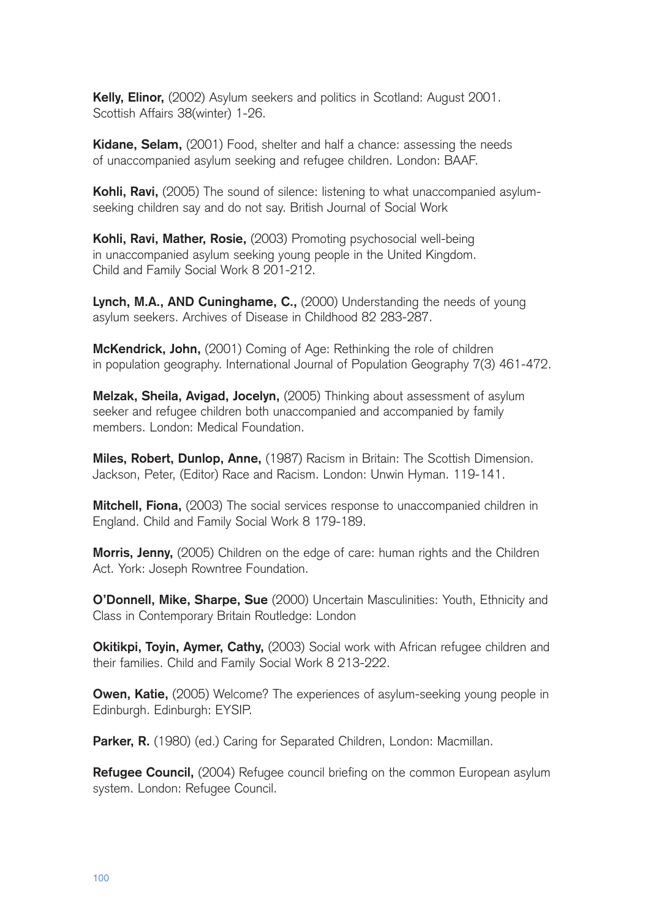**Kelly, Elinor,** (2002) Asylum seekers and politics in Scotland: August 2001. Scottish Affairs 38(winter) 1-26.

**Kidane, Selam,** (2001) Food, shelter and half a chance: assessing the needs of unaccompanied asylum seeking and refugee children. London: BAAF.

**Kohli, Ravi,** (2005) The sound of silence: listening to what unaccompanied asylum-seeking children say and do not say. British Journal of Social Work

**Kohli, Ravi, Mather, Rosie,** (2003) Promoting psychosocial well-being in unaccompanied asylum seeking young people in the United Kingdom. Child and Family Social Work 8 201-212.

**Lynch, M.A., AND Cuninghame, C.,** (2000) Understanding the needs of young asylum seekers. Archives of Disease in Childhood 82 283-287.

**McKendrick, John,** (2001) Coming of Age: Rethinking the role of children in population geography. International Journal of Population Geography 7(3) 461-472.

**Melzak, Sheila, Avigad, Jocelyn,** (2005) Thinking about assessment of asylum seeker and refugee children both unaccompanied and accompanied by family members. London: Medical Foundation.

**Miles, Robert, Dunlop, Anne,** (1987) Racism in Britain: The Scottish Dimension. Jackson, Peter, (Editor) Race and Racism. London: Unwin Hyman. 119-141.

**Mitchell, Fiona,** (2003) The social services response to unaccompanied children in England. Child and Family Social Work 8 179-189.

**Morris, Jenny,** (2005) Children on the edge of care: human rights and the Children Act. York: Joseph Rowntree Foundation.

**O'Donnell, Mike, Sharpe, Sue** (2000) Uncertain Masculinities: Youth, Ethnicity and Class in Contemporary Britain Routledge: London

**Okitikpi, Toyin, Aymer, Cathy,** (2003) Social work with African refugee children and their families. Child and Family Social Work 8 213-222.

**Owen, Katie,** (2005) Welcome? The experiences of asylum-seeking young people in Edinburgh. Edinburgh: EYSIP.

**Parker, R.** (1980) (ed.) Caring for Separated Children, London: Macmillan.

**Refugee Council,** (2004) Refugee council briefing on the common European asylum system. London: Refugee Council.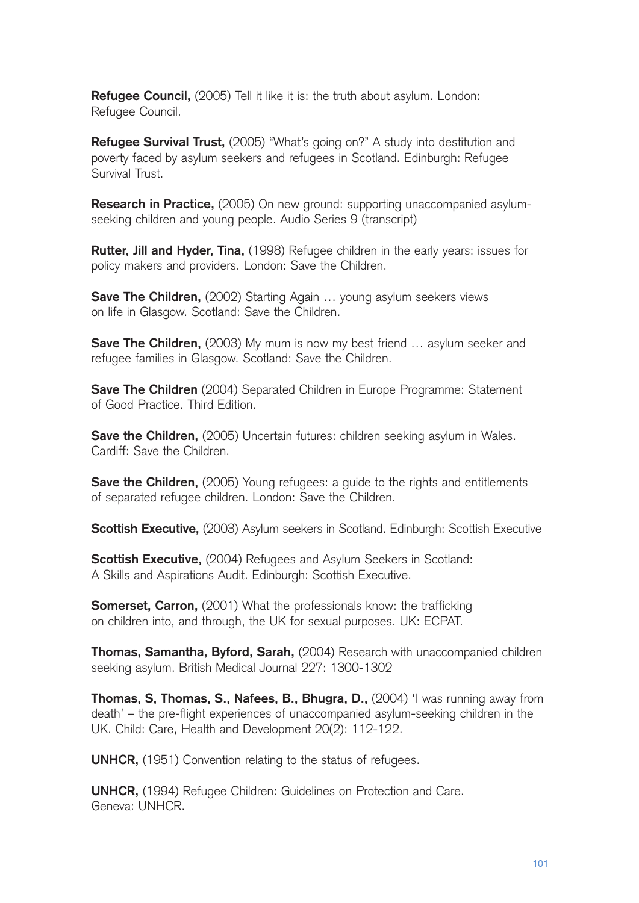**Refugee Council,** (2005) Tell it like it is: the truth about asylum. London: Refugee Council.

**Refugee Survival Trust,** (2005) "What's going on?" A study into destitution and poverty faced by asylum seekers and refugees in Scotland. Edinburgh: Refugee Survival Trust.

**Research in Practice,** (2005) On new ground: supporting unaccompanied asylum-seeking children and young people. Audio Series 9 (transcript)

**Rutter, Jill and Hyder, Tina,** (1998) Refugee children in the early years: issues for policy makers and providers. London: Save the Children.

**Save The Children,** (2002) Starting Again … young asylum seekers views on life in Glasgow. Scotland: Save the Children.

**Save The Children,** (2003) My mum is now my best friend … asylum seeker and refugee families in Glasgow. Scotland: Save the Children.

**Save The Children** (2004) Separated Children in Europe Programme: Statement of Good Practice. Third Edition.

**Save the Children,** (2005) Uncertain futures: children seeking asylum in Wales. Cardiff: Save the Children.

**Save the Children,** (2005) Young refugees: a guide to the rights and entitlements of separated refugee children. London: Save the Children.

**Scottish Executive,** (2003) Asylum seekers in Scotland. Edinburgh: Scottish Executive

**Scottish Executive,** (2004) Refugees and Asylum Seekers in Scotland: A Skills and Aspirations Audit. Edinburgh: Scottish Executive.

**Somerset, Carron,** (2001) What the professionals know: the trafficking on children into, and through, the UK for sexual purposes. UK: ECPAT.

**Thomas, Samantha, Byford, Sarah,** (2004) Research with unaccompanied children seeking asylum. British Medical Journal 227: 1300-1302

**Thomas, S, Thomas, S., Nafees, B., Bhugra, D.,** (2004) 'I was running away from death' – the pre-flight experiences of unaccompanied asylum-seeking children in the UK. Child: Care, Health and Development 20(2): 112-122.

**UNHCR,** (1951) Convention relating to the status of refugees.

**UNHCR,** (1994) Refugee Children: Guidelines on Protection and Care. Geneva: UNHCR.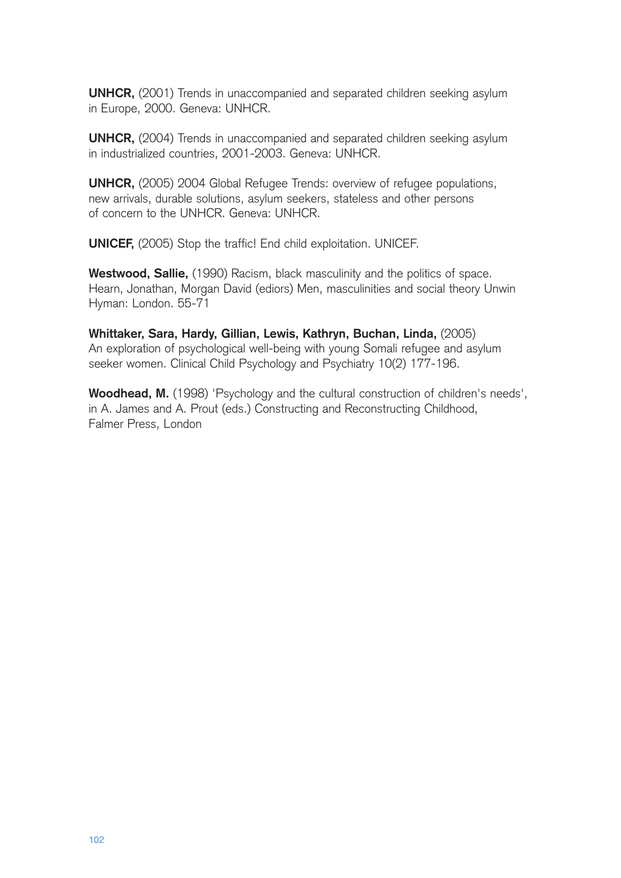**UNHCR,** (2001) Trends in unaccompanied and separated children seeking asylum in Europe, 2000. Geneva: UNHCR.

**UNHCR,** (2004) Trends in unaccompanied and separated children seeking asylum in industrialized countries, 2001-2003. Geneva: UNHCR.

**UNHCR,** (2005) 2004 Global Refugee Trends: overview of refugee populations, new arrivals, durable solutions, asylum seekers, stateless and other persons of concern to the UNHCR. Geneva: UNHCR.

**UNICEF,** (2005) Stop the traffic! End child exploitation. UNICEF.

**Westwood, Sallie,** (1990) Racism, black masculinity and the politics of space. Hearn, Jonathan, Morgan David (ediors) Men, masculinities and social theory Unwin Hyman: London. 55-71

**Whittaker, Sara, Hardy, Gillian, Lewis, Kathryn, Buchan, Linda,** (2005) An exploration of psychological well-being with young Somali refugee and asylum seeker women. Clinical Child Psychology and Psychiatry 10(2) 177-196.

**Woodhead, M.** (1998) 'Psychology and the cultural construction of children's needs', in A. James and A. Prout (eds.) Constructing and Reconstructing Childhood, Falmer Press, London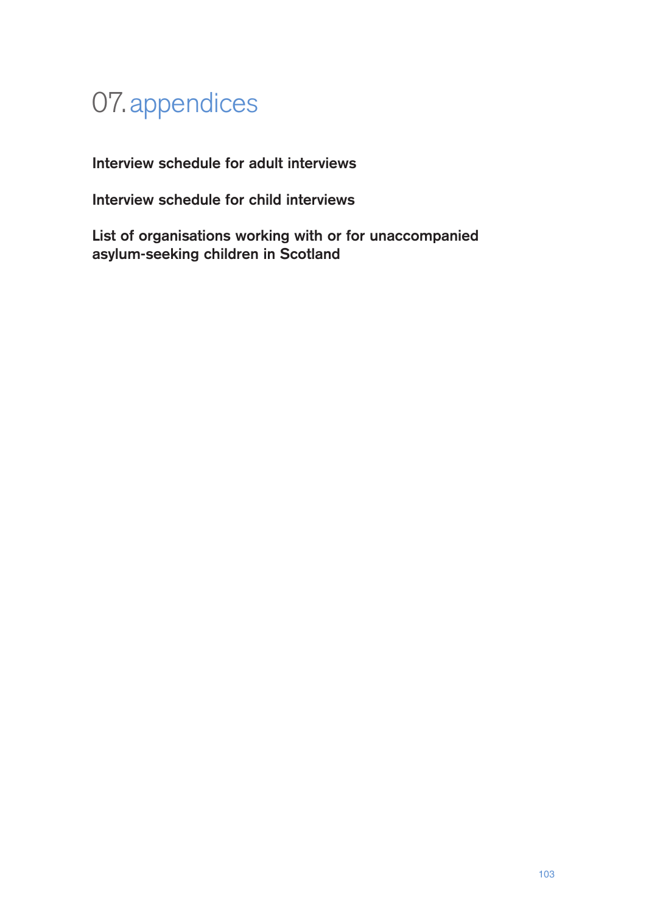# 07. appendices

**Interview schedule for adult interviews**

**Interview schedule for child interviews**

**List of organisations working with or for unaccompanied asylum-seeking children in Scotland**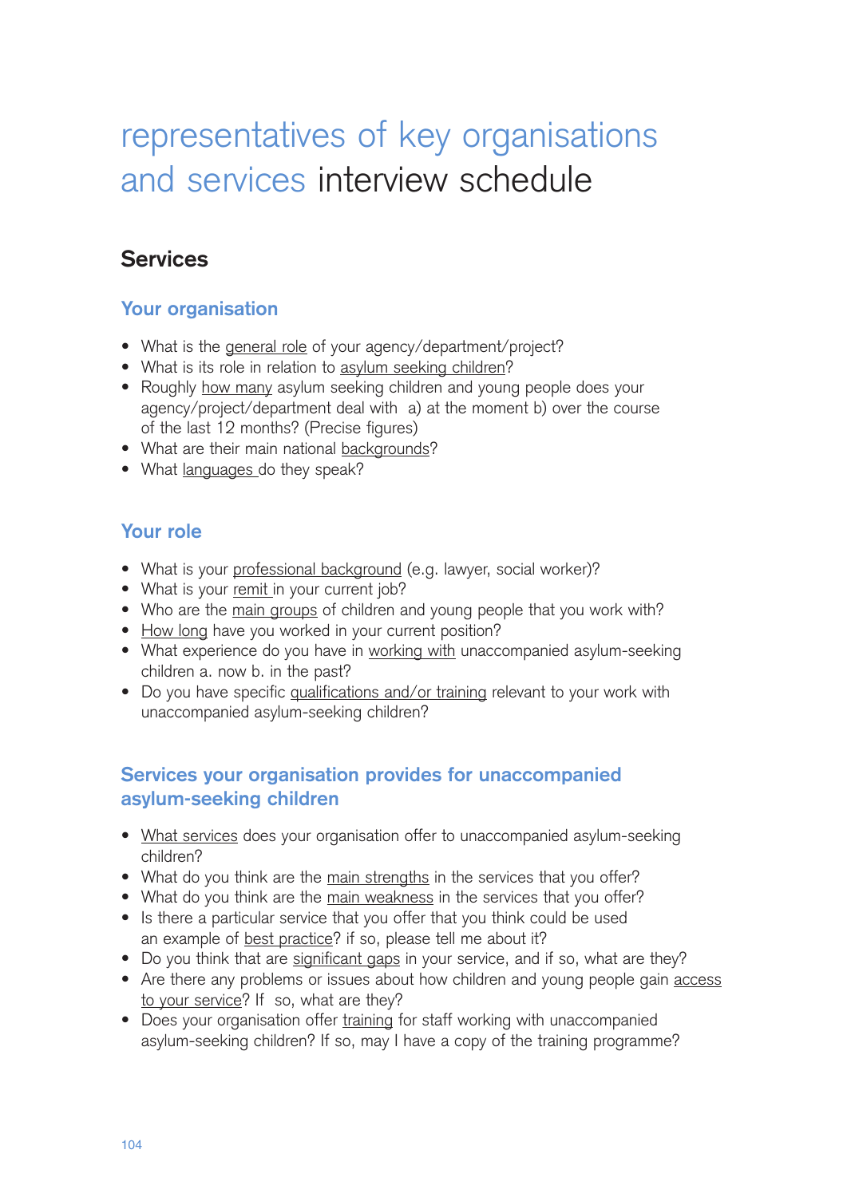# representatives of key organisations and services interview schedule

## Services

### Your organisation

- What is the general role of your agency/department/project?
- What is its role in relation to asylum seeking children?
- Roughly how many asylum seeking children and young people does your agency/project/department deal with a) at the moment b) over the course of the last 12 months? (Precise figures)
- What are their main national backgrounds?
- What languages do they speak?

### Your role

- What is your professional background (e.g. lawyer, social worker)?
- What is your remit in your current job?
- Who are the main groups of children and young people that you work with?
- How long have you worked in your current position?
- What experience do you have in working with unaccompanied asylum-seeking children a. now b. in the past?
- Do you have specific qualifications and/or training relevant to your work with unaccompanied asylum-seeking children?

### Services your organisation provides for unaccompanied asylum-seeking children

- What services does your organisation offer to unaccompanied asylum-seeking children?
- What do you think are the main strengths in the services that you offer?
- What do you think are the main weakness in the services that you offer?
- Is there a particular service that you offer that you think could be used an example of best practice? if so, please tell me about it?
- Do you think that are significant gaps in your service, and if so, what are they?
- Are there any problems or issues about how children and young people gain access to your service? If so, what are they?
- Does your organisation offer training for staff working with unaccompanied asylum-seeking children? If so, may I have a copy of the training programme?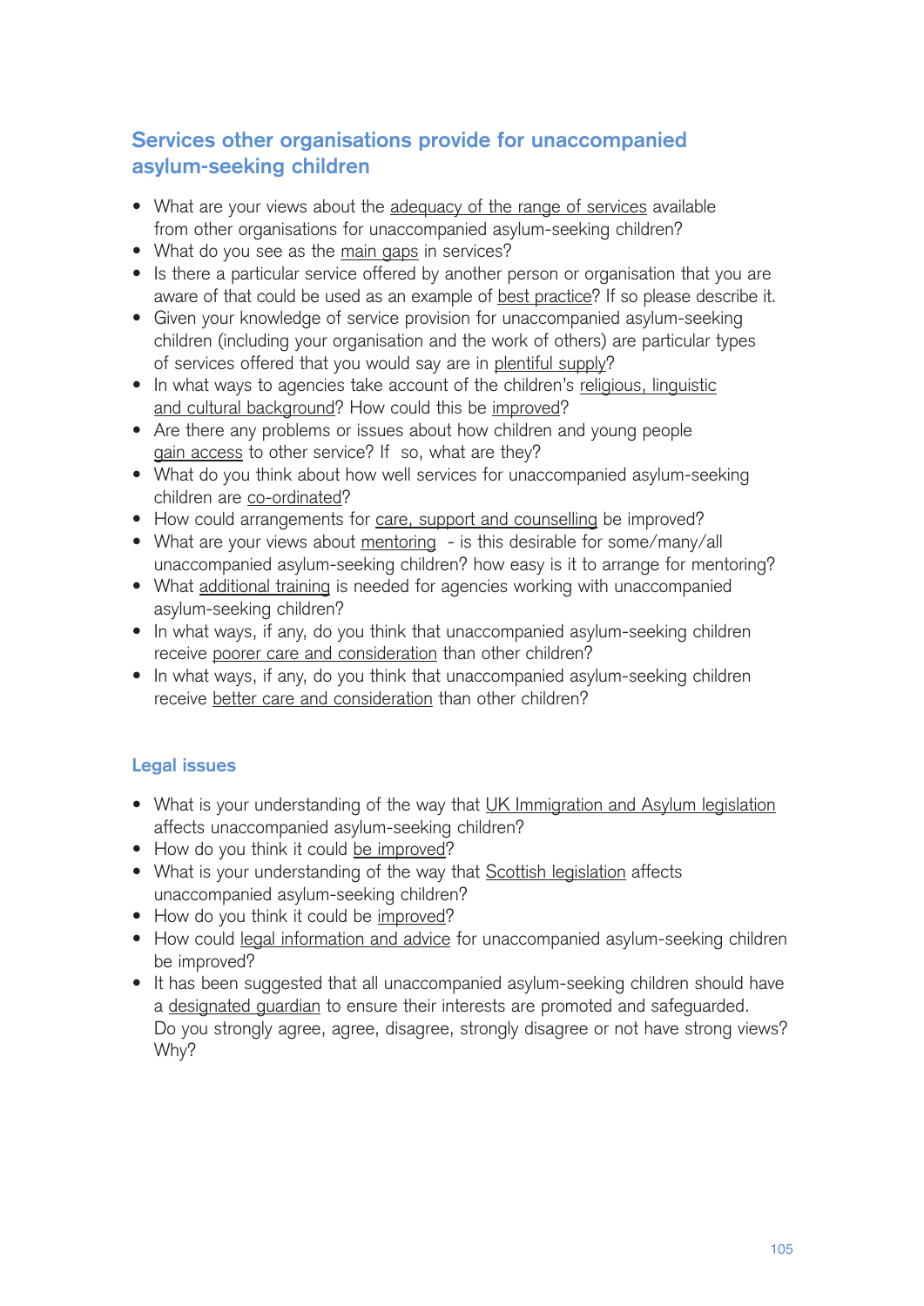## Services other organisations provide for unaccompanied asylum-seeking children

- What are your views about the <u>adequacy of the range of services</u> available from other organisations for unaccompanied asylum-seeking children?
- What do you see as the <u>main gaps</u> in services?
- Is there a particular service offered by another person or organisation that you are aware of that could be used as an example of <u>best practice</u>? If so please describe it.
- Given your knowledge of service provision for unaccompanied asylum-seeking children (including your organisation and the work of others) are particular types of services offered that you would say are in <u>plentiful supply</u>?
- In what ways to agencies take account of the children's <u>religious, linguistic and cultural background</u>? How could this be <u>improved</u>?
- Are there any problems or issues about how children and young people <u>gain access</u> to other service? If so, what are they?
- What do you think about how well services for unaccompanied asylum-seeking children are <u>co-ordinated</u>?
- How could arrangements for <u>care, support and counselling</u> be improved?
- What are your views about <u>mentoring</u> - is this desirable for some/many/all unaccompanied asylum-seeking children? how easy is it to arrange for mentoring?
- What <u>additional training</u> is needed for agencies working with unaccompanied asylum-seeking children?
- In what ways, if any, do you think that unaccompanied asylum-seeking children receive <u>poorer care and consideration</u> than other children?
- In what ways, if any, do you think that unaccompanied asylum-seeking children receive <u>better care and consideration</u> than other children?

### Legal issues

- What is your understanding of the way that <u>UK Immigration and Asylum legislation</u> affects unaccompanied asylum-seeking children?
- How do you think it could <u>be improved</u>?
- What is your understanding of the way that <u>Scottish legislation</u> affects unaccompanied asylum-seeking children?
- How do you think it could be <u>improved</u>?
- How could <u>legal information and advice</u> for unaccompanied asylum-seeking children be improved?
- It has been suggested that all unaccompanied asylum-seeking children should have a <u>designated guardian</u> to ensure their interests are promoted and safeguarded. Do you strongly agree, agree, disagree, strongly disagree or not have strong views? Why?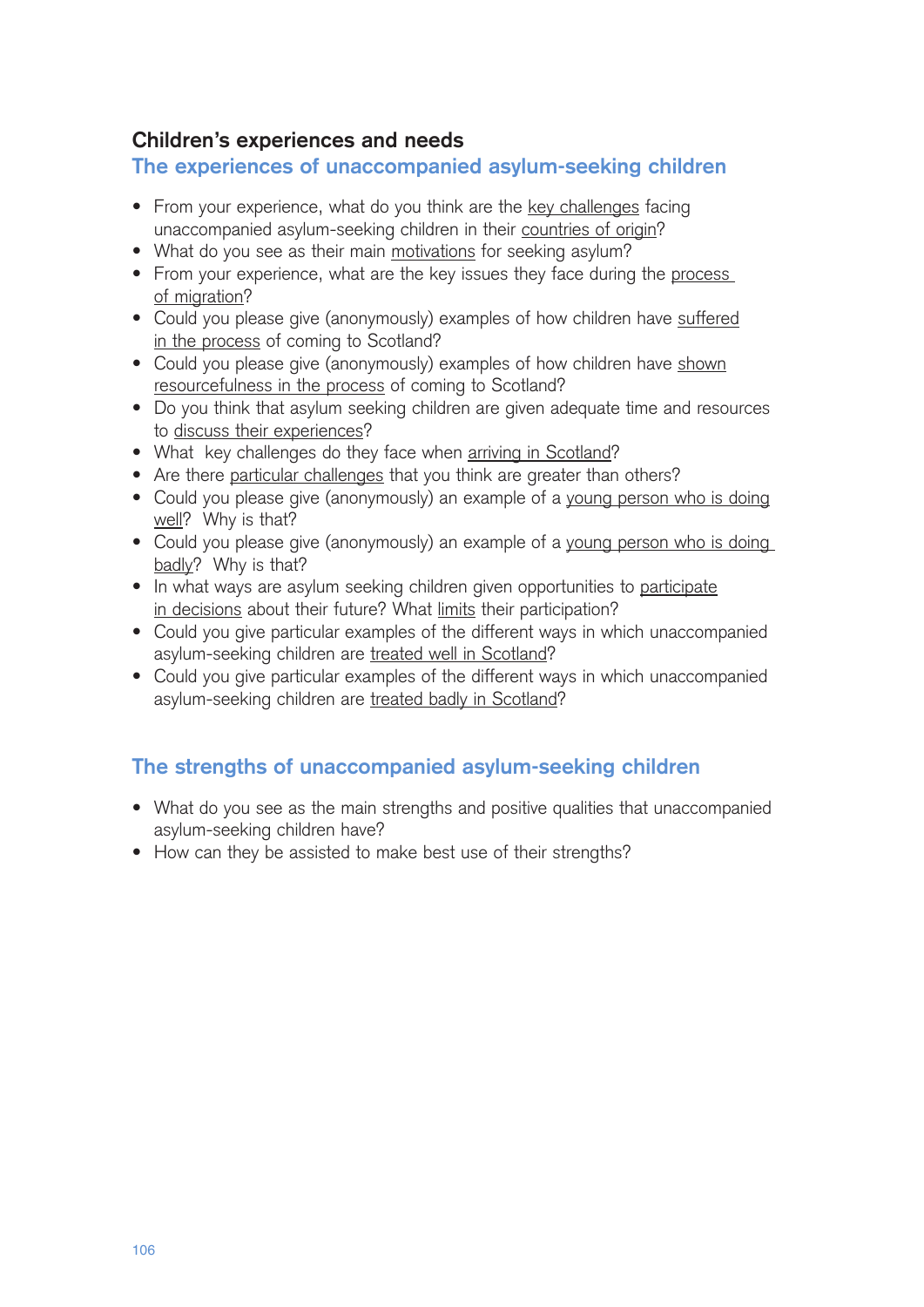## Children's experiences and needs

### The experiences of unaccompanied asylum-seeking children

- From your experience, what do you think are the key challenges facing unaccompanied asylum-seeking children in their countries of origin?
- What do you see as their main motivations for seeking asylum?
- From your experience, what are the key issues they face during the process of migration?
- Could you please give (anonymously) examples of how children have suffered in the process of coming to Scotland?
- Could you please give (anonymously) examples of how children have shown resourcefulness in the process of coming to Scotland?
- Do you think that asylum seeking children are given adequate time and resources to discuss their experiences?
- What key challenges do they face when arriving in Scotland?
- Are there particular challenges that you think are greater than others?
- Could you please give (anonymously) an example of a young person who is doing well? Why is that?
- Could you please give (anonymously) an example of a young person who is doing badly? Why is that?
- In what ways are asylum seeking children given opportunities to participate in decisions about their future? What limits their participation?
- Could you give particular examples of the different ways in which unaccompanied asylum-seeking children are treated well in Scotland?
- Could you give particular examples of the different ways in which unaccompanied asylum-seeking children are treated badly in Scotland?

### The strengths of unaccompanied asylum-seeking children

- What do you see as the main strengths and positive qualities that unaccompanied asylum-seeking children have?
- How can they be assisted to make best use of their strengths?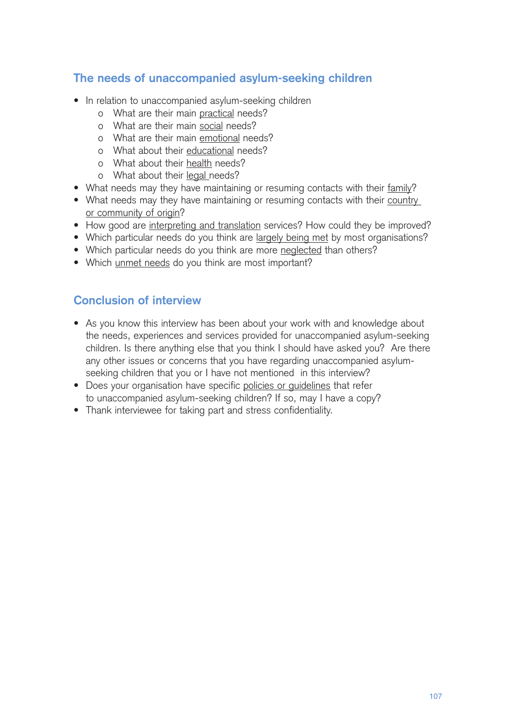## The needs of unaccompanied asylum-seeking children

- In relation to unaccompanied asylum-seeking children
    - What are their main <u>practical</u> needs?
    - What are their main <u>social</u> needs?
    - What are their main <u>emotional</u> needs?
    - What about their <u>educational</u> needs?
    - What about their <u>health</u> needs?
    - What about their <u>legal</u> needs?
- What needs may they have maintaining or resuming contacts with their <u>family</u>?
- What needs may they have maintaining or resuming contacts with their <u>country or community of origin</u>?
- How good are <u>interpreting and translation</u> services? How could they be improved?
- Which particular needs do you think are <u>largely being met</u> by most organisations?
- Which particular needs do you think are more <u>neglected</u> than others?
- Which <u>unmet needs</u> do you think are most important?

## Conclusion of interview

- As you know this interview has been about your work with and knowledge about the needs, experiences and services provided for unaccompanied asylum-seeking children. Is there anything else that you think I should have asked you? Are there any other issues or concerns that you have regarding unaccompanied asylum-seeking children that you or I have not mentioned in this interview?
- Does your organisation have specific <u>policies or guidelines</u> that refer to unaccompanied asylum-seeking children? If so, may I have a copy?
- Thank interviewee for taking part and stress confidentiality.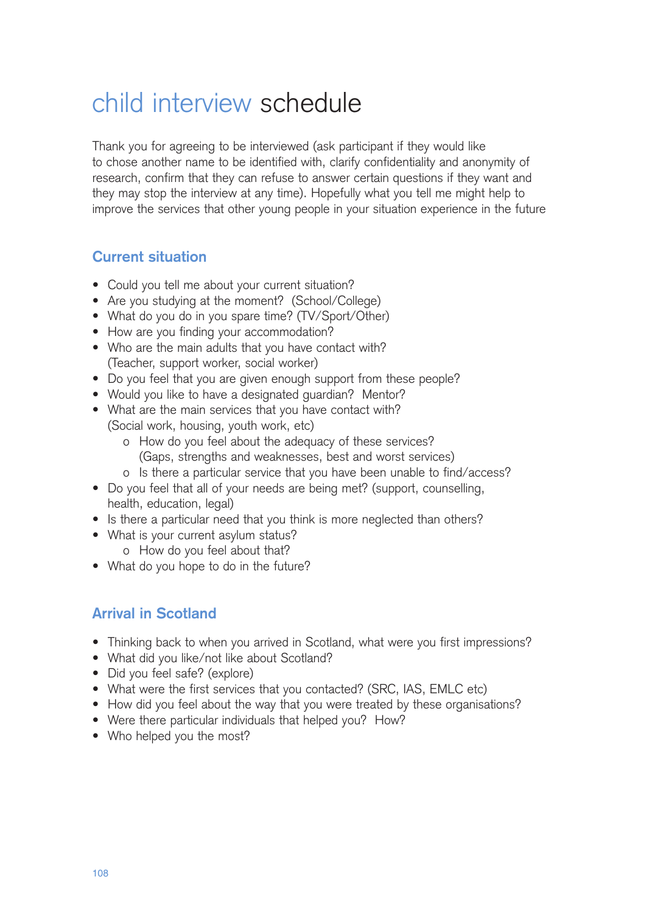# child interview schedule

Thank you for agreeing to be interviewed (ask participant if they would like to chose another name to be identified with, clarify confidentiality and anonymity of research, confirm that they can refuse to answer certain questions if they want and they may stop the interview at any time). Hopefully what you tell me might help to improve the services that other young people in your situation experience in the future

## Current situation

- Could you tell me about your current situation?
- Are you studying at the moment? (School/College)
- What do you do in you spare time? (TV/Sport/Other)
- How are you finding your accommodation?
- Who are the main adults that you have contact with? (Teacher, support worker, social worker)
- Do you feel that you are given enough support from these people?
- Would you like to have a designated guardian? Mentor?
- What are the main services that you have contact with? (Social work, housing, youth work, etc)
  - o How do you feel about the adequacy of these services? (Gaps, strengths and weaknesses, best and worst services)
  - o Is there a particular service that you have been unable to find/access?
- Do you feel that all of your needs are being met? (support, counselling, health, education, legal)
- Is there a particular need that you think is more neglected than others?
- What is your current asylum status?
  - o How do you feel about that?
- What do you hope to do in the future?

## Arrival in Scotland

- Thinking back to when you arrived in Scotland, what were you first impressions?
- What did you like/not like about Scotland?
- Did you feel safe? (explore)
- What were the first services that you contacted? (SRC, IAS, EMLC etc)
- How did you feel about the way that you were treated by these organisations?
- Were there particular individuals that helped you? How?
- Who helped you the most?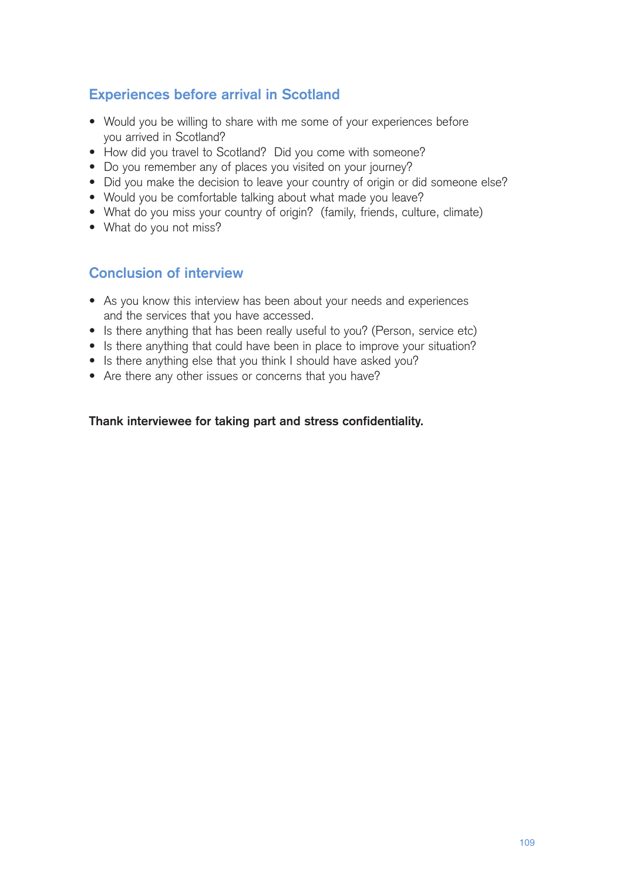## Experiences before arrival in Scotland

- Would you be willing to share with me some of your experiences before you arrived in Scotland?
- How did you travel to Scotland? Did you come with someone?
- Do you remember any of places you visited on your journey?
- Did you make the decision to leave your country of origin or did someone else?
- Would you be comfortable talking about what made you leave?
- What do you miss your country of origin? (family, friends, culture, climate)
- What do you not miss?

## Conclusion of interview

- As you know this interview has been about your needs and experiences and the services that you have accessed.
- Is there anything that has been really useful to you? (Person, service etc)
- Is there anything that could have been in place to improve your situation?
- Is there anything else that you think I should have asked you?
- Are there any other issues or concerns that you have?

**Thank interviewee for taking part and stress confidentiality.**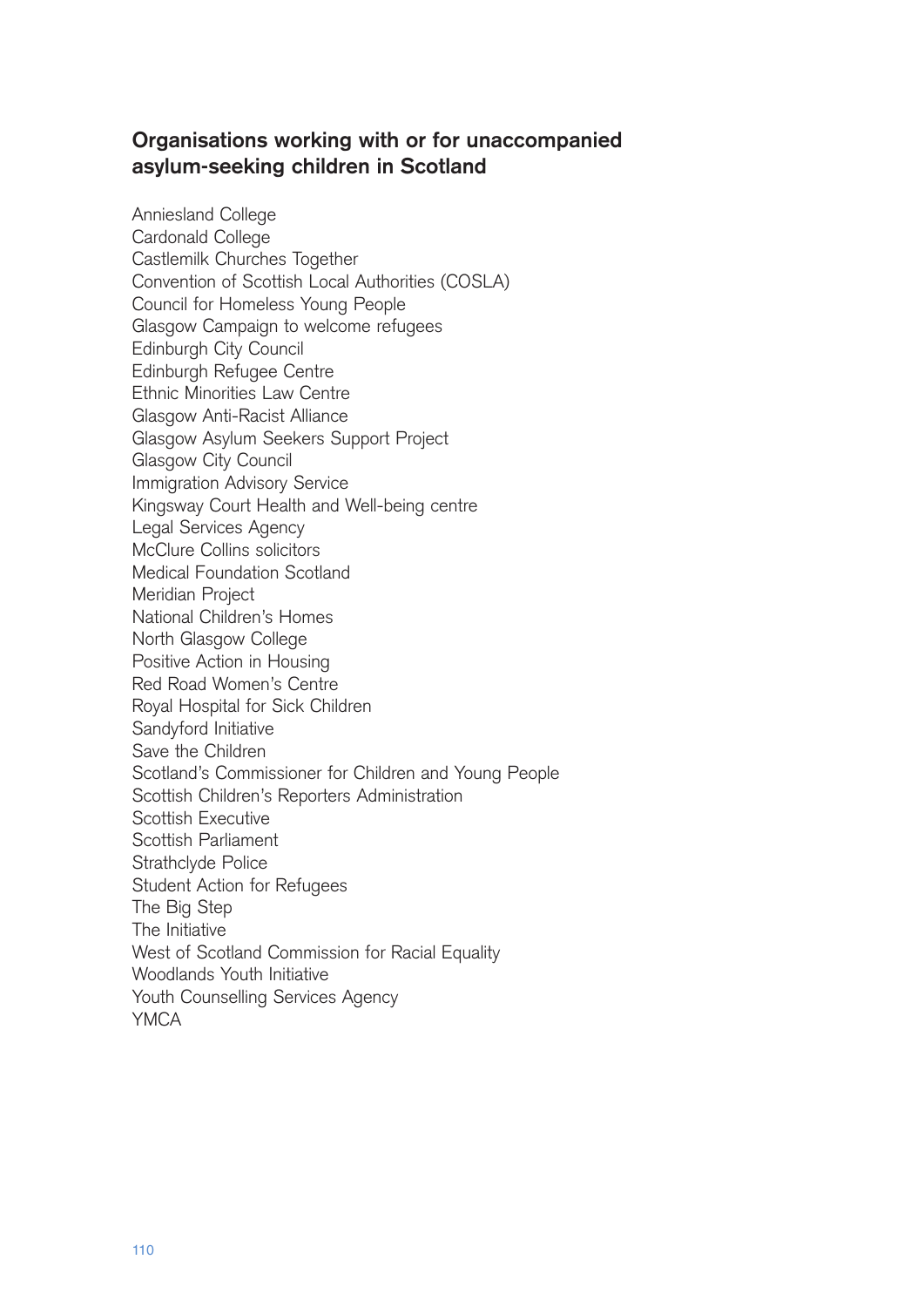## Organisations working with or for unaccompanied asylum-seeking children in Scotland

Anniesland College
Cardonald College
Castlemilk Churches Together
Convention of Scottish Local Authorities (COSLA)
Council for Homeless Young People
Glasgow Campaign to welcome refugees
Edinburgh City Council
Edinburgh Refugee Centre
Ethnic Minorities Law Centre
Glasgow Anti-Racist Alliance
Glasgow Asylum Seekers Support Project
Glasgow City Council
Immigration Advisory Service
Kingsway Court Health and Well-being centre
Legal Services Agency
McClure Collins solicitors
Medical Foundation Scotland
Meridian Project
National Children's Homes
North Glasgow College
Positive Action in Housing
Red Road Women's Centre
Royal Hospital for Sick Children
Sandyford Initiative
Save the Children
Scotland's Commissioner for Children and Young People
Scottish Children's Reporters Administration
Scottish Executive
Scottish Parliament
Strathclyde Police
Student Action for Refugees
The Big Step
The Initiative
West of Scotland Commission for Racial Equality
Woodlands Youth Initiative
Youth Counselling Services Agency
YMCA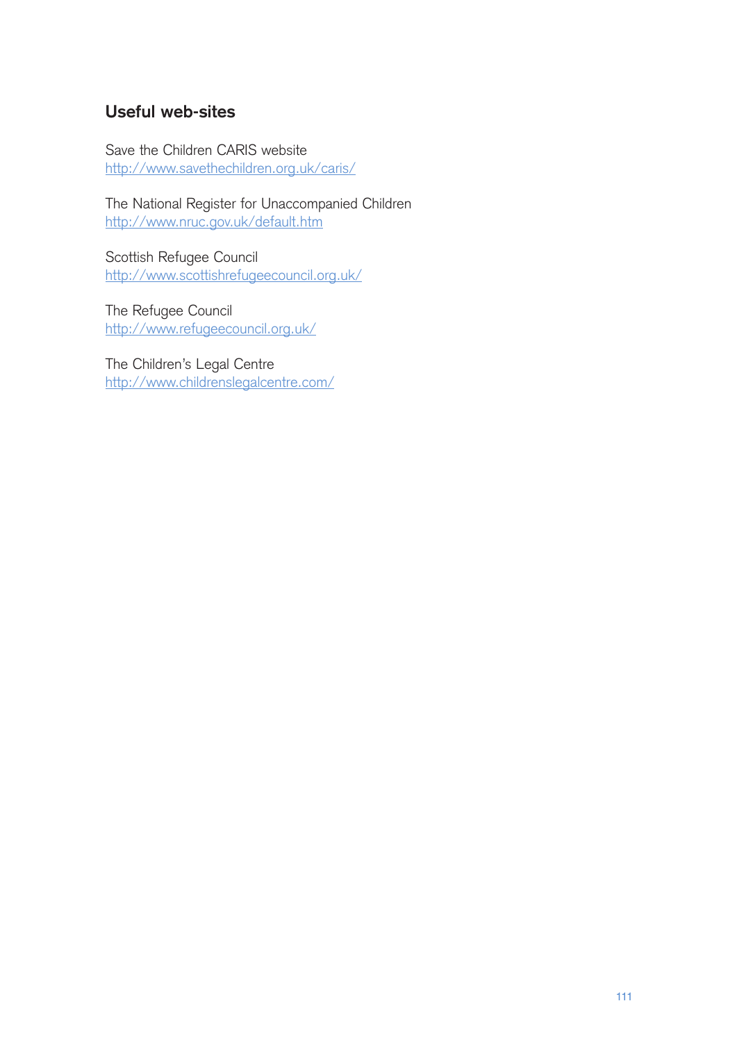## Useful web-sites

Save the Children CARIS website
http://www.savethechildren.org.uk/caris/

The National Register for Unaccompanied Children
http://www.nruc.gov.uk/default.htm

Scottish Refugee Council
http://www.scottishrefugeecouncil.org.uk/

The Refugee Council
http://www.refugeecouncil.org.uk/

The Children's Legal Centre
http://www.childrenslegalcentre.com/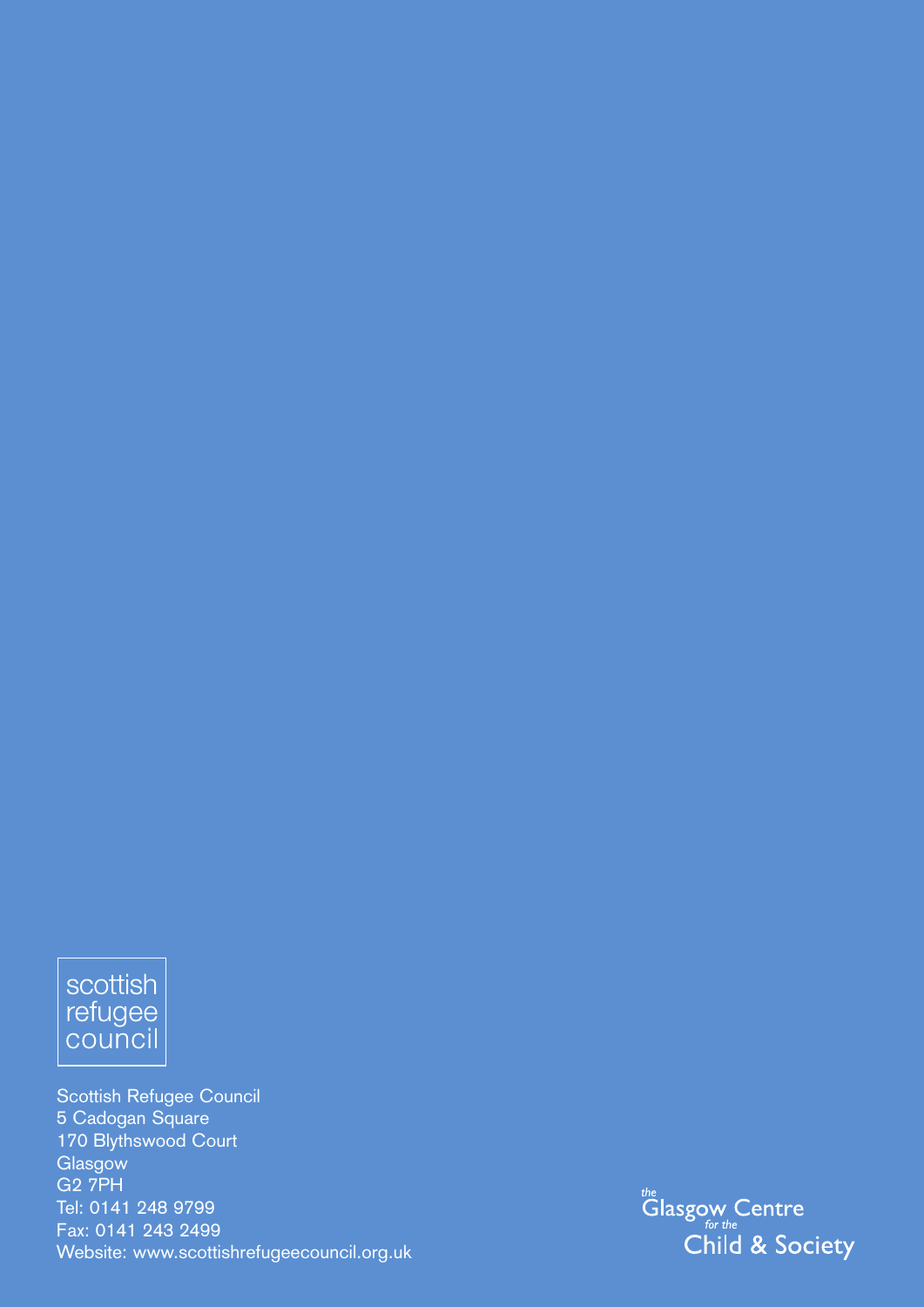scottish
refugee
council

Scottish Refugee Council
5 Cadogan Square
170 Blythswood Court
Glasgow
G2 7PH
Tel: 0141 248 9799
Fax: 0141 243 2499
Website: www.scottishrefugeecouncil.org.uk

the Glasgow Centre for the Child & Society